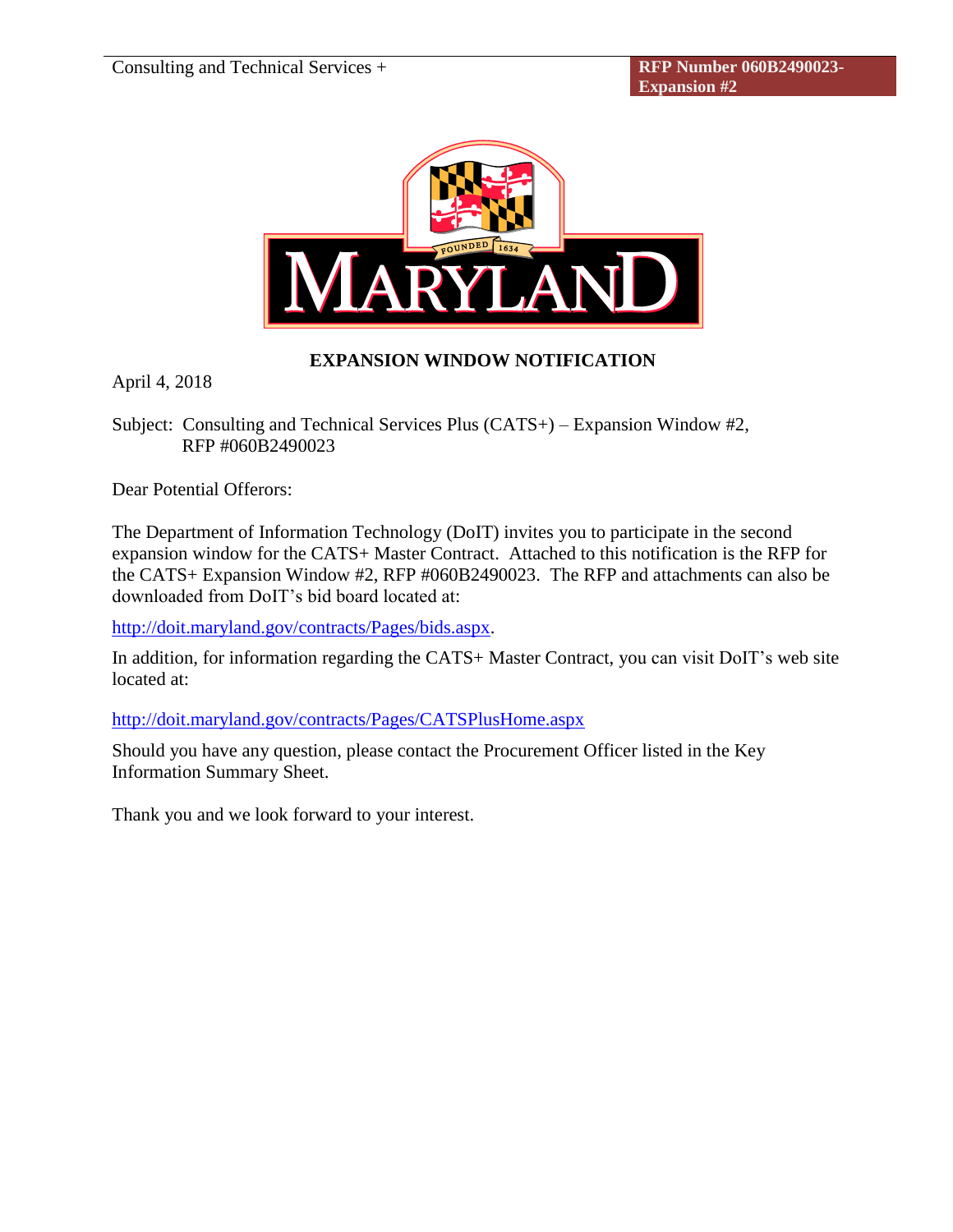# EXPANSION WINDOW NOTIFICATION

April 4, 2018

Subject: Consulting and Technical Services Plus (CATS+) – Expansion Window #2, RFP #060B2490023

Dear Potential Offerors:

The Department of Information Technology (DoIT) invites you to participate in the second expansion window for the CATS+ Master Contract. Attached to this notification is the RFP for the CATS+ Expansion Window #2, RFP #060B2490023. The RFP and attachments can also be downloaded from DoIT's bid board located at:

http://doit.maryland.gov/contracts/Pages/bids.aspx.

In addition, for information regarding the CATS+ Master Contract, you can visit DoIT's web site located at:

http://doit.maryland.gov/contracts/Pages/CATSPlusHome.aspx

Should you have any question, please contact the Procurement Officer listed in the Key Information Summary Sheet.

Thank you and we look forward to your interest.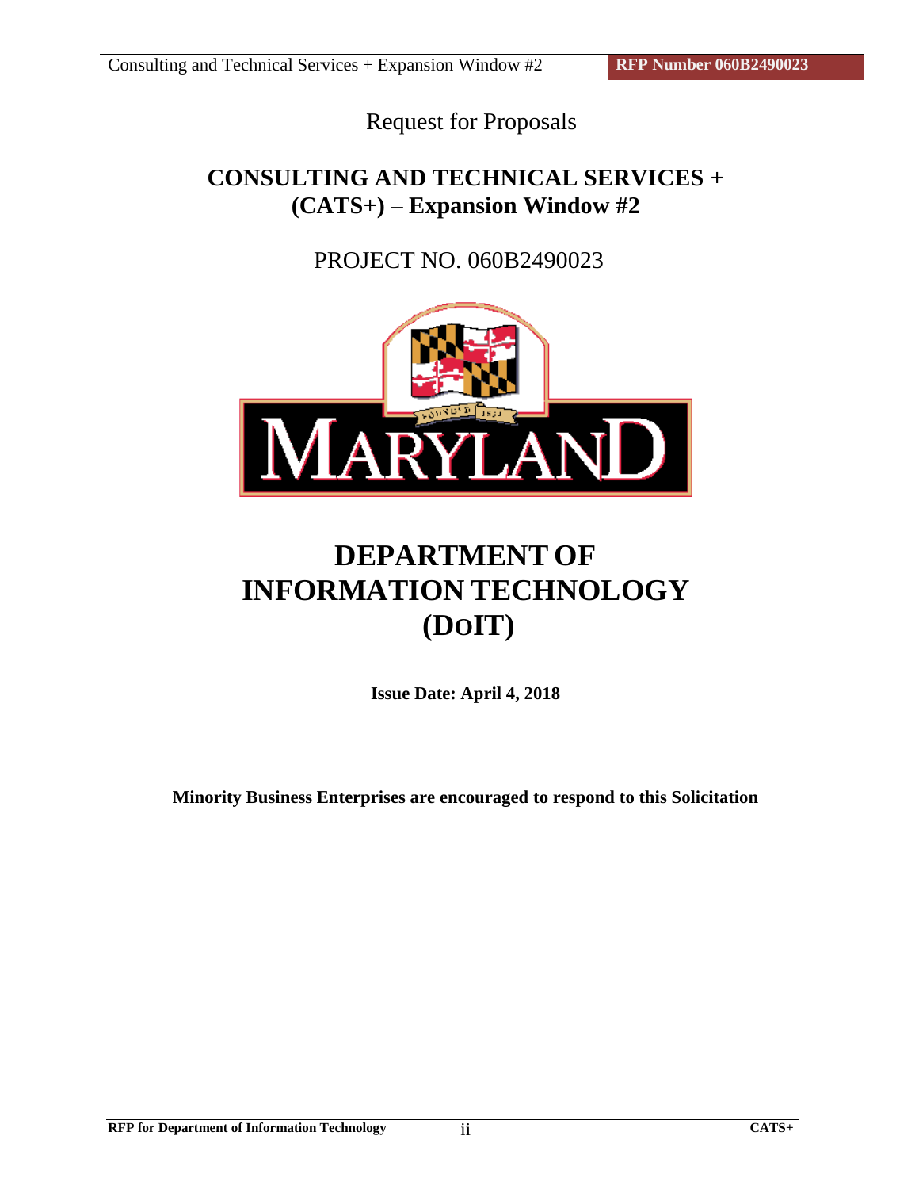Request for Proposals

# CONSULTING AND TECHNICAL SERVICES + (CATS+) – Expansion Window #2

PROJECT NO. 060B2490023

# DEPARTMENT OF INFORMATION TECHNOLOGY (DoIT)

**Issue Date: April 4, 2018**

**Minority Business Enterprises are encouraged to respond to this Solicitation**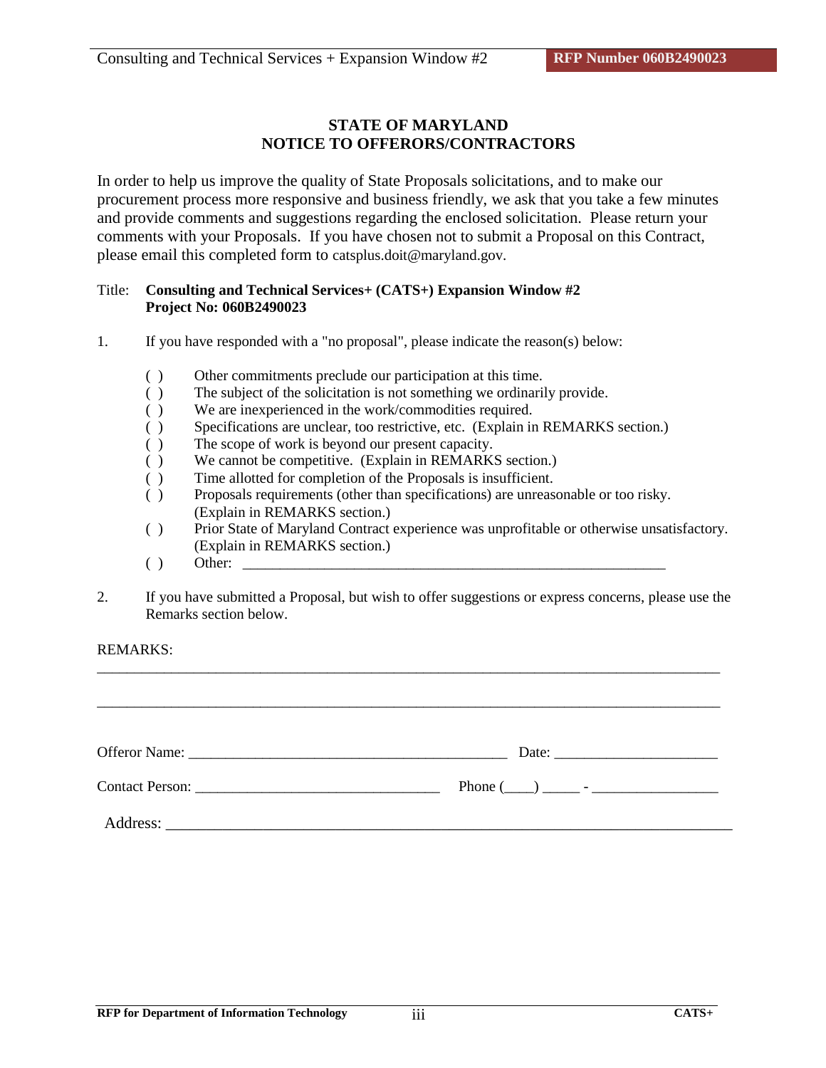# STATE OF MARYLAND
# NOTICE TO OFFERORS/CONTRACTORS

In order to help us improve the quality of State Proposals solicitations, and to make our procurement process more responsive and business friendly, we ask that you take a few minutes and provide comments and suggestions regarding the enclosed solicitation. Please return your comments with your Proposals. If you have chosen not to submit a Proposal on this Contract, please email this completed form to catsplus.doit@maryland.gov.

Title: **Consulting and Technical Services+ (CATS+) Expansion Window #2**
**Project No: 060B2490023**

1. If you have responded with a "no proposal", please indicate the reason(s) below:

   ( ) Other commitments preclude our participation at this time.
   ( ) The subject of the solicitation is not something we ordinarily provide.
   ( ) We are inexperienced in the work/commodities required.
   ( ) Specifications are unclear, too restrictive, etc. (Explain in REMARKS section.)
   ( ) The scope of work is beyond our present capacity.
   ( ) We cannot be competitive. (Explain in REMARKS section.)
   ( ) Time allotted for completion of the Proposals is insufficient.
   ( ) Proposals requirements (other than specifications) are unreasonable or too risky. (Explain in REMARKS section.)
   ( ) Prior State of Maryland Contract experience was unprofitable or otherwise unsatisfactory. (Explain in REMARKS section.)
   ( ) Other: ___________________________________________________________

2. If you have submitted a Proposal, but wish to offer suggestions or express concerns, please use the Remarks section below.

REMARKS:

_________________________________________________________________________________

_________________________________________________________________________________

Offeror Name: ___________________________________________ Date: ______________________

Contact Person: _________________________________ Phone (____) _____ - _________________

Address: ___________________________________________________________________________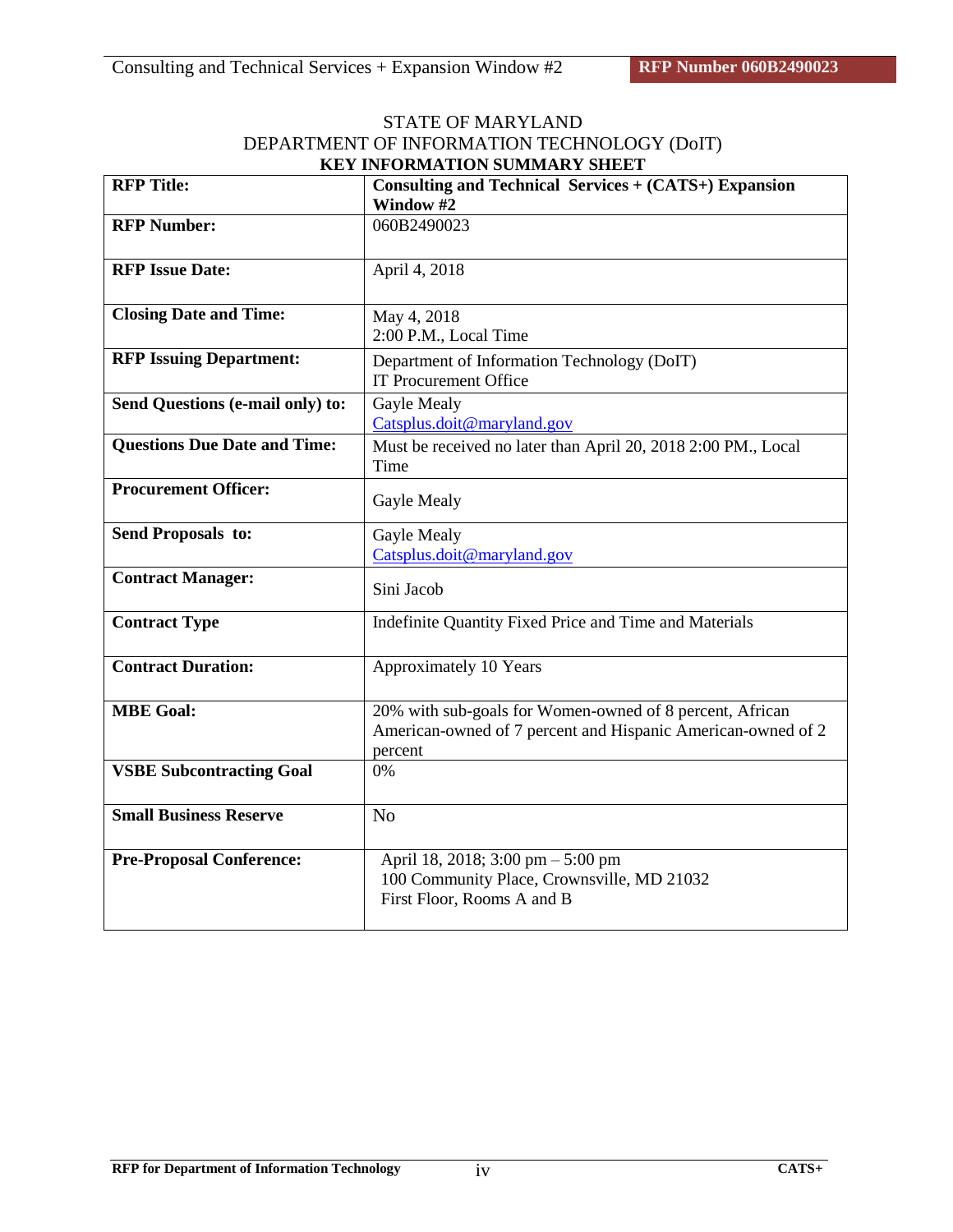STATE OF MARYLAND
DEPARTMENT OF INFORMATION TECHNOLOGY (DoIT)
**KEY INFORMATION SUMMARY SHEET**

| | |
|---|---|
| **RFP Title:** | **Consulting and Technical Services + (CATS+) Expansion Window #2** |
| **RFP Number:** | 060B2490023 |
| **RFP Issue Date:** | April 4, 2018 |
| **Closing Date and Time:** | May 4, 2018<br>2:00 P.M., Local Time |
| **RFP Issuing Department:** | Department of Information Technology (DoIT)<br>IT Procurement Office |
| **Send Questions (e-mail only) to:** | Gayle Mealy<br>Catsplus.doit@maryland.gov |
| **Questions Due Date and Time:** | Must be received no later than April 20, 2018 2:00 PM., Local Time |
| **Procurement Officer:** | Gayle Mealy |
| **Send Proposals to:** | Gayle Mealy<br>Catsplus.doit@maryland.gov |
| **Contract Manager:** | Sini Jacob |
| **Contract Type** | Indefinite Quantity Fixed Price and Time and Materials |
| **Contract Duration:** | Approximately 10 Years |
| **MBE Goal:** | 20% with sub-goals for Women-owned of 8 percent, African American-owned of 7 percent and Hispanic American-owned of 2 percent |
| **VSBE Subcontracting Goal** | 0% |
| **Small Business Reserve** | No |
| **Pre-Proposal Conference:** | April 18, 2018; 3:00 pm – 5:00 pm<br>100 Community Place, Crownsville, MD 21032<br>First Floor, Rooms A and B |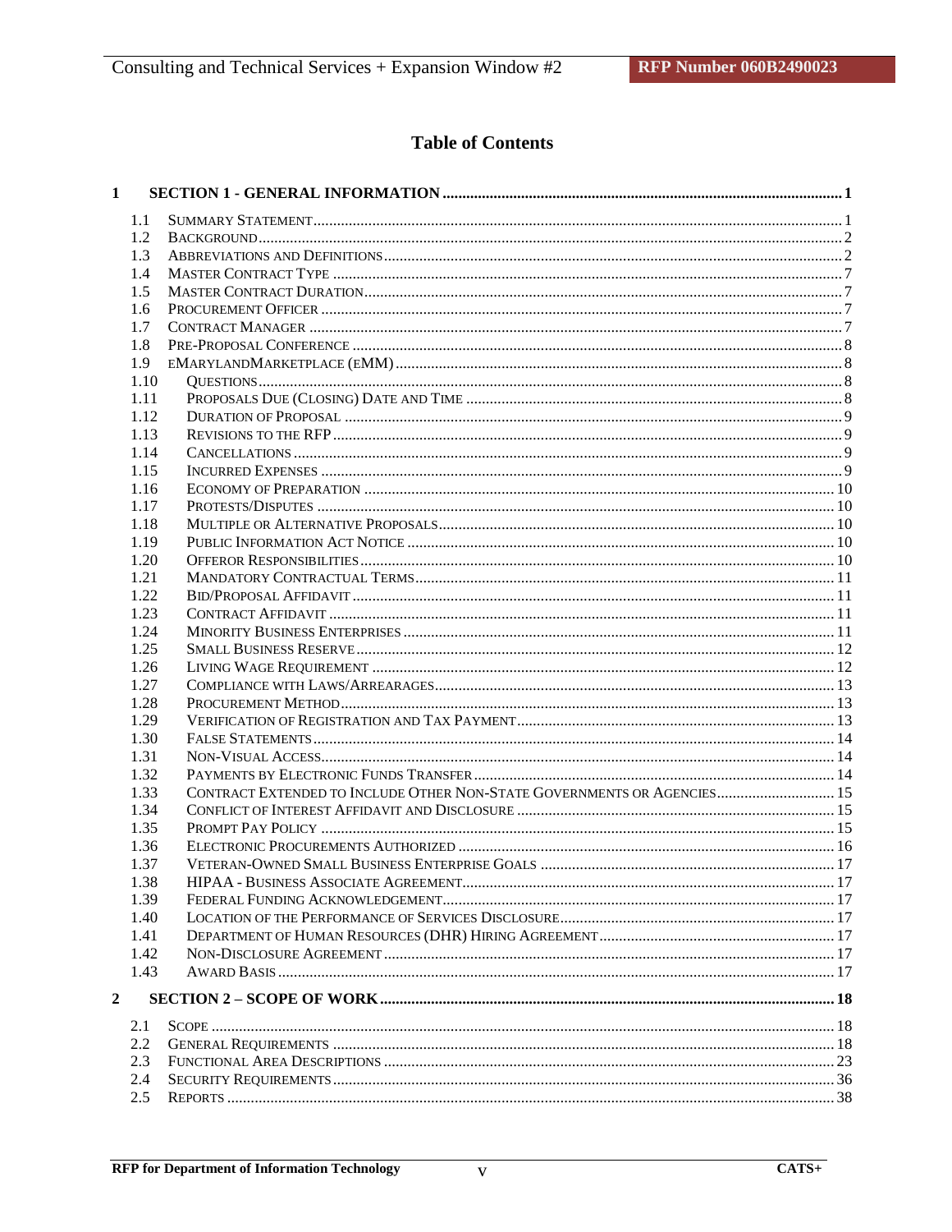# Table of Contents

**1 SECTION 1 - GENERAL INFORMATION ..... 1**

- 1.1 Summary Statement ..... 1
- 1.2 Background ..... 2
- 1.3 Abbreviations and Definitions ..... 2
- 1.4 Master Contract Type ..... 7
- 1.5 Master Contract Duration ..... 7
- 1.6 Procurement Officer ..... 7
- 1.7 Contract Manager ..... 7
- 1.8 Pre-Proposal Conference ..... 8
- 1.9 eMarylandMarketplace (eMM) ..... 8
- 1.10 Questions ..... 8
- 1.11 Proposals Due (Closing) Date and Time ..... 8
- 1.12 Duration of Proposal ..... 9
- 1.13 Revisions to the RFP ..... 9
- 1.14 Cancellations ..... 9
- 1.15 Incurred Expenses ..... 9
- 1.16 Economy of Preparation ..... 10
- 1.17 Protests/Disputes ..... 10
- 1.18 Multiple or Alternative Proposals ..... 10
- 1.19 Public Information Act Notice ..... 10
- 1.20 Offeror Responsibilities ..... 10
- 1.21 Mandatory Contractual Terms ..... 11
- 1.22 Bid/Proposal Affidavit ..... 11
- 1.23 Contract Affidavit ..... 11
- 1.24 Minority Business Enterprises ..... 11
- 1.25 Small Business Reserve ..... 12
- 1.26 Living Wage Requirement ..... 12
- 1.27 Compliance with Laws/Arrearages ..... 13
- 1.28 Procurement Method ..... 13
- 1.29 Verification of Registration and Tax Payment ..... 13
- 1.30 False Statements ..... 14
- 1.31 Non-Visual Access ..... 14
- 1.32 Payments by Electronic Funds Transfer ..... 14
- 1.33 Contract Extended to Include Other Non-State Governments or Agencies ..... 15
- 1.34 Conflict of Interest Affidavit and Disclosure ..... 15
- 1.35 Prompt Pay Policy ..... 15
- 1.36 Electronic Procurements Authorized ..... 16
- 1.37 Veteran-Owned Small Business Enterprise Goals ..... 17
- 1.38 HIPAA - Business Associate Agreement ..... 17
- 1.39 Federal Funding Acknowledgement ..... 17
- 1.40 Location of the Performance of Services Disclosure ..... 17
- 1.41 Department of Human Resources (DHR) Hiring Agreement ..... 17
- 1.42 Non-Disclosure Agreement ..... 17
- 1.43 Award Basis ..... 17

**2 SECTION 2 – SCOPE OF WORK ..... 18**

- 2.1 Scope ..... 18
- 2.2 General Requirements ..... 18
- 2.3 Functional Area Descriptions ..... 23
- 2.4 Security Requirements ..... 36
- 2.5 Reports ..... 38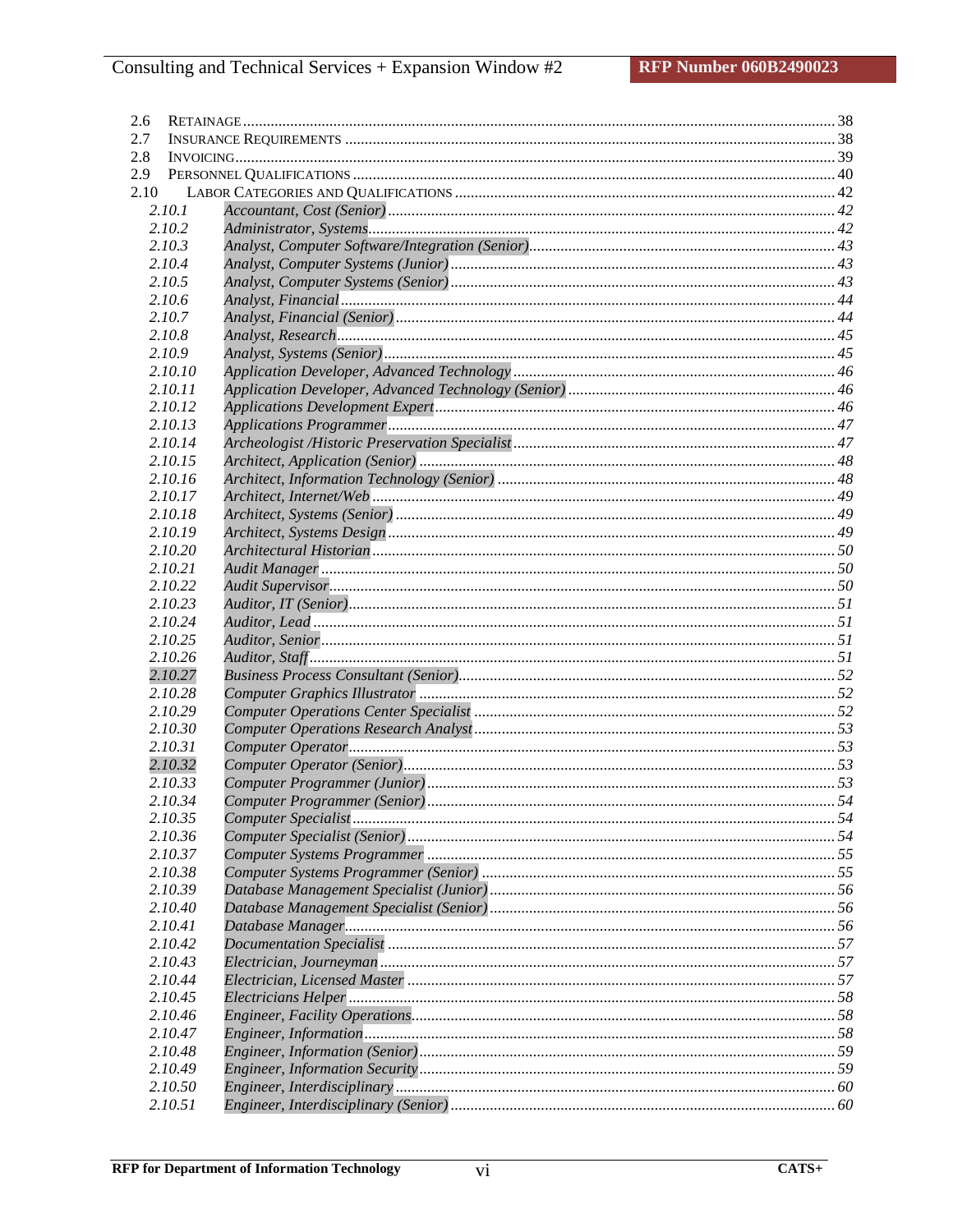2.6 RETAINAGE ..... 38
2.7 INSURANCE REQUIREMENTS ..... 38
2.8 INVOICING ..... 39
2.9 PERSONNEL QUALIFICATIONS ..... 40
2.10 LABOR CATEGORIES AND QUALIFICATIONS ..... 42

*2.10.1 Accountant, Cost (Senior) ..... 42*
*2.10.2 Administrator, Systems ..... 42*
*2.10.3 Analyst, Computer Software/Integration (Senior) ..... 43*
*2.10.4 Analyst, Computer Systems (Junior) ..... 43*
*2.10.5 Analyst, Computer Systems (Senior) ..... 43*
*2.10.6 Analyst, Financial ..... 44*
*2.10.7 Analyst, Financial (Senior) ..... 44*
*2.10.8 Analyst, Research ..... 45*
*2.10.9 Analyst, Systems (Senior) ..... 45*
*2.10.10 Application Developer, Advanced Technology ..... 46*
*2.10.11 Application Developer, Advanced Technology (Senior) ..... 46*
*2.10.12 Applications Development Expert ..... 46*
*2.10.13 Applications Programmer ..... 47*
*2.10.14 Archeologist /Historic Preservation Specialist ..... 47*
*2.10.15 Architect, Application (Senior) ..... 48*
*2.10.16 Architect, Information Technology (Senior) ..... 48*
*2.10.17 Architect, Internet/Web ..... 49*
*2.10.18 Architect, Systems (Senior) ..... 49*
*2.10.19 Architect, Systems Design ..... 49*
*2.10.20 Architectural Historian ..... 50*
*2.10.21 Audit Manager ..... 50*
*2.10.22 Audit Supervisor ..... 50*
*2.10.23 Auditor, IT (Senior) ..... 51*
*2.10.24 Auditor, Lead ..... 51*
*2.10.25 Auditor, Senior ..... 51*
*2.10.26 Auditor, Staff ..... 51*
*2.10.27 Business Process Consultant (Senior) ..... 52*
*2.10.28 Computer Graphics Illustrator ..... 52*
*2.10.29 Computer Operations Center Specialist ..... 52*
*2.10.30 Computer Operations Research Analyst ..... 53*
*2.10.31 Computer Operator ..... 53*
*2.10.32 Computer Operator (Senior) ..... 53*
*2.10.33 Computer Programmer (Junior) ..... 53*
*2.10.34 Computer Programmer (Senior) ..... 54*
*2.10.35 Computer Specialist ..... 54*
*2.10.36 Computer Specialist (Senior) ..... 54*
*2.10.37 Computer Systems Programmer ..... 55*
*2.10.38 Computer Systems Programmer (Senior) ..... 55*
*2.10.39 Database Management Specialist (Junior) ..... 56*
*2.10.40 Database Management Specialist (Senior) ..... 56*
*2.10.41 Database Manager ..... 56*
*2.10.42 Documentation Specialist ..... 57*
*2.10.43 Electrician, Journeyman ..... 57*
*2.10.44 Electrician, Licensed Master ..... 57*
*2.10.45 Electricians Helper ..... 58*
*2.10.46 Engineer, Facility Operations ..... 58*
*2.10.47 Engineer, Information ..... 58*
*2.10.48 Engineer, Information (Senior) ..... 59*
*2.10.49 Engineer, Information Security ..... 59*
*2.10.50 Engineer, Interdisciplinary ..... 60*
*2.10.51 Engineer, Interdisciplinary (Senior) ..... 60*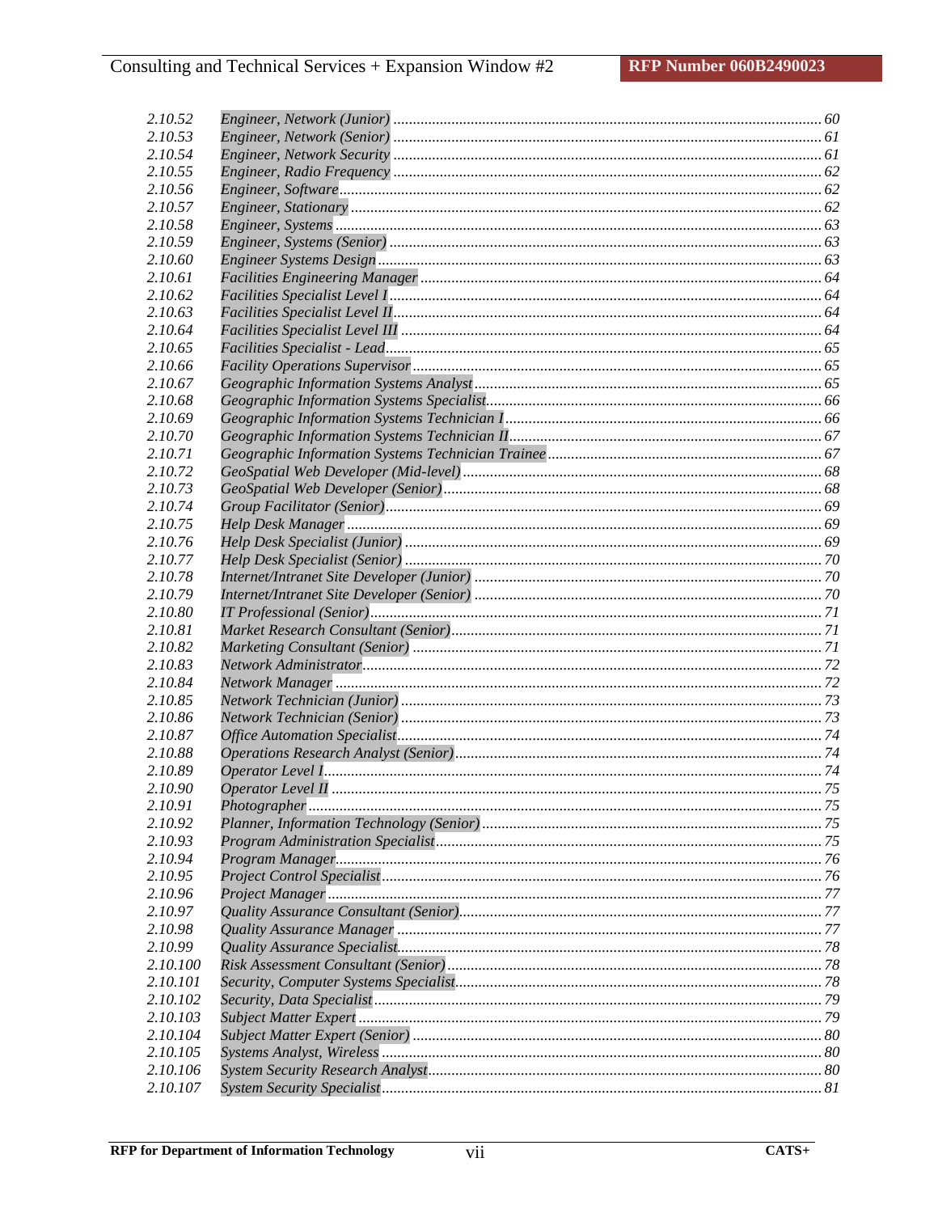| | | |
|---|---|---|
| *2.10.52* | *Engineer, Network (Junior)* | *60* |
| *2.10.53* | *Engineer, Network (Senior)* | *61* |
| *2.10.54* | *Engineer, Network Security* | *61* |
| *2.10.55* | *Engineer, Radio Frequency* | *62* |
| *2.10.56* | *Engineer, Software* | *62* |
| *2.10.57* | *Engineer, Stationary* | *62* |
| *2.10.58* | *Engineer, Systems* | *63* |
| *2.10.59* | *Engineer, Systems (Senior)* | *63* |
| *2.10.60* | *Engineer Systems Design* | *63* |
| *2.10.61* | *Facilities Engineering Manager* | *64* |
| *2.10.62* | *Facilities Specialist Level I* | *64* |
| *2.10.63* | *Facilities Specialist Level II* | *64* |
| *2.10.64* | *Facilities Specialist Level III* | *64* |
| *2.10.65* | *Facilities Specialist - Lead* | *65* |
| *2.10.66* | *Facility Operations Supervisor* | *65* |
| *2.10.67* | *Geographic Information Systems Analyst* | *65* |
| *2.10.68* | *Geographic Information Systems Specialist* | *66* |
| *2.10.69* | *Geographic Information Systems Technician I* | *66* |
| *2.10.70* | *Geographic Information Systems Technician II* | *67* |
| *2.10.71* | *Geographic Information Systems Technician Trainee* | *67* |
| *2.10.72* | *GeoSpatial Web Developer (Mid-level)* | *68* |
| *2.10.73* | *GeoSpatial Web Developer (Senior)* | *68* |
| *2.10.74* | *Group Facilitator (Senior)* | *69* |
| *2.10.75* | *Help Desk Manager* | *69* |
| *2.10.76* | *Help Desk Specialist (Junior)* | *69* |
| *2.10.77* | *Help Desk Specialist (Senior)* | *70* |
| *2.10.78* | *Internet/Intranet Site Developer (Junior)* | *70* |
| *2.10.79* | *Internet/Intranet Site Developer (Senior)* | *70* |
| *2.10.80* | *IT Professional (Senior)* | *71* |
| *2.10.81* | *Market Research Consultant (Senior)* | *71* |
| *2.10.82* | *Marketing Consultant (Senior)* | *71* |
| *2.10.83* | *Network Administrator* | *72* |
| *2.10.84* | *Network Manager* | *72* |
| *2.10.85* | *Network Technician (Junior)* | *73* |
| *2.10.86* | *Network Technician (Senior)* | *73* |
| *2.10.87* | *Office Automation Specialist* | *74* |
| *2.10.88* | *Operations Research Analyst (Senior)* | *74* |
| *2.10.89* | *Operator Level I* | *74* |
| *2.10.90* | *Operator Level II* | *75* |
| *2.10.91* | *Photographer* | *75* |
| *2.10.92* | *Planner, Information Technology (Senior)* | *75* |
| *2.10.93* | *Program Administration Specialist* | *75* |
| *2.10.94* | *Program Manager* | *76* |
| *2.10.95* | *Project Control Specialist* | *76* |
| *2.10.96* | *Project Manager* | *77* |
| *2.10.97* | *Quality Assurance Consultant (Senior)* | *77* |
| *2.10.98* | *Quality Assurance Manager* | *77* |
| *2.10.99* | *Quality Assurance Specialist* | *78* |
| *2.10.100* | *Risk Assessment Consultant (Senior)* | *78* |
| *2.10.101* | *Security, Computer Systems Specialist* | *78* |
| *2.10.102* | *Security, Data Specialist* | *79* |
| *2.10.103* | *Subject Matter Expert* | *79* |
| *2.10.104* | *Subject Matter Expert (Senior)* | *80* |
| *2.10.105* | *Systems Analyst, Wireless* | *80* |
| *2.10.106* | *System Security Research Analyst* | *80* |
| *2.10.107* | *System Security Specialist* | *81* |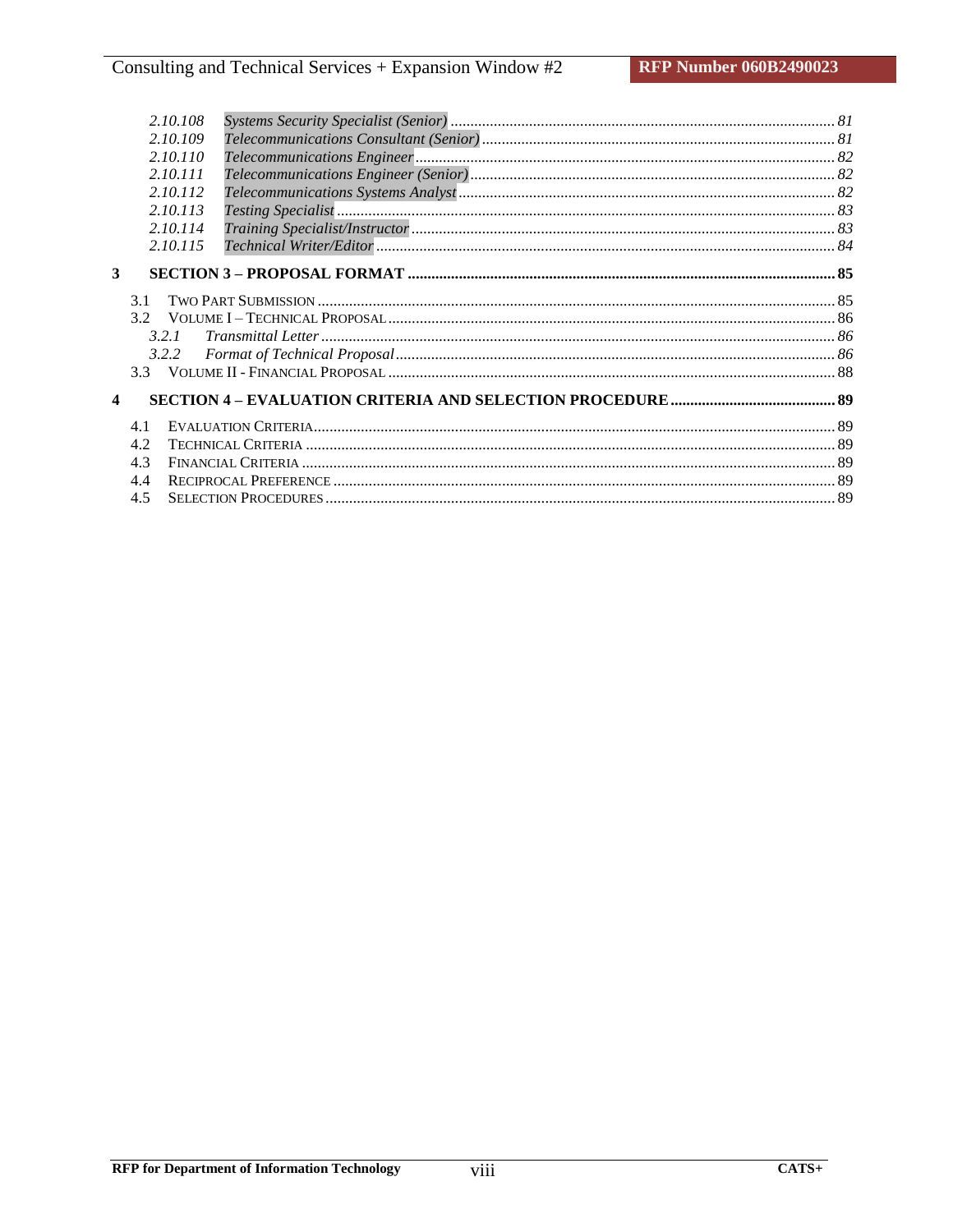2.10.108 *Systems Security Specialist (Senior)* ... 81
2.10.109 *Telecommunications Consultant (Senior)* ... 81
2.10.110 *Telecommunications Engineer* ... 82
2.10.111 *Telecommunications Engineer (Senior)* ... 82
2.10.112 *Telecommunications Systems Analyst* ... 82
2.10.113 *Testing Specialist* ... 83
2.10.114 *Training Specialist/Instructor* ... 83
2.10.115 *Technical Writer/Editor* ... 84

**3 SECTION 3 – PROPOSAL FORMAT ... 85**

3.1 TWO PART SUBMISSION ... 85
3.2 VOLUME I – TECHNICAL PROPOSAL ... 86
3.2.1 *Transmittal Letter* ... 86
3.2.2 *Format of Technical Proposal* ... 86
3.3 VOLUME II - FINANCIAL PROPOSAL ... 88

**4 SECTION 4 – EVALUATION CRITERIA AND SELECTION PROCEDURE ... 89**

4.1 EVALUATION CRITERIA ... 89
4.2 TECHNICAL CRITERIA ... 89
4.3 FINANCIAL CRITERIA ... 89
4.4 RECIPROCAL PREFERENCE ... 89
4.5 SELECTION PROCEDURES ... 89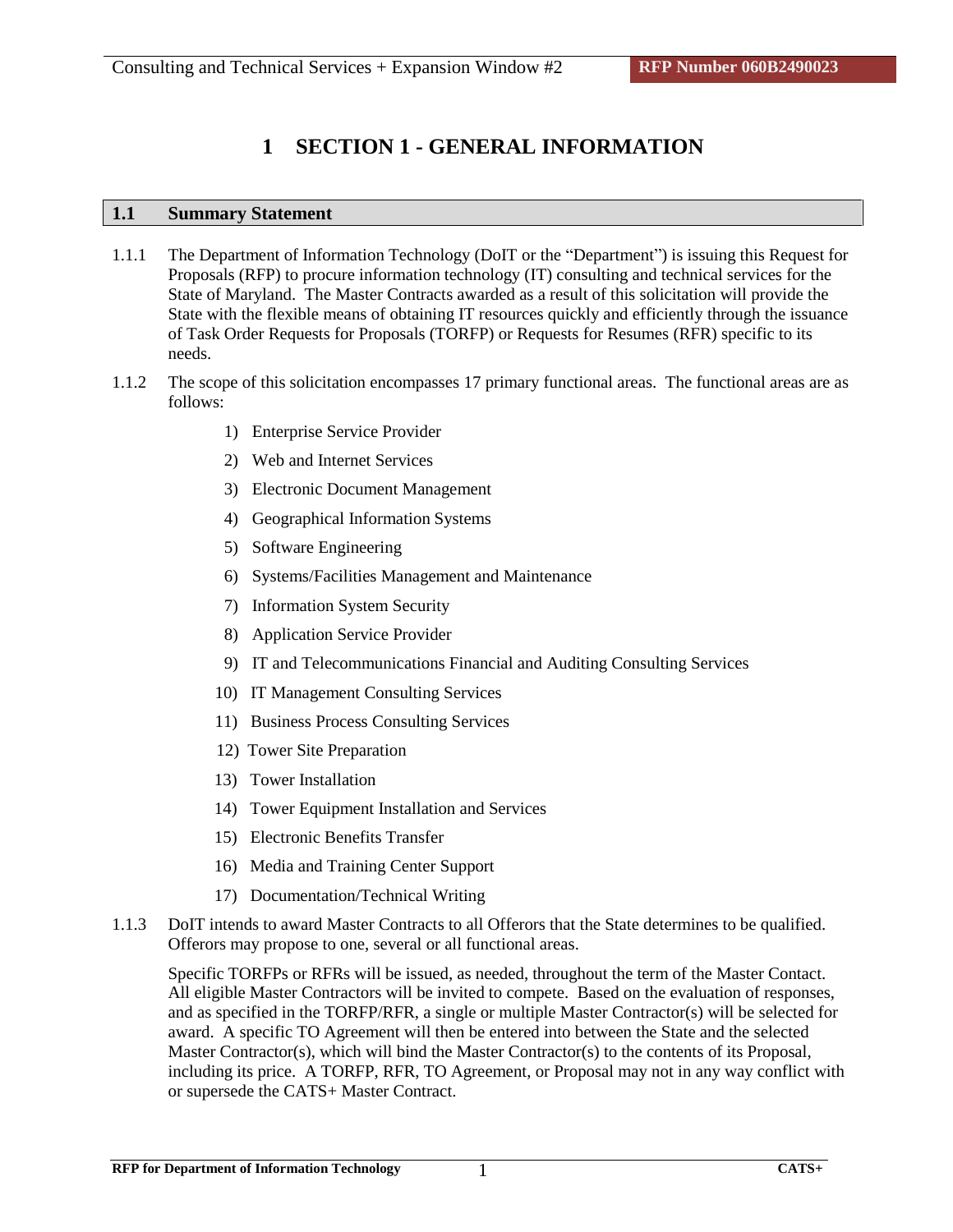# 1 SECTION 1 - GENERAL INFORMATION

## 1.1 Summary Statement

1.1.1 The Department of Information Technology (DoIT or the "Department") is issuing this Request for Proposals (RFP) to procure information technology (IT) consulting and technical services for the State of Maryland. The Master Contracts awarded as a result of this solicitation will provide the State with the flexible means of obtaining IT resources quickly and efficiently through the issuance of Task Order Requests for Proposals (TORFP) or Requests for Resumes (RFR) specific to its needs.

1.1.2 The scope of this solicitation encompasses 17 primary functional areas. The functional areas are as follows:

1) Enterprise Service Provider
2) Web and Internet Services
3) Electronic Document Management
4) Geographical Information Systems
5) Software Engineering
6) Systems/Facilities Management and Maintenance
7) Information System Security
8) Application Service Provider
9) IT and Telecommunications Financial and Auditing Consulting Services
10) IT Management Consulting Services
11) Business Process Consulting Services
12) Tower Site Preparation
13) Tower Installation
14) Tower Equipment Installation and Services
15) Electronic Benefits Transfer
16) Media and Training Center Support
17) Documentation/Technical Writing

1.1.3 DoIT intends to award Master Contracts to all Offerors that the State determines to be qualified. Offerors may propose to one, several or all functional areas.

Specific TORFPs or RFRs will be issued, as needed, throughout the term of the Master Contact. All eligible Master Contractors will be invited to compete. Based on the evaluation of responses, and as specified in the TORFP/RFR, a single or multiple Master Contractor(s) will be selected for award. A specific TO Agreement will then be entered into between the State and the selected Master Contractor(s), which will bind the Master Contractor(s) to the contents of its Proposal, including its price. A TORFP, RFR, TO Agreement, or Proposal may not in any way conflict with or supersede the CATS+ Master Contract.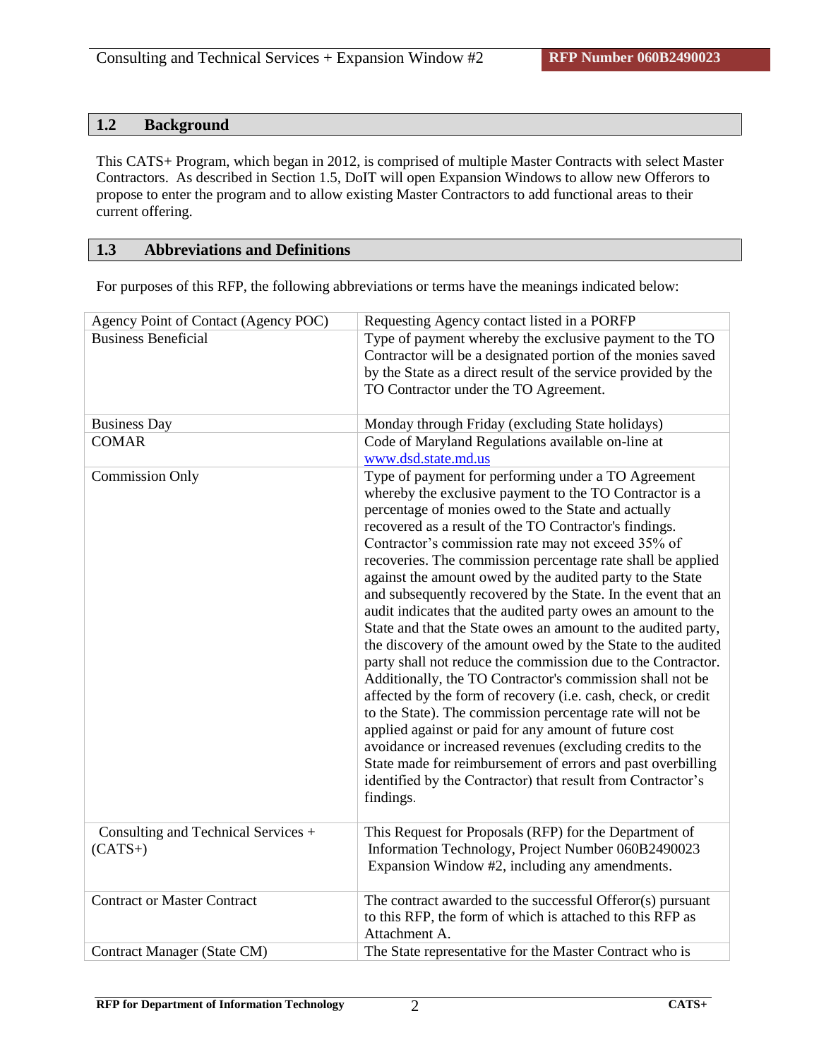## 1.2 Background

This CATS+ Program, which began in 2012, is comprised of multiple Master Contracts with select Master Contractors. As described in Section 1.5, DoIT will open Expansion Windows to allow new Offerors to propose to enter the program and to allow existing Master Contractors to add functional areas to their current offering.

## 1.3 Abbreviations and Definitions

For purposes of this RFP, the following abbreviations or terms have the meanings indicated below:

| | |
|---|---|
| Agency Point of Contact (Agency POC) | Requesting Agency contact listed in a PORFP |
| Business Beneficial | Type of payment whereby the exclusive payment to the TO Contractor will be a designated portion of the monies saved by the State as a direct result of the service provided by the TO Contractor under the TO Agreement. |
| Business Day | Monday through Friday (excluding State holidays) |
| COMAR | Code of Maryland Regulations available on-line at www.dsd.state.md.us |
| Commission Only | Type of payment for performing under a TO Agreement whereby the exclusive payment to the TO Contractor is a percentage of monies owed to the State and actually recovered as a result of the TO Contractor's findings. Contractor's commission rate may not exceed 35% of recoveries. The commission percentage rate shall be applied against the amount owed by the audited party to the State and subsequently recovered by the State. In the event that an audit indicates that the audited party owes an amount to the State and that the State owes an amount to the audited party, the discovery of the amount owed by the State to the audited party shall not reduce the commission due to the Contractor. Additionally, the TO Contractor's commission shall not be affected by the form of recovery (i.e. cash, check, or credit to the State). The commission percentage rate will not be applied against or paid for any amount of future cost avoidance or increased revenues (excluding credits to the State made for reimbursement of errors and past overbilling identified by the Contractor) that result from Contractor's findings. |
| Consulting and Technical Services + (CATS+) | This Request for Proposals (RFP) for the Department of Information Technology, Project Number 060B2490023 Expansion Window #2, including any amendments. |
| Contract or Master Contract | The contract awarded to the successful Offeror(s) pursuant to this RFP, the form of which is attached to this RFP as Attachment A. |
| Contract Manager (State CM) | The State representative for the Master Contract who is |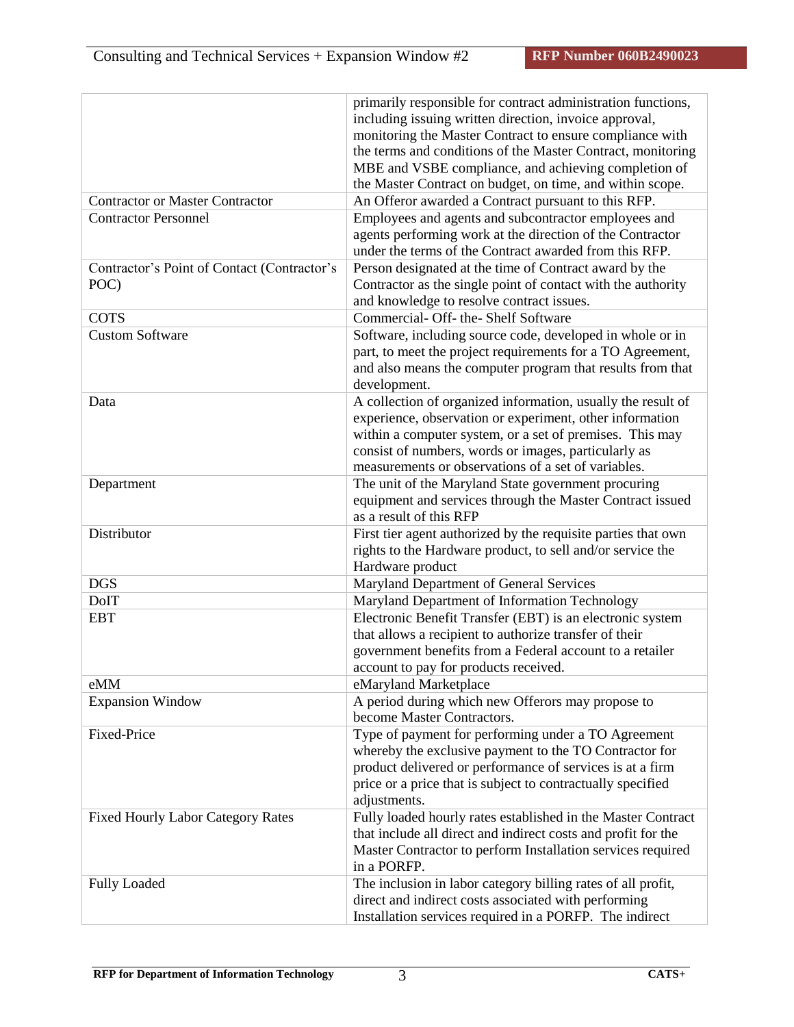| | |
|---|---|
| | primarily responsible for contract administration functions, including issuing written direction, invoice approval, monitoring the Master Contract to ensure compliance with the terms and conditions of the Master Contract, monitoring MBE and VSBE compliance, and achieving completion of the Master Contract on budget, on time, and within scope. |
| Contractor or Master Contractor | An Offeror awarded a Contract pursuant to this RFP. |
| Contractor Personnel | Employees and agents and subcontractor employees and agents performing work at the direction of the Contractor under the terms of the Contract awarded from this RFP. |
| Contractor's Point of Contact (Contractor's POC) | Person designated at the time of Contract award by the Contractor as the single point of contact with the authority and knowledge to resolve contract issues. |
| COTS | Commercial- Off- the- Shelf Software |
| Custom Software | Software, including source code, developed in whole or in part, to meet the project requirements for a TO Agreement, and also means the computer program that results from that development. |
| Data | A collection of organized information, usually the result of experience, observation or experiment, other information within a computer system, or a set of premises. This may consist of numbers, words or images, particularly as measurements or observations of a set of variables. |
| Department | The unit of the Maryland State government procuring equipment and services through the Master Contract issued as a result of this RFP |
| Distributor | First tier agent authorized by the requisite parties that own rights to the Hardware product, to sell and/or service the Hardware product |
| DGS | Maryland Department of General Services |
| DoIT | Maryland Department of Information Technology |
| EBT | Electronic Benefit Transfer (EBT) is an electronic system that allows a recipient to authorize transfer of their government benefits from a Federal account to a retailer account to pay for products received. |
| eMM | eMaryland Marketplace |
| Expansion Window | A period during which new Offerors may propose to become Master Contractors. |
| Fixed-Price | Type of payment for performing under a TO Agreement whereby the exclusive payment to the TO Contractor for product delivered or performance of services is at a firm price or a price that is subject to contractually specified adjustments. |
| Fixed Hourly Labor Category Rates | Fully loaded hourly rates established in the Master Contract that include all direct and indirect costs and profit for the Master Contractor to perform Installation services required in a PORFP. |
| Fully Loaded | The inclusion in labor category billing rates of all profit, direct and indirect costs associated with performing Installation services required in a PORFP. The indirect |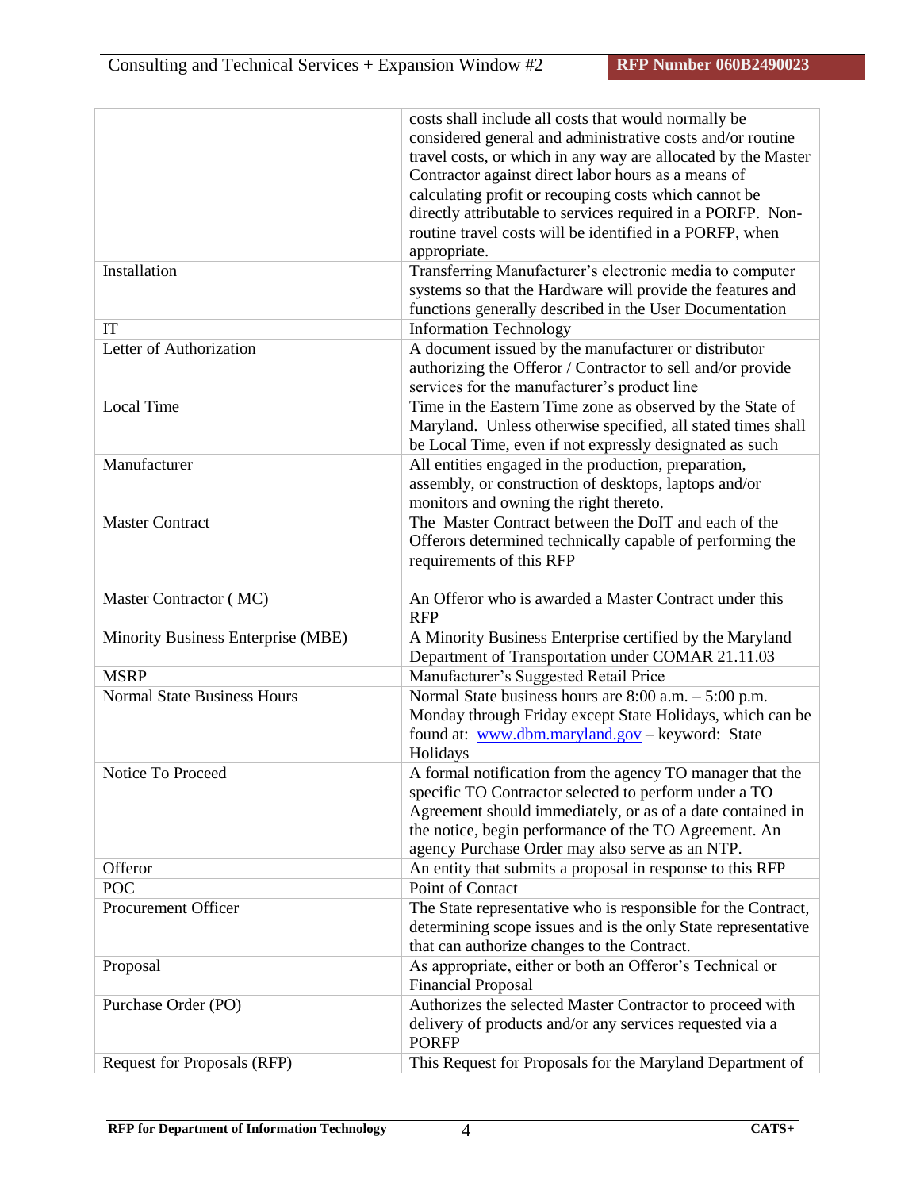| | |
|---|---|
| | costs shall include all costs that would normally be considered general and administrative costs and/or routine travel costs, or which in any way are allocated by the Master Contractor against direct labor hours as a means of calculating profit or recouping costs which cannot be directly attributable to services required in a PORFP. Non-routine travel costs will be identified in a PORFP, when appropriate. |
| Installation | Transferring Manufacturer's electronic media to computer systems so that the Hardware will provide the features and functions generally described in the User Documentation |
| IT | Information Technology |
| Letter of Authorization | A document issued by the manufacturer or distributor authorizing the Offeror / Contractor to sell and/or provide services for the manufacturer's product line |
| Local Time | Time in the Eastern Time zone as observed by the State of Maryland. Unless otherwise specified, all stated times shall be Local Time, even if not expressly designated as such |
| Manufacturer | All entities engaged in the production, preparation, assembly, or construction of desktops, laptops and/or monitors and owning the right thereto. |
| Master Contract | The Master Contract between the DoIT and each of the Offerors determined technically capable of performing the requirements of this RFP |
| Master Contractor ( MC) | An Offeror who is awarded a Master Contract under this RFP |
| Minority Business Enterprise (MBE) | A Minority Business Enterprise certified by the Maryland Department of Transportation under COMAR 21.11.03 |
| MSRP | Manufacturer's Suggested Retail Price |
| Normal State Business Hours | Normal State business hours are 8:00 a.m. – 5:00 p.m. Monday through Friday except State Holidays, which can be found at: [www.dbm.maryland.gov](http://www.dbm.maryland.gov) – keyword: State Holidays |
| Notice To Proceed | A formal notification from the agency TO manager that the specific TO Contractor selected to perform under a TO Agreement should immediately, or as of a date contained in the notice, begin performance of the TO Agreement. An agency Purchase Order may also serve as an NTP. |
| Offeror | An entity that submits a proposal in response to this RFP |
| POC | Point of Contact |
| Procurement Officer | The State representative who is responsible for the Contract, determining scope issues and is the only State representative that can authorize changes to the Contract. |
| Proposal | As appropriate, either or both an Offeror's Technical or Financial Proposal |
| Purchase Order (PO) | Authorizes the selected Master Contractor to proceed with delivery of products and/or any services requested via a PORFP |
| Request for Proposals (RFP) | This Request for Proposals for the Maryland Department of |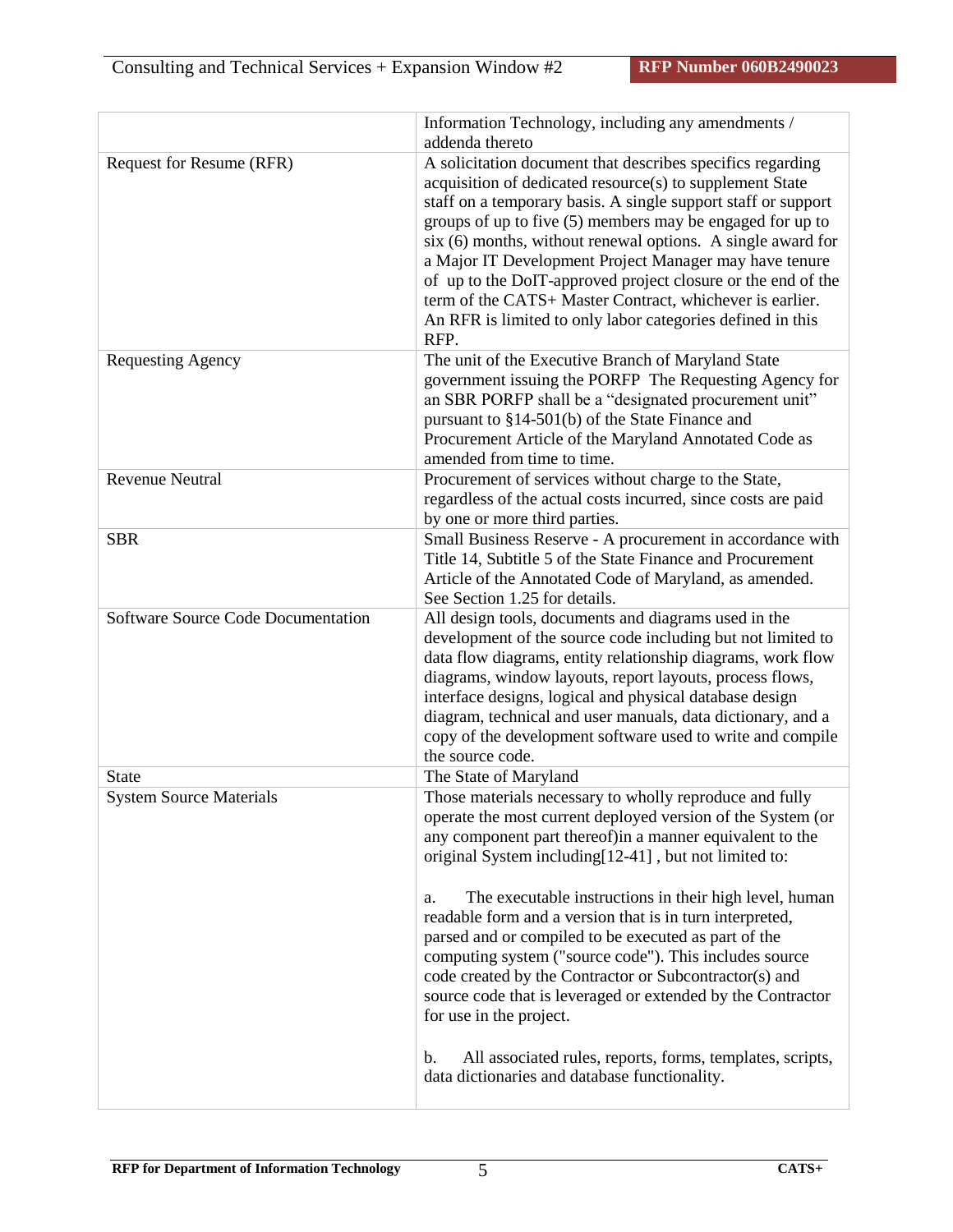| | |
|---|---|
| | Information Technology, including any amendments / addenda thereto |
| Request for Resume (RFR) | A solicitation document that describes specifics regarding acquisition of dedicated resource(s) to supplement State staff on a temporary basis. A single support staff or support groups of up to five (5) members may be engaged for up to six (6) months, without renewal options. A single award for a Major IT Development Project Manager may have tenure of up to the DoIT-approved project closure or the end of the term of the CATS+ Master Contract, whichever is earlier. An RFR is limited to only labor categories defined in this RFP. |
| Requesting Agency | The unit of the Executive Branch of Maryland State government issuing the PORFP The Requesting Agency for an SBR PORFP shall be a "designated procurement unit" pursuant to §14-501(b) of the State Finance and Procurement Article of the Maryland Annotated Code as amended from time to time. |
| Revenue Neutral | Procurement of services without charge to the State, regardless of the actual costs incurred, since costs are paid by one or more third parties. |
| SBR | Small Business Reserve - A procurement in accordance with Title 14, Subtitle 5 of the State Finance and Procurement Article of the Annotated Code of Maryland, as amended. See Section 1.25 for details. |
| Software Source Code Documentation | All design tools, documents and diagrams used in the development of the source code including but not limited to data flow diagrams, entity relationship diagrams, work flow diagrams, window layouts, report layouts, process flows, interface designs, logical and physical database design diagram, technical and user manuals, data dictionary, and a copy of the development software used to write and compile the source code. |
| State | The State of Maryland |
| System Source Materials | Those materials necessary to wholly reproduce and fully operate the most current deployed version of the System (or any component part thereof)in a manner equivalent to the original System including[12-41] , but not limited to:<br><br>a. The executable instructions in their high level, human readable form and a version that is in turn interpreted, parsed and or compiled to be executed as part of the computing system ("source code"). This includes source code created by the Contractor or Subcontractor(s) and source code that is leveraged or extended by the Contractor for use in the project.<br><br>b. All associated rules, reports, forms, templates, scripts, data dictionaries and database functionality. |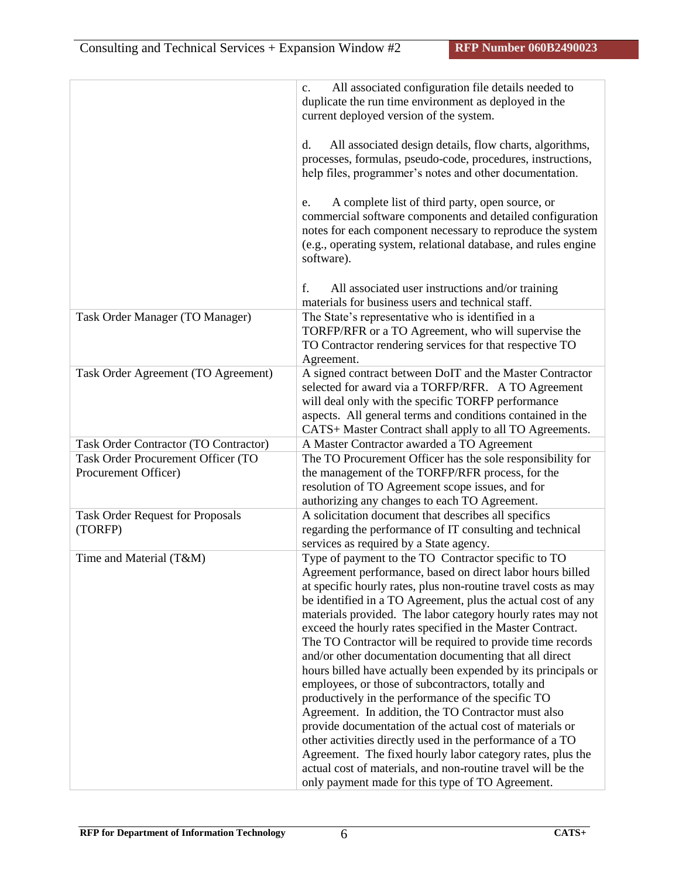| | |
|---|---|
| | c. All associated configuration file details needed to duplicate the run time environment as deployed in the current deployed version of the system.<br><br>d. All associated design details, flow charts, algorithms, processes, formulas, pseudo-code, procedures, instructions, help files, programmer's notes and other documentation.<br><br>e. A complete list of third party, open source, or commercial software components and detailed configuration notes for each component necessary to reproduce the system (e.g., operating system, relational database, and rules engine software).<br><br>f. All associated user instructions and/or training materials for business users and technical staff. |
| Task Order Manager (TO Manager) | The State's representative who is identified in a TORFP/RFR or a TO Agreement, who will supervise the TO Contractor rendering services for that respective TO Agreement. |
| Task Order Agreement (TO Agreement) | A signed contract between DoIT and the Master Contractor selected for award via a TORFP/RFR. A TO Agreement will deal only with the specific TORFP performance aspects. All general terms and conditions contained in the CATS+ Master Contract shall apply to all TO Agreements. |
| Task Order Contractor (TO Contractor) | A Master Contractor awarded a TO Agreement |
| Task Order Procurement Officer (TO Procurement Officer) | The TO Procurement Officer has the sole responsibility for the management of the TORFP/RFR process, for the resolution of TO Agreement scope issues, and for authorizing any changes to each TO Agreement. |
| Task Order Request for Proposals (TORFP) | A solicitation document that describes all specifics regarding the performance of IT consulting and technical services as required by a State agency. |
| Time and Material (T&M) | Type of payment to the TO Contractor specific to TO Agreement performance, based on direct labor hours billed at specific hourly rates, plus non-routine travel costs as may be identified in a TO Agreement, plus the actual cost of any materials provided. The labor category hourly rates may not exceed the hourly rates specified in the Master Contract. The TO Contractor will be required to provide time records and/or other documentation documenting that all direct hours billed have actually been expended by its principals or employees, or those of subcontractors, totally and productively in the performance of the specific TO Agreement. In addition, the TO Contractor must also provide documentation of the actual cost of materials or other activities directly used in the performance of a TO Agreement. The fixed hourly labor category rates, plus the actual cost of materials, and non-routine travel will be the only payment made for this type of TO Agreement. |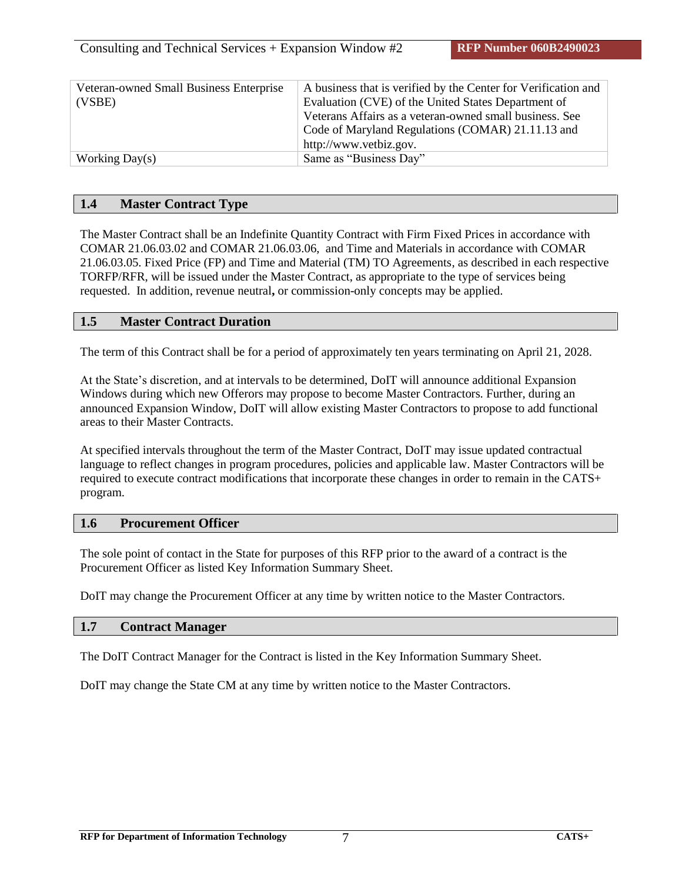| | |
|---|---|
| Veteran-owned Small Business Enterprise (VSBE) | A business that is verified by the Center for Verification and Evaluation (CVE) of the United States Department of Veterans Affairs as a veteran-owned small business. See Code of Maryland Regulations (COMAR) 21.11.13 and http://www.vetbiz.gov. |
| Working Day(s) | Same as "Business Day" |

## 1.4 Master Contract Type

The Master Contract shall be an Indefinite Quantity Contract with Firm Fixed Prices in accordance with COMAR 21.06.03.02 and COMAR 21.06.03.06, and Time and Materials in accordance with COMAR 21.06.03.05. Fixed Price (FP) and Time and Material (TM) TO Agreements, as described in each respective TORFP/RFR, will be issued under the Master Contract, as appropriate to the type of services being requested. In addition, revenue neutral**,** or commission-only concepts may be applied.

## 1.5 Master Contract Duration

The term of this Contract shall be for a period of approximately ten years terminating on April 21, 2028.

At the State's discretion, and at intervals to be determined, DoIT will announce additional Expansion Windows during which new Offerors may propose to become Master Contractors. Further, during an announced Expansion Window, DoIT will allow existing Master Contractors to propose to add functional areas to their Master Contracts.

At specified intervals throughout the term of the Master Contract, DoIT may issue updated contractual language to reflect changes in program procedures, policies and applicable law. Master Contractors will be required to execute contract modifications that incorporate these changes in order to remain in the CATS+ program.

## 1.6 Procurement Officer

The sole point of contact in the State for purposes of this RFP prior to the award of a contract is the Procurement Officer as listed Key Information Summary Sheet.

DoIT may change the Procurement Officer at any time by written notice to the Master Contractors.

## 1.7 Contract Manager

The DoIT Contract Manager for the Contract is listed in the Key Information Summary Sheet.

DoIT may change the State CM at any time by written notice to the Master Contractors.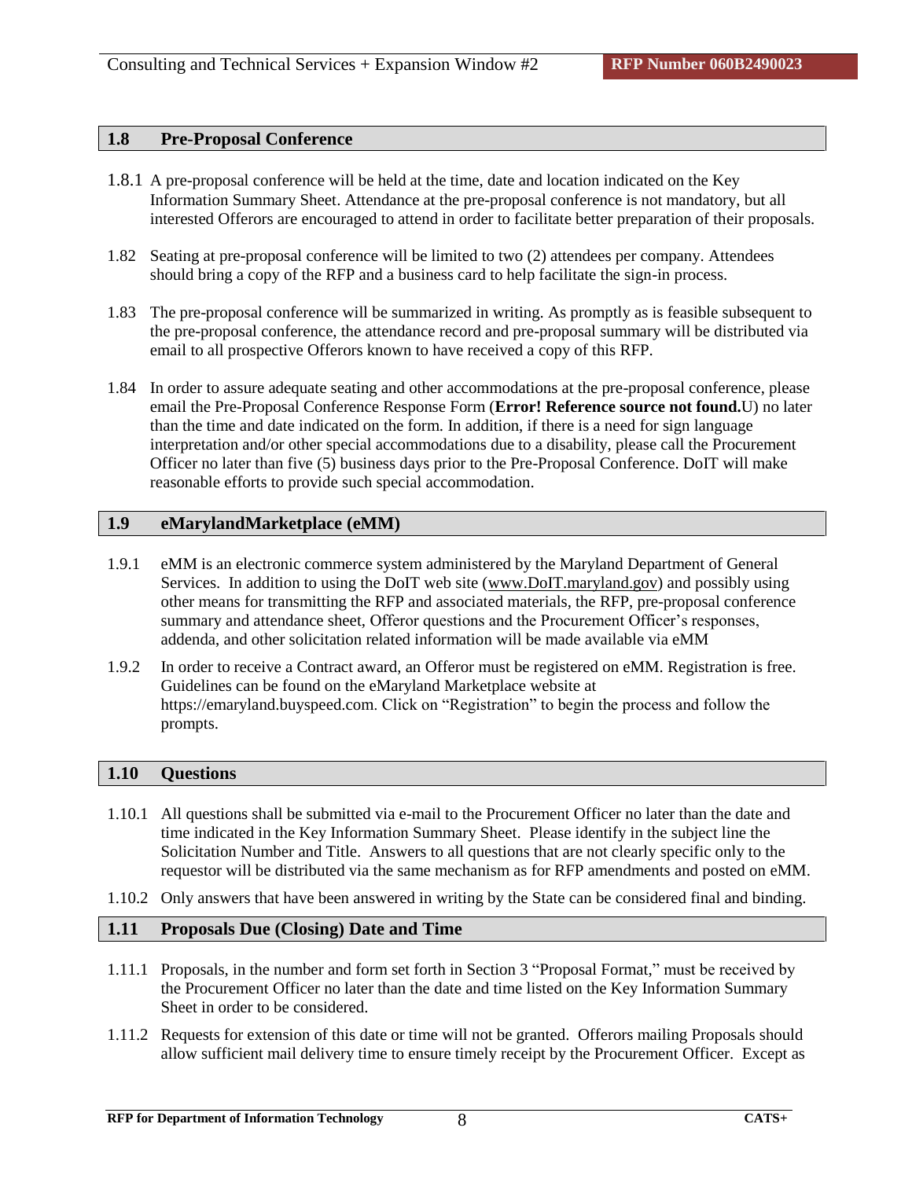## 1.8 Pre-Proposal Conference

1.8.1 A pre-proposal conference will be held at the time, date and location indicated on the Key Information Summary Sheet. Attendance at the pre-proposal conference is not mandatory, but all interested Offerors are encouraged to attend in order to facilitate better preparation of their proposals.

1.82 Seating at pre-proposal conference will be limited to two (2) attendees per company. Attendees should bring a copy of the RFP and a business card to help facilitate the sign-in process.

1.83 The pre-proposal conference will be summarized in writing. As promptly as is feasible subsequent to the pre-proposal conference, the attendance record and pre-proposal summary will be distributed via email to all prospective Offerors known to have received a copy of this RFP.

1.84 In order to assure adequate seating and other accommodations at the pre-proposal conference, please email the Pre-Proposal Conference Response Form (**Error! Reference source not found.**U) no later than the time and date indicated on the form. In addition, if there is a need for sign language interpretation and/or other special accommodations due to a disability, please call the Procurement Officer no later than five (5) business days prior to the Pre-Proposal Conference. DoIT will make reasonable efforts to provide such special accommodation.

## 1.9 eMarylandMarketplace (eMM)

1.9.1 eMM is an electronic commerce system administered by the Maryland Department of General Services. In addition to using the DoIT web site (www.DoIT.maryland.gov) and possibly using other means for transmitting the RFP and associated materials, the RFP, pre-proposal conference summary and attendance sheet, Offeror questions and the Procurement Officer's responses, addenda, and other solicitation related information will be made available via eMM

1.9.2 In order to receive a Contract award, an Offeror must be registered on eMM. Registration is free. Guidelines can be found on the eMaryland Marketplace website at https://emaryland.buyspeed.com. Click on "Registration" to begin the process and follow the prompts.

## 1.10 Questions

1.10.1 All questions shall be submitted via e-mail to the Procurement Officer no later than the date and time indicated in the Key Information Summary Sheet. Please identify in the subject line the Solicitation Number and Title. Answers to all questions that are not clearly specific only to the requestor will be distributed via the same mechanism as for RFP amendments and posted on eMM.

1.10.2 Only answers that have been answered in writing by the State can be considered final and binding.

## 1.11 Proposals Due (Closing) Date and Time

1.11.1 Proposals, in the number and form set forth in Section 3 "Proposal Format," must be received by the Procurement Officer no later than the date and time listed on the Key Information Summary Sheet in order to be considered.

1.11.2 Requests for extension of this date or time will not be granted. Offerors mailing Proposals should allow sufficient mail delivery time to ensure timely receipt by the Procurement Officer. Except as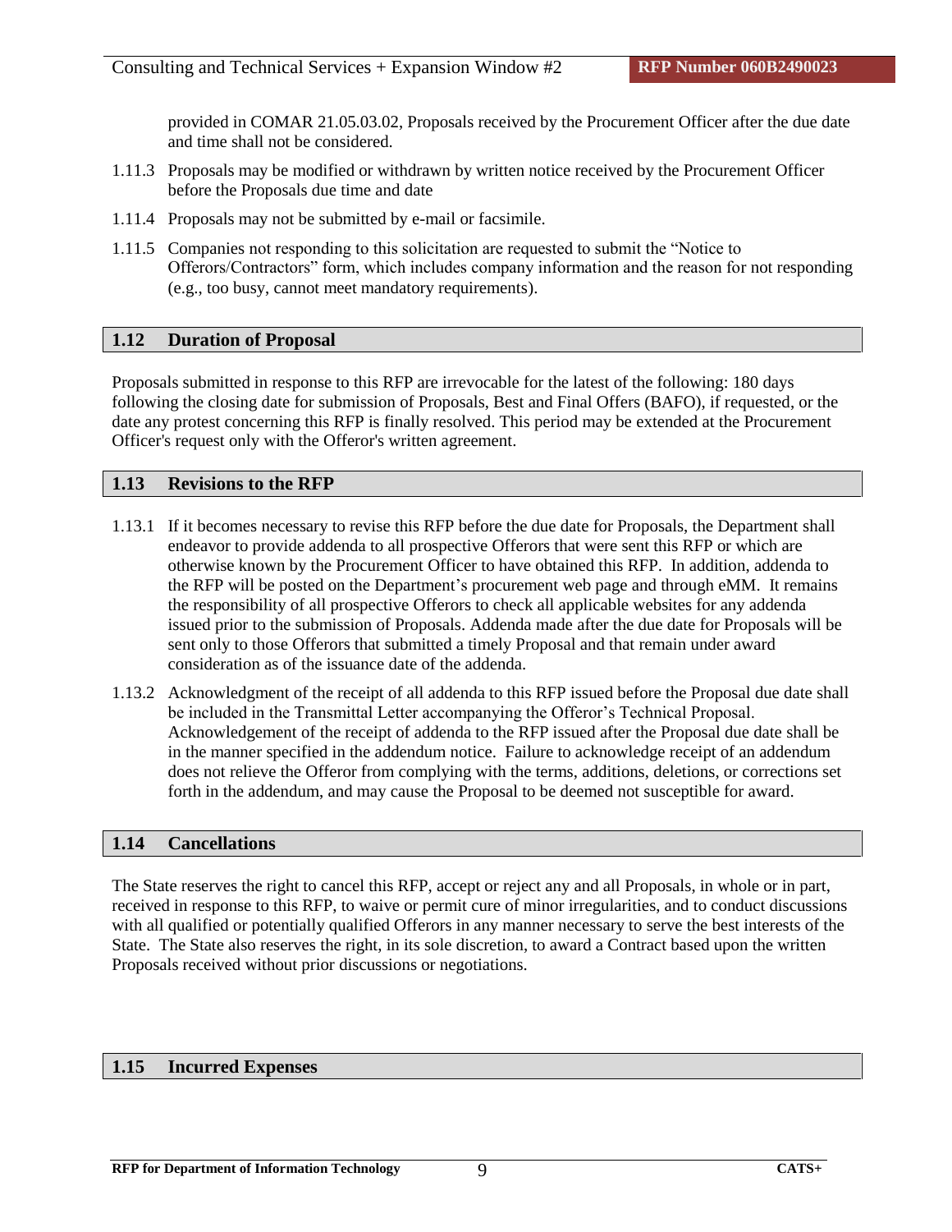provided in COMAR 21.05.03.02, Proposals received by the Procurement Officer after the due date and time shall not be considered.

1.11.3 Proposals may be modified or withdrawn by written notice received by the Procurement Officer before the Proposals due time and date

1.11.4 Proposals may not be submitted by e-mail or facsimile.

1.11.5 Companies not responding to this solicitation are requested to submit the "Notice to Offerors/Contractors" form, which includes company information and the reason for not responding (e.g., too busy, cannot meet mandatory requirements).

## 1.12 Duration of Proposal

Proposals submitted in response to this RFP are irrevocable for the latest of the following: 180 days following the closing date for submission of Proposals, Best and Final Offers (BAFO), if requested, or the date any protest concerning this RFP is finally resolved. This period may be extended at the Procurement Officer's request only with the Offeror's written agreement.

## 1.13 Revisions to the RFP

1.13.1 If it becomes necessary to revise this RFP before the due date for Proposals, the Department shall endeavor to provide addenda to all prospective Offerors that were sent this RFP or which are otherwise known by the Procurement Officer to have obtained this RFP. In addition, addenda to the RFP will be posted on the Department's procurement web page and through eMM. It remains the responsibility of all prospective Offerors to check all applicable websites for any addenda issued prior to the submission of Proposals. Addenda made after the due date for Proposals will be sent only to those Offerors that submitted a timely Proposal and that remain under award consideration as of the issuance date of the addenda.

1.13.2 Acknowledgment of the receipt of all addenda to this RFP issued before the Proposal due date shall be included in the Transmittal Letter accompanying the Offeror's Technical Proposal. Acknowledgement of the receipt of addenda to the RFP issued after the Proposal due date shall be in the manner specified in the addendum notice. Failure to acknowledge receipt of an addendum does not relieve the Offeror from complying with the terms, additions, deletions, or corrections set forth in the addendum, and may cause the Proposal to be deemed not susceptible for award.

## 1.14 Cancellations

The State reserves the right to cancel this RFP, accept or reject any and all Proposals, in whole or in part, received in response to this RFP, to waive or permit cure of minor irregularities, and to conduct discussions with all qualified or potentially qualified Offerors in any manner necessary to serve the best interests of the State. The State also reserves the right, in its sole discretion, to award a Contract based upon the written Proposals received without prior discussions or negotiations.

## 1.15 Incurred Expenses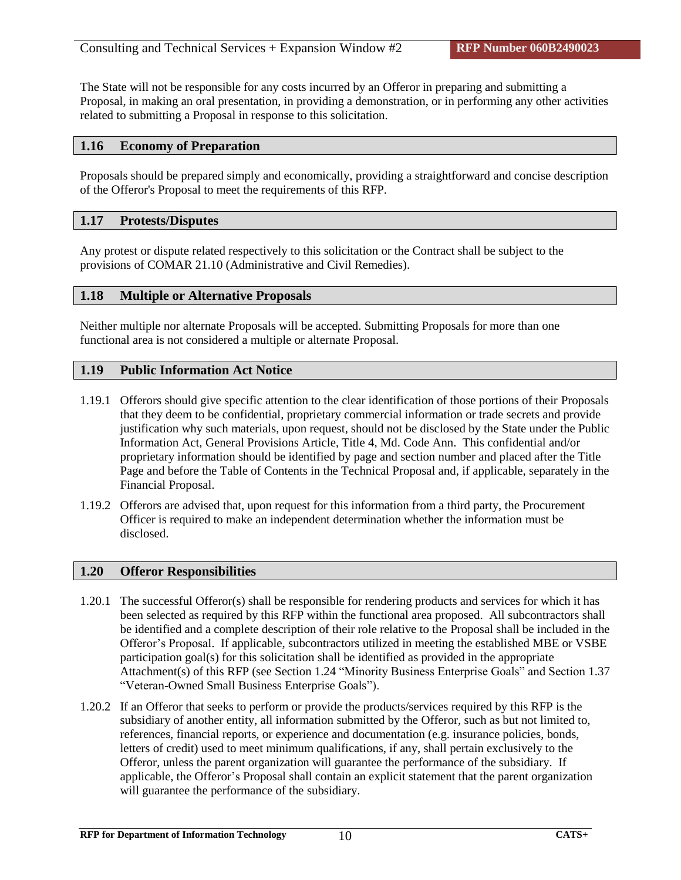The State will not be responsible for any costs incurred by an Offeror in preparing and submitting a Proposal, in making an oral presentation, in providing a demonstration, or in performing any other activities related to submitting a Proposal in response to this solicitation.

## 1.16 Economy of Preparation

Proposals should be prepared simply and economically, providing a straightforward and concise description of the Offeror's Proposal to meet the requirements of this RFP.

## 1.17 Protests/Disputes

Any protest or dispute related respectively to this solicitation or the Contract shall be subject to the provisions of COMAR 21.10 (Administrative and Civil Remedies).

## 1.18 Multiple or Alternative Proposals

Neither multiple nor alternate Proposals will be accepted. Submitting Proposals for more than one functional area is not considered a multiple or alternate Proposal.

## 1.19 Public Information Act Notice

1.19.1 Offerors should give specific attention to the clear identification of those portions of their Proposals that they deem to be confidential, proprietary commercial information or trade secrets and provide justification why such materials, upon request, should not be disclosed by the State under the Public Information Act, General Provisions Article, Title 4, Md. Code Ann. This confidential and/or proprietary information should be identified by page and section number and placed after the Title Page and before the Table of Contents in the Technical Proposal and, if applicable, separately in the Financial Proposal.

1.19.2 Offerors are advised that, upon request for this information from a third party, the Procurement Officer is required to make an independent determination whether the information must be disclosed.

## 1.20 Offeror Responsibilities

1.20.1 The successful Offeror(s) shall be responsible for rendering products and services for which it has been selected as required by this RFP within the functional area proposed. All subcontractors shall be identified and a complete description of their role relative to the Proposal shall be included in the Offeror's Proposal. If applicable, subcontractors utilized in meeting the established MBE or VSBE participation goal(s) for this solicitation shall be identified as provided in the appropriate Attachment(s) of this RFP (see Section 1.24 "Minority Business Enterprise Goals" and Section 1.37 "Veteran-Owned Small Business Enterprise Goals").

1.20.2 If an Offeror that seeks to perform or provide the products/services required by this RFP is the subsidiary of another entity, all information submitted by the Offeror, such as but not limited to, references, financial reports, or experience and documentation (e.g. insurance policies, bonds, letters of credit) used to meet minimum qualifications, if any, shall pertain exclusively to the Offeror, unless the parent organization will guarantee the performance of the subsidiary. If applicable, the Offeror's Proposal shall contain an explicit statement that the parent organization will guarantee the performance of the subsidiary.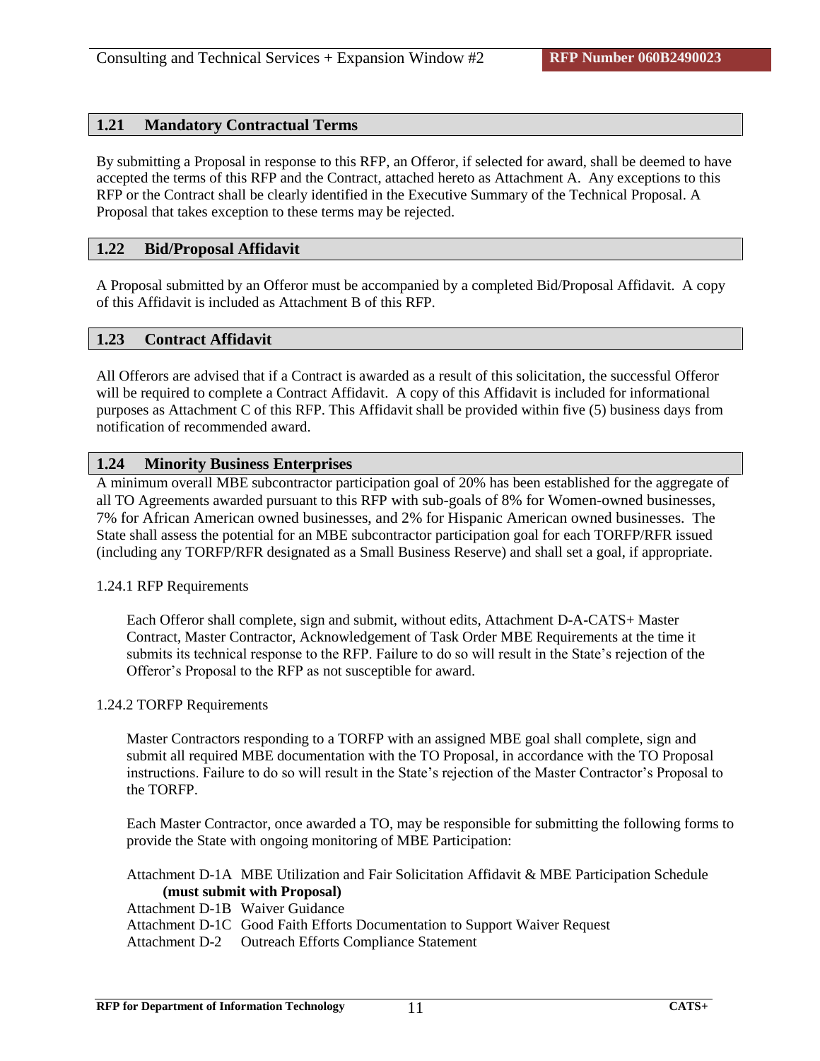## 1.21 Mandatory Contractual Terms

By submitting a Proposal in response to this RFP, an Offeror, if selected for award, shall be deemed to have accepted the terms of this RFP and the Contract, attached hereto as Attachment A. Any exceptions to this RFP or the Contract shall be clearly identified in the Executive Summary of the Technical Proposal. A Proposal that takes exception to these terms may be rejected.

## 1.22 Bid/Proposal Affidavit

A Proposal submitted by an Offeror must be accompanied by a completed Bid/Proposal Affidavit. A copy of this Affidavit is included as Attachment B of this RFP.

## 1.23 Contract Affidavit

All Offerors are advised that if a Contract is awarded as a result of this solicitation, the successful Offeror will be required to complete a Contract Affidavit. A copy of this Affidavit is included for informational purposes as Attachment C of this RFP. This Affidavit shall be provided within five (5) business days from notification of recommended award.

## 1.24 Minority Business Enterprises

A minimum overall MBE subcontractor participation goal of 20% has been established for the aggregate of all TO Agreements awarded pursuant to this RFP with sub-goals of 8% for Women-owned businesses, 7% for African American owned businesses, and 2% for Hispanic American owned businesses. The State shall assess the potential for an MBE subcontractor participation goal for each TORFP/RFR issued (including any TORFP/RFR designated as a Small Business Reserve) and shall set a goal, if appropriate.

1.24.1 RFP Requirements

Each Offeror shall complete, sign and submit, without edits, Attachment D-A-CATS+ Master Contract, Master Contractor, Acknowledgement of Task Order MBE Requirements at the time it submits its technical response to the RFP. Failure to do so will result in the State's rejection of the Offeror's Proposal to the RFP as not susceptible for award.

1.24.2 TORFP Requirements

Master Contractors responding to a TORFP with an assigned MBE goal shall complete, sign and submit all required MBE documentation with the TO Proposal, in accordance with the TO Proposal instructions. Failure to do so will result in the State's rejection of the Master Contractor's Proposal to the TORFP.

Each Master Contractor, once awarded a TO, may be responsible for submitting the following forms to provide the State with ongoing monitoring of MBE Participation:

Attachment D-1A MBE Utilization and Fair Solicitation Affidavit & MBE Participation Schedule **(must submit with Proposal)**
Attachment D-1B Waiver Guidance
Attachment D-1C Good Faith Efforts Documentation to Support Waiver Request
Attachment D-2 Outreach Efforts Compliance Statement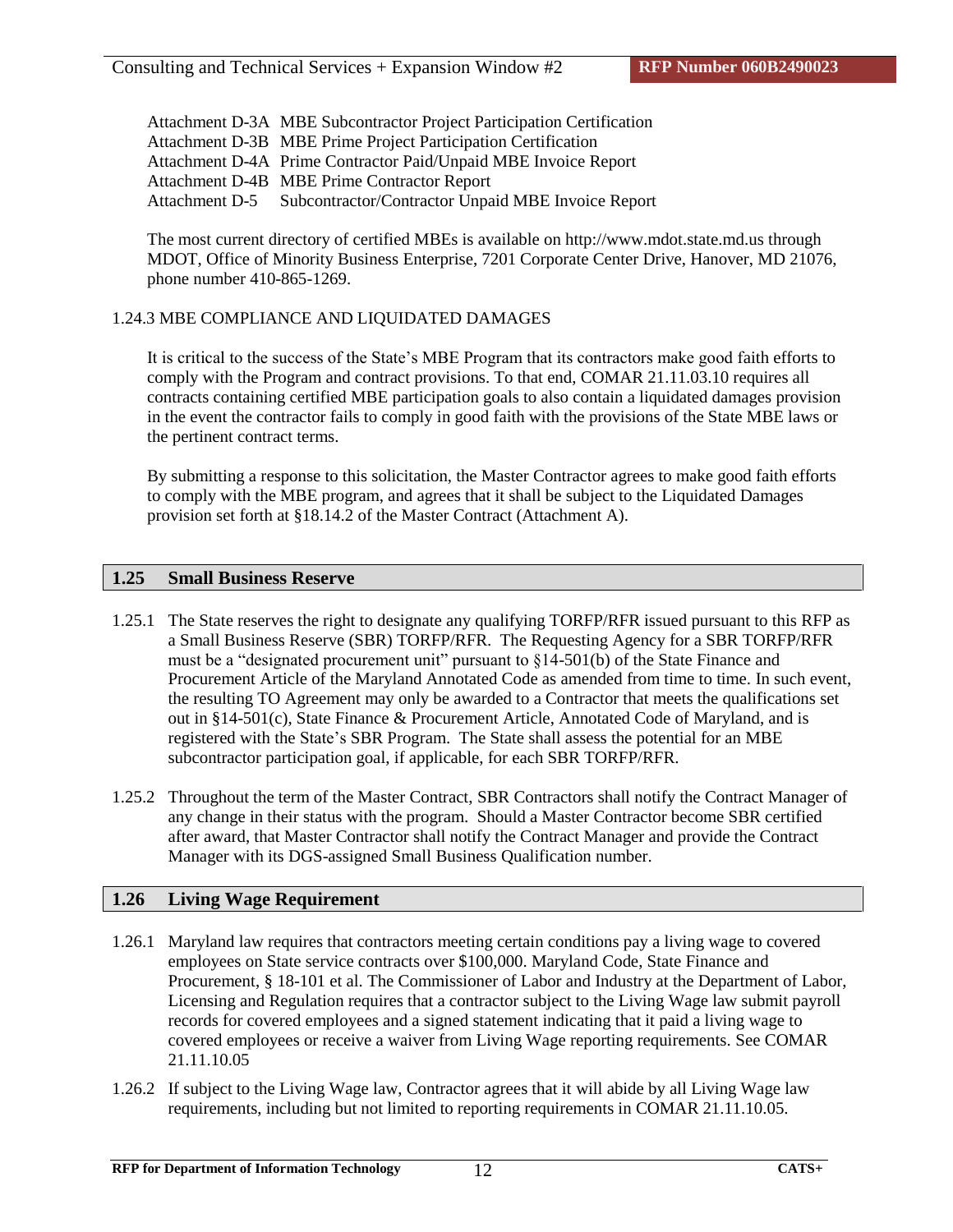Attachment D-3A MBE Subcontractor Project Participation Certification
Attachment D-3B MBE Prime Project Participation Certification
Attachment D-4A Prime Contractor Paid/Unpaid MBE Invoice Report
Attachment D-4B MBE Prime Contractor Report
Attachment D-5 Subcontractor/Contractor Unpaid MBE Invoice Report

The most current directory of certified MBEs is available on http://www.mdot.state.md.us through MDOT, Office of Minority Business Enterprise, 7201 Corporate Center Drive, Hanover, MD 21076, phone number 410-865-1269.

1.24.3 MBE COMPLIANCE AND LIQUIDATED DAMAGES

It is critical to the success of the State's MBE Program that its contractors make good faith efforts to comply with the Program and contract provisions. To that end, COMAR 21.11.03.10 requires all contracts containing certified MBE participation goals to also contain a liquidated damages provision in the event the contractor fails to comply in good faith with the provisions of the State MBE laws or the pertinent contract terms.

By submitting a response to this solicitation, the Master Contractor agrees to make good faith efforts to comply with the MBE program, and agrees that it shall be subject to the Liquidated Damages provision set forth at §18.14.2 of the Master Contract (Attachment A).

## 1.25 Small Business Reserve

1.25.1 The State reserves the right to designate any qualifying TORFP/RFR issued pursuant to this RFP as a Small Business Reserve (SBR) TORFP/RFR. The Requesting Agency for a SBR TORFP/RFR must be a "designated procurement unit" pursuant to §14-501(b) of the State Finance and Procurement Article of the Maryland Annotated Code as amended from time to time. In such event, the resulting TO Agreement may only be awarded to a Contractor that meets the qualifications set out in §14-501(c), State Finance & Procurement Article, Annotated Code of Maryland, and is registered with the State's SBR Program. The State shall assess the potential for an MBE subcontractor participation goal, if applicable, for each SBR TORFP/RFR.

1.25.2 Throughout the term of the Master Contract, SBR Contractors shall notify the Contract Manager of any change in their status with the program. Should a Master Contractor become SBR certified after award, that Master Contractor shall notify the Contract Manager and provide the Contract Manager with its DGS-assigned Small Business Qualification number.

## 1.26 Living Wage Requirement

1.26.1 Maryland law requires that contractors meeting certain conditions pay a living wage to covered employees on State service contracts over $100,000. Maryland Code, State Finance and Procurement, § 18-101 et al. The Commissioner of Labor and Industry at the Department of Labor, Licensing and Regulation requires that a contractor subject to the Living Wage law submit payroll records for covered employees and a signed statement indicating that it paid a living wage to covered employees or receive a waiver from Living Wage reporting requirements. See COMAR 21.11.10.05

1.26.2 If subject to the Living Wage law, Contractor agrees that it will abide by all Living Wage law requirements, including but not limited to reporting requirements in COMAR 21.11.10.05.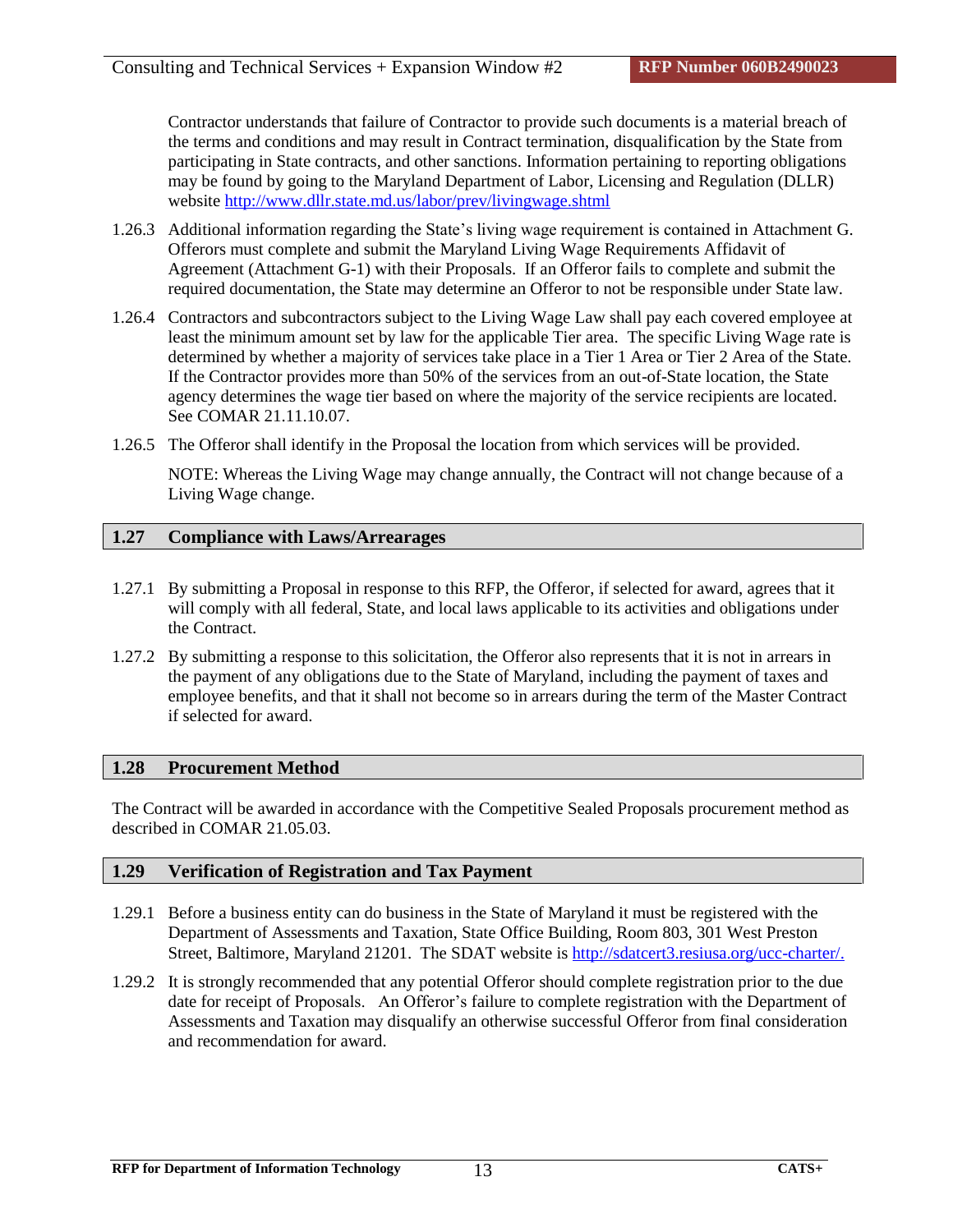Contractor understands that failure of Contractor to provide such documents is a material breach of the terms and conditions and may result in Contract termination, disqualification by the State from participating in State contracts, and other sanctions. Information pertaining to reporting obligations may be found by going to the Maryland Department of Labor, Licensing and Regulation (DLLR) website http://www.dllr.state.md.us/labor/prev/livingwage.shtml

1.26.3 Additional information regarding the State's living wage requirement is contained in Attachment G. Offerors must complete and submit the Maryland Living Wage Requirements Affidavit of Agreement (Attachment G-1) with their Proposals. If an Offeror fails to complete and submit the required documentation, the State may determine an Offeror to not be responsible under State law.

1.26.4 Contractors and subcontractors subject to the Living Wage Law shall pay each covered employee at least the minimum amount set by law for the applicable Tier area. The specific Living Wage rate is determined by whether a majority of services take place in a Tier 1 Area or Tier 2 Area of the State. If the Contractor provides more than 50% of the services from an out-of-State location, the State agency determines the wage tier based on where the majority of the service recipients are located. See COMAR 21.11.10.07.

1.26.5 The Offeror shall identify in the Proposal the location from which services will be provided.

NOTE: Whereas the Living Wage may change annually, the Contract will not change because of a Living Wage change.

## 1.27 Compliance with Laws/Arrearages

1.27.1 By submitting a Proposal in response to this RFP, the Offeror, if selected for award, agrees that it will comply with all federal, State, and local laws applicable to its activities and obligations under the Contract.

1.27.2 By submitting a response to this solicitation, the Offeror also represents that it is not in arrears in the payment of any obligations due to the State of Maryland, including the payment of taxes and employee benefits, and that it shall not become so in arrears during the term of the Master Contract if selected for award.

## 1.28 Procurement Method

The Contract will be awarded in accordance with the Competitive Sealed Proposals procurement method as described in COMAR 21.05.03.

## 1.29 Verification of Registration and Tax Payment

1.29.1 Before a business entity can do business in the State of Maryland it must be registered with the Department of Assessments and Taxation, State Office Building, Room 803, 301 West Preston Street, Baltimore, Maryland 21201. The SDAT website is http://sdatcert3.resiusa.org/ucc-charter/.

1.29.2 It is strongly recommended that any potential Offeror should complete registration prior to the due date for receipt of Proposals. An Offeror's failure to complete registration with the Department of Assessments and Taxation may disqualify an otherwise successful Offeror from final consideration and recommendation for award.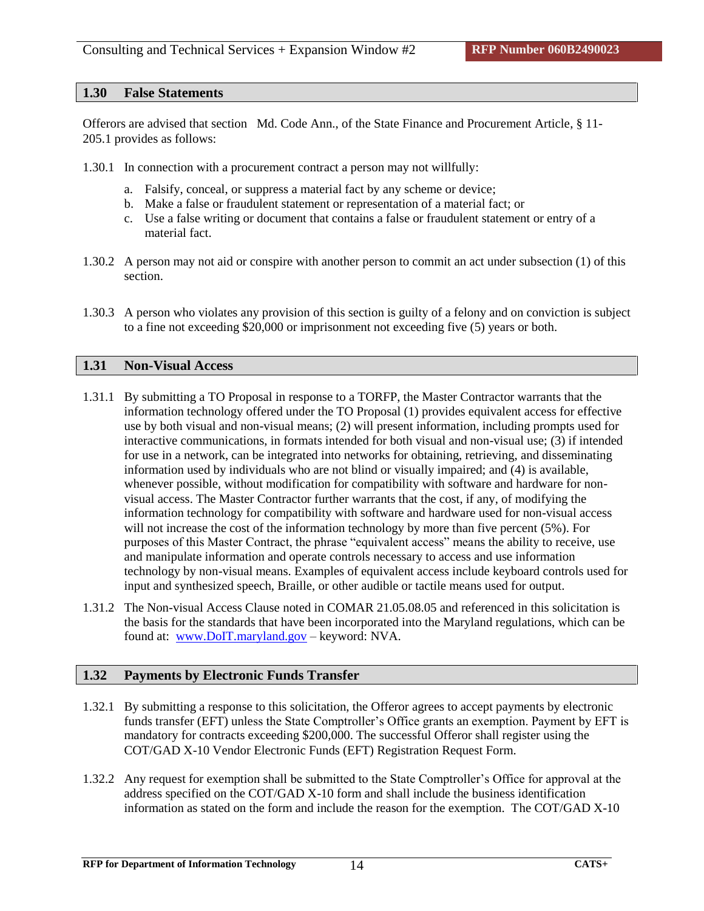## 1.30 False Statements

Offerors are advised that section Md. Code Ann., of the State Finance and Procurement Article, § 11-205.1 provides as follows:

1.30.1 In connection with a procurement contract a person may not willfully:

a. Falsify, conceal, or suppress a material fact by any scheme or device;
b. Make a false or fraudulent statement or representation of a material fact; or
c. Use a false writing or document that contains a false or fraudulent statement or entry of a material fact.

1.30.2 A person may not aid or conspire with another person to commit an act under subsection (1) of this section.

1.30.3 A person who violates any provision of this section is guilty of a felony and on conviction is subject to a fine not exceeding $20,000 or imprisonment not exceeding five (5) years or both.

## 1.31 Non-Visual Access

1.31.1 By submitting a TO Proposal in response to a TORFP, the Master Contractor warrants that the information technology offered under the TO Proposal (1) provides equivalent access for effective use by both visual and non-visual means; (2) will present information, including prompts used for interactive communications, in formats intended for both visual and non-visual use; (3) if intended for use in a network, can be integrated into networks for obtaining, retrieving, and disseminating information used by individuals who are not blind or visually impaired; and (4) is available, whenever possible, without modification for compatibility with software and hardware for non-visual access. The Master Contractor further warrants that the cost, if any, of modifying the information technology for compatibility with software and hardware used for non-visual access will not increase the cost of the information technology by more than five percent (5%). For purposes of this Master Contract, the phrase "equivalent access" means the ability to receive, use and manipulate information and operate controls necessary to access and use information technology by non-visual means. Examples of equivalent access include keyboard controls used for input and synthesized speech, Braille, or other audible or tactile means used for output.

1.31.2 The Non-visual Access Clause noted in COMAR 21.05.08.05 and referenced in this solicitation is the basis for the standards that have been incorporated into the Maryland regulations, which can be found at: [www.DoIT.maryland.gov](http://www.DoIT.maryland.gov) – keyword: NVA.

## 1.32 Payments by Electronic Funds Transfer

1.32.1 By submitting a response to this solicitation, the Offeror agrees to accept payments by electronic funds transfer (EFT) unless the State Comptroller's Office grants an exemption. Payment by EFT is mandatory for contracts exceeding $200,000. The successful Offeror shall register using the COT/GAD X-10 Vendor Electronic Funds (EFT) Registration Request Form.

1.32.2 Any request for exemption shall be submitted to the State Comptroller's Office for approval at the address specified on the COT/GAD X-10 form and shall include the business identification information as stated on the form and include the reason for the exemption. The COT/GAD X-10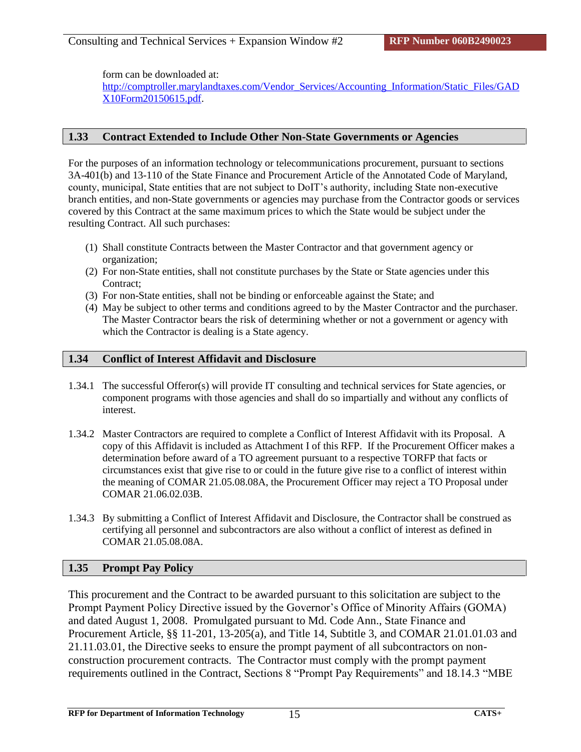form can be downloaded at: http://comptroller.marylandtaxes.com/Vendor_Services/Accounting_Information/Static_Files/GADX10Form20150615.pdf.

## 1.33 Contract Extended to Include Other Non-State Governments or Agencies

For the purposes of an information technology or telecommunications procurement, pursuant to sections 3A-401(b) and 13-110 of the State Finance and Procurement Article of the Annotated Code of Maryland, county, municipal, State entities that are not subject to DoIT's authority, including State non-executive branch entities, and non-State governments or agencies may purchase from the Contractor goods or services covered by this Contract at the same maximum prices to which the State would be subject under the resulting Contract. All such purchases:

(1) Shall constitute Contracts between the Master Contractor and that government agency or organization;
(2) For non-State entities, shall not constitute purchases by the State or State agencies under this Contract;
(3) For non-State entities, shall not be binding or enforceable against the State; and
(4) May be subject to other terms and conditions agreed to by the Master Contractor and the purchaser. The Master Contractor bears the risk of determining whether or not a government or agency with which the Contractor is dealing is a State agency.

## 1.34 Conflict of Interest Affidavit and Disclosure

1.34.1 The successful Offeror(s) will provide IT consulting and technical services for State agencies, or component programs with those agencies and shall do so impartially and without any conflicts of interest.

1.34.2 Master Contractors are required to complete a Conflict of Interest Affidavit with its Proposal. A copy of this Affidavit is included as Attachment I of this RFP. If the Procurement Officer makes a determination before award of a TO agreement pursuant to a respective TORFP that facts or circumstances exist that give rise to or could in the future give rise to a conflict of interest within the meaning of COMAR 21.05.08.08A, the Procurement Officer may reject a TO Proposal under COMAR 21.06.02.03B.

1.34.3 By submitting a Conflict of Interest Affidavit and Disclosure, the Contractor shall be construed as certifying all personnel and subcontractors are also without a conflict of interest as defined in COMAR 21.05.08.08A.

## 1.35 Prompt Pay Policy

This procurement and the Contract to be awarded pursuant to this solicitation are subject to the Prompt Payment Policy Directive issued by the Governor's Office of Minority Affairs (GOMA) and dated August 1, 2008. Promulgated pursuant to Md. Code Ann., State Finance and Procurement Article, §§ 11-201, 13-205(a), and Title 14, Subtitle 3, and COMAR 21.01.01.03 and 21.11.03.01, the Directive seeks to ensure the prompt payment of all subcontractors on non-construction procurement contracts. The Contractor must comply with the prompt payment requirements outlined in the Contract, Sections 8 "Prompt Pay Requirements" and 18.14.3 "MBE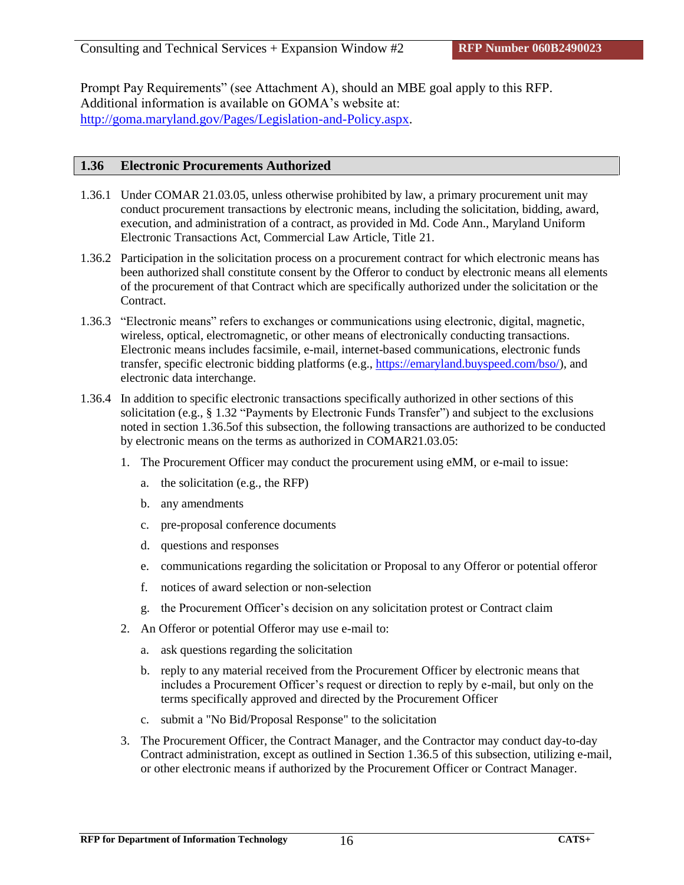Prompt Pay Requirements" (see Attachment A), should an MBE goal apply to this RFP. Additional information is available on GOMA's website at: http://goma.maryland.gov/Pages/Legislation-and-Policy.aspx.

## 1.36 Electronic Procurements Authorized

1.36.1 Under COMAR 21.03.05, unless otherwise prohibited by law, a primary procurement unit may conduct procurement transactions by electronic means, including the solicitation, bidding, award, execution, and administration of a contract, as provided in Md. Code Ann., Maryland Uniform Electronic Transactions Act, Commercial Law Article, Title 21.

1.36.2 Participation in the solicitation process on a procurement contract for which electronic means has been authorized shall constitute consent by the Offeror to conduct by electronic means all elements of the procurement of that Contract which are specifically authorized under the solicitation or the Contract.

1.36.3 "Electronic means" refers to exchanges or communications using electronic, digital, magnetic, wireless, optical, electromagnetic, or other means of electronically conducting transactions. Electronic means includes facsimile, e-mail, internet-based communications, electronic funds transfer, specific electronic bidding platforms (e.g., https://emaryland.buyspeed.com/bso/), and electronic data interchange.

1.36.4 In addition to specific electronic transactions specifically authorized in other sections of this solicitation (e.g., § 1.32 "Payments by Electronic Funds Transfer") and subject to the exclusions noted in section 1.36.5of this subsection, the following transactions are authorized to be conducted by electronic means on the terms as authorized in COMAR21.03.05:

1. The Procurement Officer may conduct the procurement using eMM, or e-mail to issue:
   a. the solicitation (e.g., the RFP)
   b. any amendments
   c. pre-proposal conference documents
   d. questions and responses
   e. communications regarding the solicitation or Proposal to any Offeror or potential offeror
   f. notices of award selection or non-selection
   g. the Procurement Officer's decision on any solicitation protest or Contract claim
2. An Offeror or potential Offeror may use e-mail to:
   a. ask questions regarding the solicitation
   b. reply to any material received from the Procurement Officer by electronic means that includes a Procurement Officer's request or direction to reply by e-mail, but only on the terms specifically approved and directed by the Procurement Officer
   c. submit a "No Bid/Proposal Response" to the solicitation
3. The Procurement Officer, the Contract Manager, and the Contractor may conduct day-to-day Contract administration, except as outlined in Section 1.36.5 of this subsection, utilizing e-mail, or other electronic means if authorized by the Procurement Officer or Contract Manager.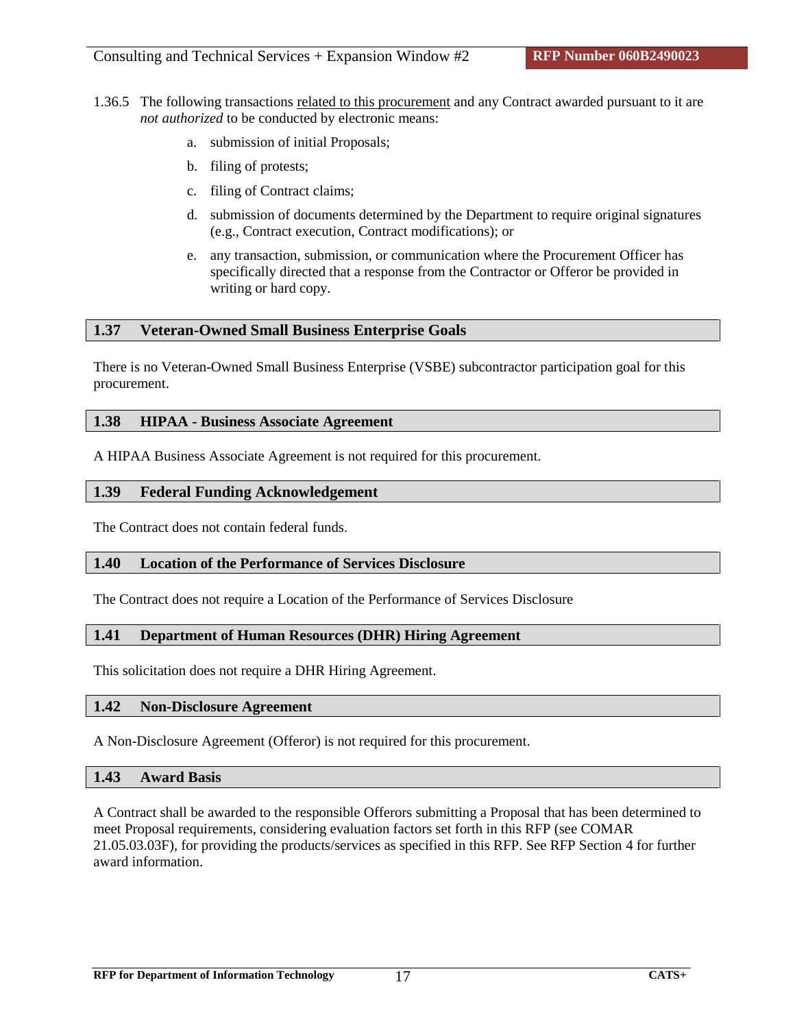1.36.5 The following transactions related to this procurement and any Contract awarded pursuant to it are *not authorized* to be conducted by electronic means:

a. submission of initial Proposals;

b. filing of protests;

c. filing of Contract claims;

d. submission of documents determined by the Department to require original signatures (e.g., Contract execution, Contract modifications); or

e. any transaction, submission, or communication where the Procurement Officer has specifically directed that a response from the Contractor or Offeror be provided in writing or hard copy.

## 1.37 Veteran-Owned Small Business Enterprise Goals

There is no Veteran-Owned Small Business Enterprise (VSBE) subcontractor participation goal for this procurement.

## 1.38 HIPAA - Business Associate Agreement

A HIPAA Business Associate Agreement is not required for this procurement.

## 1.39 Federal Funding Acknowledgement

The Contract does not contain federal funds.

## 1.40 Location of the Performance of Services Disclosure

The Contract does not require a Location of the Performance of Services Disclosure

## 1.41 Department of Human Resources (DHR) Hiring Agreement

This solicitation does not require a DHR Hiring Agreement.

## 1.42 Non-Disclosure Agreement

A Non-Disclosure Agreement (Offeror) is not required for this procurement.

## 1.43 Award Basis

A Contract shall be awarded to the responsible Offerors submitting a Proposal that has been determined to meet Proposal requirements, considering evaluation factors set forth in this RFP (see COMAR 21.05.03.03F), for providing the products/services as specified in this RFP. See RFP Section 4 for further award information.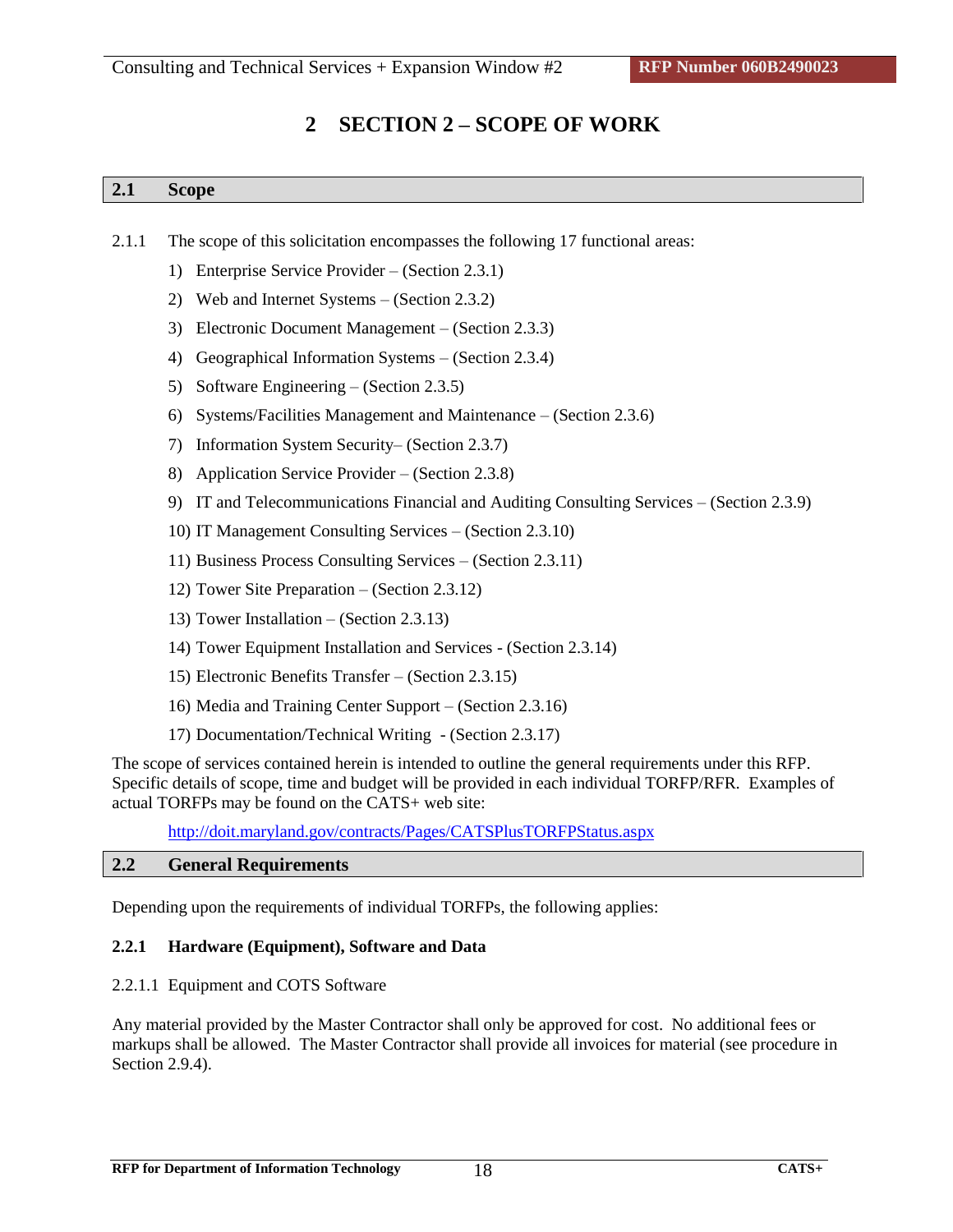# 2 SECTION 2 – SCOPE OF WORK

## 2.1 Scope

2.1.1 The scope of this solicitation encompasses the following 17 functional areas:

1) Enterprise Service Provider – (Section 2.3.1)
2) Web and Internet Systems – (Section 2.3.2)
3) Electronic Document Management – (Section 2.3.3)
4) Geographical Information Systems – (Section 2.3.4)
5) Software Engineering – (Section 2.3.5)
6) Systems/Facilities Management and Maintenance – (Section 2.3.6)
7) Information System Security– (Section 2.3.7)
8) Application Service Provider – (Section 2.3.8)
9) IT and Telecommunications Financial and Auditing Consulting Services – (Section 2.3.9)
10) IT Management Consulting Services – (Section 2.3.10)
11) Business Process Consulting Services – (Section 2.3.11)
12) Tower Site Preparation – (Section 2.3.12)
13) Tower Installation – (Section 2.3.13)
14) Tower Equipment Installation and Services - (Section 2.3.14)
15) Electronic Benefits Transfer – (Section 2.3.15)
16) Media and Training Center Support – (Section 2.3.16)
17) Documentation/Technical Writing - (Section 2.3.17)

The scope of services contained herein is intended to outline the general requirements under this RFP. Specific details of scope, time and budget will be provided in each individual TORFP/RFR. Examples of actual TORFPs may be found on the CATS+ web site:

http://doit.maryland.gov/contracts/Pages/CATSPlusTORFPStatus.aspx

## 2.2 General Requirements

Depending upon the requirements of individual TORFPs, the following applies:

### 2.2.1 Hardware (Equipment), Software and Data

2.2.1.1 Equipment and COTS Software

Any material provided by the Master Contractor shall only be approved for cost. No additional fees or markups shall be allowed. The Master Contractor shall provide all invoices for material (see procedure in Section 2.9.4).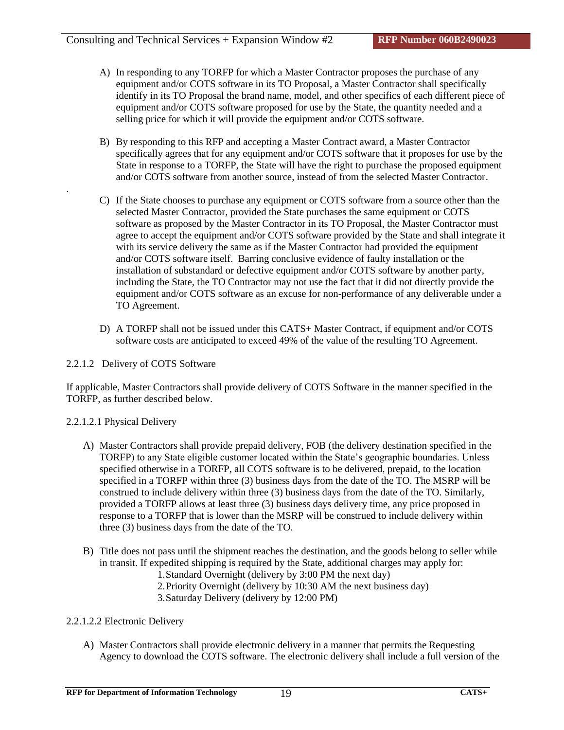A) In responding to any TORFP for which a Master Contractor proposes the purchase of any equipment and/or COTS software in its TO Proposal, a Master Contractor shall specifically identify in its TO Proposal the brand name, model, and other specifics of each different piece of equipment and/or COTS software proposed for use by the State, the quantity needed and a selling price for which it will provide the equipment and/or COTS software.

B) By responding to this RFP and accepting a Master Contract award, a Master Contractor specifically agrees that for any equipment and/or COTS software that it proposes for use by the State in response to a TORFP, the State will have the right to purchase the proposed equipment and/or COTS software from another source, instead of from the selected Master Contractor.

C) If the State chooses to purchase any equipment or COTS software from a source other than the selected Master Contractor, provided the State purchases the same equipment or COTS software as proposed by the Master Contractor in its TO Proposal, the Master Contractor must agree to accept the equipment and/or COTS software provided by the State and shall integrate it with its service delivery the same as if the Master Contractor had provided the equipment and/or COTS software itself. Barring conclusive evidence of faulty installation or the installation of substandard or defective equipment and/or COTS software by another party, including the State, the TO Contractor may not use the fact that it did not directly provide the equipment and/or COTS software as an excuse for non-performance of any deliverable under a TO Agreement.

D) A TORFP shall not be issued under this CATS+ Master Contract, if equipment and/or COTS software costs are anticipated to exceed 49% of the value of the resulting TO Agreement.

2.2.1.2 Delivery of COTS Software

If applicable, Master Contractors shall provide delivery of COTS Software in the manner specified in the TORFP, as further described below.

2.2.1.2.1 Physical Delivery

A) Master Contractors shall provide prepaid delivery, FOB (the delivery destination specified in the TORFP) to any State eligible customer located within the State's geographic boundaries. Unless specified otherwise in a TORFP, all COTS software is to be delivered, prepaid, to the location specified in a TORFP within three (3) business days from the date of the TO. The MSRP will be construed to include delivery within three (3) business days from the date of the TO. Similarly, provided a TORFP allows at least three (3) business days delivery time, any price proposed in response to a TORFP that is lower than the MSRP will be construed to include delivery within three (3) business days from the date of the TO.

B) Title does not pass until the shipment reaches the destination, and the goods belong to seller while in transit. If expedited shipping is required by the State, additional charges may apply for:
   1. Standard Overnight (delivery by 3:00 PM the next day)
   2. Priority Overnight (delivery by 10:30 AM the next business day)
   3. Saturday Delivery (delivery by 12:00 PM)

2.2.1.2.2 Electronic Delivery

A) Master Contractors shall provide electronic delivery in a manner that permits the Requesting Agency to download the COTS software. The electronic delivery shall include a full version of the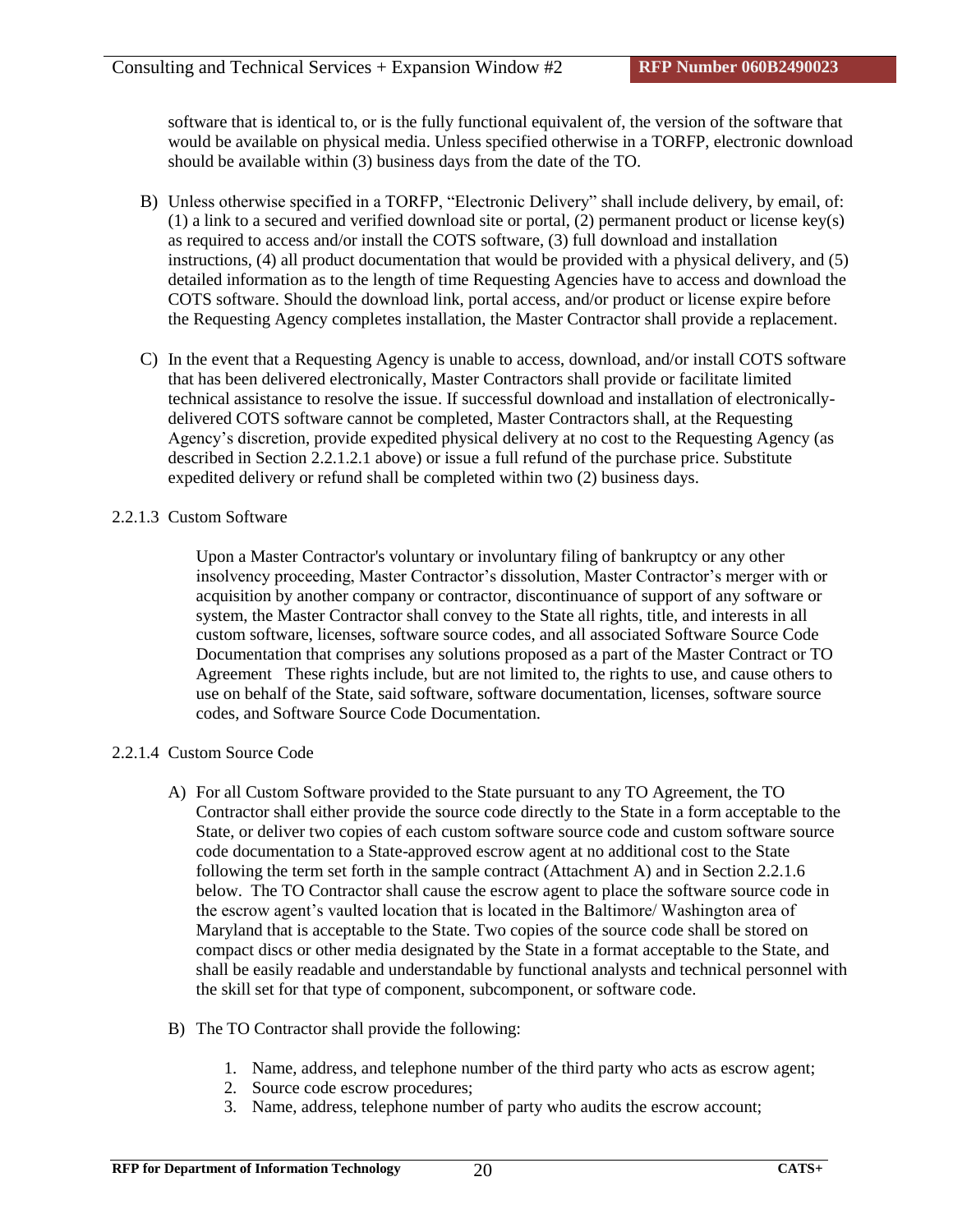software that is identical to, or is the fully functional equivalent of, the version of the software that would be available on physical media. Unless specified otherwise in a TORFP, electronic download should be available within (3) business days from the date of the TO.

B) Unless otherwise specified in a TORFP, "Electronic Delivery" shall include delivery, by email, of: (1) a link to a secured and verified download site or portal, (2) permanent product or license key(s) as required to access and/or install the COTS software, (3) full download and installation instructions, (4) all product documentation that would be provided with a physical delivery, and (5) detailed information as to the length of time Requesting Agencies have to access and download the COTS software. Should the download link, portal access, and/or product or license expire before the Requesting Agency completes installation, the Master Contractor shall provide a replacement.

C) In the event that a Requesting Agency is unable to access, download, and/or install COTS software that has been delivered electronically, Master Contractors shall provide or facilitate limited technical assistance to resolve the issue. If successful download and installation of electronically-delivered COTS software cannot be completed, Master Contractors shall, at the Requesting Agency's discretion, provide expedited physical delivery at no cost to the Requesting Agency (as described in Section 2.2.1.2.1 above) or issue a full refund of the purchase price. Substitute expedited delivery or refund shall be completed within two (2) business days.

#### 2.2.1.3 Custom Software

Upon a Master Contractor's voluntary or involuntary filing of bankruptcy or any other insolvency proceeding, Master Contractor's dissolution, Master Contractor's merger with or acquisition by another company or contractor, discontinuance of support of any software or system, the Master Contractor shall convey to the State all rights, title, and interests in all custom software, licenses, software source codes, and all associated Software Source Code Documentation that comprises any solutions proposed as a part of the Master Contract or TO Agreement These rights include, but are not limited to, the rights to use, and cause others to use on behalf of the State, said software, software documentation, licenses, software source codes, and Software Source Code Documentation.

#### 2.2.1.4 Custom Source Code

A) For all Custom Software provided to the State pursuant to any TO Agreement, the TO Contractor shall either provide the source code directly to the State in a form acceptable to the State, or deliver two copies of each custom software source code and custom software source code documentation to a State-approved escrow agent at no additional cost to the State following the term set forth in the sample contract (Attachment A) and in Section 2.2.1.6 below. The TO Contractor shall cause the escrow agent to place the software source code in the escrow agent's vaulted location that is located in the Baltimore/ Washington area of Maryland that is acceptable to the State. Two copies of the source code shall be stored on compact discs or other media designated by the State in a format acceptable to the State, and shall be easily readable and understandable by functional analysts and technical personnel with the skill set for that type of component, subcomponent, or software code.

B) The TO Contractor shall provide the following:

1. Name, address, and telephone number of the third party who acts as escrow agent;
2. Source code escrow procedures;
3. Name, address, telephone number of party who audits the escrow account;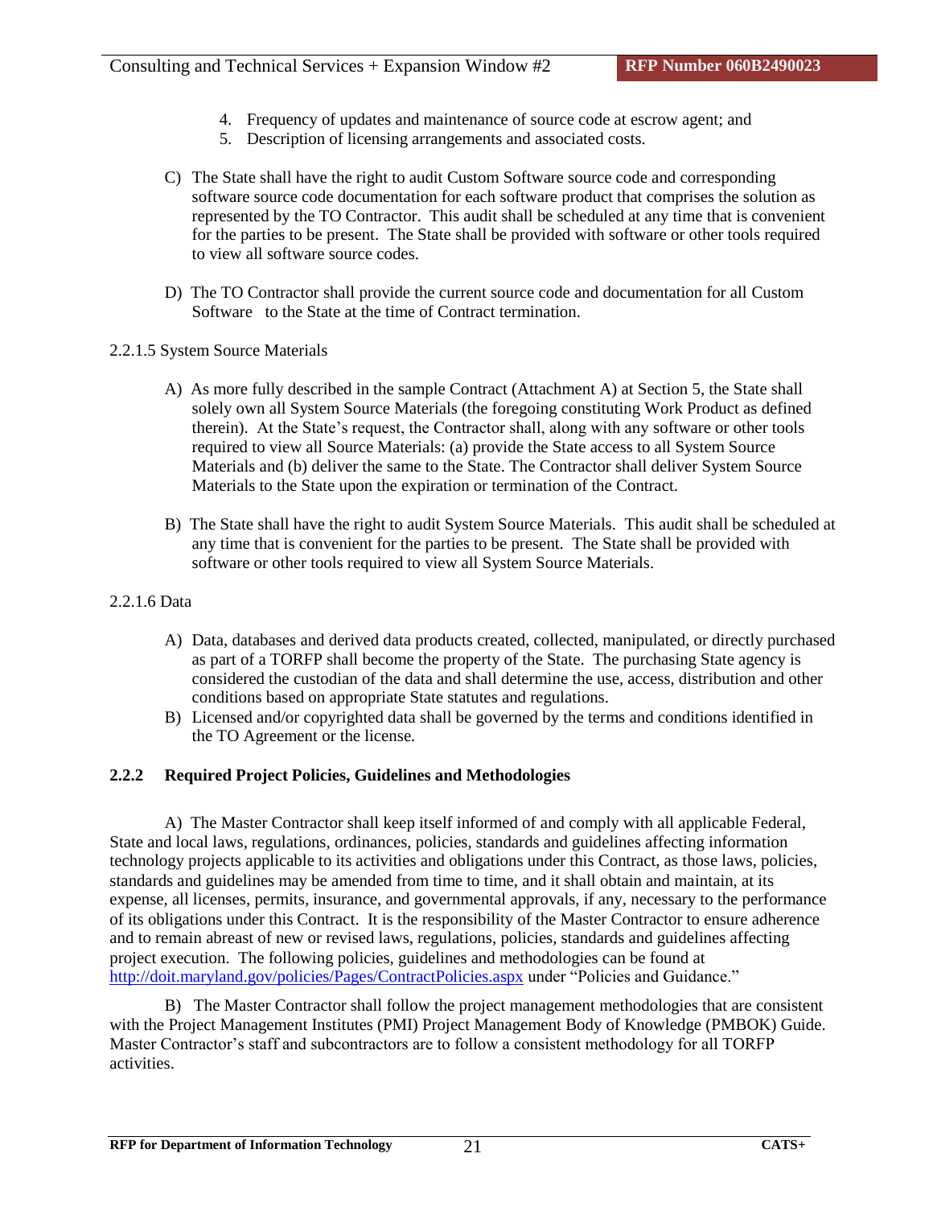4. Frequency of updates and maintenance of source code at escrow agent; and
5. Description of licensing arrangements and associated costs.

C) The State shall have the right to audit Custom Software source code and corresponding software source code documentation for each software product that comprises the solution as represented by the TO Contractor. This audit shall be scheduled at any time that is convenient for the parties to be present. The State shall be provided with software or other tools required to view all software source codes.

D) The TO Contractor shall provide the current source code and documentation for all Custom Software to the State at the time of Contract termination.

2.2.1.5 System Source Materials

A) As more fully described in the sample Contract (Attachment A) at Section 5, the State shall solely own all System Source Materials (the foregoing constituting Work Product as defined therein). At the State's request, the Contractor shall, along with any software or other tools required to view all Source Materials: (a) provide the State access to all System Source Materials and (b) deliver the same to the State. The Contractor shall deliver System Source Materials to the State upon the expiration or termination of the Contract.

B) The State shall have the right to audit System Source Materials. This audit shall be scheduled at any time that is convenient for the parties to be present. The State shall be provided with software or other tools required to view all System Source Materials.

2.2.1.6 Data

A) Data, databases and derived data products created, collected, manipulated, or directly purchased as part of a TORFP shall become the property of the State. The purchasing State agency is considered the custodian of the data and shall determine the use, access, distribution and other conditions based on appropriate State statutes and regulations.
B) Licensed and/or copyrighted data shall be governed by the terms and conditions identified in the TO Agreement or the license.

### 2.2.2 Required Project Policies, Guidelines and Methodologies

A) The Master Contractor shall keep itself informed of and comply with all applicable Federal, State and local laws, regulations, ordinances, policies, standards and guidelines affecting information technology projects applicable to its activities and obligations under this Contract, as those laws, policies, standards and guidelines may be amended from time to time, and it shall obtain and maintain, at its expense, all licenses, permits, insurance, and governmental approvals, if any, necessary to the performance of its obligations under this Contract. It is the responsibility of the Master Contractor to ensure adherence and to remain abreast of new or revised laws, regulations, policies, standards and guidelines affecting project execution. The following policies, guidelines and methodologies can be found at http://doit.maryland.gov/policies/Pages/ContractPolicies.aspx under "Policies and Guidance."

B) The Master Contractor shall follow the project management methodologies that are consistent with the Project Management Institutes (PMI) Project Management Body of Knowledge (PMBOK) Guide. Master Contractor's staff and subcontractors are to follow a consistent methodology for all TORFP activities.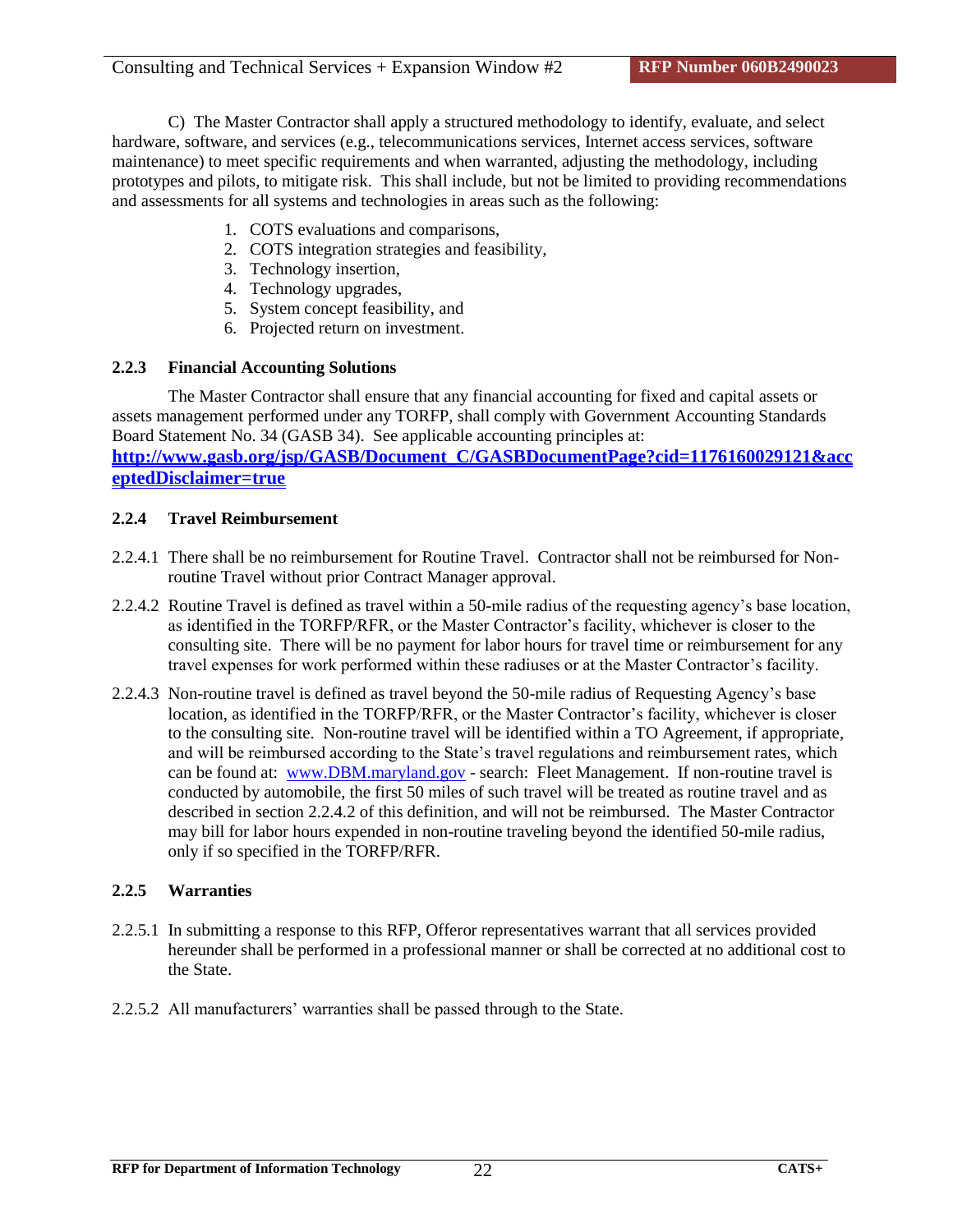C) The Master Contractor shall apply a structured methodology to identify, evaluate, and select hardware, software, and services (e.g., telecommunications services, Internet access services, software maintenance) to meet specific requirements and when warranted, adjusting the methodology, including prototypes and pilots, to mitigate risk. This shall include, but not be limited to providing recommendations and assessments for all systems and technologies in areas such as the following:

1. COTS evaluations and comparisons,
2. COTS integration strategies and feasibility,
3. Technology insertion,
4. Technology upgrades,
5. System concept feasibility, and
6. Projected return on investment.

### 2.2.3 Financial Accounting Solutions

The Master Contractor shall ensure that any financial accounting for fixed and capital assets or assets management performed under any TORFP, shall comply with Government Accounting Standards Board Statement No. 34 (GASB 34). See applicable accounting principles at: **http://www.gasb.org/jsp/GASB/Document_C/GASBDocumentPage?cid=1176160029121&acceptedDisclaimer=true**

### 2.2.4 Travel Reimbursement

2.2.4.1 There shall be no reimbursement for Routine Travel. Contractor shall not be reimbursed for Non-routine Travel without prior Contract Manager approval.

2.2.4.2 Routine Travel is defined as travel within a 50-mile radius of the requesting agency's base location, as identified in the TORFP/RFR, or the Master Contractor's facility, whichever is closer to the consulting site. There will be no payment for labor hours for travel time or reimbursement for any travel expenses for work performed within these radiuses or at the Master Contractor's facility.

2.2.4.3 Non-routine travel is defined as travel beyond the 50-mile radius of Requesting Agency's base location, as identified in the TORFP/RFR, or the Master Contractor's facility, whichever is closer to the consulting site. Non-routine travel will be identified within a TO Agreement, if appropriate, and will be reimbursed according to the State's travel regulations and reimbursement rates, which can be found at: www.DBM.maryland.gov - search: Fleet Management. If non-routine travel is conducted by automobile, the first 50 miles of such travel will be treated as routine travel and as described in section 2.2.4.2 of this definition, and will not be reimbursed. The Master Contractor may bill for labor hours expended in non-routine traveling beyond the identified 50-mile radius, only if so specified in the TORFP/RFR.

### 2.2.5 Warranties

2.2.5.1 In submitting a response to this RFP, Offeror representatives warrant that all services provided hereunder shall be performed in a professional manner or shall be corrected at no additional cost to the State.

2.2.5.2 All manufacturers' warranties shall be passed through to the State.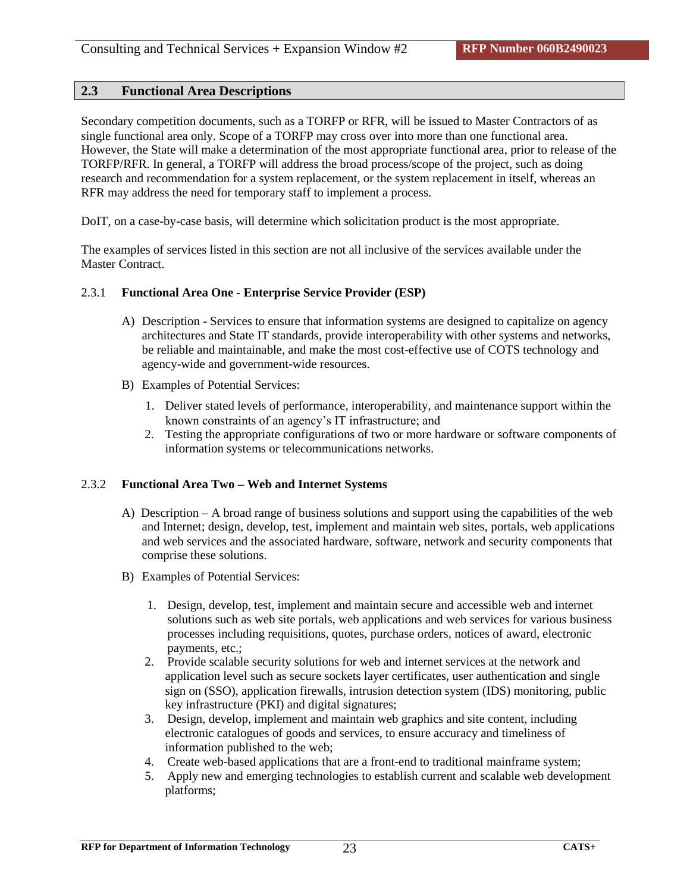## 2.3 Functional Area Descriptions

Secondary competition documents, such as a TORFP or RFR, will be issued to Master Contractors of as single functional area only. Scope of a TORFP may cross over into more than one functional area. However, the State will make a determination of the most appropriate functional area, prior to release of the TORFP/RFR. In general, a TORFP will address the broad process/scope of the project, such as doing research and recommendation for a system replacement, or the system replacement in itself, whereas an RFR may address the need for temporary staff to implement a process.

DoIT, on a case-by-case basis, will determine which solicitation product is the most appropriate.

The examples of services listed in this section are not all inclusive of the services available under the Master Contract.

### 2.3.1 Functional Area One - Enterprise Service Provider (ESP)

A) Description - Services to ensure that information systems are designed to capitalize on agency architectures and State IT standards, provide interoperability with other systems and networks, be reliable and maintainable, and make the most cost-effective use of COTS technology and agency-wide and government-wide resources.

B) Examples of Potential Services:

1. Deliver stated levels of performance, interoperability, and maintenance support within the known constraints of an agency's IT infrastructure; and
2. Testing the appropriate configurations of two or more hardware or software components of information systems or telecommunications networks.

### 2.3.2 Functional Area Two – Web and Internet Systems

A) Description – A broad range of business solutions and support using the capabilities of the web and Internet; design, develop, test, implement and maintain web sites, portals, web applications and web services and the associated hardware, software, network and security components that comprise these solutions.

B) Examples of Potential Services:

1. Design, develop, test, implement and maintain secure and accessible web and internet solutions such as web site portals, web applications and web services for various business processes including requisitions, quotes, purchase orders, notices of award, electronic payments, etc.;
2. Provide scalable security solutions for web and internet services at the network and application level such as secure sockets layer certificates, user authentication and single sign on (SSO), application firewalls, intrusion detection system (IDS) monitoring, public key infrastructure (PKI) and digital signatures;
3. Design, develop, implement and maintain web graphics and site content, including electronic catalogues of goods and services, to ensure accuracy and timeliness of information published to the web;
4. Create web-based applications that are a front-end to traditional mainframe system;
5. Apply new and emerging technologies to establish current and scalable web development platforms;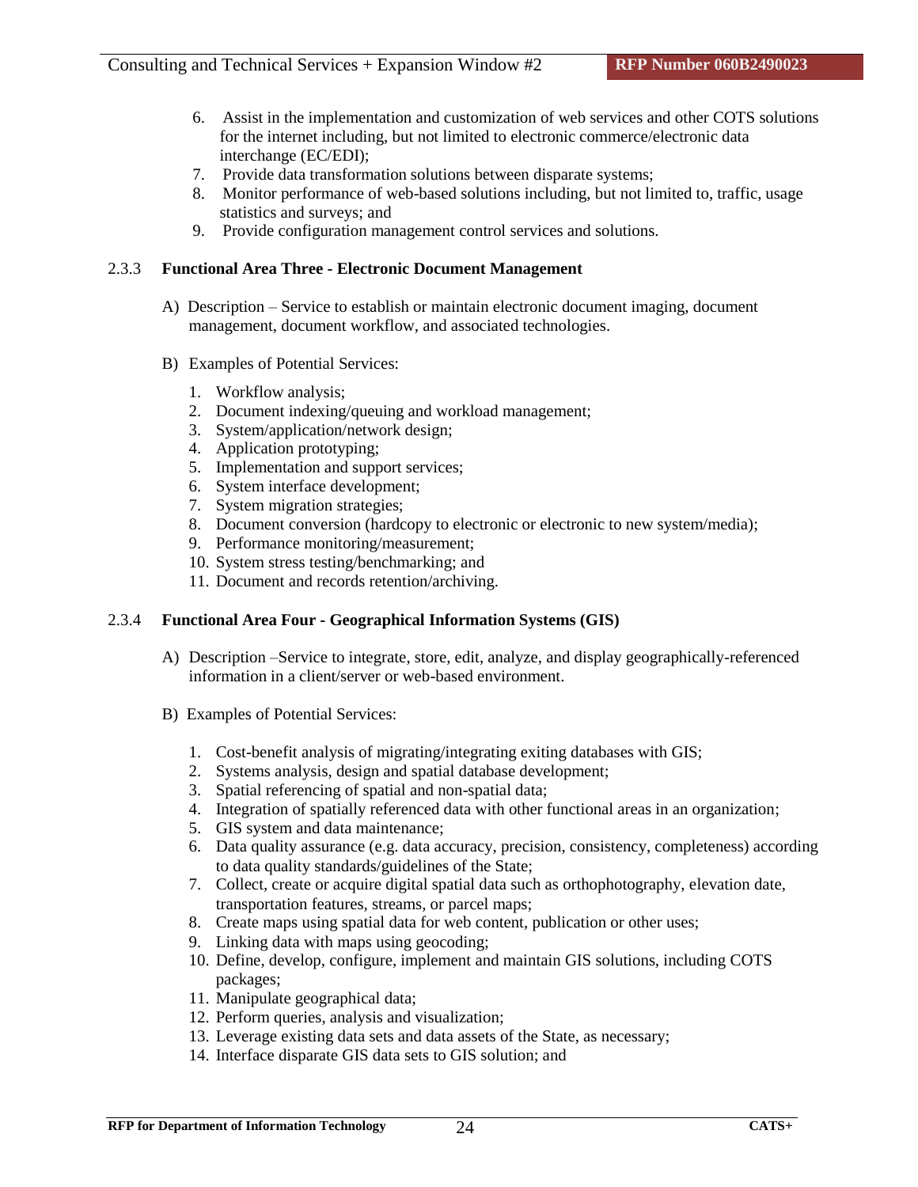6. Assist in the implementation and customization of web services and other COTS solutions for the internet including, but not limited to electronic commerce/electronic data interchange (EC/EDI);
7. Provide data transformation solutions between disparate systems;
8. Monitor performance of web-based solutions including, but not limited to, traffic, usage statistics and surveys; and
9. Provide configuration management control services and solutions.

### 2.3.3 Functional Area Three - Electronic Document Management

A) Description – Service to establish or maintain electronic document imaging, document management, document workflow, and associated technologies.

B) Examples of Potential Services:

1. Workflow analysis;
2. Document indexing/queuing and workload management;
3. System/application/network design;
4. Application prototyping;
5. Implementation and support services;
6. System interface development;
7. System migration strategies;
8. Document conversion (hardcopy to electronic or electronic to new system/media);
9. Performance monitoring/measurement;
10. System stress testing/benchmarking; and
11. Document and records retention/archiving.

### 2.3.4 Functional Area Four - Geographical Information Systems (GIS)

A) Description –Service to integrate, store, edit, analyze, and display geographically-referenced information in a client/server or web-based environment.

B) Examples of Potential Services:

1. Cost-benefit analysis of migrating/integrating exiting databases with GIS;
2. Systems analysis, design and spatial database development;
3. Spatial referencing of spatial and non-spatial data;
4. Integration of spatially referenced data with other functional areas in an organization;
5. GIS system and data maintenance;
6. Data quality assurance (e.g. data accuracy, precision, consistency, completeness) according to data quality standards/guidelines of the State;
7. Collect, create or acquire digital spatial data such as orthophotography, elevation date, transportation features, streams, or parcel maps;
8. Create maps using spatial data for web content, publication or other uses;
9. Linking data with maps using geocoding;
10. Define, develop, configure, implement and maintain GIS solutions, including COTS packages;
11. Manipulate geographical data;
12. Perform queries, analysis and visualization;
13. Leverage existing data sets and data assets of the State, as necessary;
14. Interface disparate GIS data sets to GIS solution; and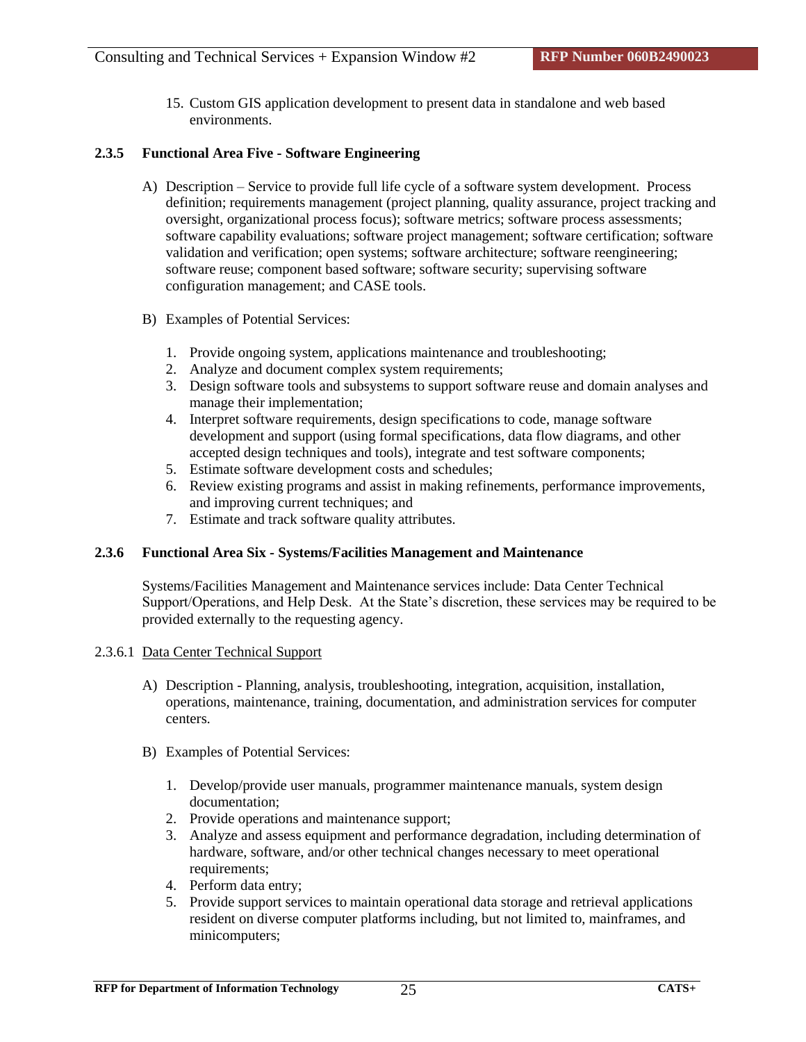15. Custom GIS application development to present data in standalone and web based environments.

### 2.3.5 Functional Area Five - Software Engineering

A) Description – Service to provide full life cycle of a software system development. Process definition; requirements management (project planning, quality assurance, project tracking and oversight, organizational process focus); software metrics; software process assessments; software capability evaluations; software project management; software certification; software validation and verification; open systems; software architecture; software reengineering; software reuse; component based software; software security; supervising software configuration management; and CASE tools.

B) Examples of Potential Services:

1. Provide ongoing system, applications maintenance and troubleshooting;
2. Analyze and document complex system requirements;
3. Design software tools and subsystems to support software reuse and domain analyses and manage their implementation;
4. Interpret software requirements, design specifications to code, manage software development and support (using formal specifications, data flow diagrams, and other accepted design techniques and tools), integrate and test software components;
5. Estimate software development costs and schedules;
6. Review existing programs and assist in making refinements, performance improvements, and improving current techniques; and
7. Estimate and track software quality attributes.

### 2.3.6 Functional Area Six - Systems/Facilities Management and Maintenance

Systems/Facilities Management and Maintenance services include: Data Center Technical Support/Operations, and Help Desk. At the State's discretion, these services may be required to be provided externally to the requesting agency.

#### 2.3.6.1 Data Center Technical Support

A) Description - Planning, analysis, troubleshooting, integration, acquisition, installation, operations, maintenance, training, documentation, and administration services for computer centers.

B) Examples of Potential Services:

1. Develop/provide user manuals, programmer maintenance manuals, system design documentation;
2. Provide operations and maintenance support;
3. Analyze and assess equipment and performance degradation, including determination of hardware, software, and/or other technical changes necessary to meet operational requirements;
4. Perform data entry;
5. Provide support services to maintain operational data storage and retrieval applications resident on diverse computer platforms including, but not limited to, mainframes, and minicomputers;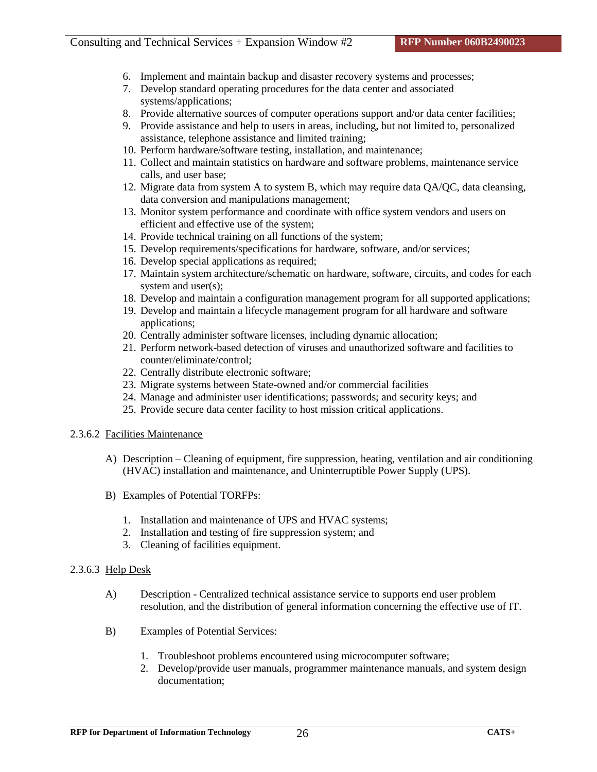6. Implement and maintain backup and disaster recovery systems and processes;
7. Develop standard operating procedures for the data center and associated systems/applications;
8. Provide alternative sources of computer operations support and/or data center facilities;
9. Provide assistance and help to users in areas, including, but not limited to, personalized assistance, telephone assistance and limited training;
10. Perform hardware/software testing, installation, and maintenance;
11. Collect and maintain statistics on hardware and software problems, maintenance service calls, and user base;
12. Migrate data from system A to system B, which may require data QA/QC, data cleansing, data conversion and manipulations management;
13. Monitor system performance and coordinate with office system vendors and users on efficient and effective use of the system;
14. Provide technical training on all functions of the system;
15. Develop requirements/specifications for hardware, software, and/or services;
16. Develop special applications as required;
17. Maintain system architecture/schematic on hardware, software, circuits, and codes for each system and user(s);
18. Develop and maintain a configuration management program for all supported applications;
19. Develop and maintain a lifecycle management program for all hardware and software applications;
20. Centrally administer software licenses, including dynamic allocation;
21. Perform network-based detection of viruses and unauthorized software and facilities to counter/eliminate/control;
22. Centrally distribute electronic software;
23. Migrate systems between State-owned and/or commercial facilities
24. Manage and administer user identifications; passwords; and security keys; and
25. Provide secure data center facility to host mission critical applications.

#### 2.3.6.2 Facilities Maintenance

A) Description – Cleaning of equipment, fire suppression, heating, ventilation and air conditioning (HVAC) installation and maintenance, and Uninterruptible Power Supply (UPS).

B) Examples of Potential TORFPs:

1. Installation and maintenance of UPS and HVAC systems;
2. Installation and testing of fire suppression system; and
3. Cleaning of facilities equipment.

#### 2.3.6.3 Help Desk

A) Description - Centralized technical assistance service to supports end user problem resolution, and the distribution of general information concerning the effective use of IT.

B) Examples of Potential Services:

1. Troubleshoot problems encountered using microcomputer software;
2. Develop/provide user manuals, programmer maintenance manuals, and system design documentation;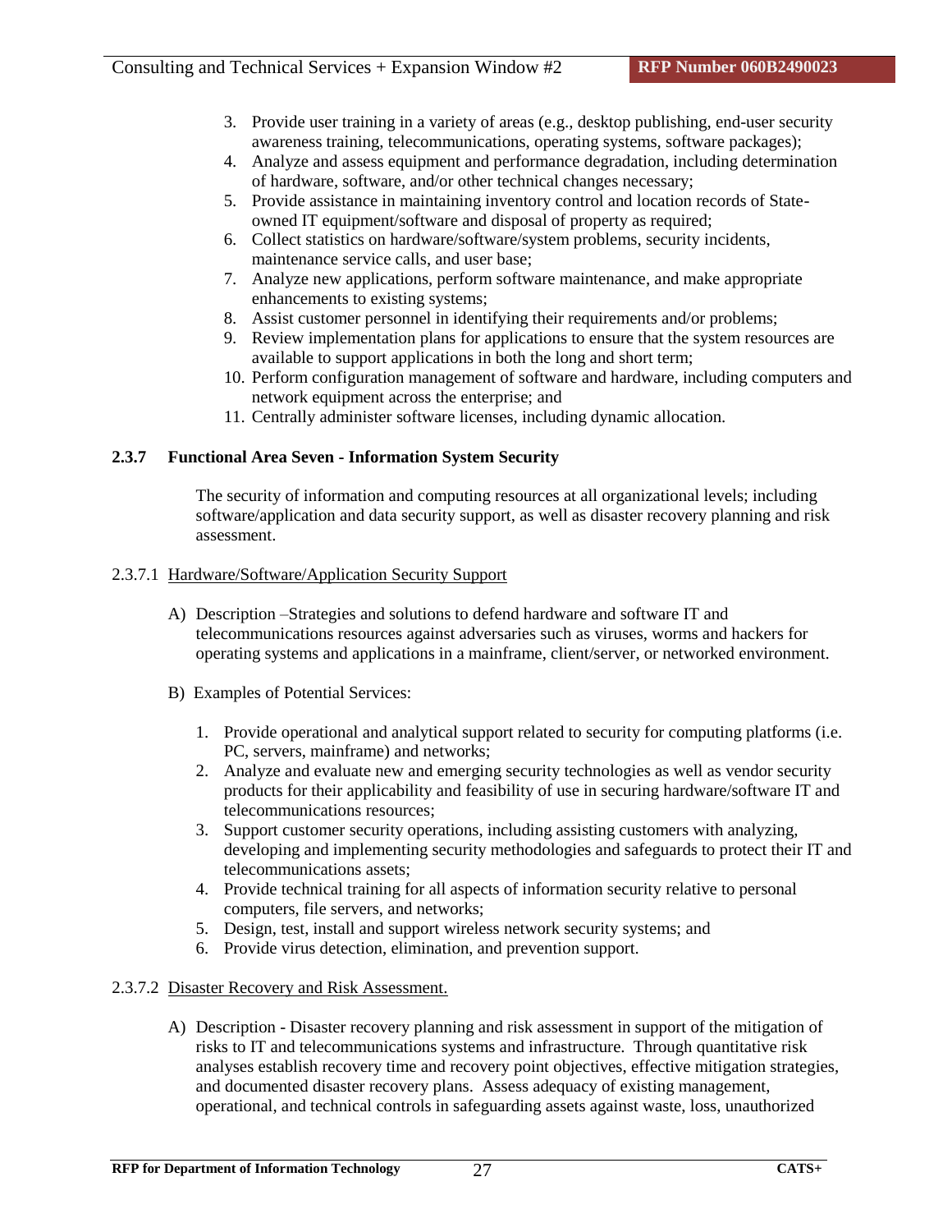3. Provide user training in a variety of areas (e.g., desktop publishing, end-user security awareness training, telecommunications, operating systems, software packages);
4. Analyze and assess equipment and performance degradation, including determination of hardware, software, and/or other technical changes necessary;
5. Provide assistance in maintaining inventory control and location records of State-owned IT equipment/software and disposal of property as required;
6. Collect statistics on hardware/software/system problems, security incidents, maintenance service calls, and user base;
7. Analyze new applications, perform software maintenance, and make appropriate enhancements to existing systems;
8. Assist customer personnel in identifying their requirements and/or problems;
9. Review implementation plans for applications to ensure that the system resources are available to support applications in both the long and short term;
10. Perform configuration management of software and hardware, including computers and network equipment across the enterprise; and
11. Centrally administer software licenses, including dynamic allocation.

### 2.3.7 Functional Area Seven - Information System Security

The security of information and computing resources at all organizational levels; including software/application and data security support, as well as disaster recovery planning and risk assessment.

#### 2.3.7.1 Hardware/Software/Application Security Support

A) Description –Strategies and solutions to defend hardware and software IT and telecommunications resources against adversaries such as viruses, worms and hackers for operating systems and applications in a mainframe, client/server, or networked environment.

B) Examples of Potential Services:

1. Provide operational and analytical support related to security for computing platforms (i.e. PC, servers, mainframe) and networks;
2. Analyze and evaluate new and emerging security technologies as well as vendor security products for their applicability and feasibility of use in securing hardware/software IT and telecommunications resources;
3. Support customer security operations, including assisting customers with analyzing, developing and implementing security methodologies and safeguards to protect their IT and telecommunications assets;
4. Provide technical training for all aspects of information security relative to personal computers, file servers, and networks;
5. Design, test, install and support wireless network security systems; and
6. Provide virus detection, elimination, and prevention support.

#### 2.3.7.2 Disaster Recovery and Risk Assessment.

A) Description - Disaster recovery planning and risk assessment in support of the mitigation of risks to IT and telecommunications systems and infrastructure. Through quantitative risk analyses establish recovery time and recovery point objectives, effective mitigation strategies, and documented disaster recovery plans. Assess adequacy of existing management, operational, and technical controls in safeguarding assets against waste, loss, unauthorized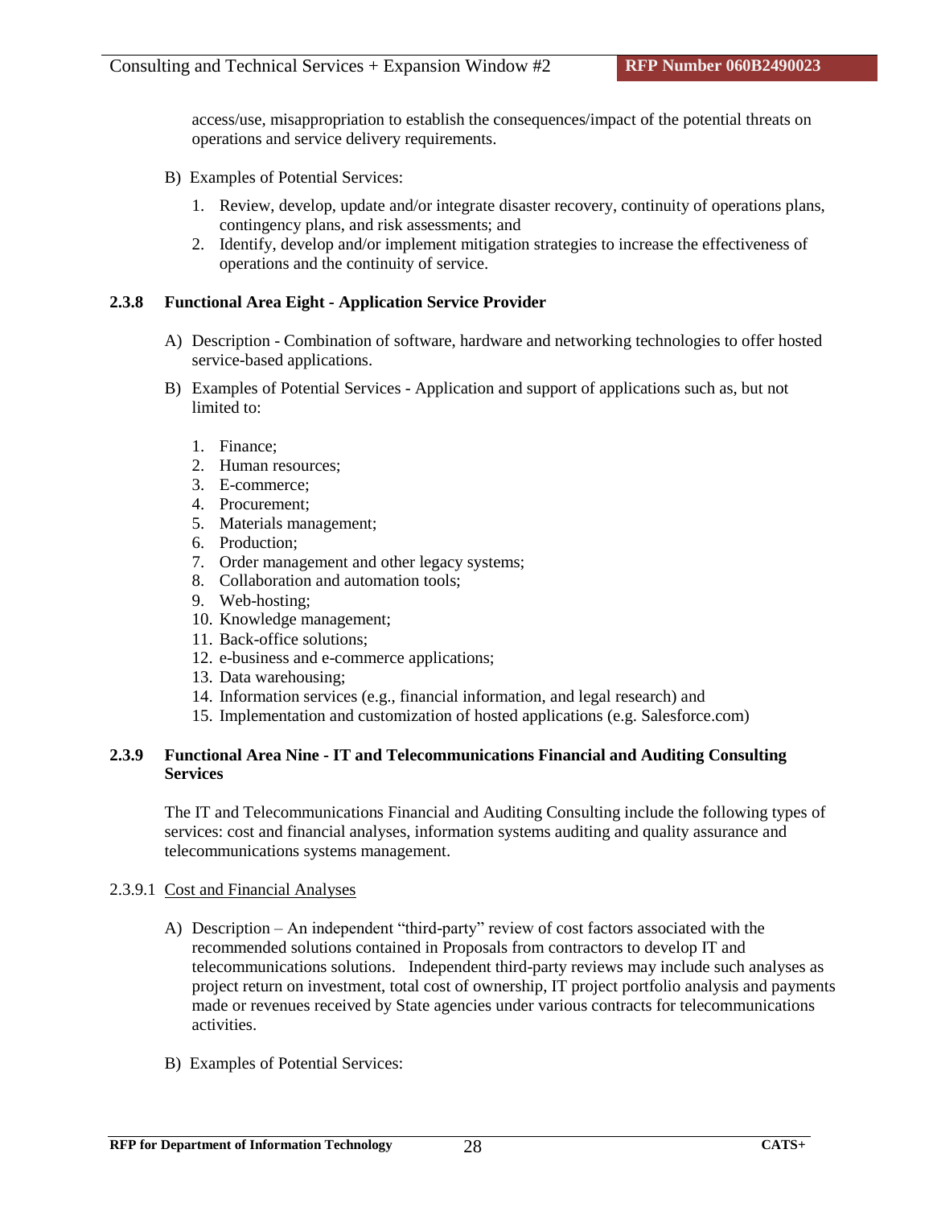access/use, misappropriation to establish the consequences/impact of the potential threats on operations and service delivery requirements.

B) Examples of Potential Services:

1. Review, develop, update and/or integrate disaster recovery, continuity of operations plans, contingency plans, and risk assessments; and
2. Identify, develop and/or implement mitigation strategies to increase the effectiveness of operations and the continuity of service.

### 2.3.8 Functional Area Eight - Application Service Provider

A) Description - Combination of software, hardware and networking technologies to offer hosted service-based applications.

B) Examples of Potential Services - Application and support of applications such as, but not limited to:

1. Finance;
2. Human resources;
3. E-commerce;
4. Procurement;
5. Materials management;
6. Production;
7. Order management and other legacy systems;
8. Collaboration and automation tools;
9. Web-hosting;
10. Knowledge management;
11. Back-office solutions;
12. e-business and e-commerce applications;
13. Data warehousing;
14. Information services (e.g., financial information, and legal research) and
15. Implementation and customization of hosted applications (e.g. Salesforce.com)

### 2.3.9 Functional Area Nine - IT and Telecommunications Financial and Auditing Consulting Services

The IT and Telecommunications Financial and Auditing Consulting include the following types of services: cost and financial analyses, information systems auditing and quality assurance and telecommunications systems management.

2.3.9.1 Cost and Financial Analyses

A) Description – An independent "third-party" review of cost factors associated with the recommended solutions contained in Proposals from contractors to develop IT and telecommunications solutions. Independent third-party reviews may include such analyses as project return on investment, total cost of ownership, IT project portfolio analysis and payments made or revenues received by State agencies under various contracts for telecommunications activities.

B) Examples of Potential Services: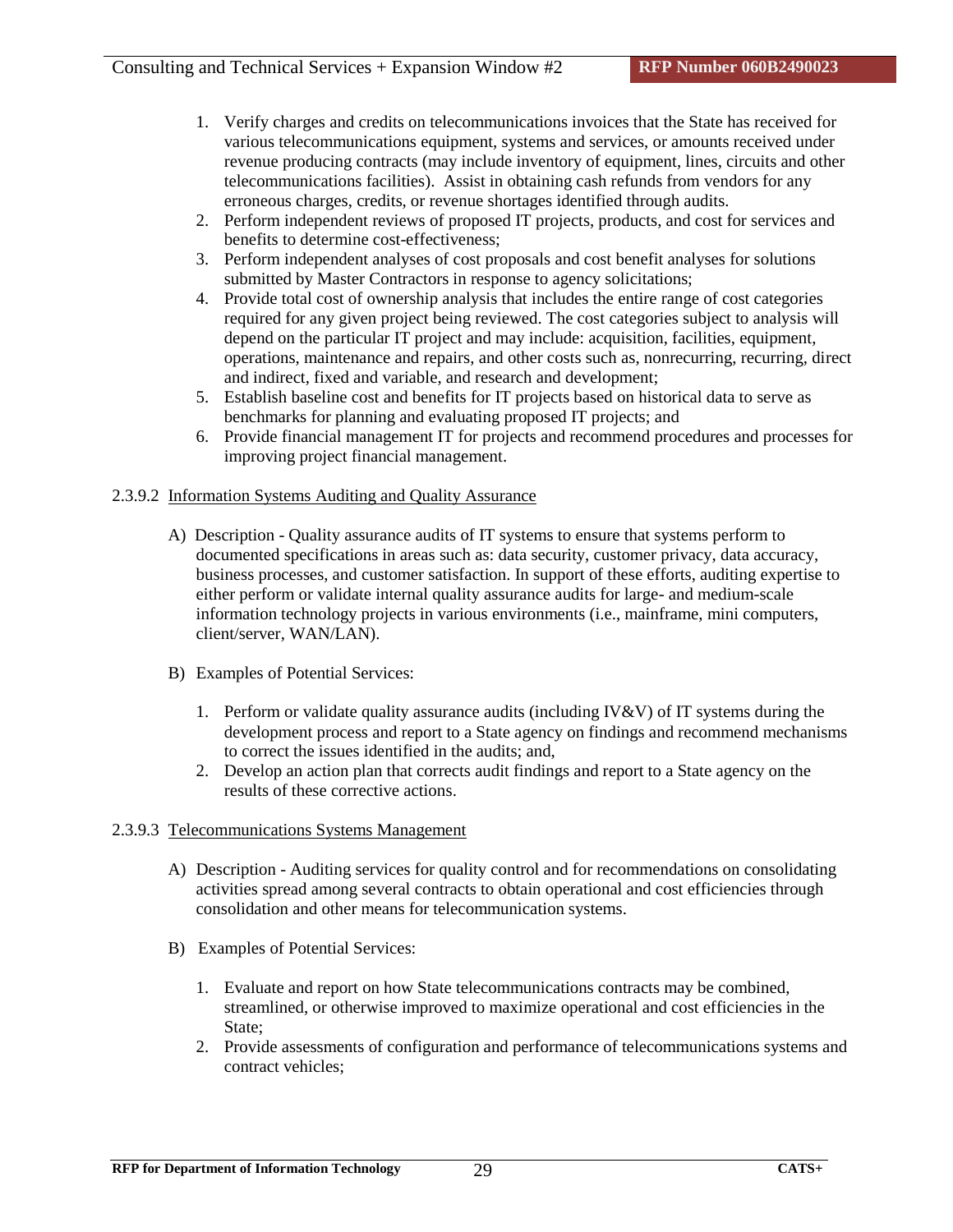1. Verify charges and credits on telecommunications invoices that the State has received for various telecommunications equipment, systems and services, or amounts received under revenue producing contracts (may include inventory of equipment, lines, circuits and other telecommunications facilities). Assist in obtaining cash refunds from vendors for any erroneous charges, credits, or revenue shortages identified through audits.
2. Perform independent reviews of proposed IT projects, products, and cost for services and benefits to determine cost-effectiveness;
3. Perform independent analyses of cost proposals and cost benefit analyses for solutions submitted by Master Contractors in response to agency solicitations;
4. Provide total cost of ownership analysis that includes the entire range of cost categories required for any given project being reviewed. The cost categories subject to analysis will depend on the particular IT project and may include: acquisition, facilities, equipment, operations, maintenance and repairs, and other costs such as, nonrecurring, recurring, direct and indirect, fixed and variable, and research and development;
5. Establish baseline cost and benefits for IT projects based on historical data to serve as benchmarks for planning and evaluating proposed IT projects; and
6. Provide financial management IT for projects and recommend procedures and processes for improving project financial management.

2.3.9.2 Information Systems Auditing and Quality Assurance

A) Description - Quality assurance audits of IT systems to ensure that systems perform to documented specifications in areas such as: data security, customer privacy, data accuracy, business processes, and customer satisfaction. In support of these efforts, auditing expertise to either perform or validate internal quality assurance audits for large- and medium-scale information technology projects in various environments (i.e., mainframe, mini computers, client/server, WAN/LAN).

B) Examples of Potential Services:

1. Perform or validate quality assurance audits (including IV&V) of IT systems during the development process and report to a State agency on findings and recommend mechanisms to correct the issues identified in the audits; and,
2. Develop an action plan that corrects audit findings and report to a State agency on the results of these corrective actions.

2.3.9.3 Telecommunications Systems Management

A) Description - Auditing services for quality control and for recommendations on consolidating activities spread among several contracts to obtain operational and cost efficiencies through consolidation and other means for telecommunication systems.

B) Examples of Potential Services:

1. Evaluate and report on how State telecommunications contracts may be combined, streamlined, or otherwise improved to maximize operational and cost efficiencies in the State;
2. Provide assessments of configuration and performance of telecommunications systems and contract vehicles;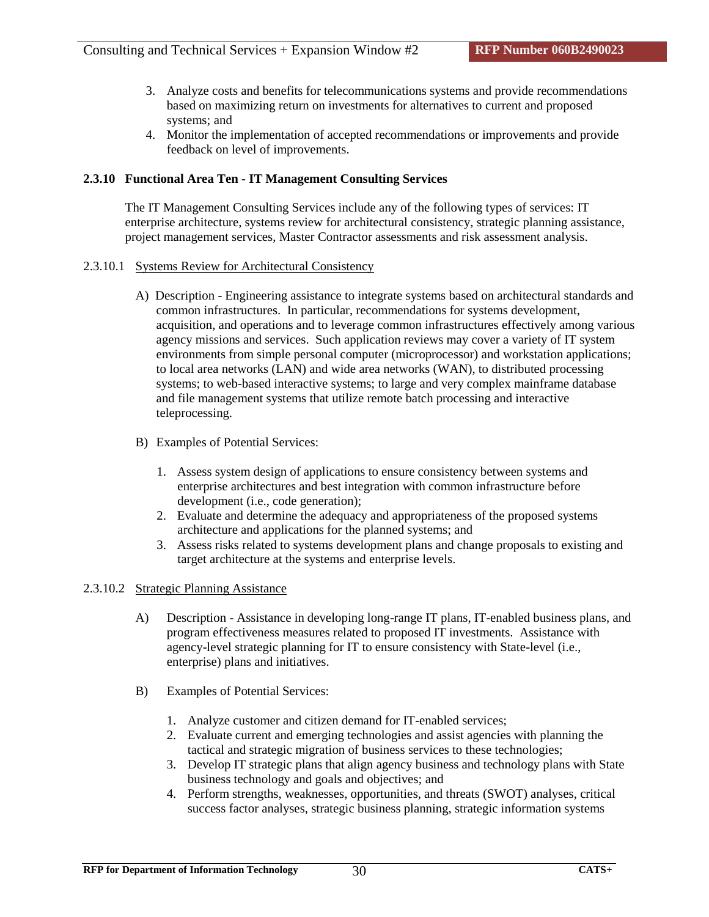3. Analyze costs and benefits for telecommunications systems and provide recommendations based on maximizing return on investments for alternatives to current and proposed systems; and
4. Monitor the implementation of accepted recommendations or improvements and provide feedback on level of improvements.

### 2.3.10 Functional Area Ten - IT Management Consulting Services

The IT Management Consulting Services include any of the following types of services: IT enterprise architecture, systems review for architectural consistency, strategic planning assistance, project management services, Master Contractor assessments and risk assessment analysis.

#### 2.3.10.1 Systems Review for Architectural Consistency

A) Description - Engineering assistance to integrate systems based on architectural standards and common infrastructures. In particular, recommendations for systems development, acquisition, and operations and to leverage common infrastructures effectively among various agency missions and services. Such application reviews may cover a variety of IT system environments from simple personal computer (microprocessor) and workstation applications; to local area networks (LAN) and wide area networks (WAN), to distributed processing systems; to web-based interactive systems; to large and very complex mainframe database and file management systems that utilize remote batch processing and interactive teleprocessing.

B) Examples of Potential Services:

1. Assess system design of applications to ensure consistency between systems and enterprise architectures and best integration with common infrastructure before development (i.e., code generation);
2. Evaluate and determine the adequacy and appropriateness of the proposed systems architecture and applications for the planned systems; and
3. Assess risks related to systems development plans and change proposals to existing and target architecture at the systems and enterprise levels.

#### 2.3.10.2 Strategic Planning Assistance

A) Description - Assistance in developing long-range IT plans, IT-enabled business plans, and program effectiveness measures related to proposed IT investments. Assistance with agency-level strategic planning for IT to ensure consistency with State-level (i.e., enterprise) plans and initiatives.

B) Examples of Potential Services:

1. Analyze customer and citizen demand for IT-enabled services;
2. Evaluate current and emerging technologies and assist agencies with planning the tactical and strategic migration of business services to these technologies;
3. Develop IT strategic plans that align agency business and technology plans with State business technology and goals and objectives; and
4. Perform strengths, weaknesses, opportunities, and threats (SWOT) analyses, critical success factor analyses, strategic business planning, strategic information systems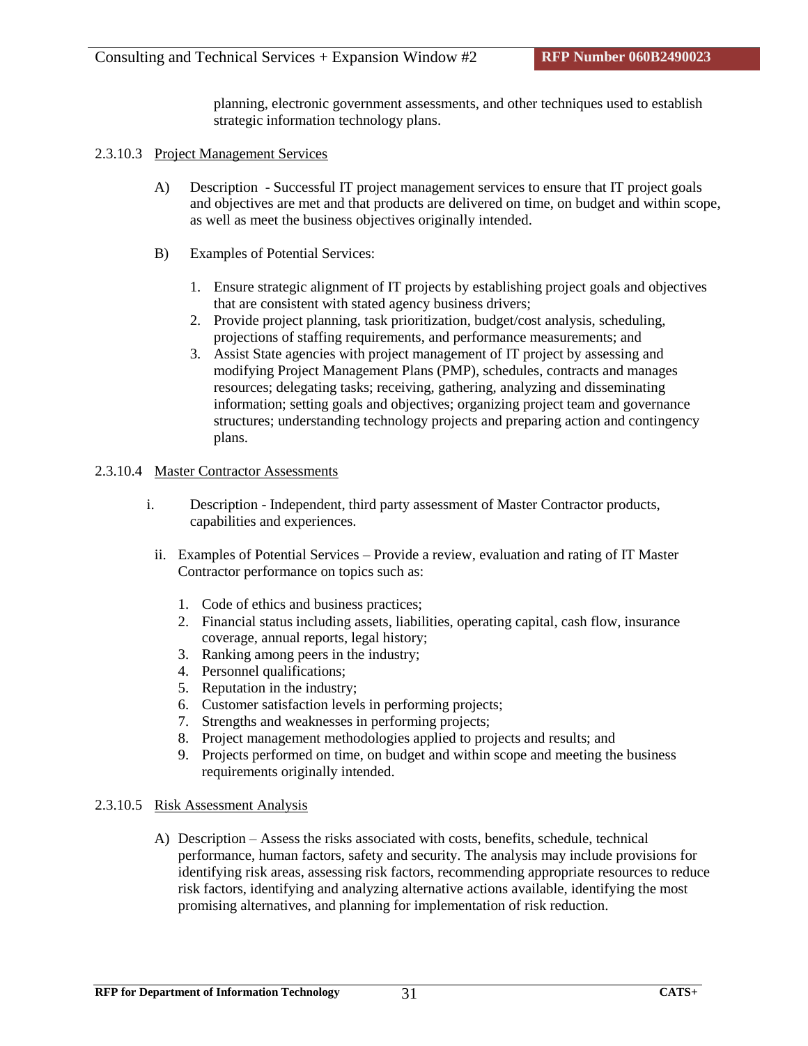planning, electronic government assessments, and other techniques used to establish strategic information technology plans.

2.3.10.3 Project Management Services

A) Description - Successful IT project management services to ensure that IT project goals and objectives are met and that products are delivered on time, on budget and within scope, as well as meet the business objectives originally intended.

B) Examples of Potential Services:

1. Ensure strategic alignment of IT projects by establishing project goals and objectives that are consistent with stated agency business drivers;
2. Provide project planning, task prioritization, budget/cost analysis, scheduling, projections of staffing requirements, and performance measurements; and
3. Assist State agencies with project management of IT project by assessing and modifying Project Management Plans (PMP), schedules, contracts and manages resources; delegating tasks; receiving, gathering, analyzing and disseminating information; setting goals and objectives; organizing project team and governance structures; understanding technology projects and preparing action and contingency plans.

2.3.10.4 Master Contractor Assessments

i. Description - Independent, third party assessment of Master Contractor products, capabilities and experiences.

ii. Examples of Potential Services – Provide a review, evaluation and rating of IT Master Contractor performance on topics such as:

1. Code of ethics and business practices;
2. Financial status including assets, liabilities, operating capital, cash flow, insurance coverage, annual reports, legal history;
3. Ranking among peers in the industry;
4. Personnel qualifications;
5. Reputation in the industry;
6. Customer satisfaction levels in performing projects;
7. Strengths and weaknesses in performing projects;
8. Project management methodologies applied to projects and results; and
9. Projects performed on time, on budget and within scope and meeting the business requirements originally intended.

2.3.10.5 Risk Assessment Analysis

A) Description – Assess the risks associated with costs, benefits, schedule, technical performance, human factors, safety and security. The analysis may include provisions for identifying risk areas, assessing risk factors, recommending appropriate resources to reduce risk factors, identifying and analyzing alternative actions available, identifying the most promising alternatives, and planning for implementation of risk reduction.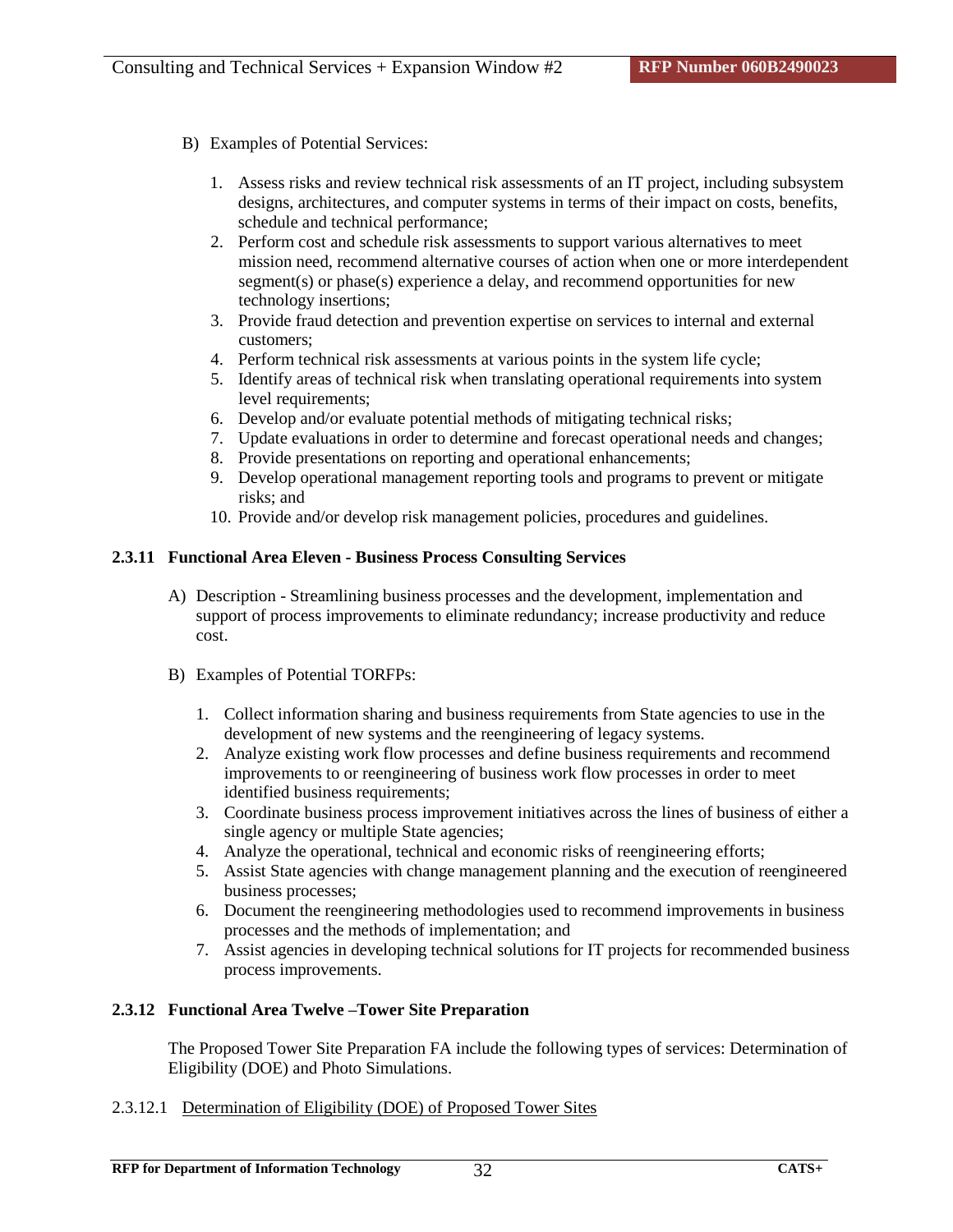B) Examples of Potential Services:

1. Assess risks and review technical risk assessments of an IT project, including subsystem designs, architectures, and computer systems in terms of their impact on costs, benefits, schedule and technical performance;
2. Perform cost and schedule risk assessments to support various alternatives to meet mission need, recommend alternative courses of action when one or more interdependent segment(s) or phase(s) experience a delay, and recommend opportunities for new technology insertions;
3. Provide fraud detection and prevention expertise on services to internal and external customers;
4. Perform technical risk assessments at various points in the system life cycle;
5. Identify areas of technical risk when translating operational requirements into system level requirements;
6. Develop and/or evaluate potential methods of mitigating technical risks;
7. Update evaluations in order to determine and forecast operational needs and changes;
8. Provide presentations on reporting and operational enhancements;
9. Develop operational management reporting tools and programs to prevent or mitigate risks; and
10. Provide and/or develop risk management policies, procedures and guidelines.

### 2.3.11 Functional Area Eleven - Business Process Consulting Services

A) Description - Streamlining business processes and the development, implementation and support of process improvements to eliminate redundancy; increase productivity and reduce cost.

B) Examples of Potential TORFPs:

1. Collect information sharing and business requirements from State agencies to use in the development of new systems and the reengineering of legacy systems.
2. Analyze existing work flow processes and define business requirements and recommend improvements to or reengineering of business work flow processes in order to meet identified business requirements;
3. Coordinate business process improvement initiatives across the lines of business of either a single agency or multiple State agencies;
4. Analyze the operational, technical and economic risks of reengineering efforts;
5. Assist State agencies with change management planning and the execution of reengineered business processes;
6. Document the reengineering methodologies used to recommend improvements in business processes and the methods of implementation; and
7. Assist agencies in developing technical solutions for IT projects for recommended business process improvements.

### 2.3.12 Functional Area Twelve –Tower Site Preparation

The Proposed Tower Site Preparation FA include the following types of services: Determination of Eligibility (DOE) and Photo Simulations.

2.3.12.1 Determination of Eligibility (DOE) of Proposed Tower Sites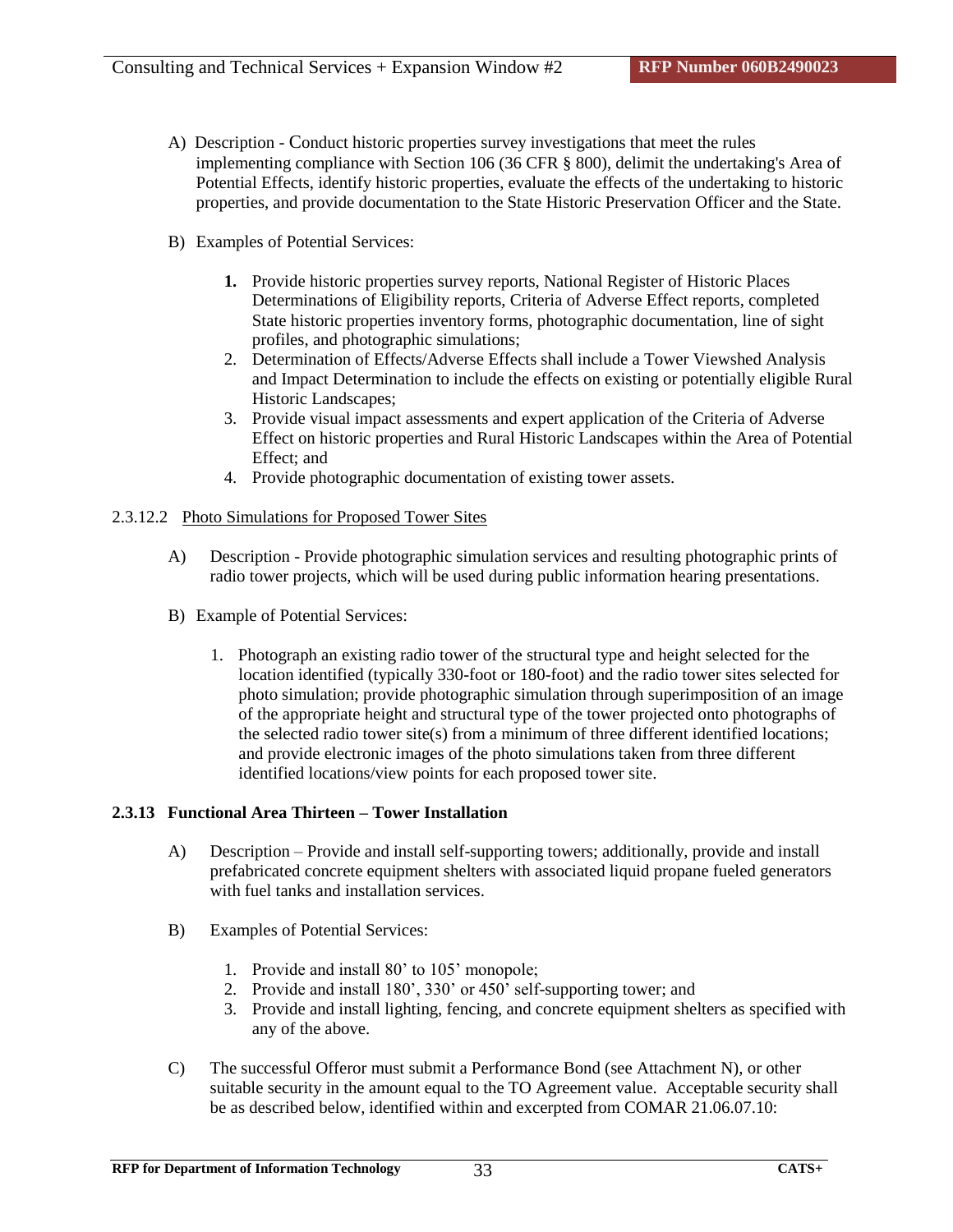A) Description - Conduct historic properties survey investigations that meet the rules implementing compliance with Section 106 (36 CFR § 800), delimit the undertaking's Area of Potential Effects, identify historic properties, evaluate the effects of the undertaking to historic properties, and provide documentation to the State Historic Preservation Officer and the State.

B) Examples of Potential Services:

1. Provide historic properties survey reports, National Register of Historic Places Determinations of Eligibility reports, Criteria of Adverse Effect reports, completed State historic properties inventory forms, photographic documentation, line of sight profiles, and photographic simulations;
2. Determination of Effects/Adverse Effects shall include a Tower Viewshed Analysis and Impact Determination to include the effects on existing or potentially eligible Rural Historic Landscapes;
3. Provide visual impact assessments and expert application of the Criteria of Adverse Effect on historic properties and Rural Historic Landscapes within the Area of Potential Effect; and
4. Provide photographic documentation of existing tower assets.

2.3.12.2 Photo Simulations for Proposed Tower Sites

A) Description - Provide photographic simulation services and resulting photographic prints of radio tower projects, which will be used during public information hearing presentations.

B) Example of Potential Services:

1. Photograph an existing radio tower of the structural type and height selected for the location identified (typically 330-foot or 180-foot) and the radio tower sites selected for photo simulation; provide photographic simulation through superimposition of an image of the appropriate height and structural type of the tower projected onto photographs of the selected radio tower site(s) from a minimum of three different identified locations; and provide electronic images of the photo simulations taken from three different identified locations/view points for each proposed tower site.

### 2.3.13 Functional Area Thirteen – Tower Installation

A) Description – Provide and install self-supporting towers; additionally, provide and install prefabricated concrete equipment shelters with associated liquid propane fueled generators with fuel tanks and installation services.

B) Examples of Potential Services:

1. Provide and install 80' to 105' monopole;
2. Provide and install 180', 330' or 450' self-supporting tower; and
3. Provide and install lighting, fencing, and concrete equipment shelters as specified with any of the above.

C) The successful Offeror must submit a Performance Bond (see Attachment N), or other suitable security in the amount equal to the TO Agreement value. Acceptable security shall be as described below, identified within and excerpted from COMAR 21.06.07.10: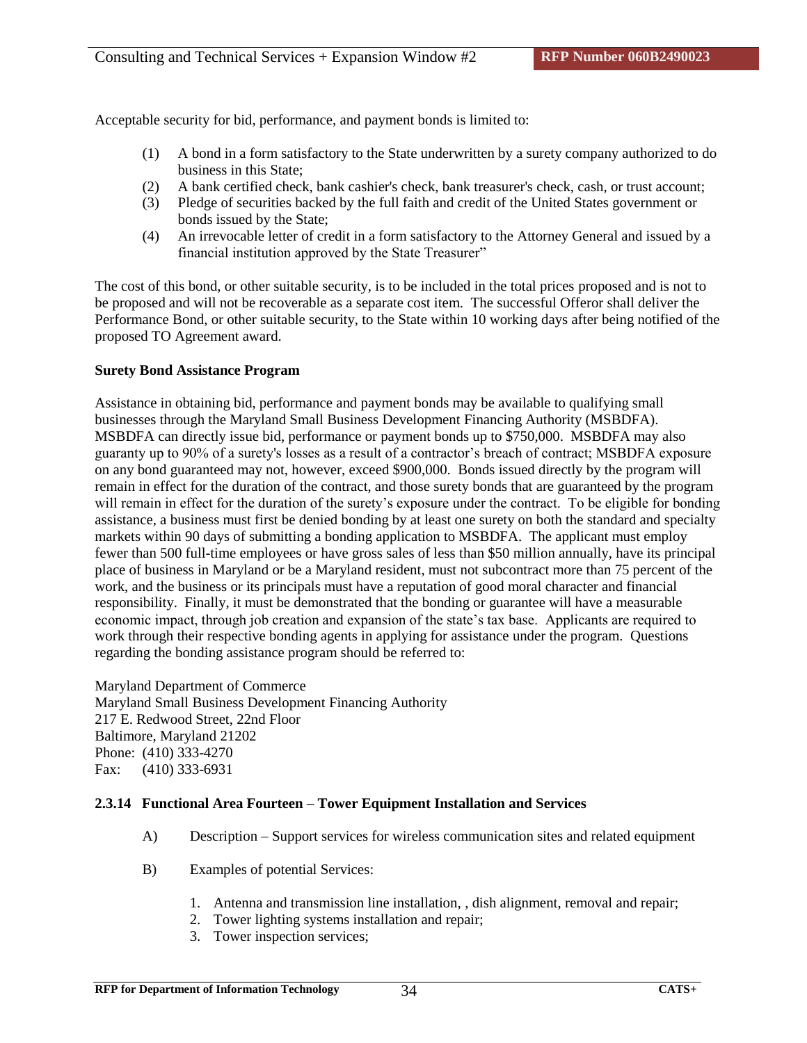Acceptable security for bid, performance, and payment bonds is limited to:

(1) A bond in a form satisfactory to the State underwritten by a surety company authorized to do business in this State;
(2) A bank certified check, bank cashier's check, bank treasurer's check, cash, or trust account;
(3) Pledge of securities backed by the full faith and credit of the United States government or bonds issued by the State;
(4) An irrevocable letter of credit in a form satisfactory to the Attorney General and issued by a financial institution approved by the State Treasurer"

The cost of this bond, or other suitable security, is to be included in the total prices proposed and is not to be proposed and will not be recoverable as a separate cost item. The successful Offeror shall deliver the Performance Bond, or other suitable security, to the State within 10 working days after being notified of the proposed TO Agreement award.

**Surety Bond Assistance Program**

Assistance in obtaining bid, performance and payment bonds may be available to qualifying small businesses through the Maryland Small Business Development Financing Authority (MSBDFA). MSBDFA can directly issue bid, performance or payment bonds up to $750,000. MSBDFA may also guaranty up to 90% of a surety's losses as a result of a contractor's breach of contract; MSBDFA exposure on any bond guaranteed may not, however, exceed $900,000. Bonds issued directly by the program will remain in effect for the duration of the contract, and those surety bonds that are guaranteed by the program will remain in effect for the duration of the surety's exposure under the contract. To be eligible for bonding assistance, a business must first be denied bonding by at least one surety on both the standard and specialty markets within 90 days of submitting a bonding application to MSBDFA. The applicant must employ fewer than 500 full-time employees or have gross sales of less than $50 million annually, have its principal place of business in Maryland or be a Maryland resident, must not subcontract more than 75 percent of the work, and the business or its principals must have a reputation of good moral character and financial responsibility. Finally, it must be demonstrated that the bonding or guarantee will have a measurable economic impact, through job creation and expansion of the state's tax base. Applicants are required to work through their respective bonding agents in applying for assistance under the program. Questions regarding the bonding assistance program should be referred to:

Maryland Department of Commerce
Maryland Small Business Development Financing Authority
217 E. Redwood Street, 22nd Floor
Baltimore, Maryland 21202
Phone: (410) 333-4270
Fax: (410) 333-6931

### 2.3.14 Functional Area Fourteen – Tower Equipment Installation and Services

A) Description – Support services for wireless communication sites and related equipment

B) Examples of potential Services:

1. Antenna and transmission line installation, , dish alignment, removal and repair;
2. Tower lighting systems installation and repair;
3. Tower inspection services;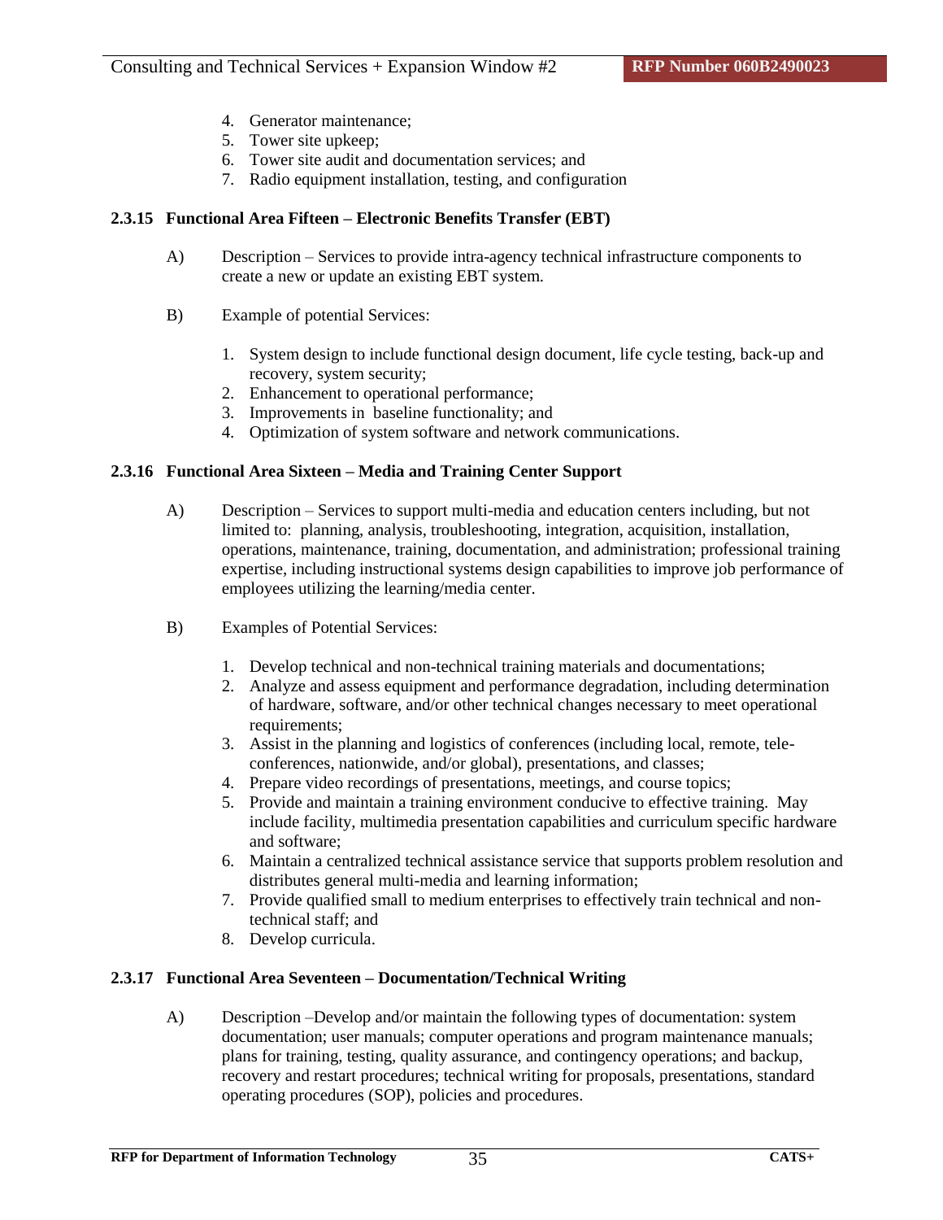4. Generator maintenance;
5. Tower site upkeep;
6. Tower site audit and documentation services; and
7. Radio equipment installation, testing, and configuration

### 2.3.15 Functional Area Fifteen – Electronic Benefits Transfer (EBT)

A) Description – Services to provide intra-agency technical infrastructure components to create a new or update an existing EBT system.

B) Example of potential Services:

1. System design to include functional design document, life cycle testing, back-up and recovery, system security;
2. Enhancement to operational performance;
3. Improvements in baseline functionality; and
4. Optimization of system software and network communications.

### 2.3.16 Functional Area Sixteen – Media and Training Center Support

A) Description – Services to support multi-media and education centers including, but not limited to: planning, analysis, troubleshooting, integration, acquisition, installation, operations, maintenance, training, documentation, and administration; professional training expertise, including instructional systems design capabilities to improve job performance of employees utilizing the learning/media center.

B) Examples of Potential Services:

1. Develop technical and non-technical training materials and documentations;
2. Analyze and assess equipment and performance degradation, including determination of hardware, software, and/or other technical changes necessary to meet operational requirements;
3. Assist in the planning and logistics of conferences (including local, remote, tele-conferences, nationwide, and/or global), presentations, and classes;
4. Prepare video recordings of presentations, meetings, and course topics;
5. Provide and maintain a training environment conducive to effective training. May include facility, multimedia presentation capabilities and curriculum specific hardware and software;
6. Maintain a centralized technical assistance service that supports problem resolution and distributes general multi-media and learning information;
7. Provide qualified small to medium enterprises to effectively train technical and non-technical staff; and
8. Develop curricula.

### 2.3.17 Functional Area Seventeen – Documentation/Technical Writing

A) Description –Develop and/or maintain the following types of documentation: system documentation; user manuals; computer operations and program maintenance manuals; plans for training, testing, quality assurance, and contingency operations; and backup, recovery and restart procedures; technical writing for proposals, presentations, standard operating procedures (SOP), policies and procedures.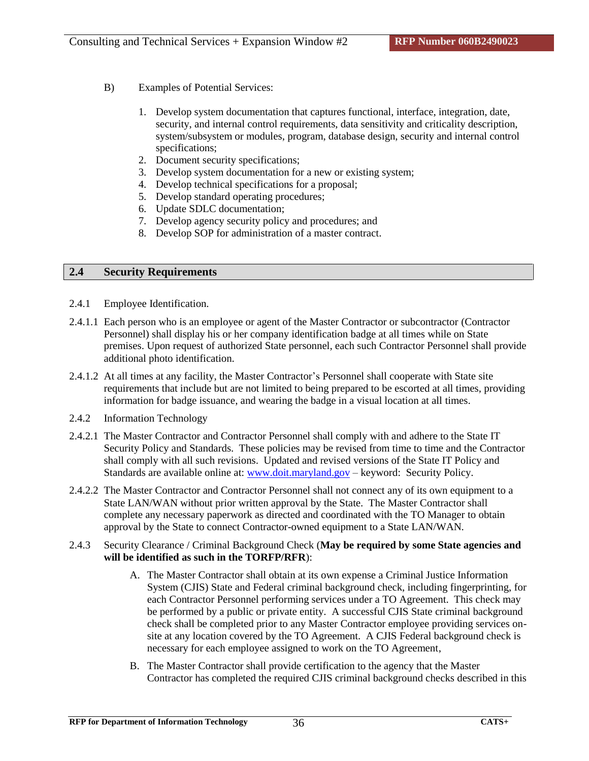B) Examples of Potential Services:

1. Develop system documentation that captures functional, interface, integration, date, security, and internal control requirements, data sensitivity and criticality description, system/subsystem or modules, program, database design, security and internal control specifications;
2. Document security specifications;
3. Develop system documentation for a new or existing system;
4. Develop technical specifications for a proposal;
5. Develop standard operating procedures;
6. Update SDLC documentation;
7. Develop agency security policy and procedures; and
8. Develop SOP for administration of a master contract.

## 2.4 Security Requirements

2.4.1 Employee Identification.

2.4.1.1 Each person who is an employee or agent of the Master Contractor or subcontractor (Contractor Personnel) shall display his or her company identification badge at all times while on State premises. Upon request of authorized State personnel, each such Contractor Personnel shall provide additional photo identification.

2.4.1.2 At all times at any facility, the Master Contractor's Personnel shall cooperate with State site requirements that include but are not limited to being prepared to be escorted at all times, providing information for badge issuance, and wearing the badge in a visual location at all times.

2.4.2 Information Technology

2.4.2.1 The Master Contractor and Contractor Personnel shall comply with and adhere to the State IT Security Policy and Standards. These policies may be revised from time to time and the Contractor shall comply with all such revisions. Updated and revised versions of the State IT Policy and Standards are available online at: www.doit.maryland.gov – keyword: Security Policy.

2.4.2.2 The Master Contractor and Contractor Personnel shall not connect any of its own equipment to a State LAN/WAN without prior written approval by the State. The Master Contractor shall complete any necessary paperwork as directed and coordinated with the TO Manager to obtain approval by the State to connect Contractor-owned equipment to a State LAN/WAN.

2.4.3 Security Clearance / Criminal Background Check (**May be required by some State agencies and will be identified as such in the TORFP/RFR**):

A. The Master Contractor shall obtain at its own expense a Criminal Justice Information System (CJIS) State and Federal criminal background check, including fingerprinting, for each Contractor Personnel performing services under a TO Agreement. This check may be performed by a public or private entity. A successful CJIS State criminal background check shall be completed prior to any Master Contractor employee providing services on-site at any location covered by the TO Agreement. A CJIS Federal background check is necessary for each employee assigned to work on the TO Agreement,

B. The Master Contractor shall provide certification to the agency that the Master Contractor has completed the required CJIS criminal background checks described in this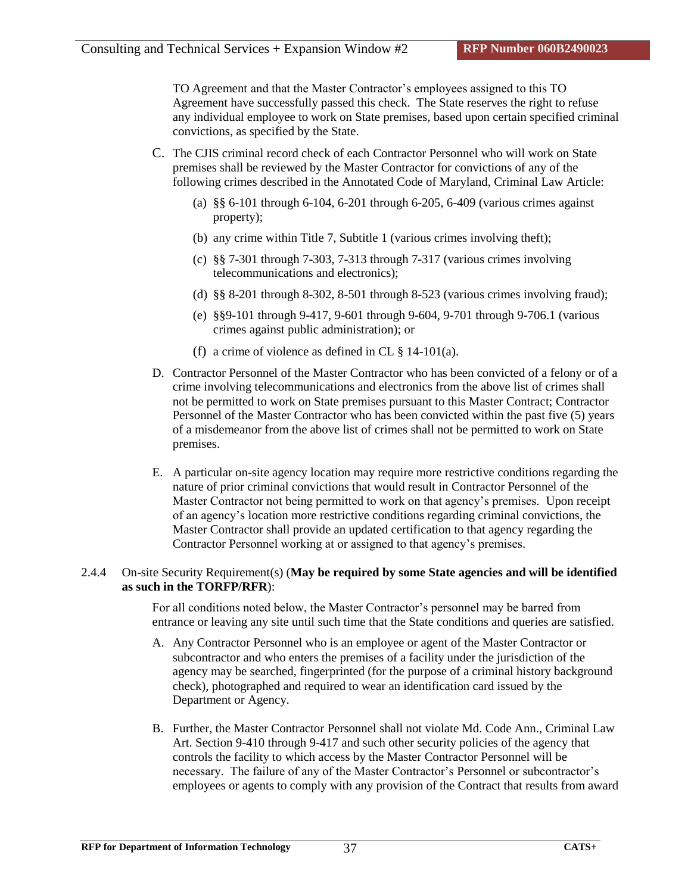TO Agreement and that the Master Contractor's employees assigned to this TO Agreement have successfully passed this check. The State reserves the right to refuse any individual employee to work on State premises, based upon certain specified criminal convictions, as specified by the State.

C. The CJIS criminal record check of each Contractor Personnel who will work on State premises shall be reviewed by the Master Contractor for convictions of any of the following crimes described in the Annotated Code of Maryland, Criminal Law Article:

   (a) §§ 6-101 through 6-104, 6-201 through 6-205, 6-409 (various crimes against property);

   (b) any crime within Title 7, Subtitle 1 (various crimes involving theft);

   (c) §§ 7-301 through 7-303, 7-313 through 7-317 (various crimes involving telecommunications and electronics);

   (d) §§ 8-201 through 8-302, 8-501 through 8-523 (various crimes involving fraud);

   (e) §§9-101 through 9-417, 9-601 through 9-604, 9-701 through 9-706.1 (various crimes against public administration); or

   (f) a crime of violence as defined in CL § 14-101(a).

D. Contractor Personnel of the Master Contractor who has been convicted of a felony or of a crime involving telecommunications and electronics from the above list of crimes shall not be permitted to work on State premises pursuant to this Master Contract; Contractor Personnel of the Master Contractor who has been convicted within the past five (5) years of a misdemeanor from the above list of crimes shall not be permitted to work on State premises.

E. A particular on-site agency location may require more restrictive conditions regarding the nature of prior criminal convictions that would result in Contractor Personnel of the Master Contractor not being permitted to work on that agency's premises. Upon receipt of an agency's location more restrictive conditions regarding criminal convictions, the Master Contractor shall provide an updated certification to that agency regarding the Contractor Personnel working at or assigned to that agency's premises.

2.4.4 On-site Security Requirement(s) (**May be required by some State agencies and will be identified as such in the TORFP/RFR**):

For all conditions noted below, the Master Contractor's personnel may be barred from entrance or leaving any site until such time that the State conditions and queries are satisfied.

A. Any Contractor Personnel who is an employee or agent of the Master Contractor or subcontractor and who enters the premises of a facility under the jurisdiction of the agency may be searched, fingerprinted (for the purpose of a criminal history background check), photographed and required to wear an identification card issued by the Department or Agency.

B. Further, the Master Contractor Personnel shall not violate Md. Code Ann., Criminal Law Art. Section 9-410 through 9-417 and such other security policies of the agency that controls the facility to which access by the Master Contractor Personnel will be necessary. The failure of any of the Master Contractor's Personnel or subcontractor's employees or agents to comply with any provision of the Contract that results from award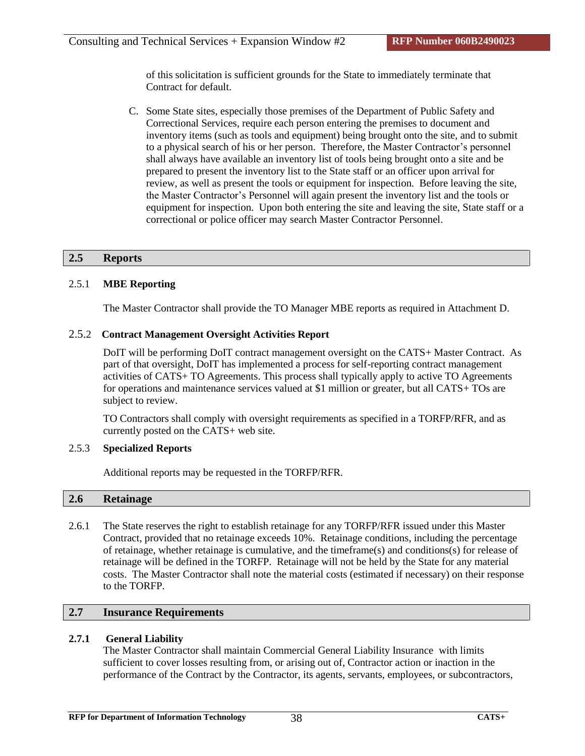of this solicitation is sufficient grounds for the State to immediately terminate that Contract for default.

C. Some State sites, especially those premises of the Department of Public Safety and Correctional Services, require each person entering the premises to document and inventory items (such as tools and equipment) being brought onto the site, and to submit to a physical search of his or her person. Therefore, the Master Contractor's personnel shall always have available an inventory list of tools being brought onto a site and be prepared to present the inventory list to the State staff or an officer upon arrival for review, as well as present the tools or equipment for inspection. Before leaving the site, the Master Contractor's Personnel will again present the inventory list and the tools or equipment for inspection. Upon both entering the site and leaving the site, State staff or a correctional or police officer may search Master Contractor Personnel.

## 2.5 Reports

### 2.5.1 MBE Reporting

The Master Contractor shall provide the TO Manager MBE reports as required in Attachment D.

### 2.5.2 Contract Management Oversight Activities Report

DoIT will be performing DoIT contract management oversight on the CATS+ Master Contract. As part of that oversight, DoIT has implemented a process for self-reporting contract management activities of CATS+ TO Agreements. This process shall typically apply to active TO Agreements for operations and maintenance services valued at $1 million or greater, but all CATS+ TOs are subject to review.

TO Contractors shall comply with oversight requirements as specified in a TORFP/RFR, and as currently posted on the CATS+ web site.

### 2.5.3 Specialized Reports

Additional reports may be requested in the TORFP/RFR.

## 2.6 Retainage

2.6.1 The State reserves the right to establish retainage for any TORFP/RFR issued under this Master Contract, provided that no retainage exceeds 10%. Retainage conditions, including the percentage of retainage, whether retainage is cumulative, and the timeframe(s) and conditions(s) for release of retainage will be defined in the TORFP. Retainage will not be held by the State for any material costs. The Master Contractor shall note the material costs (estimated if necessary) on their response to the TORFP.

## 2.7 Insurance Requirements

### 2.7.1 General Liability

The Master Contractor shall maintain Commercial General Liability Insurance with limits sufficient to cover losses resulting from, or arising out of, Contractor action or inaction in the performance of the Contract by the Contractor, its agents, servants, employees, or subcontractors,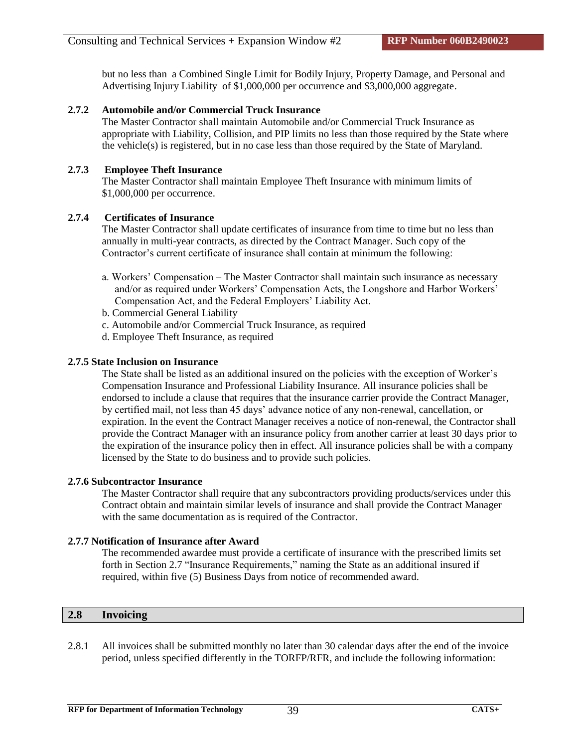but no less than a Combined Single Limit for Bodily Injury, Property Damage, and Personal and Advertising Injury Liability of $1,000,000 per occurrence and $3,000,000 aggregate.

#### 2.7.2 Automobile and/or Commercial Truck Insurance

The Master Contractor shall maintain Automobile and/or Commercial Truck Insurance as appropriate with Liability, Collision, and PIP limits no less than those required by the State where the vehicle(s) is registered, but in no case less than those required by the State of Maryland.

#### 2.7.3 Employee Theft Insurance

The Master Contractor shall maintain Employee Theft Insurance with minimum limits of $1,000,000 per occurrence.

#### 2.7.4 Certificates of Insurance

The Master Contractor shall update certificates of insurance from time to time but no less than annually in multi-year contracts, as directed by the Contract Manager. Such copy of the Contractor's current certificate of insurance shall contain at minimum the following:

a. Workers' Compensation – The Master Contractor shall maintain such insurance as necessary and/or as required under Workers' Compensation Acts, the Longshore and Harbor Workers' Compensation Act, and the Federal Employers' Liability Act.
b. Commercial General Liability
c. Automobile and/or Commercial Truck Insurance, as required
d. Employee Theft Insurance, as required

#### 2.7.5 State Inclusion on Insurance

The State shall be listed as an additional insured on the policies with the exception of Worker's Compensation Insurance and Professional Liability Insurance. All insurance policies shall be endorsed to include a clause that requires that the insurance carrier provide the Contract Manager, by certified mail, not less than 45 days' advance notice of any non-renewal, cancellation, or expiration. In the event the Contract Manager receives a notice of non-renewal, the Contractor shall provide the Contract Manager with an insurance policy from another carrier at least 30 days prior to the expiration of the insurance policy then in effect. All insurance policies shall be with a company licensed by the State to do business and to provide such policies.

#### 2.7.6 Subcontractor Insurance

The Master Contractor shall require that any subcontractors providing products/services under this Contract obtain and maintain similar levels of insurance and shall provide the Contract Manager with the same documentation as is required of the Contractor.

#### 2.7.7 Notification of Insurance after Award

The recommended awardee must provide a certificate of insurance with the prescribed limits set forth in Section 2.7 "Insurance Requirements," naming the State as an additional insured if required, within five (5) Business Days from notice of recommended award.

## 2.8 Invoicing

2.8.1 All invoices shall be submitted monthly no later than 30 calendar days after the end of the invoice period, unless specified differently in the TORFP/RFR, and include the following information: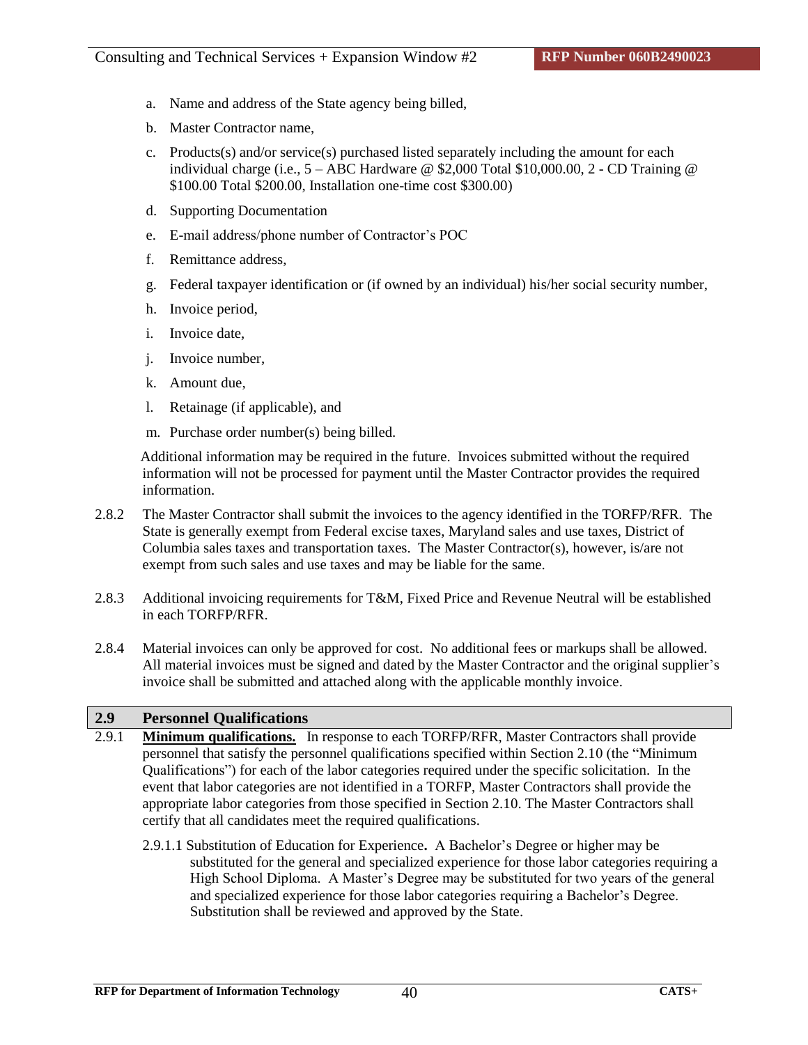a. Name and address of the State agency being billed,

b. Master Contractor name,

c. Products(s) and/or service(s) purchased listed separately including the amount for each individual charge (i.e., 5 – ABC Hardware @ $2,000 Total $10,000.00, 2 - CD Training @ $100.00 Total $200.00, Installation one-time cost $300.00)

d. Supporting Documentation

e. E-mail address/phone number of Contractor's POC

f. Remittance address,

g. Federal taxpayer identification or (if owned by an individual) his/her social security number,

h. Invoice period,

i. Invoice date,

j. Invoice number,

k. Amount due,

l. Retainage (if applicable), and

m. Purchase order number(s) being billed.

Additional information may be required in the future. Invoices submitted without the required information will not be processed for payment until the Master Contractor provides the required information.

2.8.2 The Master Contractor shall submit the invoices to the agency identified in the TORFP/RFR. The State is generally exempt from Federal excise taxes, Maryland sales and use taxes, District of Columbia sales taxes and transportation taxes. The Master Contractor(s), however, is/are not exempt from such sales and use taxes and may be liable for the same.

2.8.3 Additional invoicing requirements for T&M, Fixed Price and Revenue Neutral will be established in each TORFP/RFR.

2.8.4 Material invoices can only be approved for cost. No additional fees or markups shall be allowed. All material invoices must be signed and dated by the Master Contractor and the original supplier's invoice shall be submitted and attached along with the applicable monthly invoice.

## 2.9 Personnel Qualifications

2.9.1 **Minimum qualifications.** In response to each TORFP/RFR, Master Contractors shall provide personnel that satisfy the personnel qualifications specified within Section 2.10 (the "Minimum Qualifications") for each of the labor categories required under the specific solicitation. In the event that labor categories are not identified in a TORFP, Master Contractors shall provide the appropriate labor categories from those specified in Section 2.10. The Master Contractors shall certify that all candidates meet the required qualifications.

2.9.1.1 Substitution of Education for Experience**.** A Bachelor's Degree or higher may be substituted for the general and specialized experience for those labor categories requiring a High School Diploma. A Master's Degree may be substituted for two years of the general and specialized experience for those labor categories requiring a Bachelor's Degree. Substitution shall be reviewed and approved by the State.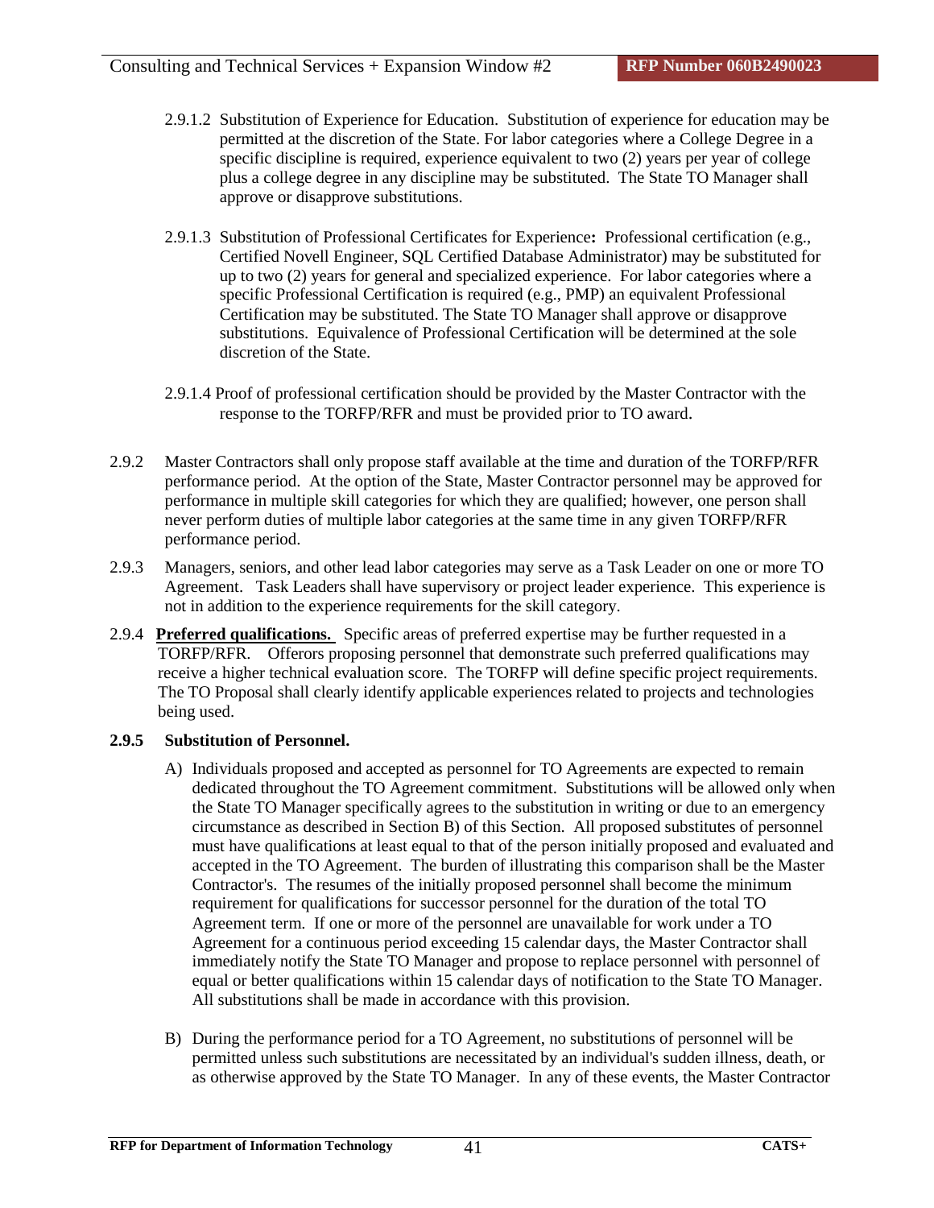2.9.1.2 Substitution of Experience for Education. Substitution of experience for education may be permitted at the discretion of the State. For labor categories where a College Degree in a specific discipline is required, experience equivalent to two (2) years per year of college plus a college degree in any discipline may be substituted. The State TO Manager shall approve or disapprove substitutions.

2.9.1.3 Substitution of Professional Certificates for Experience**:** Professional certification (e.g., Certified Novell Engineer, SQL Certified Database Administrator) may be substituted for up to two (2) years for general and specialized experience. For labor categories where a specific Professional Certification is required (e.g., PMP) an equivalent Professional Certification may be substituted. The State TO Manager shall approve or disapprove substitutions. Equivalence of Professional Certification will be determined at the sole discretion of the State.

2.9.1.4 Proof of professional certification should be provided by the Master Contractor with the response to the TORFP/RFR and must be provided prior to TO award.

2.9.2 Master Contractors shall only propose staff available at the time and duration of the TORFP/RFR performance period. At the option of the State, Master Contractor personnel may be approved for performance in multiple skill categories for which they are qualified; however, one person shall never perform duties of multiple labor categories at the same time in any given TORFP/RFR performance period.

2.9.3 Managers, seniors, and other lead labor categories may serve as a Task Leader on one or more TO Agreement. Task Leaders shall have supervisory or project leader experience. This experience is not in addition to the experience requirements for the skill category.

2.9.4 **Preferred qualifications.** Specific areas of preferred expertise may be further requested in a TORFP/RFR. Offerors proposing personnel that demonstrate such preferred qualifications may receive a higher technical evaluation score. The TORFP will define specific project requirements. The TO Proposal shall clearly identify applicable experiences related to projects and technologies being used.

**2.9.5 Substitution of Personnel.**

A) Individuals proposed and accepted as personnel for TO Agreements are expected to remain dedicated throughout the TO Agreement commitment. Substitutions will be allowed only when the State TO Manager specifically agrees to the substitution in writing or due to an emergency circumstance as described in Section B) of this Section. All proposed substitutes of personnel must have qualifications at least equal to that of the person initially proposed and evaluated and accepted in the TO Agreement. The burden of illustrating this comparison shall be the Master Contractor's. The resumes of the initially proposed personnel shall become the minimum requirement for qualifications for successor personnel for the duration of the total TO Agreement term. If one or more of the personnel are unavailable for work under a TO Agreement for a continuous period exceeding 15 calendar days, the Master Contractor shall immediately notify the State TO Manager and propose to replace personnel with personnel of equal or better qualifications within 15 calendar days of notification to the State TO Manager. All substitutions shall be made in accordance with this provision.

B) During the performance period for a TO Agreement, no substitutions of personnel will be permitted unless such substitutions are necessitated by an individual's sudden illness, death, or as otherwise approved by the State TO Manager. In any of these events, the Master Contractor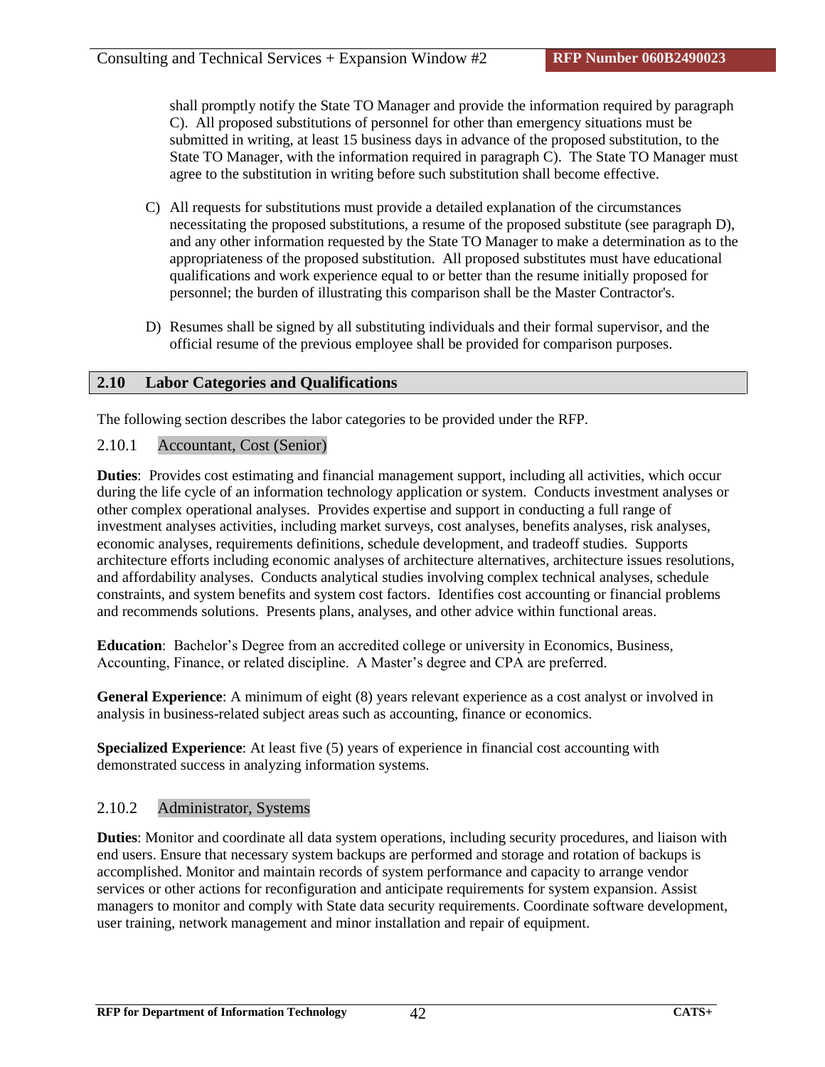shall promptly notify the State TO Manager and provide the information required by paragraph C). All proposed substitutions of personnel for other than emergency situations must be submitted in writing, at least 15 business days in advance of the proposed substitution, to the State TO Manager, with the information required in paragraph C). The State TO Manager must agree to the substitution in writing before such substitution shall become effective.

C) All requests for substitutions must provide a detailed explanation of the circumstances necessitating the proposed substitutions, a resume of the proposed substitute (see paragraph D), and any other information requested by the State TO Manager to make a determination as to the appropriateness of the proposed substitution. All proposed substitutes must have educational qualifications and work experience equal to or better than the resume initially proposed for personnel; the burden of illustrating this comparison shall be the Master Contractor's.

D) Resumes shall be signed by all substituting individuals and their formal supervisor, and the official resume of the previous employee shall be provided for comparison purposes.

## 2.10 Labor Categories and Qualifications

The following section describes the labor categories to be provided under the RFP.

### 2.10.1 Accountant, Cost (Senior)

**Duties**: Provides cost estimating and financial management support, including all activities, which occur during the life cycle of an information technology application or system. Conducts investment analyses or other complex operational analyses. Provides expertise and support in conducting a full range of investment analyses activities, including market surveys, cost analyses, benefits analyses, risk analyses, economic analyses, requirements definitions, schedule development, and tradeoff studies. Supports architecture efforts including economic analyses of architecture alternatives, architecture issues resolutions, and affordability analyses. Conducts analytical studies involving complex technical analyses, schedule constraints, and system benefits and system cost factors. Identifies cost accounting or financial problems and recommends solutions. Presents plans, analyses, and other advice within functional areas.

**Education**: Bachelor's Degree from an accredited college or university in Economics, Business, Accounting, Finance, or related discipline. A Master's degree and CPA are preferred.

**General Experience**: A minimum of eight (8) years relevant experience as a cost analyst or involved in analysis in business-related subject areas such as accounting, finance or economics.

**Specialized Experience**: At least five (5) years of experience in financial cost accounting with demonstrated success in analyzing information systems.

### 2.10.2 Administrator, Systems

**Duties**: Monitor and coordinate all data system operations, including security procedures, and liaison with end users. Ensure that necessary system backups are performed and storage and rotation of backups is accomplished. Monitor and maintain records of system performance and capacity to arrange vendor services or other actions for reconfiguration and anticipate requirements for system expansion. Assist managers to monitor and comply with State data security requirements. Coordinate software development, user training, network management and minor installation and repair of equipment.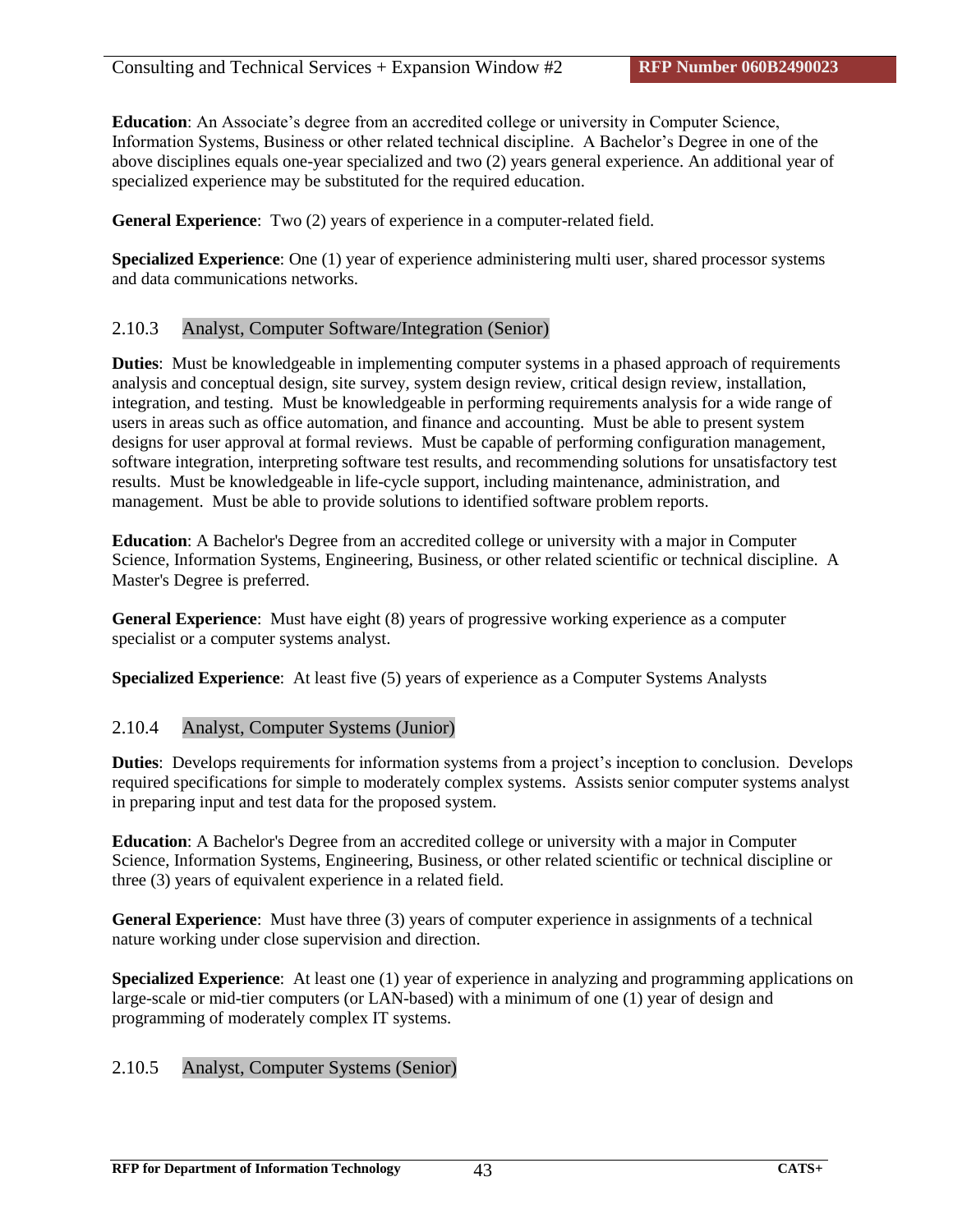**Education**: An Associate's degree from an accredited college or university in Computer Science, Information Systems, Business or other related technical discipline. A Bachelor's Degree in one of the above disciplines equals one-year specialized and two (2) years general experience. An additional year of specialized experience may be substituted for the required education.

**General Experience**: Two (2) years of experience in a computer-related field.

**Specialized Experience**: One (1) year of experience administering multi user, shared processor systems and data communications networks.

### 2.10.3 Analyst, Computer Software/Integration (Senior)

**Duties**: Must be knowledgeable in implementing computer systems in a phased approach of requirements analysis and conceptual design, site survey, system design review, critical design review, installation, integration, and testing. Must be knowledgeable in performing requirements analysis for a wide range of users in areas such as office automation, and finance and accounting. Must be able to present system designs for user approval at formal reviews. Must be capable of performing configuration management, software integration, interpreting software test results, and recommending solutions for unsatisfactory test results. Must be knowledgeable in life-cycle support, including maintenance, administration, and management. Must be able to provide solutions to identified software problem reports.

**Education**: A Bachelor's Degree from an accredited college or university with a major in Computer Science, Information Systems, Engineering, Business, or other related scientific or technical discipline. A Master's Degree is preferred.

**General Experience**: Must have eight (8) years of progressive working experience as a computer specialist or a computer systems analyst.

**Specialized Experience**: At least five (5) years of experience as a Computer Systems Analysts

### 2.10.4 Analyst, Computer Systems (Junior)

**Duties**: Develops requirements for information systems from a project's inception to conclusion. Develops required specifications for simple to moderately complex systems. Assists senior computer systems analyst in preparing input and test data for the proposed system.

**Education**: A Bachelor's Degree from an accredited college or university with a major in Computer Science, Information Systems, Engineering, Business, or other related scientific or technical discipline or three (3) years of equivalent experience in a related field.

**General Experience**: Must have three (3) years of computer experience in assignments of a technical nature working under close supervision and direction.

**Specialized Experience**: At least one (1) year of experience in analyzing and programming applications on large-scale or mid-tier computers (or LAN-based) with a minimum of one (1) year of design and programming of moderately complex IT systems.

### 2.10.5 Analyst, Computer Systems (Senior)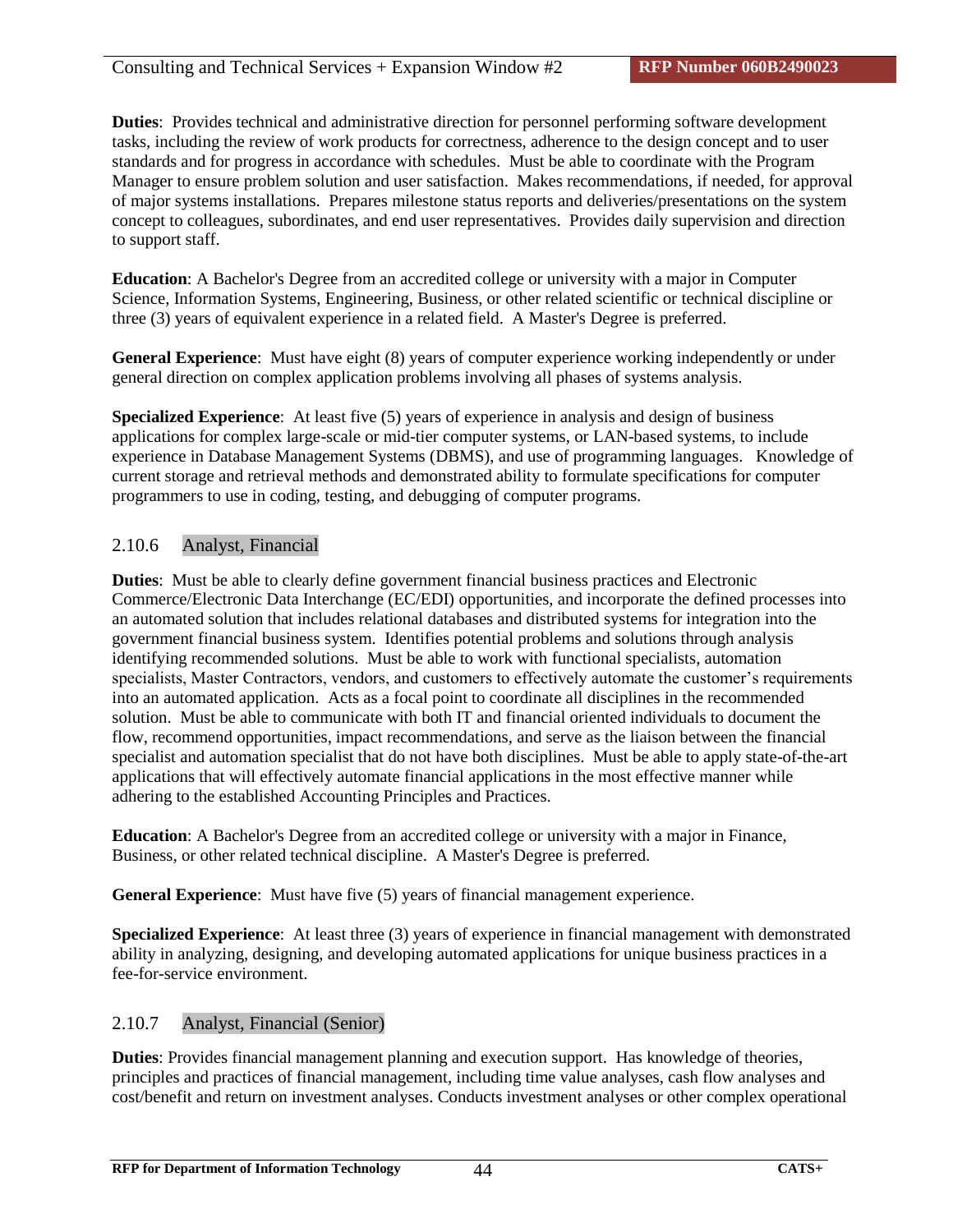**Duties**: Provides technical and administrative direction for personnel performing software development tasks, including the review of work products for correctness, adherence to the design concept and to user standards and for progress in accordance with schedules. Must be able to coordinate with the Program Manager to ensure problem solution and user satisfaction. Makes recommendations, if needed, for approval of major systems installations. Prepares milestone status reports and deliveries/presentations on the system concept to colleagues, subordinates, and end user representatives. Provides daily supervision and direction to support staff.

**Education**: A Bachelor's Degree from an accredited college or university with a major in Computer Science, Information Systems, Engineering, Business, or other related scientific or technical discipline or three (3) years of equivalent experience in a related field. A Master's Degree is preferred.

**General Experience**: Must have eight (8) years of computer experience working independently or under general direction on complex application problems involving all phases of systems analysis.

**Specialized Experience**: At least five (5) years of experience in analysis and design of business applications for complex large-scale or mid-tier computer systems, or LAN-based systems, to include experience in Database Management Systems (DBMS), and use of programming languages. Knowledge of current storage and retrieval methods and demonstrated ability to formulate specifications for computer programmers to use in coding, testing, and debugging of computer programs.

### 2.10.6 Analyst, Financial

**Duties**: Must be able to clearly define government financial business practices and Electronic Commerce/Electronic Data Interchange (EC/EDI) opportunities, and incorporate the defined processes into an automated solution that includes relational databases and distributed systems for integration into the government financial business system. Identifies potential problems and solutions through analysis identifying recommended solutions. Must be able to work with functional specialists, automation specialists, Master Contractors, vendors, and customers to effectively automate the customer's requirements into an automated application. Acts as a focal point to coordinate all disciplines in the recommended solution. Must be able to communicate with both IT and financial oriented individuals to document the flow, recommend opportunities, impact recommendations, and serve as the liaison between the financial specialist and automation specialist that do not have both disciplines. Must be able to apply state-of-the-art applications that will effectively automate financial applications in the most effective manner while adhering to the established Accounting Principles and Practices.

**Education**: A Bachelor's Degree from an accredited college or university with a major in Finance, Business, or other related technical discipline. A Master's Degree is preferred.

**General Experience**: Must have five (5) years of financial management experience.

**Specialized Experience**: At least three (3) years of experience in financial management with demonstrated ability in analyzing, designing, and developing automated applications for unique business practices in a fee-for-service environment.

### 2.10.7 Analyst, Financial (Senior)

**Duties**: Provides financial management planning and execution support. Has knowledge of theories, principles and practices of financial management, including time value analyses, cash flow analyses and cost/benefit and return on investment analyses. Conducts investment analyses or other complex operational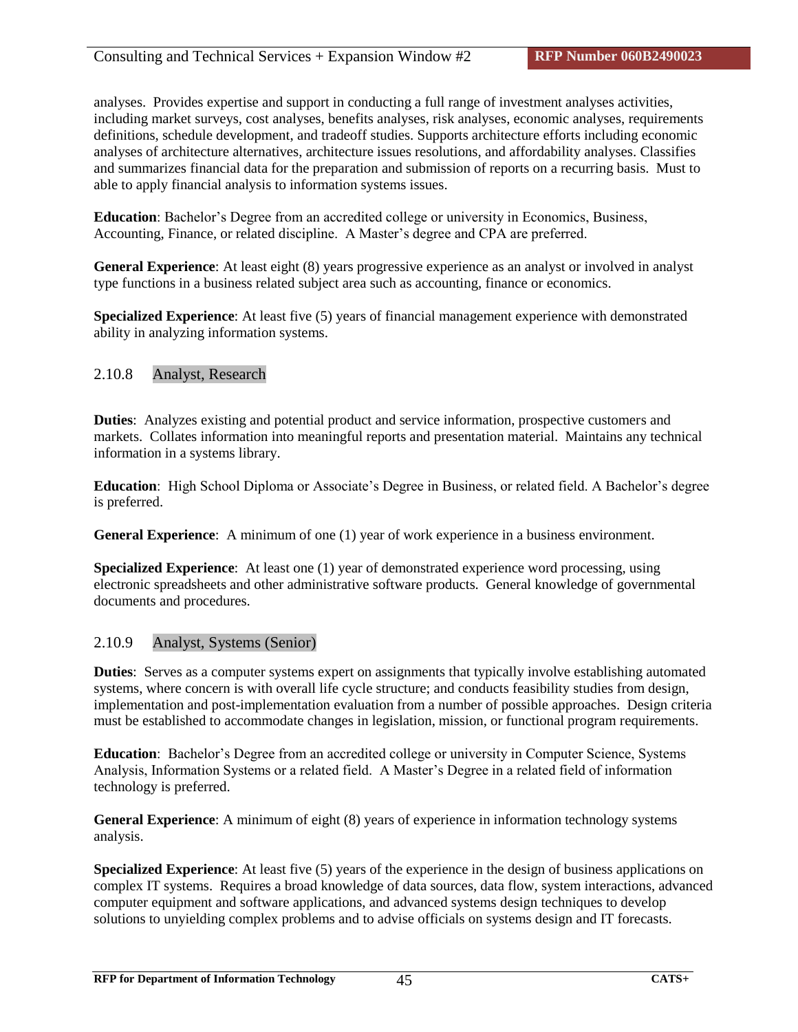analyses. Provides expertise and support in conducting a full range of investment analyses activities, including market surveys, cost analyses, benefits analyses, risk analyses, economic analyses, requirements definitions, schedule development, and tradeoff studies. Supports architecture efforts including economic analyses of architecture alternatives, architecture issues resolutions, and affordability analyses. Classifies and summarizes financial data for the preparation and submission of reports on a recurring basis. Must to able to apply financial analysis to information systems issues.

**Education**: Bachelor's Degree from an accredited college or university in Economics, Business, Accounting, Finance, or related discipline. A Master's degree and CPA are preferred.

**General Experience**: At least eight (8) years progressive experience as an analyst or involved in analyst type functions in a business related subject area such as accounting, finance or economics.

**Specialized Experience**: At least five (5) years of financial management experience with demonstrated ability in analyzing information systems.

### 2.10.8 Analyst, Research

**Duties**: Analyzes existing and potential product and service information, prospective customers and markets. Collates information into meaningful reports and presentation material. Maintains any technical information in a systems library.

**Education**: High School Diploma or Associate's Degree in Business, or related field. A Bachelor's degree is preferred.

**General Experience**: A minimum of one (1) year of work experience in a business environment.

**Specialized Experience**: At least one (1) year of demonstrated experience word processing, using electronic spreadsheets and other administrative software products. General knowledge of governmental documents and procedures.

### 2.10.9 Analyst, Systems (Senior)

**Duties**: Serves as a computer systems expert on assignments that typically involve establishing automated systems, where concern is with overall life cycle structure; and conducts feasibility studies from design, implementation and post-implementation evaluation from a number of possible approaches. Design criteria must be established to accommodate changes in legislation, mission, or functional program requirements.

**Education**: Bachelor's Degree from an accredited college or university in Computer Science, Systems Analysis, Information Systems or a related field. A Master's Degree in a related field of information technology is preferred.

**General Experience**: A minimum of eight (8) years of experience in information technology systems analysis.

**Specialized Experience**: At least five (5) years of the experience in the design of business applications on complex IT systems. Requires a broad knowledge of data sources, data flow, system interactions, advanced computer equipment and software applications, and advanced systems design techniques to develop solutions to unyielding complex problems and to advise officials on systems design and IT forecasts.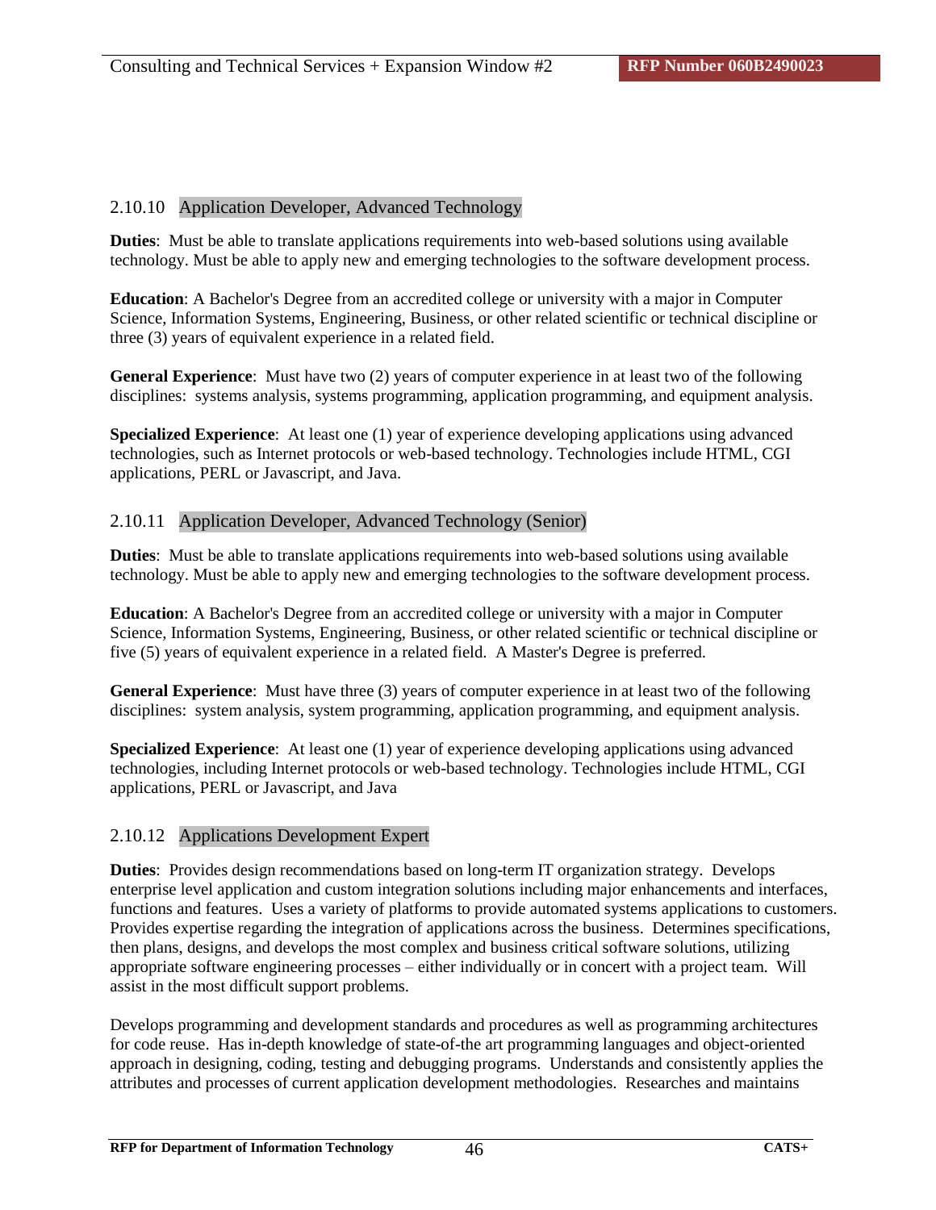### 2.10.10 Application Developer, Advanced Technology

**Duties**: Must be able to translate applications requirements into web-based solutions using available technology. Must be able to apply new and emerging technologies to the software development process.

**Education**: A Bachelor's Degree from an accredited college or university with a major in Computer Science, Information Systems, Engineering, Business, or other related scientific or technical discipline or three (3) years of equivalent experience in a related field.

**General Experience**: Must have two (2) years of computer experience in at least two of the following disciplines: systems analysis, systems programming, application programming, and equipment analysis.

**Specialized Experience**: At least one (1) year of experience developing applications using advanced technologies, such as Internet protocols or web-based technology. Technologies include HTML, CGI applications, PERL or Javascript, and Java.

### 2.10.11 Application Developer, Advanced Technology (Senior)

**Duties**: Must be able to translate applications requirements into web-based solutions using available technology. Must be able to apply new and emerging technologies to the software development process.

**Education**: A Bachelor's Degree from an accredited college or university with a major in Computer Science, Information Systems, Engineering, Business, or other related scientific or technical discipline or five (5) years of equivalent experience in a related field. A Master's Degree is preferred.

**General Experience**: Must have three (3) years of computer experience in at least two of the following disciplines: system analysis, system programming, application programming, and equipment analysis.

**Specialized Experience**: At least one (1) year of experience developing applications using advanced technologies, including Internet protocols or web-based technology. Technologies include HTML, CGI applications, PERL or Javascript, and Java

### 2.10.12 Applications Development Expert

**Duties**: Provides design recommendations based on long-term IT organization strategy. Develops enterprise level application and custom integration solutions including major enhancements and interfaces, functions and features. Uses a variety of platforms to provide automated systems applications to customers. Provides expertise regarding the integration of applications across the business. Determines specifications, then plans, designs, and develops the most complex and business critical software solutions, utilizing appropriate software engineering processes – either individually or in concert with a project team. Will assist in the most difficult support problems.

Develops programming and development standards and procedures as well as programming architectures for code reuse. Has in-depth knowledge of state-of-the art programming languages and object-oriented approach in designing, coding, testing and debugging programs. Understands and consistently applies the attributes and processes of current application development methodologies. Researches and maintains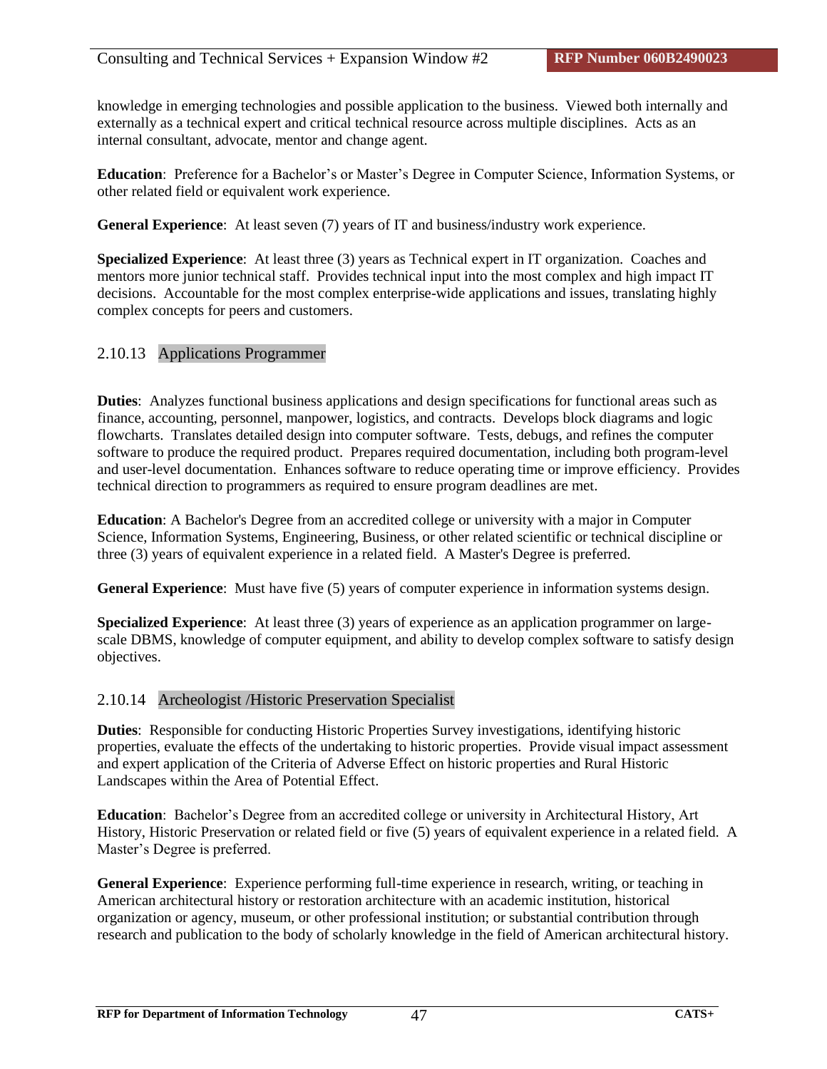knowledge in emerging technologies and possible application to the business. Viewed both internally and externally as a technical expert and critical technical resource across multiple disciplines. Acts as an internal consultant, advocate, mentor and change agent.

**Education**: Preference for a Bachelor's or Master's Degree in Computer Science, Information Systems, or other related field or equivalent work experience.

**General Experience**: At least seven (7) years of IT and business/industry work experience.

**Specialized Experience**: At least three (3) years as Technical expert in IT organization. Coaches and mentors more junior technical staff. Provides technical input into the most complex and high impact IT decisions. Accountable for the most complex enterprise-wide applications and issues, translating highly complex concepts for peers and customers.

### 2.10.13 Applications Programmer

**Duties**: Analyzes functional business applications and design specifications for functional areas such as finance, accounting, personnel, manpower, logistics, and contracts. Develops block diagrams and logic flowcharts. Translates detailed design into computer software. Tests, debugs, and refines the computer software to produce the required product. Prepares required documentation, including both program-level and user-level documentation. Enhances software to reduce operating time or improve efficiency. Provides technical direction to programmers as required to ensure program deadlines are met.

**Education**: A Bachelor's Degree from an accredited college or university with a major in Computer Science, Information Systems, Engineering, Business, or other related scientific or technical discipline or three (3) years of equivalent experience in a related field. A Master's Degree is preferred.

**General Experience**: Must have five (5) years of computer experience in information systems design.

**Specialized Experience**: At least three (3) years of experience as an application programmer on large-scale DBMS, knowledge of computer equipment, and ability to develop complex software to satisfy design objectives.

### 2.10.14 Archeologist /Historic Preservation Specialist

**Duties**: Responsible for conducting Historic Properties Survey investigations, identifying historic properties, evaluate the effects of the undertaking to historic properties. Provide visual impact assessment and expert application of the Criteria of Adverse Effect on historic properties and Rural Historic Landscapes within the Area of Potential Effect.

**Education**: Bachelor's Degree from an accredited college or university in Architectural History, Art History, Historic Preservation or related field or five (5) years of equivalent experience in a related field. A Master's Degree is preferred.

**General Experience**: Experience performing full-time experience in research, writing, or teaching in American architectural history or restoration architecture with an academic institution, historical organization or agency, museum, or other professional institution; or substantial contribution through research and publication to the body of scholarly knowledge in the field of American architectural history.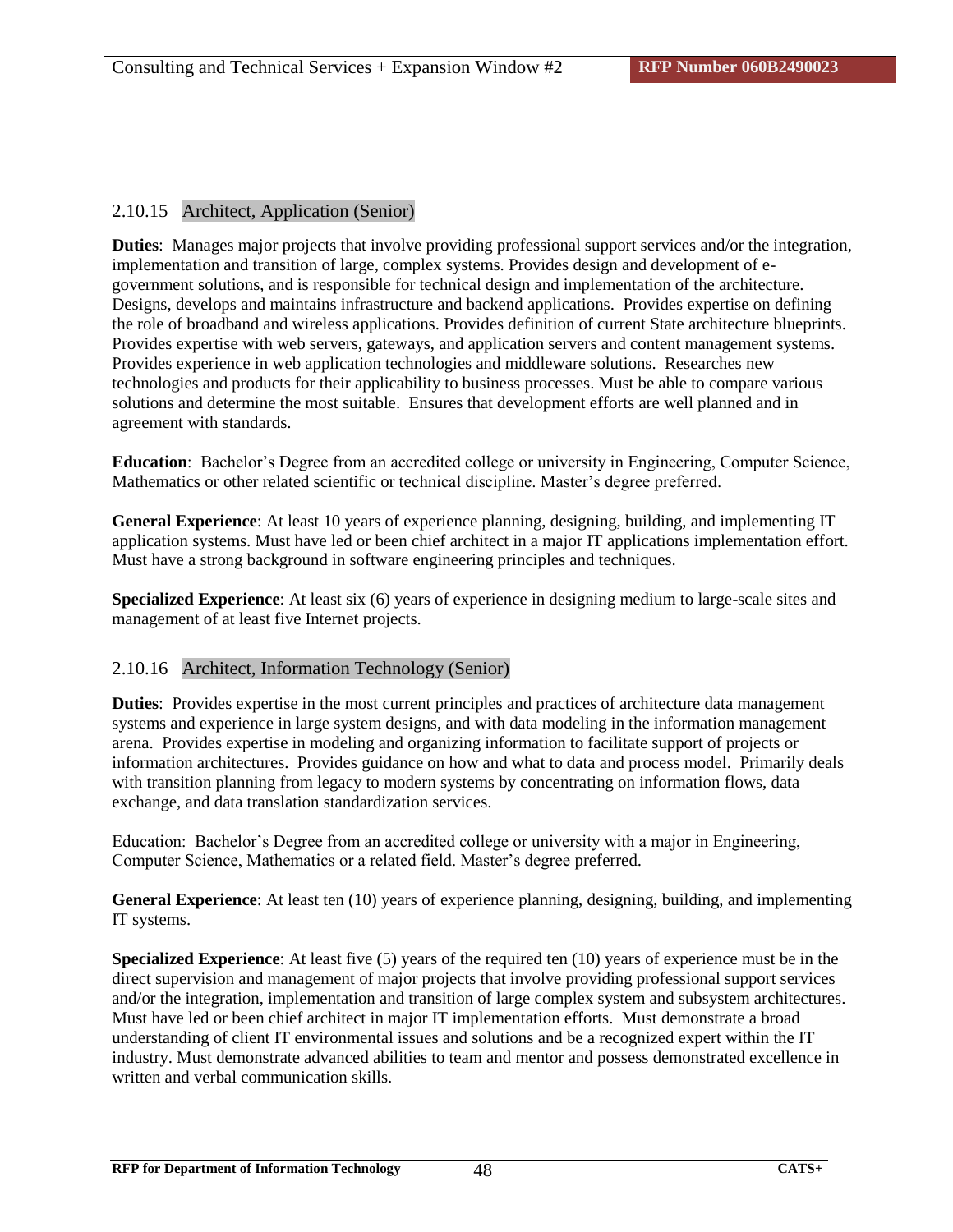### 2.10.15 Architect, Application (Senior)

**Duties**: Manages major projects that involve providing professional support services and/or the integration, implementation and transition of large, complex systems. Provides design and development of e-government solutions, and is responsible for technical design and implementation of the architecture. Designs, develops and maintains infrastructure and backend applications. Provides expertise on defining the role of broadband and wireless applications. Provides definition of current State architecture blueprints. Provides expertise with web servers, gateways, and application servers and content management systems. Provides experience in web application technologies and middleware solutions. Researches new technologies and products for their applicability to business processes. Must be able to compare various solutions and determine the most suitable. Ensures that development efforts are well planned and in agreement with standards.

**Education**: Bachelor's Degree from an accredited college or university in Engineering, Computer Science, Mathematics or other related scientific or technical discipline. Master's degree preferred.

**General Experience**: At least 10 years of experience planning, designing, building, and implementing IT application systems. Must have led or been chief architect in a major IT applications implementation effort. Must have a strong background in software engineering principles and techniques.

**Specialized Experience**: At least six (6) years of experience in designing medium to large-scale sites and management of at least five Internet projects.

### 2.10.16 Architect, Information Technology (Senior)

**Duties**: Provides expertise in the most current principles and practices of architecture data management systems and experience in large system designs, and with data modeling in the information management arena. Provides expertise in modeling and organizing information to facilitate support of projects or information architectures. Provides guidance on how and what to data and process model. Primarily deals with transition planning from legacy to modern systems by concentrating on information flows, data exchange, and data translation standardization services.

Education: Bachelor's Degree from an accredited college or university with a major in Engineering, Computer Science, Mathematics or a related field. Master's degree preferred.

**General Experience**: At least ten (10) years of experience planning, designing, building, and implementing IT systems.

**Specialized Experience**: At least five (5) years of the required ten (10) years of experience must be in the direct supervision and management of major projects that involve providing professional support services and/or the integration, implementation and transition of large complex system and subsystem architectures. Must have led or been chief architect in major IT implementation efforts. Must demonstrate a broad understanding of client IT environmental issues and solutions and be a recognized expert within the IT industry. Must demonstrate advanced abilities to team and mentor and possess demonstrated excellence in written and verbal communication skills.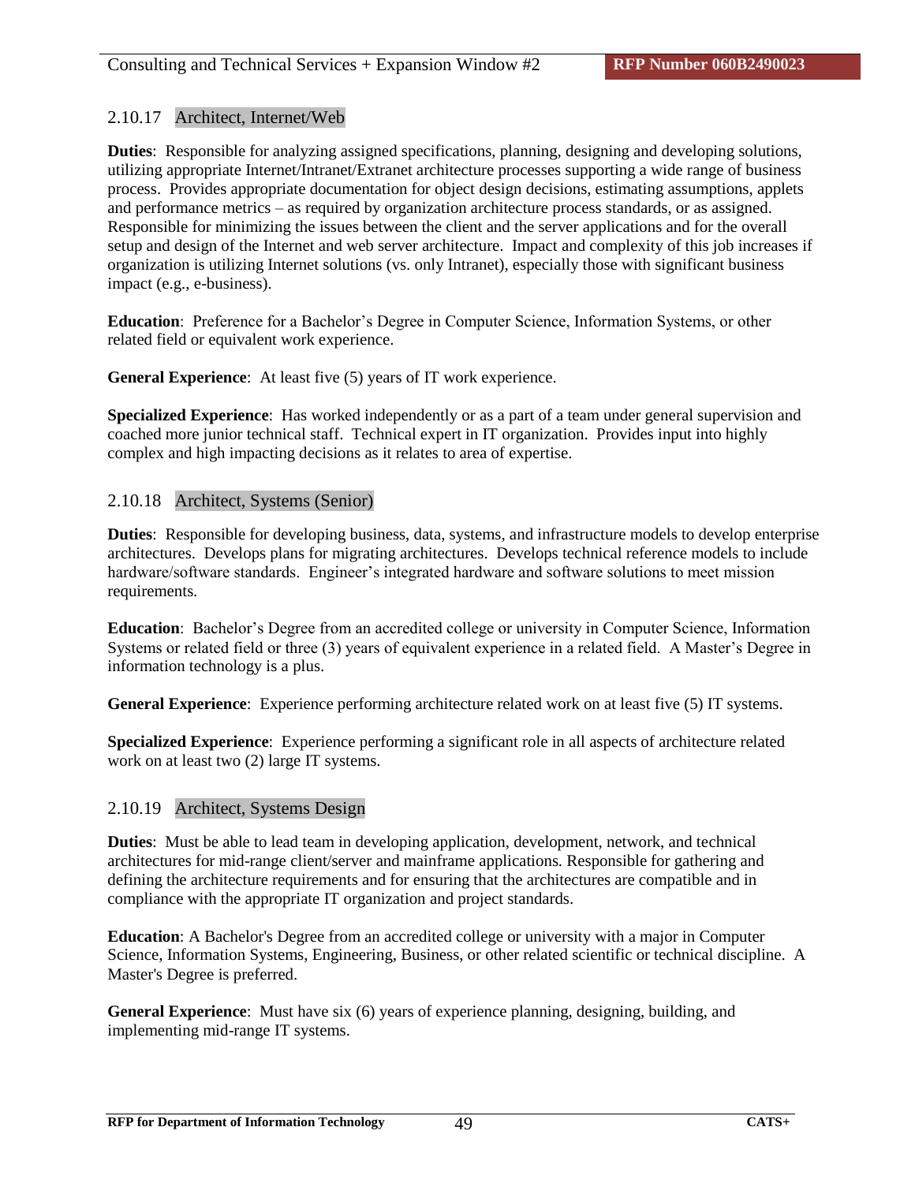### 2.10.17 Architect, Internet/Web

**Duties**: Responsible for analyzing assigned specifications, planning, designing and developing solutions, utilizing appropriate Internet/Intranet/Extranet architecture processes supporting a wide range of business process. Provides appropriate documentation for object design decisions, estimating assumptions, applets and performance metrics – as required by organization architecture process standards, or as assigned. Responsible for minimizing the issues between the client and the server applications and for the overall setup and design of the Internet and web server architecture. Impact and complexity of this job increases if organization is utilizing Internet solutions (vs. only Intranet), especially those with significant business impact (e.g., e-business).

**Education**: Preference for a Bachelor's Degree in Computer Science, Information Systems, or other related field or equivalent work experience.

**General Experience**: At least five (5) years of IT work experience.

**Specialized Experience**: Has worked independently or as a part of a team under general supervision and coached more junior technical staff. Technical expert in IT organization. Provides input into highly complex and high impacting decisions as it relates to area of expertise.

### 2.10.18 Architect, Systems (Senior)

**Duties**: Responsible for developing business, data, systems, and infrastructure models to develop enterprise architectures. Develops plans for migrating architectures. Develops technical reference models to include hardware/software standards. Engineer's integrated hardware and software solutions to meet mission requirements.

**Education**: Bachelor's Degree from an accredited college or university in Computer Science, Information Systems or related field or three (3) years of equivalent experience in a related field. A Master's Degree in information technology is a plus.

**General Experience**: Experience performing architecture related work on at least five (5) IT systems.

**Specialized Experience**: Experience performing a significant role in all aspects of architecture related work on at least two (2) large IT systems.

### 2.10.19 Architect, Systems Design

**Duties**: Must be able to lead team in developing application, development, network, and technical architectures for mid-range client/server and mainframe applications. Responsible for gathering and defining the architecture requirements and for ensuring that the architectures are compatible and in compliance with the appropriate IT organization and project standards.

**Education**: A Bachelor's Degree from an accredited college or university with a major in Computer Science, Information Systems, Engineering, Business, or other related scientific or technical discipline. A Master's Degree is preferred.

**General Experience**: Must have six (6) years of experience planning, designing, building, and implementing mid-range IT systems.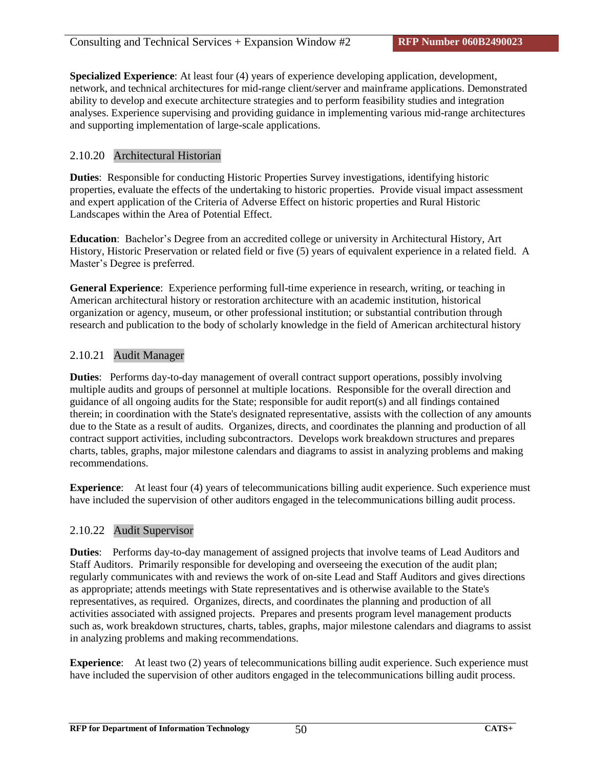**Specialized Experience**: At least four (4) years of experience developing application, development, network, and technical architectures for mid-range client/server and mainframe applications. Demonstrated ability to develop and execute architecture strategies and to perform feasibility studies and integration analyses. Experience supervising and providing guidance in implementing various mid-range architectures and supporting implementation of large-scale applications.

### 2.10.20 Architectural Historian

**Duties**: Responsible for conducting Historic Properties Survey investigations, identifying historic properties, evaluate the effects of the undertaking to historic properties. Provide visual impact assessment and expert application of the Criteria of Adverse Effect on historic properties and Rural Historic Landscapes within the Area of Potential Effect.

**Education**: Bachelor's Degree from an accredited college or university in Architectural History, Art History, Historic Preservation or related field or five (5) years of equivalent experience in a related field. A Master's Degree is preferred.

**General Experience**: Experience performing full-time experience in research, writing, or teaching in American architectural history or restoration architecture with an academic institution, historical organization or agency, museum, or other professional institution; or substantial contribution through research and publication to the body of scholarly knowledge in the field of American architectural history

### 2.10.21 Audit Manager

**Duties**: Performs day-to-day management of overall contract support operations, possibly involving multiple audits and groups of personnel at multiple locations. Responsible for the overall direction and guidance of all ongoing audits for the State; responsible for audit report(s) and all findings contained therein; in coordination with the State's designated representative, assists with the collection of any amounts due to the State as a result of audits. Organizes, directs, and coordinates the planning and production of all contract support activities, including subcontractors. Develops work breakdown structures and prepares charts, tables, graphs, major milestone calendars and diagrams to assist in analyzing problems and making recommendations.

**Experience**: At least four (4) years of telecommunications billing audit experience. Such experience must have included the supervision of other auditors engaged in the telecommunications billing audit process.

### 2.10.22 Audit Supervisor

**Duties**: Performs day-to-day management of assigned projects that involve teams of Lead Auditors and Staff Auditors. Primarily responsible for developing and overseeing the execution of the audit plan; regularly communicates with and reviews the work of on-site Lead and Staff Auditors and gives directions as appropriate; attends meetings with State representatives and is otherwise available to the State's representatives, as required. Organizes, directs, and coordinates the planning and production of all activities associated with assigned projects. Prepares and presents program level management products such as, work breakdown structures, charts, tables, graphs, major milestone calendars and diagrams to assist in analyzing problems and making recommendations.

**Experience**: At least two (2) years of telecommunications billing audit experience. Such experience must have included the supervision of other auditors engaged in the telecommunications billing audit process.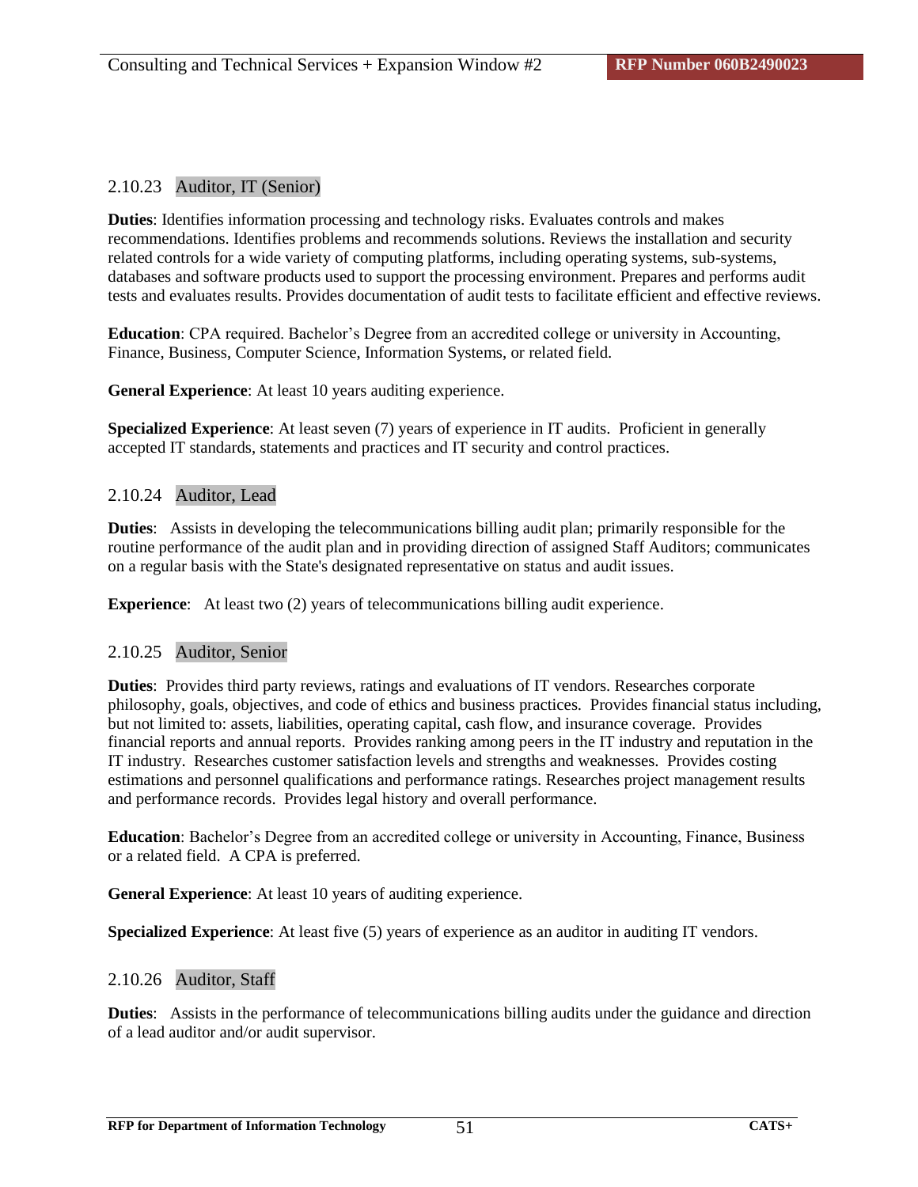### 2.10.23 Auditor, IT (Senior)

**Duties**: Identifies information processing and technology risks. Evaluates controls and makes recommendations. Identifies problems and recommends solutions. Reviews the installation and security related controls for a wide variety of computing platforms, including operating systems, sub-systems, databases and software products used to support the processing environment. Prepares and performs audit tests and evaluates results. Provides documentation of audit tests to facilitate efficient and effective reviews.

**Education**: CPA required. Bachelor's Degree from an accredited college or university in Accounting, Finance, Business, Computer Science, Information Systems, or related field.

**General Experience**: At least 10 years auditing experience.

**Specialized Experience**: At least seven (7) years of experience in IT audits. Proficient in generally accepted IT standards, statements and practices and IT security and control practices.

### 2.10.24 Auditor, Lead

**Duties**: Assists in developing the telecommunications billing audit plan; primarily responsible for the routine performance of the audit plan and in providing direction of assigned Staff Auditors; communicates on a regular basis with the State's designated representative on status and audit issues.

**Experience**: At least two (2) years of telecommunications billing audit experience.

### 2.10.25 Auditor, Senior

**Duties**: Provides third party reviews, ratings and evaluations of IT vendors. Researches corporate philosophy, goals, objectives, and code of ethics and business practices. Provides financial status including, but not limited to: assets, liabilities, operating capital, cash flow, and insurance coverage. Provides financial reports and annual reports. Provides ranking among peers in the IT industry and reputation in the IT industry. Researches customer satisfaction levels and strengths and weaknesses. Provides costing estimations and personnel qualifications and performance ratings. Researches project management results and performance records. Provides legal history and overall performance.

**Education**: Bachelor's Degree from an accredited college or university in Accounting, Finance, Business or a related field. A CPA is preferred.

**General Experience**: At least 10 years of auditing experience.

**Specialized Experience**: At least five (5) years of experience as an auditor in auditing IT vendors.

### 2.10.26 Auditor, Staff

**Duties**: Assists in the performance of telecommunications billing audits under the guidance and direction of a lead auditor and/or audit supervisor.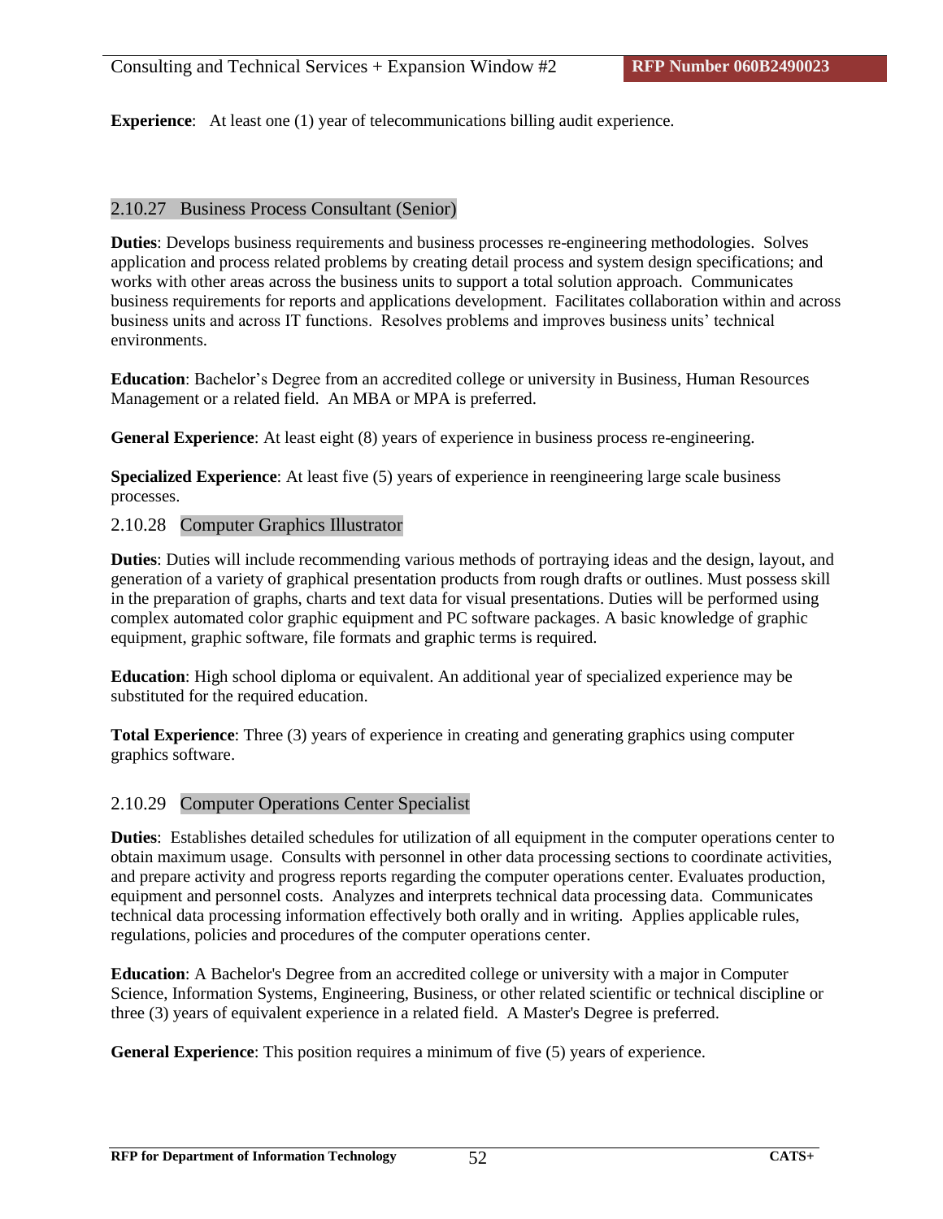**Experience**: At least one (1) year of telecommunications billing audit experience.

### 2.10.27 Business Process Consultant (Senior)

**Duties**: Develops business requirements and business processes re-engineering methodologies. Solves application and process related problems by creating detail process and system design specifications; and works with other areas across the business units to support a total solution approach. Communicates business requirements for reports and applications development. Facilitates collaboration within and across business units and across IT functions. Resolves problems and improves business units' technical environments.

**Education**: Bachelor's Degree from an accredited college or university in Business, Human Resources Management or a related field. An MBA or MPA is preferred.

**General Experience**: At least eight (8) years of experience in business process re-engineering.

**Specialized Experience**: At least five (5) years of experience in reengineering large scale business processes.

### 2.10.28 Computer Graphics Illustrator

**Duties**: Duties will include recommending various methods of portraying ideas and the design, layout, and generation of a variety of graphical presentation products from rough drafts or outlines. Must possess skill in the preparation of graphs, charts and text data for visual presentations. Duties will be performed using complex automated color graphic equipment and PC software packages. A basic knowledge of graphic equipment, graphic software, file formats and graphic terms is required.

**Education**: High school diploma or equivalent. An additional year of specialized experience may be substituted for the required education.

**Total Experience**: Three (3) years of experience in creating and generating graphics using computer graphics software.

### 2.10.29 Computer Operations Center Specialist

**Duties**: Establishes detailed schedules for utilization of all equipment in the computer operations center to obtain maximum usage. Consults with personnel in other data processing sections to coordinate activities, and prepare activity and progress reports regarding the computer operations center. Evaluates production, equipment and personnel costs. Analyzes and interprets technical data processing data. Communicates technical data processing information effectively both orally and in writing. Applies applicable rules, regulations, policies and procedures of the computer operations center.

**Education**: A Bachelor's Degree from an accredited college or university with a major in Computer Science, Information Systems, Engineering, Business, or other related scientific or technical discipline or three (3) years of equivalent experience in a related field. A Master's Degree is preferred.

**General Experience**: This position requires a minimum of five (5) years of experience.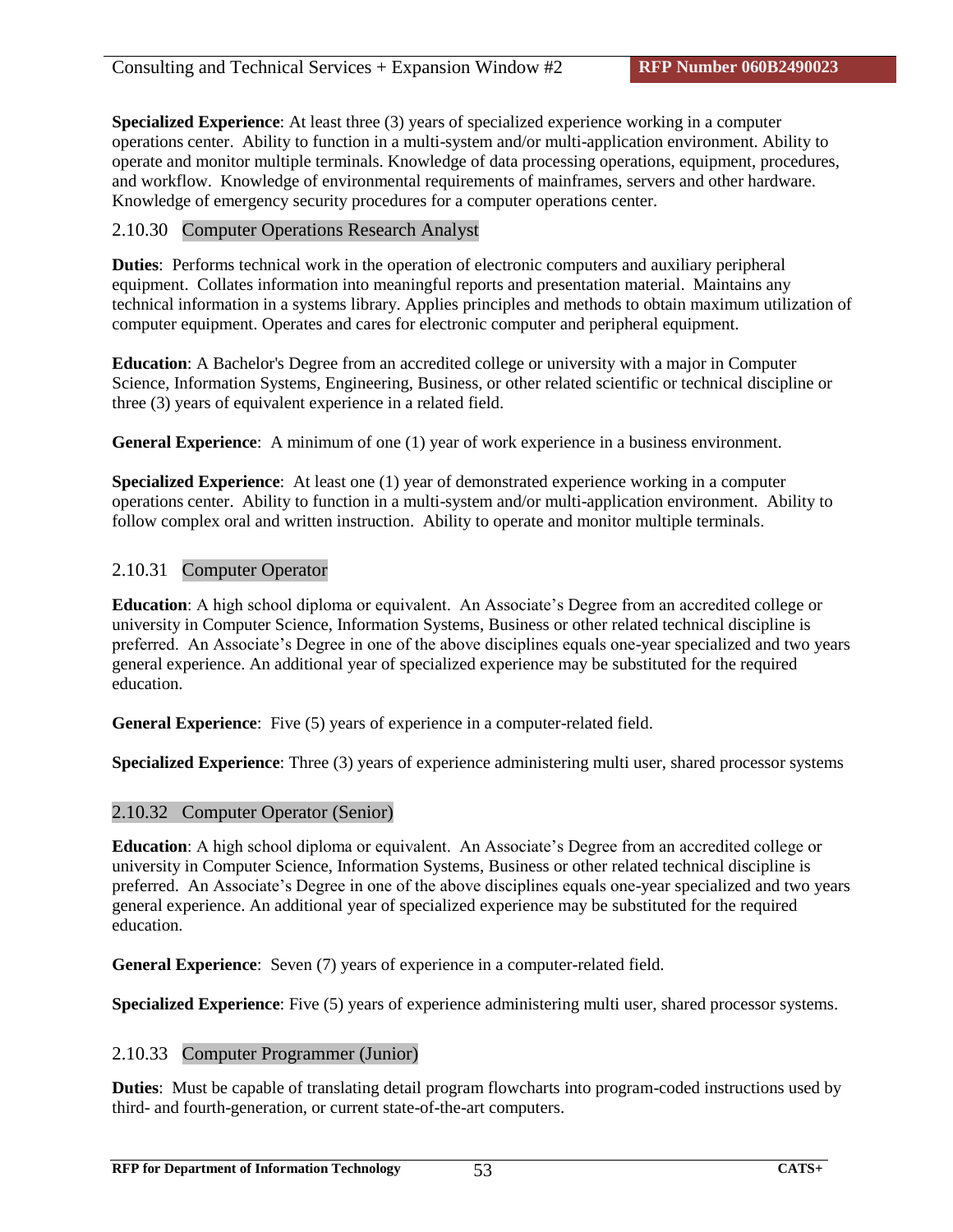**Specialized Experience**: At least three (3) years of specialized experience working in a computer operations center. Ability to function in a multi-system and/or multi-application environment. Ability to operate and monitor multiple terminals. Knowledge of data processing operations, equipment, procedures, and workflow. Knowledge of environmental requirements of mainframes, servers and other hardware. Knowledge of emergency security procedures for a computer operations center.

### 2.10.30 Computer Operations Research Analyst

**Duties**: Performs technical work in the operation of electronic computers and auxiliary peripheral equipment. Collates information into meaningful reports and presentation material. Maintains any technical information in a systems library. Applies principles and methods to obtain maximum utilization of computer equipment. Operates and cares for electronic computer and peripheral equipment.

**Education**: A Bachelor's Degree from an accredited college or university with a major in Computer Science, Information Systems, Engineering, Business, or other related scientific or technical discipline or three (3) years of equivalent experience in a related field.

**General Experience**: A minimum of one (1) year of work experience in a business environment.

**Specialized Experience**: At least one (1) year of demonstrated experience working in a computer operations center. Ability to function in a multi-system and/or multi-application environment. Ability to follow complex oral and written instruction. Ability to operate and monitor multiple terminals.

### 2.10.31 Computer Operator

**Education**: A high school diploma or equivalent. An Associate's Degree from an accredited college or university in Computer Science, Information Systems, Business or other related technical discipline is preferred. An Associate's Degree in one of the above disciplines equals one-year specialized and two years general experience. An additional year of specialized experience may be substituted for the required education.

**General Experience**: Five (5) years of experience in a computer-related field.

**Specialized Experience**: Three (3) years of experience administering multi user, shared processor systems

### 2.10.32 Computer Operator (Senior)

**Education**: A high school diploma or equivalent. An Associate's Degree from an accredited college or university in Computer Science, Information Systems, Business or other related technical discipline is preferred. An Associate's Degree in one of the above disciplines equals one-year specialized and two years general experience. An additional year of specialized experience may be substituted for the required education.

**General Experience**: Seven (7) years of experience in a computer-related field.

**Specialized Experience**: Five (5) years of experience administering multi user, shared processor systems.

### 2.10.33 Computer Programmer (Junior)

**Duties**: Must be capable of translating detail program flowcharts into program-coded instructions used by third- and fourth-generation, or current state-of-the-art computers.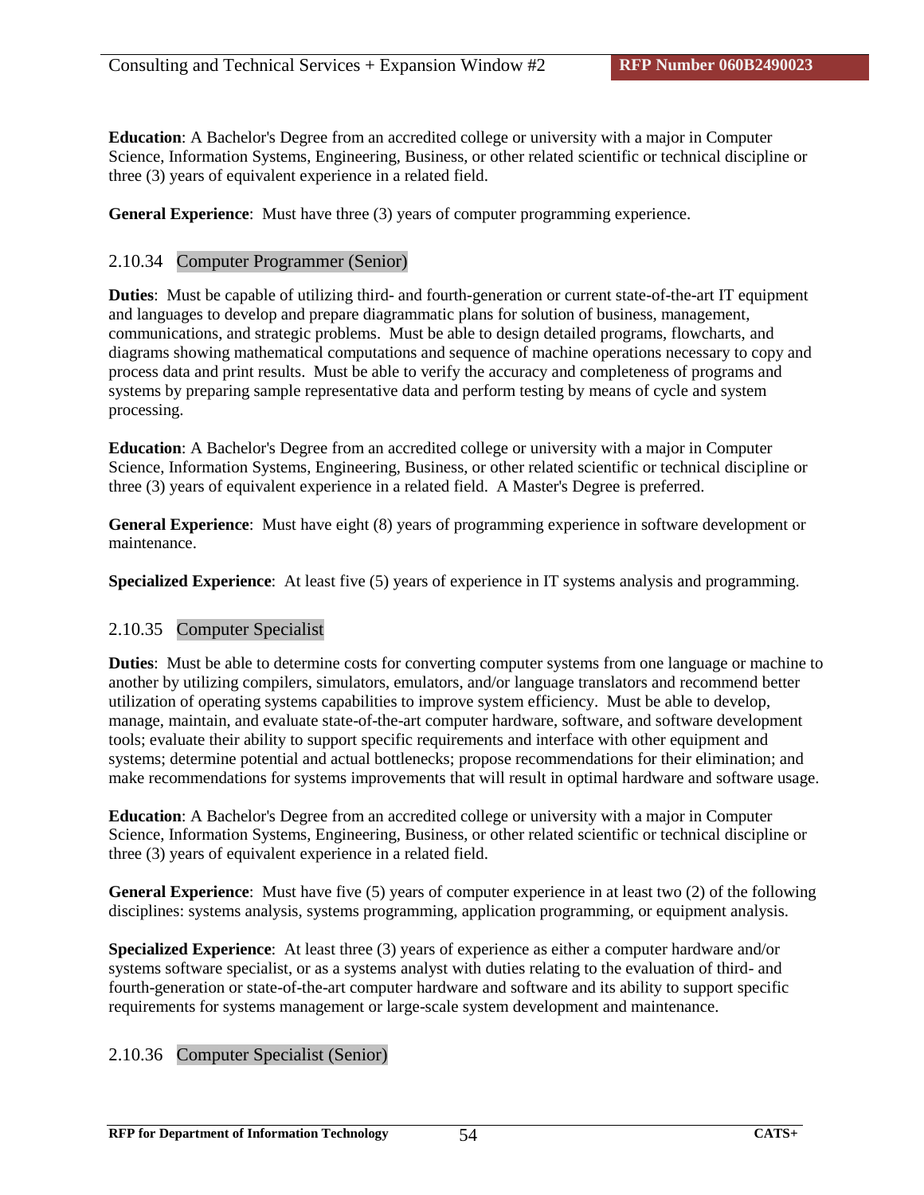**Education**: A Bachelor's Degree from an accredited college or university with a major in Computer Science, Information Systems, Engineering, Business, or other related scientific or technical discipline or three (3) years of equivalent experience in a related field.

**General Experience**: Must have three (3) years of computer programming experience.

### 2.10.34 Computer Programmer (Senior)

**Duties**: Must be capable of utilizing third- and fourth-generation or current state-of-the-art IT equipment and languages to develop and prepare diagrammatic plans for solution of business, management, communications, and strategic problems. Must be able to design detailed programs, flowcharts, and diagrams showing mathematical computations and sequence of machine operations necessary to copy and process data and print results. Must be able to verify the accuracy and completeness of programs and systems by preparing sample representative data and perform testing by means of cycle and system processing.

**Education**: A Bachelor's Degree from an accredited college or university with a major in Computer Science, Information Systems, Engineering, Business, or other related scientific or technical discipline or three (3) years of equivalent experience in a related field. A Master's Degree is preferred.

**General Experience**: Must have eight (8) years of programming experience in software development or maintenance.

**Specialized Experience**: At least five (5) years of experience in IT systems analysis and programming.

### 2.10.35 Computer Specialist

**Duties**: Must be able to determine costs for converting computer systems from one language or machine to another by utilizing compilers, simulators, emulators, and/or language translators and recommend better utilization of operating systems capabilities to improve system efficiency. Must be able to develop, manage, maintain, and evaluate state-of-the-art computer hardware, software, and software development tools; evaluate their ability to support specific requirements and interface with other equipment and systems; determine potential and actual bottlenecks; propose recommendations for their elimination; and make recommendations for systems improvements that will result in optimal hardware and software usage.

**Education**: A Bachelor's Degree from an accredited college or university with a major in Computer Science, Information Systems, Engineering, Business, or other related scientific or technical discipline or three (3) years of equivalent experience in a related field.

**General Experience**: Must have five (5) years of computer experience in at least two (2) of the following disciplines: systems analysis, systems programming, application programming, or equipment analysis.

**Specialized Experience**: At least three (3) years of experience as either a computer hardware and/or systems software specialist, or as a systems analyst with duties relating to the evaluation of third- and fourth-generation or state-of-the-art computer hardware and software and its ability to support specific requirements for systems management or large-scale system development and maintenance.

### 2.10.36 Computer Specialist (Senior)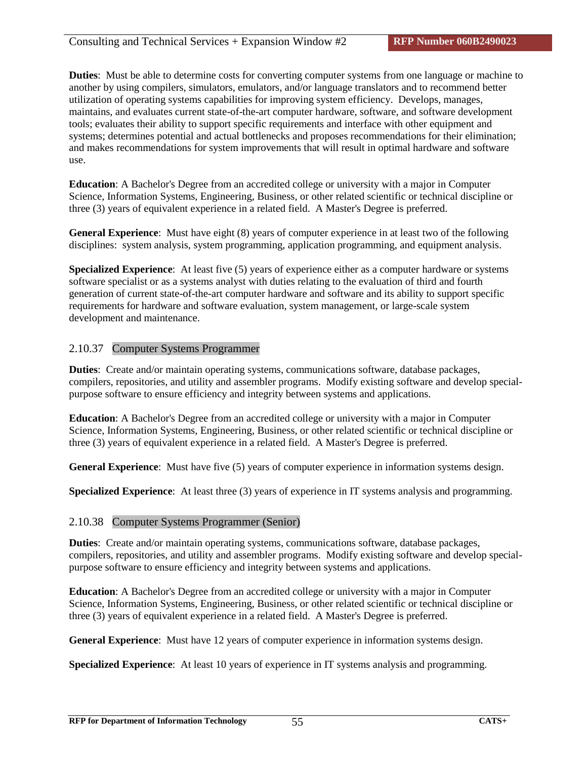**Duties**: Must be able to determine costs for converting computer systems from one language or machine to another by using compilers, simulators, emulators, and/or language translators and to recommend better utilization of operating systems capabilities for improving system efficiency. Develops, manages, maintains, and evaluates current state-of-the-art computer hardware, software, and software development tools; evaluates their ability to support specific requirements and interface with other equipment and systems; determines potential and actual bottlenecks and proposes recommendations for their elimination; and makes recommendations for system improvements that will result in optimal hardware and software use.

**Education**: A Bachelor's Degree from an accredited college or university with a major in Computer Science, Information Systems, Engineering, Business, or other related scientific or technical discipline or three (3) years of equivalent experience in a related field. A Master's Degree is preferred.

**General Experience**: Must have eight (8) years of computer experience in at least two of the following disciplines: system analysis, system programming, application programming, and equipment analysis.

**Specialized Experience**: At least five (5) years of experience either as a computer hardware or systems software specialist or as a systems analyst with duties relating to the evaluation of third and fourth generation of current state-of-the-art computer hardware and software and its ability to support specific requirements for hardware and software evaluation, system management, or large-scale system development and maintenance.

### 2.10.37 Computer Systems Programmer

**Duties**: Create and/or maintain operating systems, communications software, database packages, compilers, repositories, and utility and assembler programs. Modify existing software and develop special-purpose software to ensure efficiency and integrity between systems and applications.

**Education**: A Bachelor's Degree from an accredited college or university with a major in Computer Science, Information Systems, Engineering, Business, or other related scientific or technical discipline or three (3) years of equivalent experience in a related field. A Master's Degree is preferred.

**General Experience**: Must have five (5) years of computer experience in information systems design.

**Specialized Experience**: At least three (3) years of experience in IT systems analysis and programming.

### 2.10.38 Computer Systems Programmer (Senior)

**Duties**: Create and/or maintain operating systems, communications software, database packages, compilers, repositories, and utility and assembler programs. Modify existing software and develop special-purpose software to ensure efficiency and integrity between systems and applications.

**Education**: A Bachelor's Degree from an accredited college or university with a major in Computer Science, Information Systems, Engineering, Business, or other related scientific or technical discipline or three (3) years of equivalent experience in a related field. A Master's Degree is preferred.

**General Experience**: Must have 12 years of computer experience in information systems design.

**Specialized Experience**: At least 10 years of experience in IT systems analysis and programming.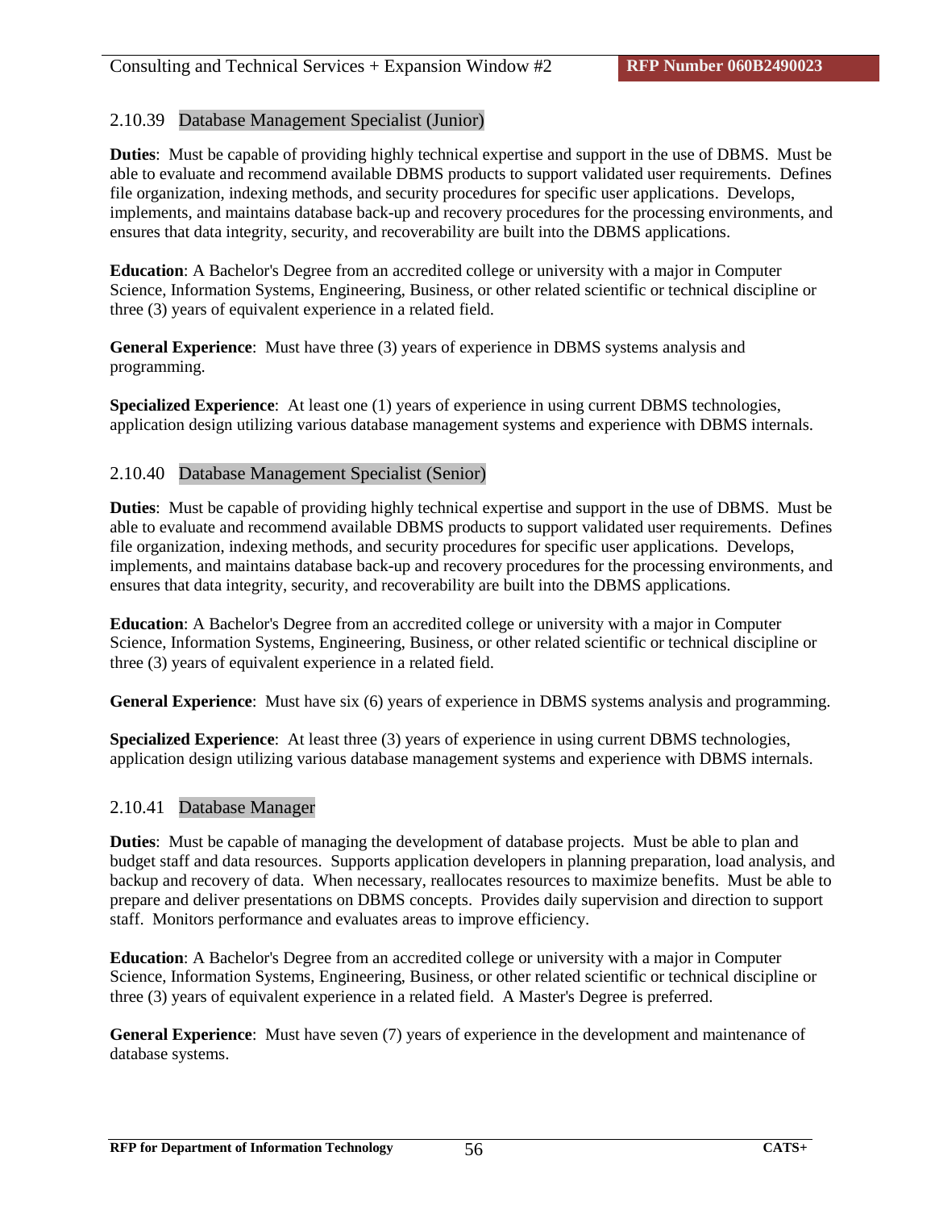### 2.10.39 Database Management Specialist (Junior)

**Duties**: Must be capable of providing highly technical expertise and support in the use of DBMS. Must be able to evaluate and recommend available DBMS products to support validated user requirements. Defines file organization, indexing methods, and security procedures for specific user applications. Develops, implements, and maintains database back-up and recovery procedures for the processing environments, and ensures that data integrity, security, and recoverability are built into the DBMS applications.

**Education**: A Bachelor's Degree from an accredited college or university with a major in Computer Science, Information Systems, Engineering, Business, or other related scientific or technical discipline or three (3) years of equivalent experience in a related field.

**General Experience**: Must have three (3) years of experience in DBMS systems analysis and programming.

**Specialized Experience**: At least one (1) years of experience in using current DBMS technologies, application design utilizing various database management systems and experience with DBMS internals.

### 2.10.40 Database Management Specialist (Senior)

**Duties**: Must be capable of providing highly technical expertise and support in the use of DBMS. Must be able to evaluate and recommend available DBMS products to support validated user requirements. Defines file organization, indexing methods, and security procedures for specific user applications. Develops, implements, and maintains database back-up and recovery procedures for the processing environments, and ensures that data integrity, security, and recoverability are built into the DBMS applications.

**Education**: A Bachelor's Degree from an accredited college or university with a major in Computer Science, Information Systems, Engineering, Business, or other related scientific or technical discipline or three (3) years of equivalent experience in a related field.

**General Experience**: Must have six (6) years of experience in DBMS systems analysis and programming.

**Specialized Experience**: At least three (3) years of experience in using current DBMS technologies, application design utilizing various database management systems and experience with DBMS internals.

### 2.10.41 Database Manager

**Duties**: Must be capable of managing the development of database projects. Must be able to plan and budget staff and data resources. Supports application developers in planning preparation, load analysis, and backup and recovery of data. When necessary, reallocates resources to maximize benefits. Must be able to prepare and deliver presentations on DBMS concepts. Provides daily supervision and direction to support staff. Monitors performance and evaluates areas to improve efficiency.

**Education**: A Bachelor's Degree from an accredited college or university with a major in Computer Science, Information Systems, Engineering, Business, or other related scientific or technical discipline or three (3) years of equivalent experience in a related field. A Master's Degree is preferred.

**General Experience**: Must have seven (7) years of experience in the development and maintenance of database systems.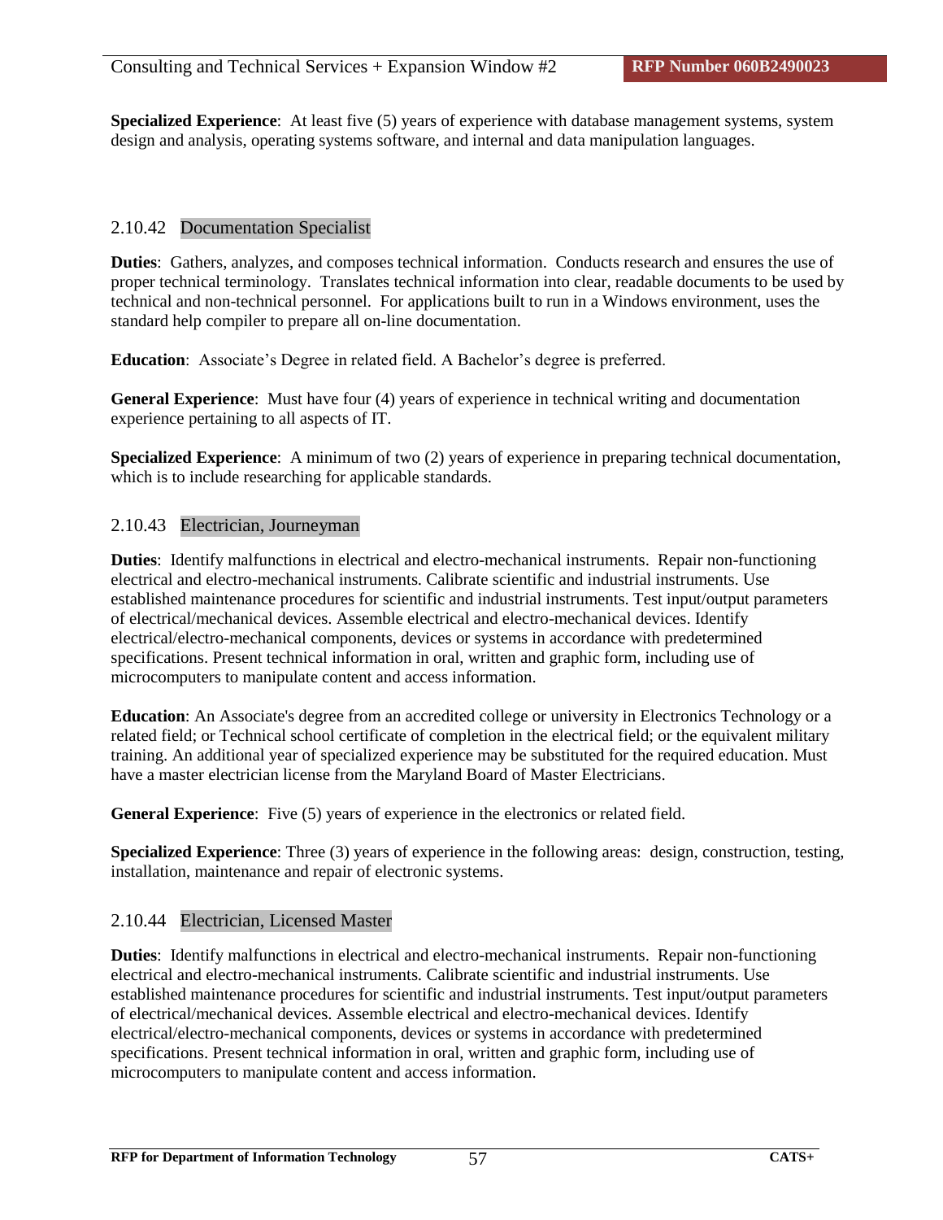**Specialized Experience**: At least five (5) years of experience with database management systems, system design and analysis, operating systems software, and internal and data manipulation languages.

### 2.10.42 Documentation Specialist

**Duties**: Gathers, analyzes, and composes technical information. Conducts research and ensures the use of proper technical terminology. Translates technical information into clear, readable documents to be used by technical and non-technical personnel. For applications built to run in a Windows environment, uses the standard help compiler to prepare all on-line documentation.

**Education**: Associate's Degree in related field. A Bachelor's degree is preferred.

**General Experience**: Must have four (4) years of experience in technical writing and documentation experience pertaining to all aspects of IT.

**Specialized Experience**: A minimum of two (2) years of experience in preparing technical documentation, which is to include researching for applicable standards.

### 2.10.43 Electrician, Journeyman

**Duties**: Identify malfunctions in electrical and electro-mechanical instruments. Repair non-functioning electrical and electro-mechanical instruments. Calibrate scientific and industrial instruments. Use established maintenance procedures for scientific and industrial instruments. Test input/output parameters of electrical/mechanical devices. Assemble electrical and electro-mechanical devices. Identify electrical/electro-mechanical components, devices or systems in accordance with predetermined specifications. Present technical information in oral, written and graphic form, including use of microcomputers to manipulate content and access information.

**Education**: An Associate's degree from an accredited college or university in Electronics Technology or a related field; or Technical school certificate of completion in the electrical field; or the equivalent military training. An additional year of specialized experience may be substituted for the required education. Must have a master electrician license from the Maryland Board of Master Electricians.

**General Experience**: Five (5) years of experience in the electronics or related field.

**Specialized Experience**: Three (3) years of experience in the following areas: design, construction, testing, installation, maintenance and repair of electronic systems.

### 2.10.44 Electrician, Licensed Master

**Duties**: Identify malfunctions in electrical and electro-mechanical instruments. Repair non-functioning electrical and electro-mechanical instruments. Calibrate scientific and industrial instruments. Use established maintenance procedures for scientific and industrial instruments. Test input/output parameters of electrical/mechanical devices. Assemble electrical and electro-mechanical devices. Identify electrical/electro-mechanical components, devices or systems in accordance with predetermined specifications. Present technical information in oral, written and graphic form, including use of microcomputers to manipulate content and access information.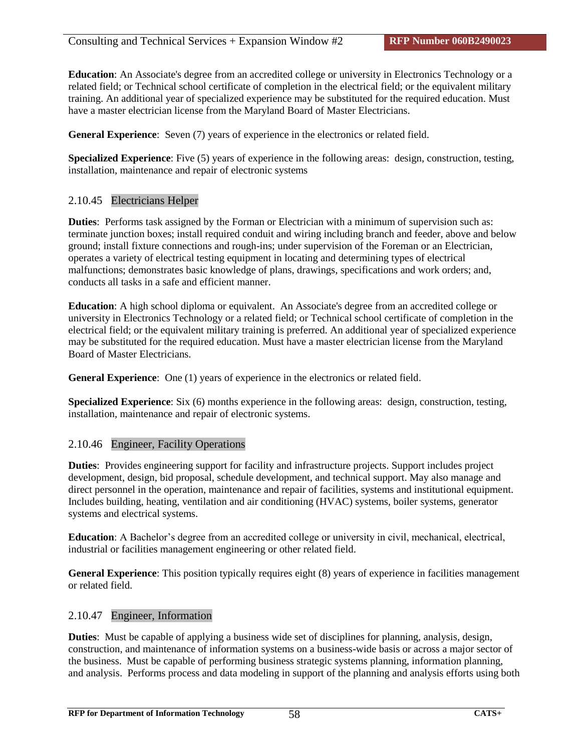**Education**: An Associate's degree from an accredited college or university in Electronics Technology or a related field; or Technical school certificate of completion in the electrical field; or the equivalent military training. An additional year of specialized experience may be substituted for the required education. Must have a master electrician license from the Maryland Board of Master Electricians.

**General Experience**: Seven (7) years of experience in the electronics or related field.

**Specialized Experience**: Five (5) years of experience in the following areas: design, construction, testing, installation, maintenance and repair of electronic systems

### 2.10.45 Electricians Helper

**Duties**: Performs task assigned by the Forman or Electrician with a minimum of supervision such as: terminate junction boxes; install required conduit and wiring including branch and feeder, above and below ground; install fixture connections and rough-ins; under supervision of the Foreman or an Electrician, operates a variety of electrical testing equipment in locating and determining types of electrical malfunctions; demonstrates basic knowledge of plans, drawings, specifications and work orders; and, conducts all tasks in a safe and efficient manner.

**Education**: A high school diploma or equivalent. An Associate's degree from an accredited college or university in Electronics Technology or a related field; or Technical school certificate of completion in the electrical field; or the equivalent military training is preferred. An additional year of specialized experience may be substituted for the required education. Must have a master electrician license from the Maryland Board of Master Electricians.

**General Experience**: One (1) years of experience in the electronics or related field.

**Specialized Experience**: Six (6) months experience in the following areas: design, construction, testing, installation, maintenance and repair of electronic systems.

### 2.10.46 Engineer, Facility Operations

**Duties**: Provides engineering support for facility and infrastructure projects. Support includes project development, design, bid proposal, schedule development, and technical support. May also manage and direct personnel in the operation, maintenance and repair of facilities, systems and institutional equipment. Includes building, heating, ventilation and air conditioning (HVAC) systems, boiler systems, generator systems and electrical systems.

**Education**: A Bachelor's degree from an accredited college or university in civil, mechanical, electrical, industrial or facilities management engineering or other related field.

**General Experience**: This position typically requires eight (8) years of experience in facilities management or related field.

### 2.10.47 Engineer, Information

**Duties**: Must be capable of applying a business wide set of disciplines for planning, analysis, design, construction, and maintenance of information systems on a business-wide basis or across a major sector of the business. Must be capable of performing business strategic systems planning, information planning, and analysis. Performs process and data modeling in support of the planning and analysis efforts using both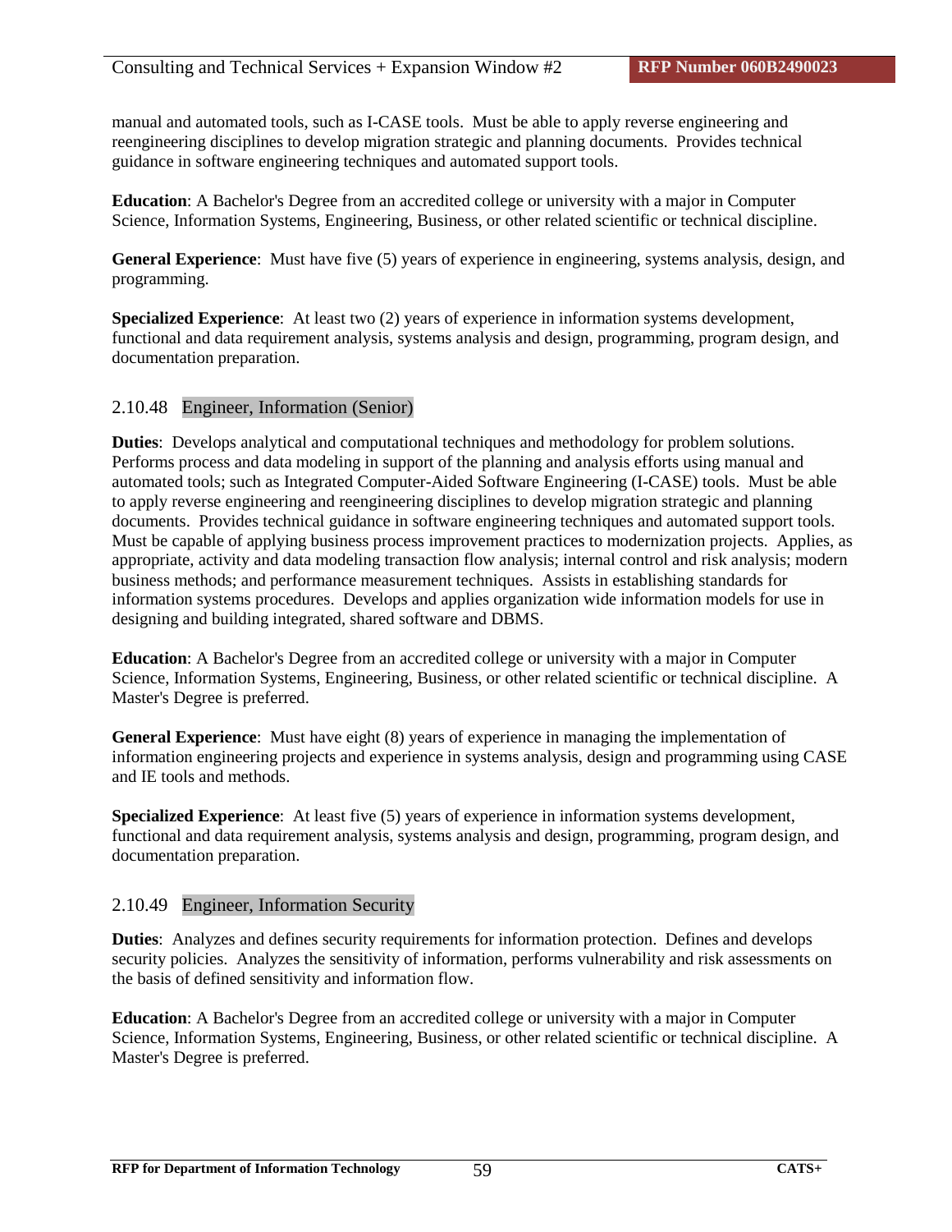manual and automated tools, such as I-CASE tools. Must be able to apply reverse engineering and reengineering disciplines to develop migration strategic and planning documents. Provides technical guidance in software engineering techniques and automated support tools.

**Education**: A Bachelor's Degree from an accredited college or university with a major in Computer Science, Information Systems, Engineering, Business, or other related scientific or technical discipline.

**General Experience**: Must have five (5) years of experience in engineering, systems analysis, design, and programming.

**Specialized Experience**: At least two (2) years of experience in information systems development, functional and data requirement analysis, systems analysis and design, programming, program design, and documentation preparation.

### 2.10.48 Engineer, Information (Senior)

**Duties**: Develops analytical and computational techniques and methodology for problem solutions. Performs process and data modeling in support of the planning and analysis efforts using manual and automated tools; such as Integrated Computer-Aided Software Engineering (I-CASE) tools. Must be able to apply reverse engineering and reengineering disciplines to develop migration strategic and planning documents. Provides technical guidance in software engineering techniques and automated support tools. Must be capable of applying business process improvement practices to modernization projects. Applies, as appropriate, activity and data modeling transaction flow analysis; internal control and risk analysis; modern business methods; and performance measurement techniques. Assists in establishing standards for information systems procedures. Develops and applies organization wide information models for use in designing and building integrated, shared software and DBMS.

**Education**: A Bachelor's Degree from an accredited college or university with a major in Computer Science, Information Systems, Engineering, Business, or other related scientific or technical discipline. A Master's Degree is preferred.

**General Experience**: Must have eight (8) years of experience in managing the implementation of information engineering projects and experience in systems analysis, design and programming using CASE and IE tools and methods.

**Specialized Experience**: At least five (5) years of experience in information systems development, functional and data requirement analysis, systems analysis and design, programming, program design, and documentation preparation.

### 2.10.49 Engineer, Information Security

**Duties**: Analyzes and defines security requirements for information protection. Defines and develops security policies. Analyzes the sensitivity of information, performs vulnerability and risk assessments on the basis of defined sensitivity and information flow.

**Education**: A Bachelor's Degree from an accredited college or university with a major in Computer Science, Information Systems, Engineering, Business, or other related scientific or technical discipline. A Master's Degree is preferred.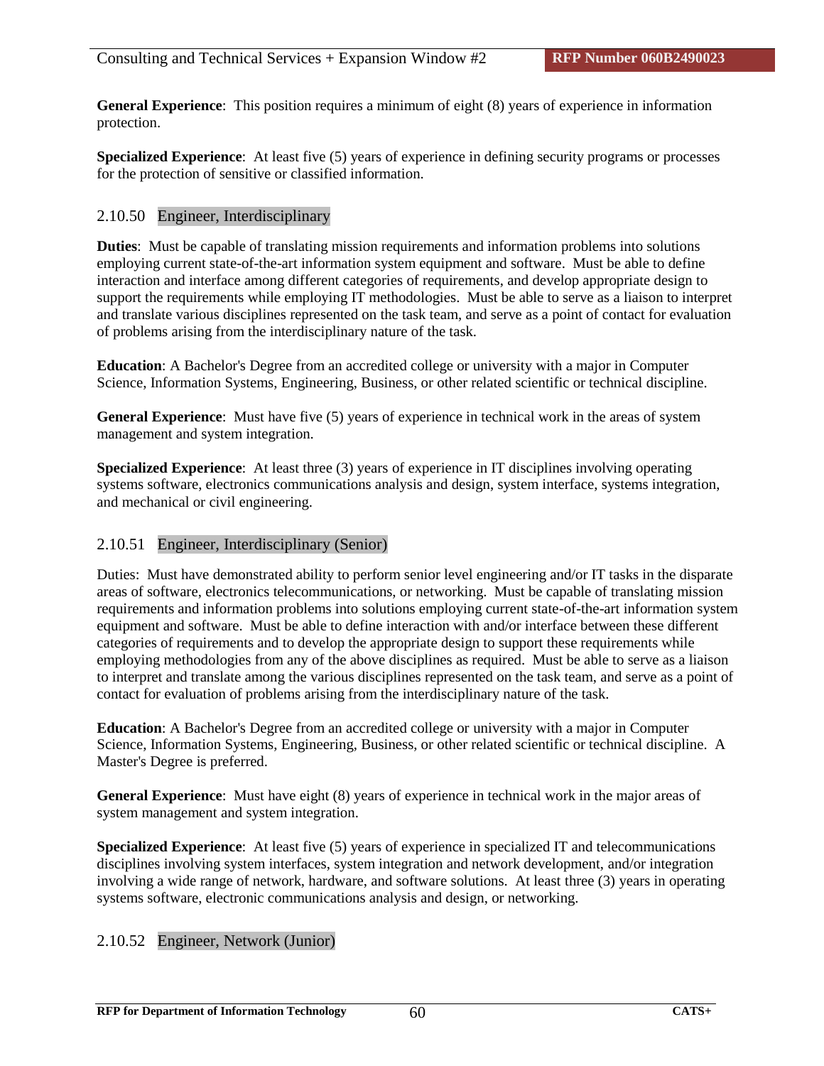**General Experience**: This position requires a minimum of eight (8) years of experience in information protection.

**Specialized Experience**: At least five (5) years of experience in defining security programs or processes for the protection of sensitive or classified information.

### 2.10.50 Engineer, Interdisciplinary

**Duties**: Must be capable of translating mission requirements and information problems into solutions employing current state-of-the-art information system equipment and software. Must be able to define interaction and interface among different categories of requirements, and develop appropriate design to support the requirements while employing IT methodologies. Must be able to serve as a liaison to interpret and translate various disciplines represented on the task team, and serve as a point of contact for evaluation of problems arising from the interdisciplinary nature of the task.

**Education**: A Bachelor's Degree from an accredited college or university with a major in Computer Science, Information Systems, Engineering, Business, or other related scientific or technical discipline.

**General Experience**: Must have five (5) years of experience in technical work in the areas of system management and system integration.

**Specialized Experience**: At least three (3) years of experience in IT disciplines involving operating systems software, electronics communications analysis and design, system interface, systems integration, and mechanical or civil engineering.

### 2.10.51 Engineer, Interdisciplinary (Senior)

Duties: Must have demonstrated ability to perform senior level engineering and/or IT tasks in the disparate areas of software, electronics telecommunications, or networking. Must be capable of translating mission requirements and information problems into solutions employing current state-of-the-art information system equipment and software. Must be able to define interaction with and/or interface between these different categories of requirements and to develop the appropriate design to support these requirements while employing methodologies from any of the above disciplines as required. Must be able to serve as a liaison to interpret and translate among the various disciplines represented on the task team, and serve as a point of contact for evaluation of problems arising from the interdisciplinary nature of the task.

**Education**: A Bachelor's Degree from an accredited college or university with a major in Computer Science, Information Systems, Engineering, Business, or other related scientific or technical discipline. A Master's Degree is preferred.

**General Experience**: Must have eight (8) years of experience in technical work in the major areas of system management and system integration.

**Specialized Experience**: At least five (5) years of experience in specialized IT and telecommunications disciplines involving system interfaces, system integration and network development, and/or integration involving a wide range of network, hardware, and software solutions. At least three (3) years in operating systems software, electronic communications analysis and design, or networking.

### 2.10.52 Engineer, Network (Junior)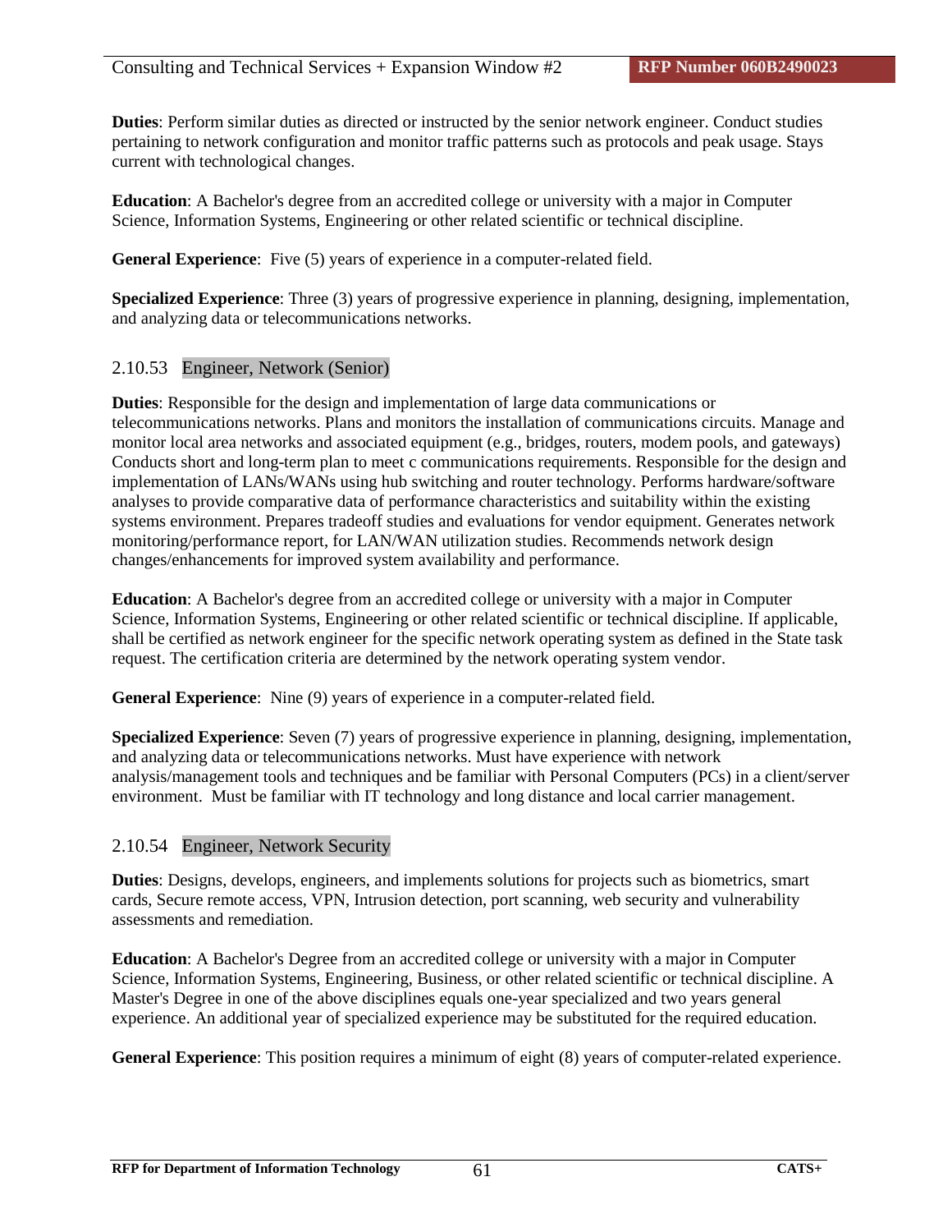**Duties**: Perform similar duties as directed or instructed by the senior network engineer. Conduct studies pertaining to network configuration and monitor traffic patterns such as protocols and peak usage. Stays current with technological changes.

**Education**: A Bachelor's degree from an accredited college or university with a major in Computer Science, Information Systems, Engineering or other related scientific or technical discipline.

**General Experience**: Five (5) years of experience in a computer-related field.

**Specialized Experience**: Three (3) years of progressive experience in planning, designing, implementation, and analyzing data or telecommunications networks.

### 2.10.53 Engineer, Network (Senior)

**Duties**: Responsible for the design and implementation of large data communications or telecommunications networks. Plans and monitors the installation of communications circuits. Manage and monitor local area networks and associated equipment (e.g., bridges, routers, modem pools, and gateways) Conducts short and long-term plan to meet c communications requirements. Responsible for the design and implementation of LANs/WANs using hub switching and router technology. Performs hardware/software analyses to provide comparative data of performance characteristics and suitability within the existing systems environment. Prepares tradeoff studies and evaluations for vendor equipment. Generates network monitoring/performance report, for LAN/WAN utilization studies. Recommends network design changes/enhancements for improved system availability and performance.

**Education**: A Bachelor's degree from an accredited college or university with a major in Computer Science, Information Systems, Engineering or other related scientific or technical discipline. If applicable, shall be certified as network engineer for the specific network operating system as defined in the State task request. The certification criteria are determined by the network operating system vendor.

**General Experience**: Nine (9) years of experience in a computer-related field.

**Specialized Experience**: Seven (7) years of progressive experience in planning, designing, implementation, and analyzing data or telecommunications networks. Must have experience with network analysis/management tools and techniques and be familiar with Personal Computers (PCs) in a client/server environment. Must be familiar with IT technology and long distance and local carrier management.

### 2.10.54 Engineer, Network Security

**Duties**: Designs, develops, engineers, and implements solutions for projects such as biometrics, smart cards, Secure remote access, VPN, Intrusion detection, port scanning, web security and vulnerability assessments and remediation.

**Education**: A Bachelor's Degree from an accredited college or university with a major in Computer Science, Information Systems, Engineering, Business, or other related scientific or technical discipline. A Master's Degree in one of the above disciplines equals one-year specialized and two years general experience. An additional year of specialized experience may be substituted for the required education.

**General Experience**: This position requires a minimum of eight (8) years of computer-related experience.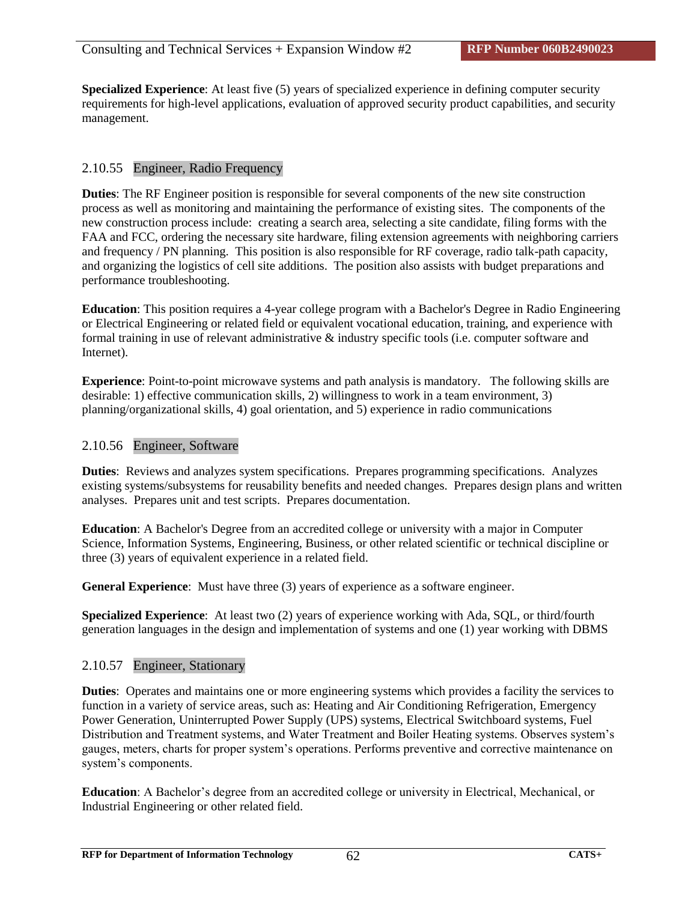**Specialized Experience**: At least five (5) years of specialized experience in defining computer security requirements for high-level applications, evaluation of approved security product capabilities, and security management.

### 2.10.55 Engineer, Radio Frequency

**Duties**: The RF Engineer position is responsible for several components of the new site construction process as well as monitoring and maintaining the performance of existing sites. The components of the new construction process include: creating a search area, selecting a site candidate, filing forms with the FAA and FCC, ordering the necessary site hardware, filing extension agreements with neighboring carriers and frequency / PN planning. This position is also responsible for RF coverage, radio talk-path capacity, and organizing the logistics of cell site additions. The position also assists with budget preparations and performance troubleshooting.

**Education**: This position requires a 4-year college program with a Bachelor's Degree in Radio Engineering or Electrical Engineering or related field or equivalent vocational education, training, and experience with formal training in use of relevant administrative & industry specific tools (i.e. computer software and Internet).

**Experience**: Point-to-point microwave systems and path analysis is mandatory. The following skills are desirable: 1) effective communication skills, 2) willingness to work in a team environment, 3) planning/organizational skills, 4) goal orientation, and 5) experience in radio communications

### 2.10.56 Engineer, Software

**Duties**: Reviews and analyzes system specifications. Prepares programming specifications. Analyzes existing systems/subsystems for reusability benefits and needed changes. Prepares design plans and written analyses. Prepares unit and test scripts. Prepares documentation.

**Education**: A Bachelor's Degree from an accredited college or university with a major in Computer Science, Information Systems, Engineering, Business, or other related scientific or technical discipline or three (3) years of equivalent experience in a related field.

**General Experience**: Must have three (3) years of experience as a software engineer.

**Specialized Experience**: At least two (2) years of experience working with Ada, SQL, or third/fourth generation languages in the design and implementation of systems and one (1) year working with DBMS

### 2.10.57 Engineer, Stationary

**Duties**: Operates and maintains one or more engineering systems which provides a facility the services to function in a variety of service areas, such as: Heating and Air Conditioning Refrigeration, Emergency Power Generation, Uninterrupted Power Supply (UPS) systems, Electrical Switchboard systems, Fuel Distribution and Treatment systems, and Water Treatment and Boiler Heating systems. Observes system's gauges, meters, charts for proper system's operations. Performs preventive and corrective maintenance on system's components.

**Education**: A Bachelor's degree from an accredited college or university in Electrical, Mechanical, or Industrial Engineering or other related field.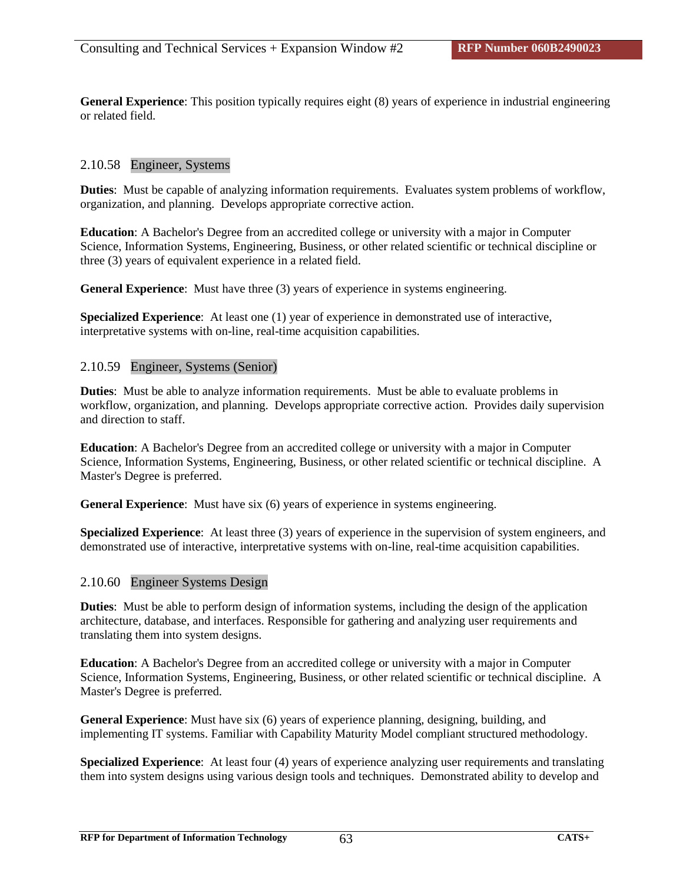**General Experience**: This position typically requires eight (8) years of experience in industrial engineering or related field.

### 2.10.58 Engineer, Systems

**Duties**: Must be capable of analyzing information requirements. Evaluates system problems of workflow, organization, and planning. Develops appropriate corrective action.

**Education**: A Bachelor's Degree from an accredited college or university with a major in Computer Science, Information Systems, Engineering, Business, or other related scientific or technical discipline or three (3) years of equivalent experience in a related field.

**General Experience**: Must have three (3) years of experience in systems engineering.

**Specialized Experience**: At least one (1) year of experience in demonstrated use of interactive, interpretative systems with on-line, real-time acquisition capabilities.

### 2.10.59 Engineer, Systems (Senior)

**Duties**: Must be able to analyze information requirements. Must be able to evaluate problems in workflow, organization, and planning. Develops appropriate corrective action. Provides daily supervision and direction to staff.

**Education**: A Bachelor's Degree from an accredited college or university with a major in Computer Science, Information Systems, Engineering, Business, or other related scientific or technical discipline. A Master's Degree is preferred.

**General Experience**: Must have six (6) years of experience in systems engineering.

**Specialized Experience**: At least three (3) years of experience in the supervision of system engineers, and demonstrated use of interactive, interpretative systems with on-line, real-time acquisition capabilities.

### 2.10.60 Engineer Systems Design

**Duties**: Must be able to perform design of information systems, including the design of the application architecture, database, and interfaces. Responsible for gathering and analyzing user requirements and translating them into system designs.

**Education**: A Bachelor's Degree from an accredited college or university with a major in Computer Science, Information Systems, Engineering, Business, or other related scientific or technical discipline. A Master's Degree is preferred.

**General Experience**: Must have six (6) years of experience planning, designing, building, and implementing IT systems. Familiar with Capability Maturity Model compliant structured methodology.

**Specialized Experience**: At least four (4) years of experience analyzing user requirements and translating them into system designs using various design tools and techniques. Demonstrated ability to develop and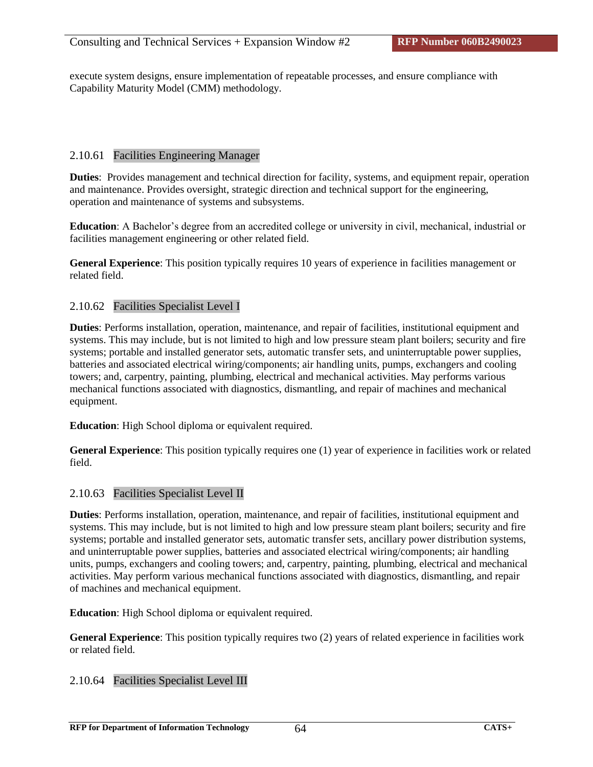execute system designs, ensure implementation of repeatable processes, and ensure compliance with Capability Maturity Model (CMM) methodology.

### 2.10.61 Facilities Engineering Manager

**Duties**: Provides management and technical direction for facility, systems, and equipment repair, operation and maintenance. Provides oversight, strategic direction and technical support for the engineering, operation and maintenance of systems and subsystems.

**Education**: A Bachelor's degree from an accredited college or university in civil, mechanical, industrial or facilities management engineering or other related field.

**General Experience**: This position typically requires 10 years of experience in facilities management or related field.

### 2.10.62 Facilities Specialist Level I

**Duties**: Performs installation, operation, maintenance, and repair of facilities, institutional equipment and systems. This may include, but is not limited to high and low pressure steam plant boilers; security and fire systems; portable and installed generator sets, automatic transfer sets, and uninterruptable power supplies, batteries and associated electrical wiring/components; air handling units, pumps, exchangers and cooling towers; and, carpentry, painting, plumbing, electrical and mechanical activities. May performs various mechanical functions associated with diagnostics, dismantling, and repair of machines and mechanical equipment.

**Education**: High School diploma or equivalent required.

**General Experience**: This position typically requires one (1) year of experience in facilities work or related field.

### 2.10.63 Facilities Specialist Level II

**Duties**: Performs installation, operation, maintenance, and repair of facilities, institutional equipment and systems. This may include, but is not limited to high and low pressure steam plant boilers; security and fire systems; portable and installed generator sets, automatic transfer sets, ancillary power distribution systems, and uninterruptable power supplies, batteries and associated electrical wiring/components; air handling units, pumps, exchangers and cooling towers; and, carpentry, painting, plumbing, electrical and mechanical activities. May perform various mechanical functions associated with diagnostics, dismantling, and repair of machines and mechanical equipment.

**Education**: High School diploma or equivalent required.

**General Experience**: This position typically requires two (2) years of related experience in facilities work or related field.

### 2.10.64 Facilities Specialist Level III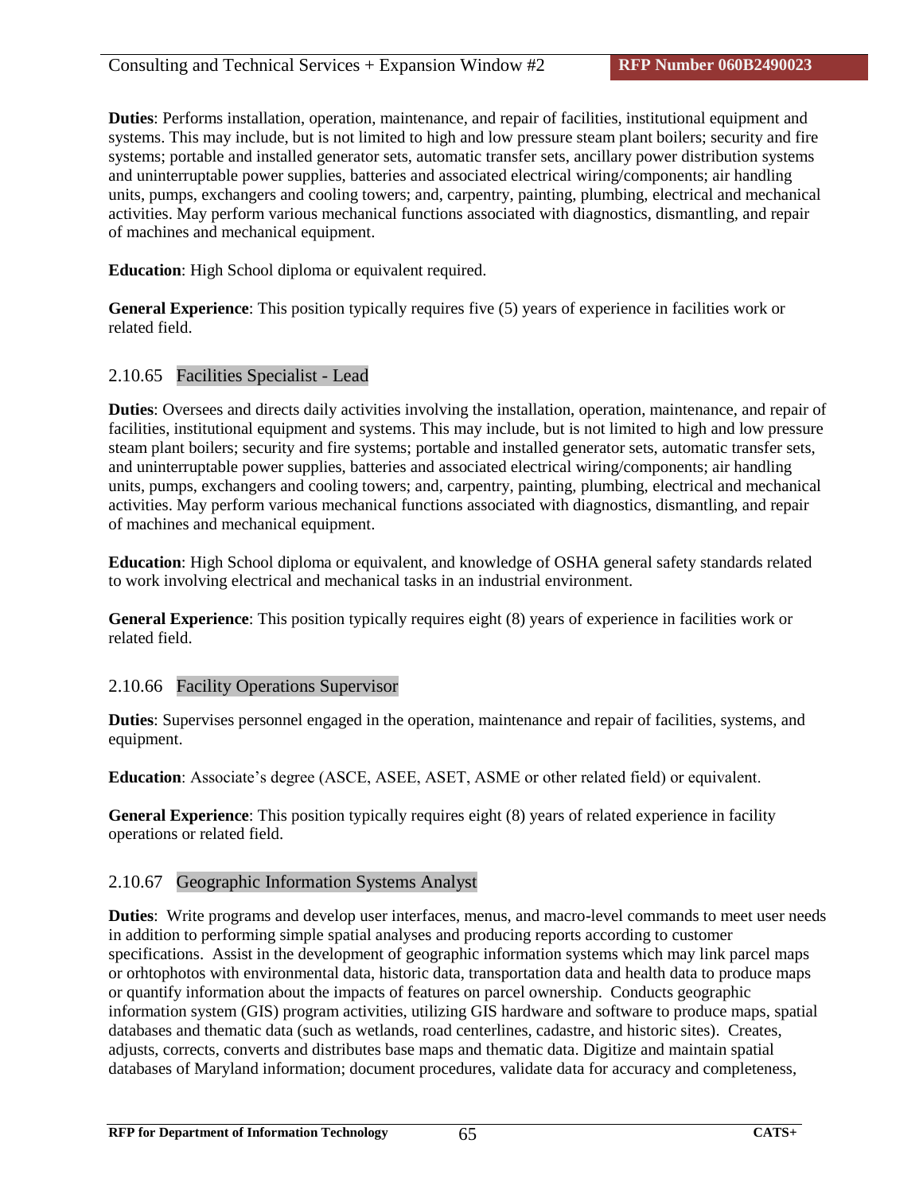**Duties**: Performs installation, operation, maintenance, and repair of facilities, institutional equipment and systems. This may include, but is not limited to high and low pressure steam plant boilers; security and fire systems; portable and installed generator sets, automatic transfer sets, ancillary power distribution systems and uninterruptable power supplies, batteries and associated electrical wiring/components; air handling units, pumps, exchangers and cooling towers; and, carpentry, painting, plumbing, electrical and mechanical activities. May perform various mechanical functions associated with diagnostics, dismantling, and repair of machines and mechanical equipment.

**Education**: High School diploma or equivalent required.

**General Experience**: This position typically requires five (5) years of experience in facilities work or related field.

### 2.10.65 Facilities Specialist - Lead

**Duties**: Oversees and directs daily activities involving the installation, operation, maintenance, and repair of facilities, institutional equipment and systems. This may include, but is not limited to high and low pressure steam plant boilers; security and fire systems; portable and installed generator sets, automatic transfer sets, and uninterruptable power supplies, batteries and associated electrical wiring/components; air handling units, pumps, exchangers and cooling towers; and, carpentry, painting, plumbing, electrical and mechanical activities. May perform various mechanical functions associated with diagnostics, dismantling, and repair of machines and mechanical equipment.

**Education**: High School diploma or equivalent, and knowledge of OSHA general safety standards related to work involving electrical and mechanical tasks in an industrial environment.

**General Experience**: This position typically requires eight (8) years of experience in facilities work or related field.

### 2.10.66 Facility Operations Supervisor

**Duties**: Supervises personnel engaged in the operation, maintenance and repair of facilities, systems, and equipment.

**Education**: Associate's degree (ASCE, ASEE, ASET, ASME or other related field) or equivalent.

**General Experience**: This position typically requires eight (8) years of related experience in facility operations or related field.

### 2.10.67 Geographic Information Systems Analyst

**Duties**: Write programs and develop user interfaces, menus, and macro-level commands to meet user needs in addition to performing simple spatial analyses and producing reports according to customer specifications. Assist in the development of geographic information systems which may link parcel maps or orhtophotos with environmental data, historic data, transportation data and health data to produce maps or quantify information about the impacts of features on parcel ownership. Conducts geographic information system (GIS) program activities, utilizing GIS hardware and software to produce maps, spatial databases and thematic data (such as wetlands, road centerlines, cadastre, and historic sites). Creates, adjusts, corrects, converts and distributes base maps and thematic data. Digitize and maintain spatial databases of Maryland information; document procedures, validate data for accuracy and completeness,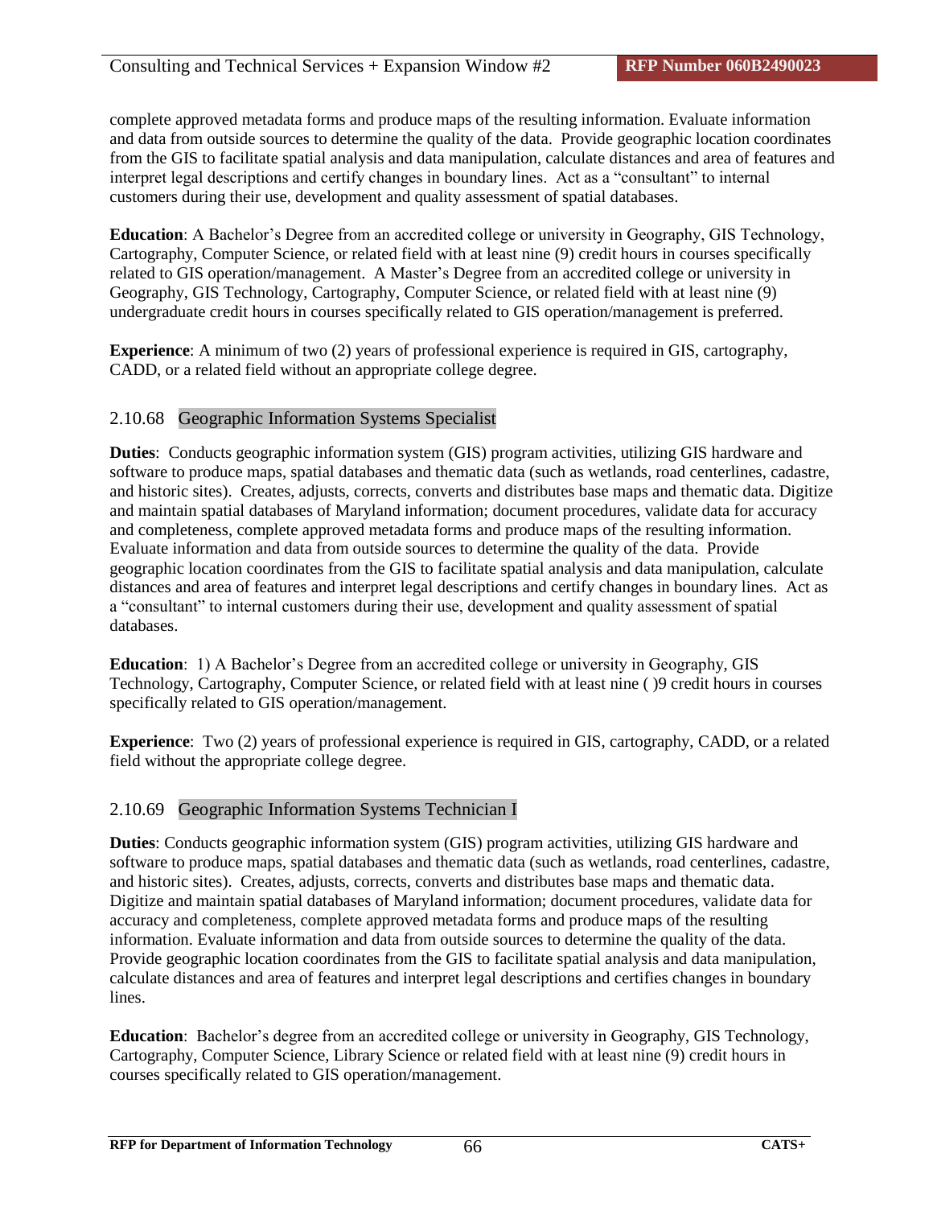complete approved metadata forms and produce maps of the resulting information. Evaluate information and data from outside sources to determine the quality of the data. Provide geographic location coordinates from the GIS to facilitate spatial analysis and data manipulation, calculate distances and area of features and interpret legal descriptions and certify changes in boundary lines. Act as a "consultant" to internal customers during their use, development and quality assessment of spatial databases.

**Education**: A Bachelor's Degree from an accredited college or university in Geography, GIS Technology, Cartography, Computer Science, or related field with at least nine (9) credit hours in courses specifically related to GIS operation/management. A Master's Degree from an accredited college or university in Geography, GIS Technology, Cartography, Computer Science, or related field with at least nine (9) undergraduate credit hours in courses specifically related to GIS operation/management is preferred.

**Experience**: A minimum of two (2) years of professional experience is required in GIS, cartography, CADD, or a related field without an appropriate college degree.

### 2.10.68 Geographic Information Systems Specialist

**Duties**: Conducts geographic information system (GIS) program activities, utilizing GIS hardware and software to produce maps, spatial databases and thematic data (such as wetlands, road centerlines, cadastre, and historic sites). Creates, adjusts, corrects, converts and distributes base maps and thematic data. Digitize and maintain spatial databases of Maryland information; document procedures, validate data for accuracy and completeness, complete approved metadata forms and produce maps of the resulting information. Evaluate information and data from outside sources to determine the quality of the data. Provide geographic location coordinates from the GIS to facilitate spatial analysis and data manipulation, calculate distances and area of features and interpret legal descriptions and certify changes in boundary lines. Act as a "consultant" to internal customers during their use, development and quality assessment of spatial databases.

**Education**: 1) A Bachelor's Degree from an accredited college or university in Geography, GIS Technology, Cartography, Computer Science, or related field with at least nine ( )9 credit hours in courses specifically related to GIS operation/management.

**Experience**: Two (2) years of professional experience is required in GIS, cartography, CADD, or a related field without the appropriate college degree.

### 2.10.69 Geographic Information Systems Technician I

**Duties**: Conducts geographic information system (GIS) program activities, utilizing GIS hardware and software to produce maps, spatial databases and thematic data (such as wetlands, road centerlines, cadastre, and historic sites). Creates, adjusts, corrects, converts and distributes base maps and thematic data. Digitize and maintain spatial databases of Maryland information; document procedures, validate data for accuracy and completeness, complete approved metadata forms and produce maps of the resulting information. Evaluate information and data from outside sources to determine the quality of the data. Provide geographic location coordinates from the GIS to facilitate spatial analysis and data manipulation, calculate distances and area of features and interpret legal descriptions and certifies changes in boundary lines.

**Education**: Bachelor's degree from an accredited college or university in Geography, GIS Technology, Cartography, Computer Science, Library Science or related field with at least nine (9) credit hours in courses specifically related to GIS operation/management.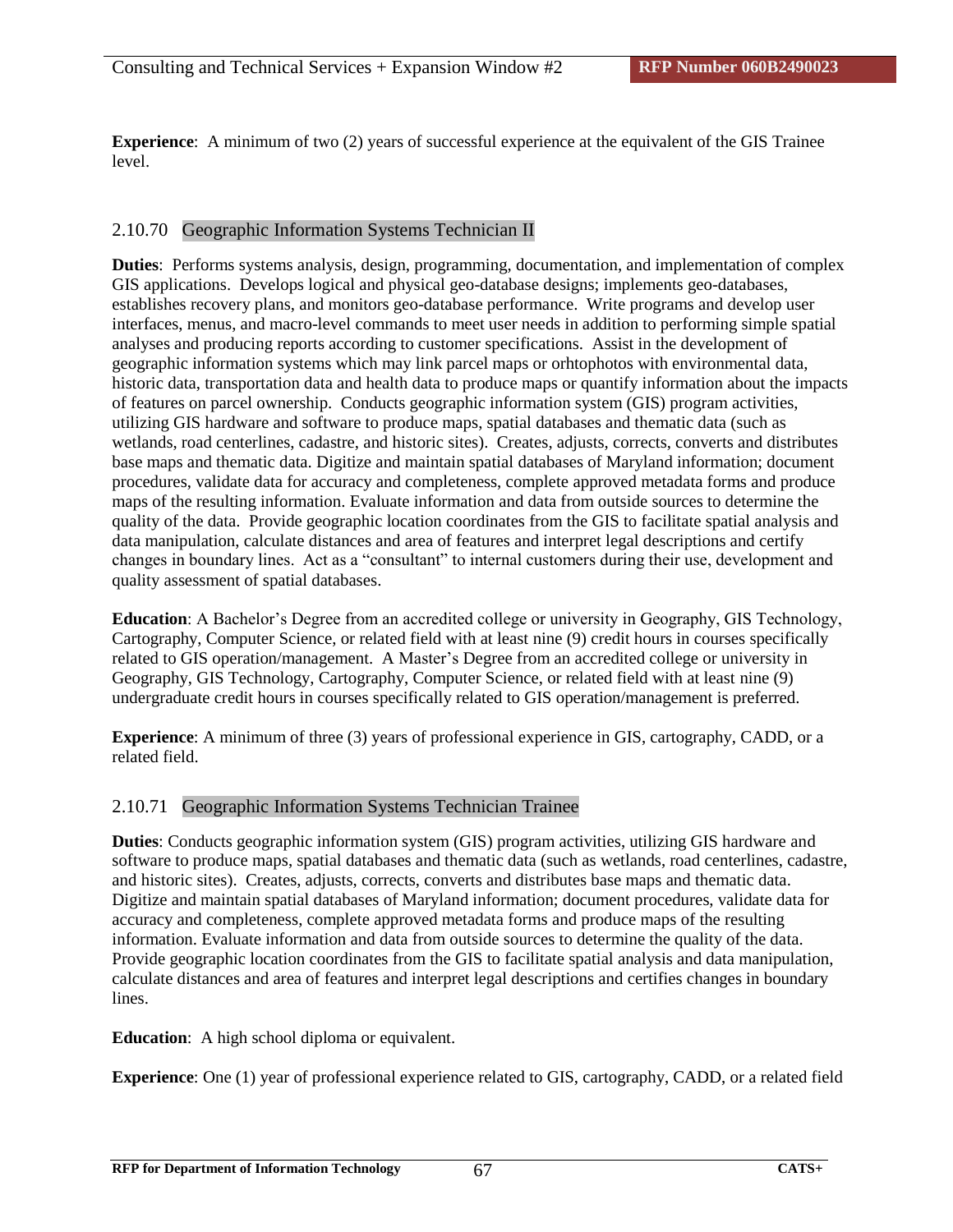**Experience**: A minimum of two (2) years of successful experience at the equivalent of the GIS Trainee level.

### 2.10.70 Geographic Information Systems Technician II

**Duties**: Performs systems analysis, design, programming, documentation, and implementation of complex GIS applications. Develops logical and physical geo-database designs; implements geo-databases, establishes recovery plans, and monitors geo-database performance. Write programs and develop user interfaces, menus, and macro-level commands to meet user needs in addition to performing simple spatial analyses and producing reports according to customer specifications. Assist in the development of geographic information systems which may link parcel maps or orhtophotos with environmental data, historic data, transportation data and health data to produce maps or quantify information about the impacts of features on parcel ownership. Conducts geographic information system (GIS) program activities, utilizing GIS hardware and software to produce maps, spatial databases and thematic data (such as wetlands, road centerlines, cadastre, and historic sites). Creates, adjusts, corrects, converts and distributes base maps and thematic data. Digitize and maintain spatial databases of Maryland information; document procedures, validate data for accuracy and completeness, complete approved metadata forms and produce maps of the resulting information. Evaluate information and data from outside sources to determine the quality of the data. Provide geographic location coordinates from the GIS to facilitate spatial analysis and data manipulation, calculate distances and area of features and interpret legal descriptions and certify changes in boundary lines. Act as a "consultant" to internal customers during their use, development and quality assessment of spatial databases.

**Education**: A Bachelor's Degree from an accredited college or university in Geography, GIS Technology, Cartography, Computer Science, or related field with at least nine (9) credit hours in courses specifically related to GIS operation/management. A Master's Degree from an accredited college or university in Geography, GIS Technology, Cartography, Computer Science, or related field with at least nine (9) undergraduate credit hours in courses specifically related to GIS operation/management is preferred.

**Experience**: A minimum of three (3) years of professional experience in GIS, cartography, CADD, or a related field.

### 2.10.71 Geographic Information Systems Technician Trainee

**Duties**: Conducts geographic information system (GIS) program activities, utilizing GIS hardware and software to produce maps, spatial databases and thematic data (such as wetlands, road centerlines, cadastre, and historic sites). Creates, adjusts, corrects, converts and distributes base maps and thematic data. Digitize and maintain spatial databases of Maryland information; document procedures, validate data for accuracy and completeness, complete approved metadata forms and produce maps of the resulting information. Evaluate information and data from outside sources to determine the quality of the data. Provide geographic location coordinates from the GIS to facilitate spatial analysis and data manipulation, calculate distances and area of features and interpret legal descriptions and certifies changes in boundary lines.

**Education**: A high school diploma or equivalent.

**Experience**: One (1) year of professional experience related to GIS, cartography, CADD, or a related field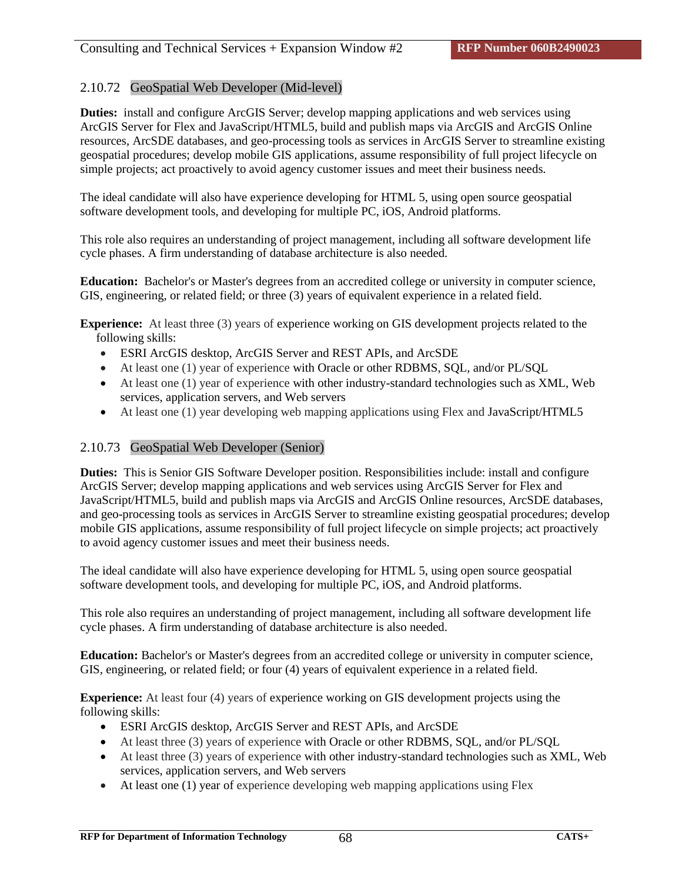### 2.10.72 GeoSpatial Web Developer (Mid-level)

**Duties:** install and configure ArcGIS Server; develop mapping applications and web services using ArcGIS Server for Flex and JavaScript/HTML5, build and publish maps via ArcGIS and ArcGIS Online resources, ArcSDE databases, and geo-processing tools as services in ArcGIS Server to streamline existing geospatial procedures; develop mobile GIS applications, assume responsibility of full project lifecycle on simple projects; act proactively to avoid agency customer issues and meet their business needs.

The ideal candidate will also have experience developing for HTML 5, using open source geospatial software development tools, and developing for multiple PC, iOS, Android platforms.

This role also requires an understanding of project management, including all software development life cycle phases. A firm understanding of database architecture is also needed.

**Education:** Bachelor's or Master's degrees from an accredited college or university in computer science, GIS, engineering, or related field; or three (3) years of equivalent experience in a related field.

**Experience:** At least three (3) years of experience working on GIS development projects related to the following skills:

- ESRI ArcGIS desktop, ArcGIS Server and REST APIs, and ArcSDE
- At least one (1) year of experience with Oracle or other RDBMS, SQL, and/or PL/SQL
- At least one (1) year of experience with other industry-standard technologies such as XML, Web services, application servers, and Web servers
- At least one (1) year developing web mapping applications using Flex and JavaScript/HTML5

### 2.10.73 GeoSpatial Web Developer (Senior)

**Duties:** This is Senior GIS Software Developer position. Responsibilities include: install and configure ArcGIS Server; develop mapping applications and web services using ArcGIS Server for Flex and JavaScript/HTML5, build and publish maps via ArcGIS and ArcGIS Online resources, ArcSDE databases, and geo-processing tools as services in ArcGIS Server to streamline existing geospatial procedures; develop mobile GIS applications, assume responsibility of full project lifecycle on simple projects; act proactively to avoid agency customer issues and meet their business needs.

The ideal candidate will also have experience developing for HTML 5, using open source geospatial software development tools, and developing for multiple PC, iOS, and Android platforms.

This role also requires an understanding of project management, including all software development life cycle phases. A firm understanding of database architecture is also needed.

**Education:** Bachelor's or Master's degrees from an accredited college or university in computer science, GIS, engineering, or related field; or four (4) years of equivalent experience in a related field.

**Experience:** At least four (4) years of experience working on GIS development projects using the following skills:

- ESRI ArcGIS desktop, ArcGIS Server and REST APIs, and ArcSDE
- At least three (3) years of experience with Oracle or other RDBMS, SQL, and/or PL/SQL
- At least three (3) years of experience with other industry-standard technologies such as XML, Web services, application servers, and Web servers
- At least one (1) year of experience developing web mapping applications using Flex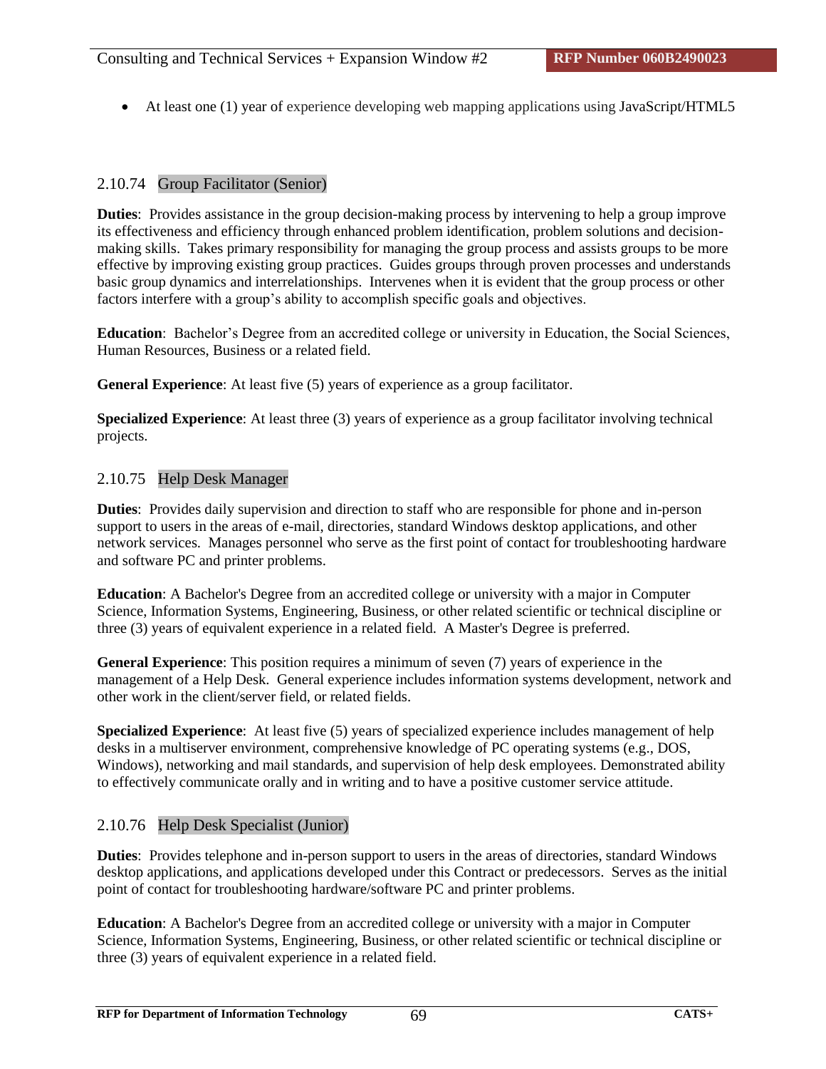- At least one (1) year of experience developing web mapping applications using JavaScript/HTML5

### 2.10.74 Group Facilitator (Senior)

**Duties**: Provides assistance in the group decision-making process by intervening to help a group improve its effectiveness and efficiency through enhanced problem identification, problem solutions and decision-making skills. Takes primary responsibility for managing the group process and assists groups to be more effective by improving existing group practices. Guides groups through proven processes and understands basic group dynamics and interrelationships. Intervenes when it is evident that the group process or other factors interfere with a group's ability to accomplish specific goals and objectives.

**Education**: Bachelor's Degree from an accredited college or university in Education, the Social Sciences, Human Resources, Business or a related field.

**General Experience**: At least five (5) years of experience as a group facilitator.

**Specialized Experience**: At least three (3) years of experience as a group facilitator involving technical projects.

### 2.10.75 Help Desk Manager

**Duties**: Provides daily supervision and direction to staff who are responsible for phone and in-person support to users in the areas of e-mail, directories, standard Windows desktop applications, and other network services. Manages personnel who serve as the first point of contact for troubleshooting hardware and software PC and printer problems.

**Education**: A Bachelor's Degree from an accredited college or university with a major in Computer Science, Information Systems, Engineering, Business, or other related scientific or technical discipline or three (3) years of equivalent experience in a related field. A Master's Degree is preferred.

**General Experience**: This position requires a minimum of seven (7) years of experience in the management of a Help Desk. General experience includes information systems development, network and other work in the client/server field, or related fields.

**Specialized Experience**: At least five (5) years of specialized experience includes management of help desks in a multiserver environment, comprehensive knowledge of PC operating systems (e.g., DOS, Windows), networking and mail standards, and supervision of help desk employees. Demonstrated ability to effectively communicate orally and in writing and to have a positive customer service attitude.

### 2.10.76 Help Desk Specialist (Junior)

**Duties**: Provides telephone and in-person support to users in the areas of directories, standard Windows desktop applications, and applications developed under this Contract or predecessors. Serves as the initial point of contact for troubleshooting hardware/software PC and printer problems.

**Education**: A Bachelor's Degree from an accredited college or university with a major in Computer Science, Information Systems, Engineering, Business, or other related scientific or technical discipline or three (3) years of equivalent experience in a related field.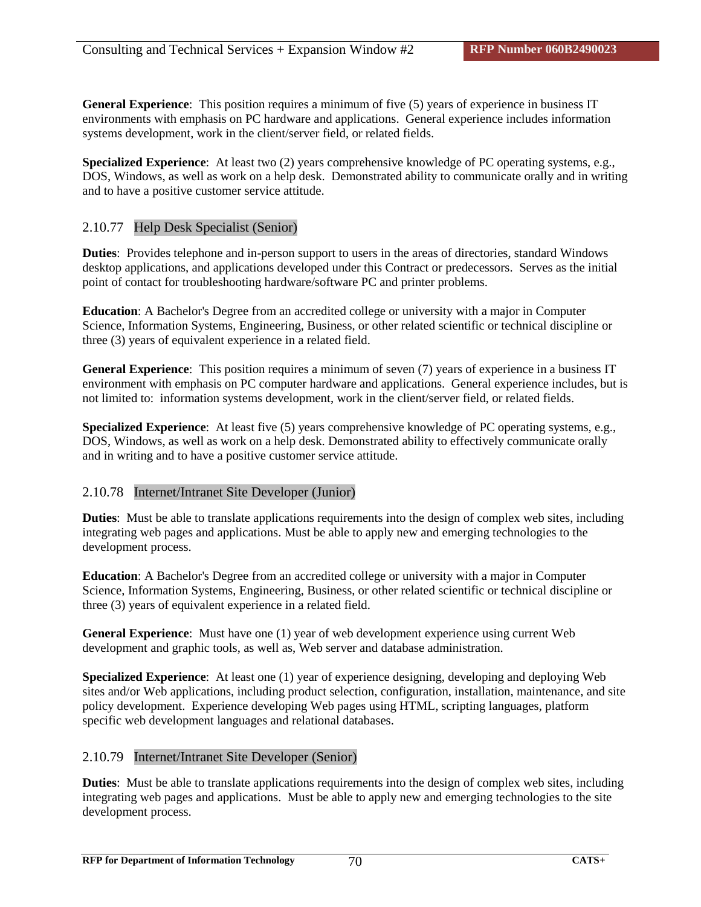**General Experience**: This position requires a minimum of five (5) years of experience in business IT environments with emphasis on PC hardware and applications. General experience includes information systems development, work in the client/server field, or related fields.

**Specialized Experience**: At least two (2) years comprehensive knowledge of PC operating systems, e.g., DOS, Windows, as well as work on a help desk. Demonstrated ability to communicate orally and in writing and to have a positive customer service attitude.

### 2.10.77 Help Desk Specialist (Senior)

**Duties**: Provides telephone and in-person support to users in the areas of directories, standard Windows desktop applications, and applications developed under this Contract or predecessors. Serves as the initial point of contact for troubleshooting hardware/software PC and printer problems.

**Education**: A Bachelor's Degree from an accredited college or university with a major in Computer Science, Information Systems, Engineering, Business, or other related scientific or technical discipline or three (3) years of equivalent experience in a related field.

**General Experience**: This position requires a minimum of seven (7) years of experience in a business IT environment with emphasis on PC computer hardware and applications. General experience includes, but is not limited to: information systems development, work in the client/server field, or related fields.

**Specialized Experience**: At least five (5) years comprehensive knowledge of PC operating systems, e.g., DOS, Windows, as well as work on a help desk. Demonstrated ability to effectively communicate orally and in writing and to have a positive customer service attitude.

### 2.10.78 Internet/Intranet Site Developer (Junior)

**Duties**: Must be able to translate applications requirements into the design of complex web sites, including integrating web pages and applications. Must be able to apply new and emerging technologies to the development process.

**Education**: A Bachelor's Degree from an accredited college or university with a major in Computer Science, Information Systems, Engineering, Business, or other related scientific or technical discipline or three (3) years of equivalent experience in a related field.

**General Experience**: Must have one (1) year of web development experience using current Web development and graphic tools, as well as, Web server and database administration.

**Specialized Experience**: At least one (1) year of experience designing, developing and deploying Web sites and/or Web applications, including product selection, configuration, installation, maintenance, and site policy development. Experience developing Web pages using HTML, scripting languages, platform specific web development languages and relational databases.

### 2.10.79 Internet/Intranet Site Developer (Senior)

**Duties**: Must be able to translate applications requirements into the design of complex web sites, including integrating web pages and applications. Must be able to apply new and emerging technologies to the site development process.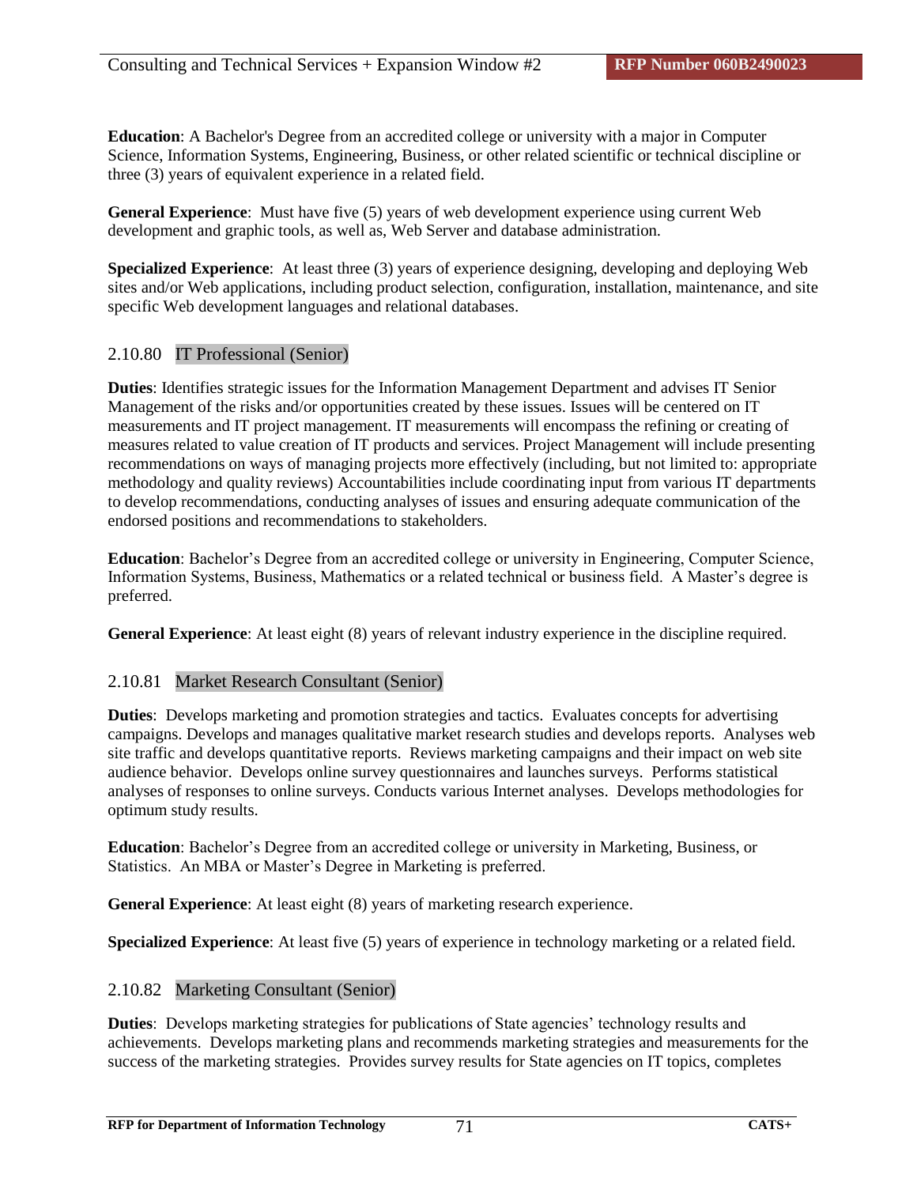**Education**: A Bachelor's Degree from an accredited college or university with a major in Computer Science, Information Systems, Engineering, Business, or other related scientific or technical discipline or three (3) years of equivalent experience in a related field.

**General Experience**: Must have five (5) years of web development experience using current Web development and graphic tools, as well as, Web Server and database administration.

**Specialized Experience**: At least three (3) years of experience designing, developing and deploying Web sites and/or Web applications, including product selection, configuration, installation, maintenance, and site specific Web development languages and relational databases.

### 2.10.80 IT Professional (Senior)

**Duties**: Identifies strategic issues for the Information Management Department and advises IT Senior Management of the risks and/or opportunities created by these issues. Issues will be centered on IT measurements and IT project management. IT measurements will encompass the refining or creating of measures related to value creation of IT products and services. Project Management will include presenting recommendations on ways of managing projects more effectively (including, but not limited to: appropriate methodology and quality reviews) Accountabilities include coordinating input from various IT departments to develop recommendations, conducting analyses of issues and ensuring adequate communication of the endorsed positions and recommendations to stakeholders.

**Education**: Bachelor's Degree from an accredited college or university in Engineering, Computer Science, Information Systems, Business, Mathematics or a related technical or business field. A Master's degree is preferred.

**General Experience**: At least eight (8) years of relevant industry experience in the discipline required.

### 2.10.81 Market Research Consultant (Senior)

**Duties**: Develops marketing and promotion strategies and tactics. Evaluates concepts for advertising campaigns. Develops and manages qualitative market research studies and develops reports. Analyses web site traffic and develops quantitative reports. Reviews marketing campaigns and their impact on web site audience behavior. Develops online survey questionnaires and launches surveys. Performs statistical analyses of responses to online surveys. Conducts various Internet analyses. Develops methodologies for optimum study results.

**Education**: Bachelor's Degree from an accredited college or university in Marketing, Business, or Statistics. An MBA or Master's Degree in Marketing is preferred.

**General Experience**: At least eight (8) years of marketing research experience.

**Specialized Experience**: At least five (5) years of experience in technology marketing or a related field.

### 2.10.82 Marketing Consultant (Senior)

**Duties**: Develops marketing strategies for publications of State agencies' technology results and achievements. Develops marketing plans and recommends marketing strategies and measurements for the success of the marketing strategies. Provides survey results for State agencies on IT topics, completes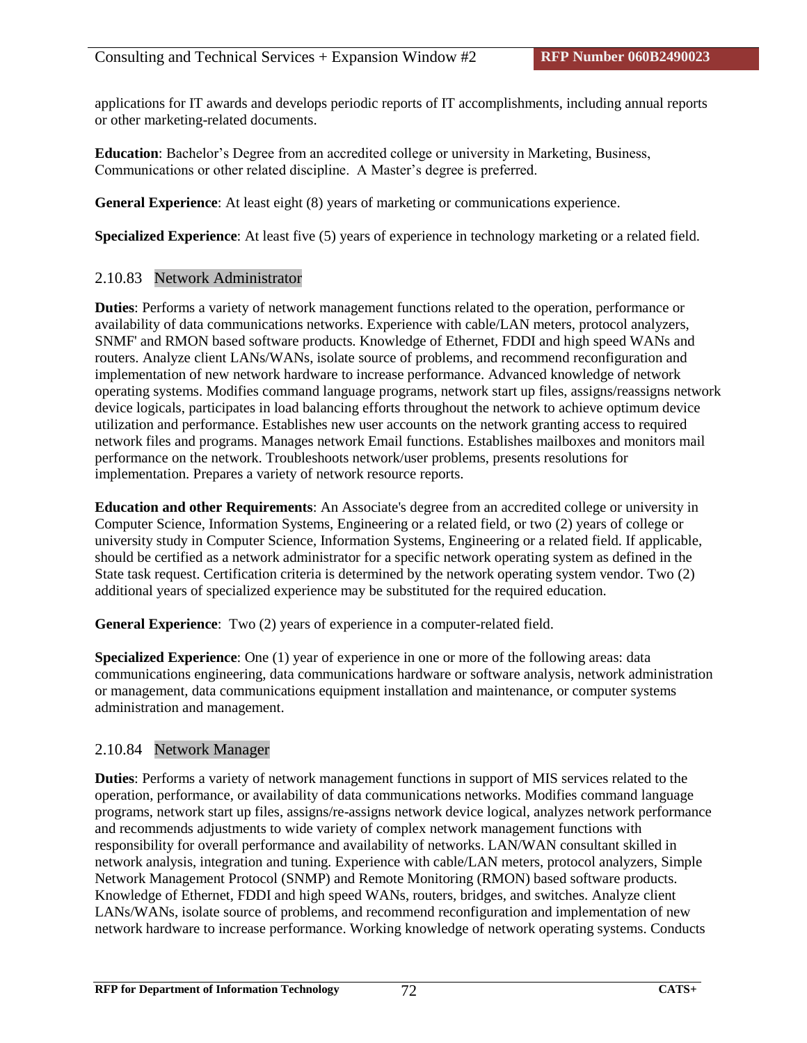applications for IT awards and develops periodic reports of IT accomplishments, including annual reports or other marketing-related documents.

**Education**: Bachelor's Degree from an accredited college or university in Marketing, Business, Communications or other related discipline.  A Master's degree is preferred.

**General Experience**: At least eight (8) years of marketing or communications experience.

**Specialized Experience**: At least five (5) years of experience in technology marketing or a related field.

### 2.10.83 Network Administrator

**Duties**: Performs a variety of network management functions related to the operation, performance or availability of data communications networks. Experience with cable/LAN meters, protocol analyzers, SNMF' and RMON based software products. Knowledge of Ethernet, FDDI and high speed WANs and routers. Analyze client LANs/WANs, isolate source of problems, and recommend reconfiguration and implementation of new network hardware to increase performance. Advanced knowledge of network operating systems. Modifies command language programs, network start up files, assigns/reassigns network device logicals, participates in load balancing efforts throughout the network to achieve optimum device utilization and performance. Establishes new user accounts on the network granting access to required network files and programs. Manages network Email functions. Establishes mailboxes and monitors mail performance on the network. Troubleshoots network/user problems, presents resolutions for implementation. Prepares a variety of network resource reports.

**Education and other Requirements**: An Associate's degree from an accredited college or university in Computer Science, Information Systems, Engineering or a related field, or two (2) years of college or university study in Computer Science, Information Systems, Engineering or a related field. If applicable, should be certified as a network administrator for a specific network operating system as defined in the State task request. Certification criteria is determined by the network operating system vendor. Two (2) additional years of specialized experience may be substituted for the required education.

**General Experience**:  Two (2) years of experience in a computer-related field.

**Specialized Experience**: One (1) year of experience in one or more of the following areas: data communications engineering, data communications hardware or software analysis, network administration or management, data communications equipment installation and maintenance, or computer systems administration and management.

### 2.10.84 Network Manager

**Duties**: Performs a variety of network management functions in support of MIS services related to the operation, performance, or availability of data communications networks. Modifies command language programs, network start up files, assigns/re-assigns network device logical, analyzes network performance and recommends adjustments to wide variety of complex network management functions with responsibility for overall performance and availability of networks. LAN/WAN consultant skilled in network analysis, integration and tuning. Experience with cable/LAN meters, protocol analyzers, Simple Network Management Protocol (SNMP) and Remote Monitoring (RMON) based software products. Knowledge of Ethernet, FDDI and high speed WANs, routers, bridges, and switches. Analyze client LANs/WANs, isolate source of problems, and recommend reconfiguration and implementation of new network hardware to increase performance. Working knowledge of network operating systems. Conducts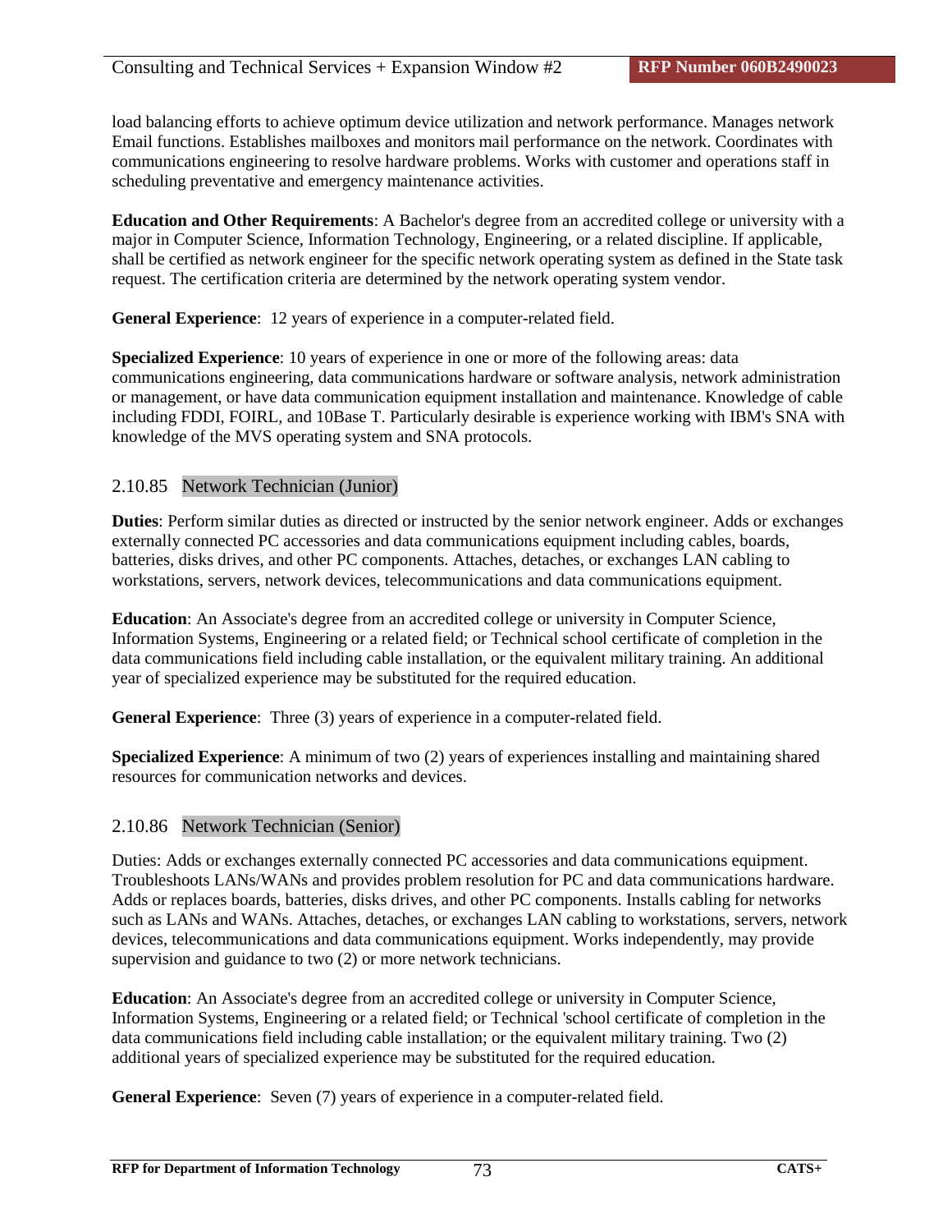load balancing efforts to achieve optimum device utilization and network performance. Manages network Email functions. Establishes mailboxes and monitors mail performance on the network. Coordinates with communications engineering to resolve hardware problems. Works with customer and operations staff in scheduling preventative and emergency maintenance activities.

**Education and Other Requirements**: A Bachelor's degree from an accredited college or university with a major in Computer Science, Information Technology, Engineering, or a related discipline. If applicable, shall be certified as network engineer for the specific network operating system as defined in the State task request. The certification criteria are determined by the network operating system vendor.

**General Experience**: 12 years of experience in a computer-related field.

**Specialized Experience**: 10 years of experience in one or more of the following areas: data communications engineering, data communications hardware or software analysis, network administration or management, or have data communication equipment installation and maintenance. Knowledge of cable including FDDI, FOIRL, and 10Base T. Particularly desirable is experience working with IBM's SNA with knowledge of the MVS operating system and SNA protocols.

### 2.10.85 Network Technician (Junior)

**Duties**: Perform similar duties as directed or instructed by the senior network engineer. Adds or exchanges externally connected PC accessories and data communications equipment including cables, boards, batteries, disks drives, and other PC components. Attaches, detaches, or exchanges LAN cabling to workstations, servers, network devices, telecommunications and data communications equipment.

**Education**: An Associate's degree from an accredited college or university in Computer Science, Information Systems, Engineering or a related field; or Technical school certificate of completion in the data communications field including cable installation, or the equivalent military training. An additional year of specialized experience may be substituted for the required education.

**General Experience**: Three (3) years of experience in a computer-related field.

**Specialized Experience**: A minimum of two (2) years of experiences installing and maintaining shared resources for communication networks and devices.

### 2.10.86 Network Technician (Senior)

Duties: Adds or exchanges externally connected PC accessories and data communications equipment. Troubleshoots LANs/WANs and provides problem resolution for PC and data communications hardware. Adds or replaces boards, batteries, disks drives, and other PC components. Installs cabling for networks such as LANs and WANs. Attaches, detaches, or exchanges LAN cabling to workstations, servers, network devices, telecommunications and data communications equipment. Works independently, may provide supervision and guidance to two (2) or more network technicians.

**Education**: An Associate's degree from an accredited college or university in Computer Science, Information Systems, Engineering or a related field; or Technical 'school certificate of completion in the data communications field including cable installation; or the equivalent military training. Two (2) additional years of specialized experience may be substituted for the required education.

**General Experience**: Seven (7) years of experience in a computer-related field.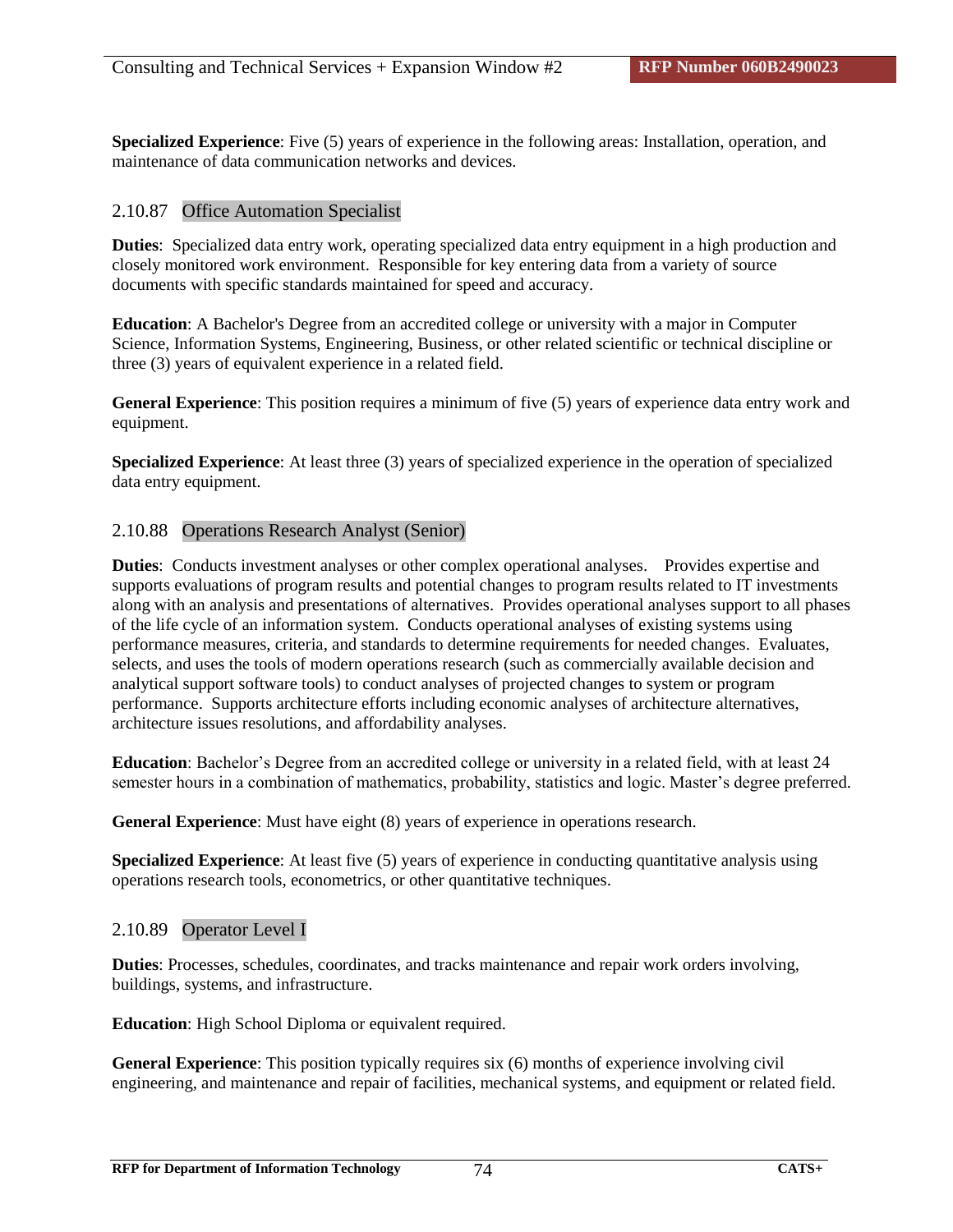**Specialized Experience**: Five (5) years of experience in the following areas: Installation, operation, and maintenance of data communication networks and devices.

### 2.10.87 Office Automation Specialist

**Duties**: Specialized data entry work, operating specialized data entry equipment in a high production and closely monitored work environment. Responsible for key entering data from a variety of source documents with specific standards maintained for speed and accuracy.

**Education**: A Bachelor's Degree from an accredited college or university with a major in Computer Science, Information Systems, Engineering, Business, or other related scientific or technical discipline or three (3) years of equivalent experience in a related field.

**General Experience**: This position requires a minimum of five (5) years of experience data entry work and equipment.

**Specialized Experience**: At least three (3) years of specialized experience in the operation of specialized data entry equipment.

### 2.10.88 Operations Research Analyst (Senior)

**Duties**: Conducts investment analyses or other complex operational analyses. Provides expertise and supports evaluations of program results and potential changes to program results related to IT investments along with an analysis and presentations of alternatives. Provides operational analyses support to all phases of the life cycle of an information system. Conducts operational analyses of existing systems using performance measures, criteria, and standards to determine requirements for needed changes. Evaluates, selects, and uses the tools of modern operations research (such as commercially available decision and analytical support software tools) to conduct analyses of projected changes to system or program performance. Supports architecture efforts including economic analyses of architecture alternatives, architecture issues resolutions, and affordability analyses.

**Education**: Bachelor's Degree from an accredited college or university in a related field, with at least 24 semester hours in a combination of mathematics, probability, statistics and logic. Master's degree preferred.

**General Experience**: Must have eight (8) years of experience in operations research.

**Specialized Experience**: At least five (5) years of experience in conducting quantitative analysis using operations research tools, econometrics, or other quantitative techniques.

### 2.10.89 Operator Level I

**Duties**: Processes, schedules, coordinates, and tracks maintenance and repair work orders involving, buildings, systems, and infrastructure.

**Education**: High School Diploma or equivalent required.

**General Experience**: This position typically requires six (6) months of experience involving civil engineering, and maintenance and repair of facilities, mechanical systems, and equipment or related field.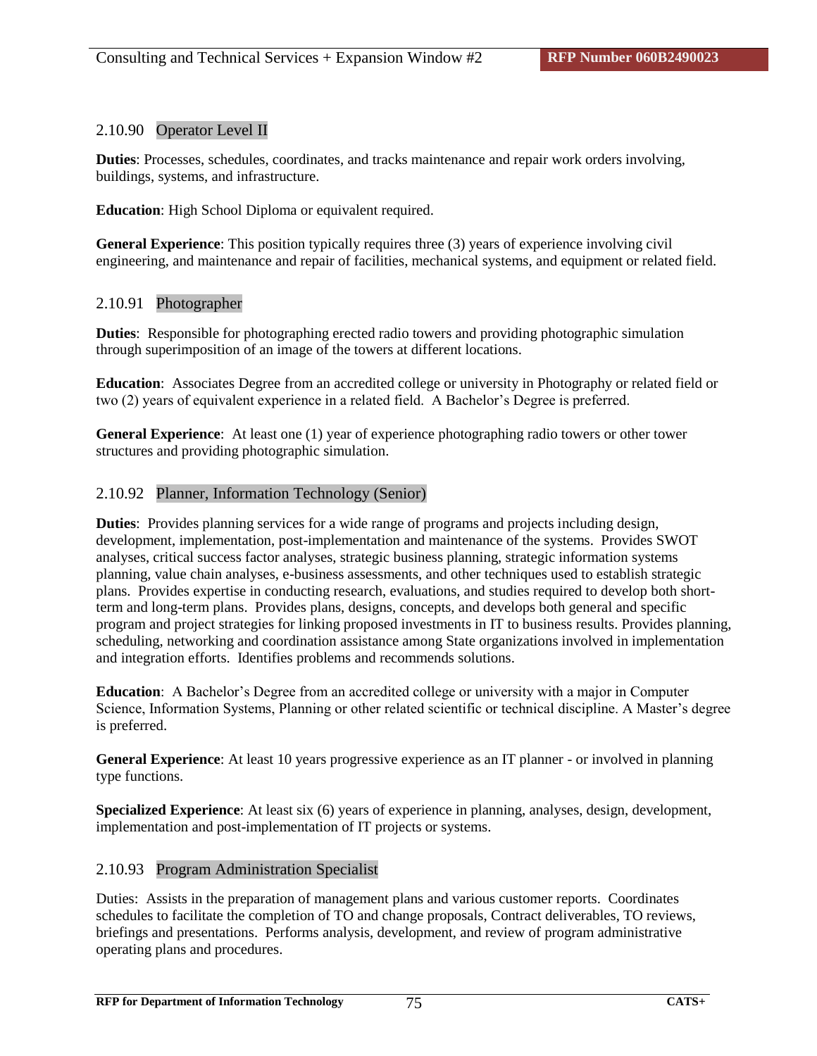### 2.10.90 Operator Level II

**Duties**: Processes, schedules, coordinates, and tracks maintenance and repair work orders involving, buildings, systems, and infrastructure.

**Education**: High School Diploma or equivalent required.

**General Experience**: This position typically requires three (3) years of experience involving civil engineering, and maintenance and repair of facilities, mechanical systems, and equipment or related field.

### 2.10.91 Photographer

**Duties**: Responsible for photographing erected radio towers and providing photographic simulation through superimposition of an image of the towers at different locations.

**Education**: Associates Degree from an accredited college or university in Photography or related field or two (2) years of equivalent experience in a related field. A Bachelor's Degree is preferred.

**General Experience**: At least one (1) year of experience photographing radio towers or other tower structures and providing photographic simulation.

### 2.10.92 Planner, Information Technology (Senior)

**Duties**: Provides planning services for a wide range of programs and projects including design, development, implementation, post-implementation and maintenance of the systems. Provides SWOT analyses, critical success factor analyses, strategic business planning, strategic information systems planning, value chain analyses, e-business assessments, and other techniques used to establish strategic plans. Provides expertise in conducting research, evaluations, and studies required to develop both short-term and long-term plans. Provides plans, designs, concepts, and develops both general and specific program and project strategies for linking proposed investments in IT to business results. Provides planning, scheduling, networking and coordination assistance among State organizations involved in implementation and integration efforts. Identifies problems and recommends solutions.

**Education**: A Bachelor's Degree from an accredited college or university with a major in Computer Science, Information Systems, Planning or other related scientific or technical discipline. A Master's degree is preferred.

**General Experience**: At least 10 years progressive experience as an IT planner - or involved in planning type functions.

**Specialized Experience**: At least six (6) years of experience in planning, analyses, design, development, implementation and post-implementation of IT projects or systems.

### 2.10.93 Program Administration Specialist

Duties: Assists in the preparation of management plans and various customer reports. Coordinates schedules to facilitate the completion of TO and change proposals, Contract deliverables, TO reviews, briefings and presentations. Performs analysis, development, and review of program administrative operating plans and procedures.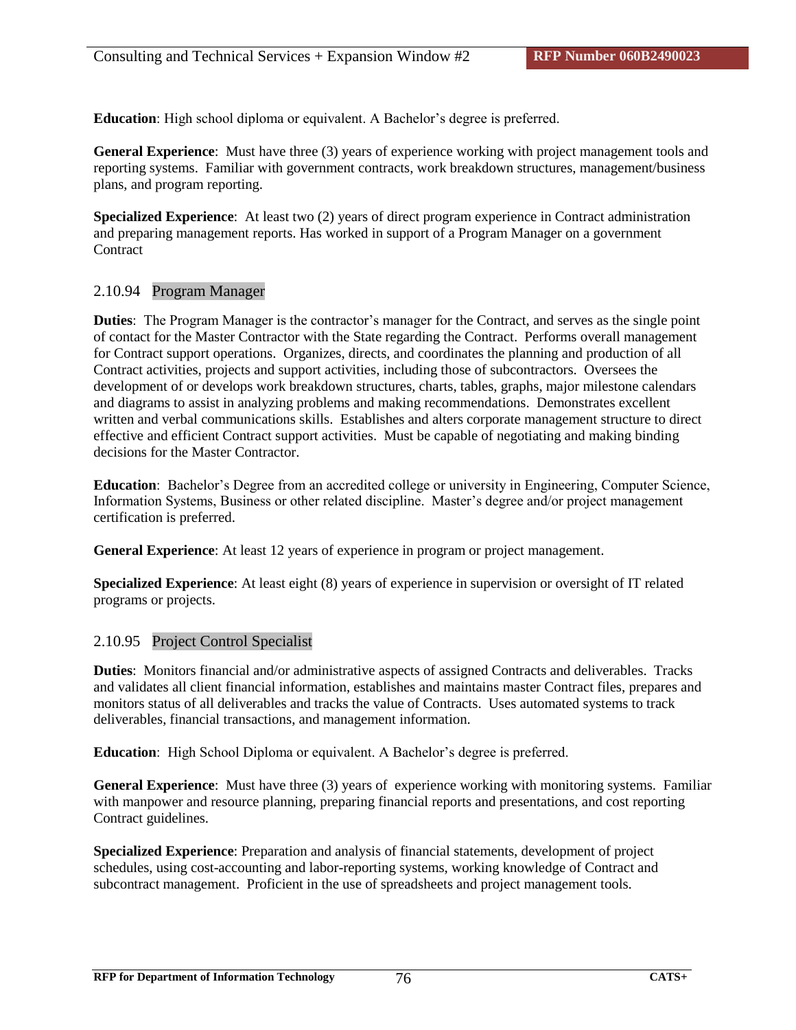**Education**: High school diploma or equivalent. A Bachelor's degree is preferred.

**General Experience**: Must have three (3) years of experience working with project management tools and reporting systems. Familiar with government contracts, work breakdown structures, management/business plans, and program reporting.

**Specialized Experience**: At least two (2) years of direct program experience in Contract administration and preparing management reports. Has worked in support of a Program Manager on a government Contract

### 2.10.94 Program Manager

**Duties**: The Program Manager is the contractor's manager for the Contract, and serves as the single point of contact for the Master Contractor with the State regarding the Contract. Performs overall management for Contract support operations. Organizes, directs, and coordinates the planning and production of all Contract activities, projects and support activities, including those of subcontractors. Oversees the development of or develops work breakdown structures, charts, tables, graphs, major milestone calendars and diagrams to assist in analyzing problems and making recommendations. Demonstrates excellent written and verbal communications skills. Establishes and alters corporate management structure to direct effective and efficient Contract support activities. Must be capable of negotiating and making binding decisions for the Master Contractor.

**Education**: Bachelor's Degree from an accredited college or university in Engineering, Computer Science, Information Systems, Business or other related discipline. Master's degree and/or project management certification is preferred.

**General Experience**: At least 12 years of experience in program or project management.

**Specialized Experience**: At least eight (8) years of experience in supervision or oversight of IT related programs or projects.

### 2.10.95 Project Control Specialist

**Duties**: Monitors financial and/or administrative aspects of assigned Contracts and deliverables. Tracks and validates all client financial information, establishes and maintains master Contract files, prepares and monitors status of all deliverables and tracks the value of Contracts. Uses automated systems to track deliverables, financial transactions, and management information.

**Education**: High School Diploma or equivalent. A Bachelor's degree is preferred.

**General Experience**: Must have three (3) years of experience working with monitoring systems. Familiar with manpower and resource planning, preparing financial reports and presentations, and cost reporting Contract guidelines.

**Specialized Experience**: Preparation and analysis of financial statements, development of project schedules, using cost-accounting and labor-reporting systems, working knowledge of Contract and subcontract management. Proficient in the use of spreadsheets and project management tools.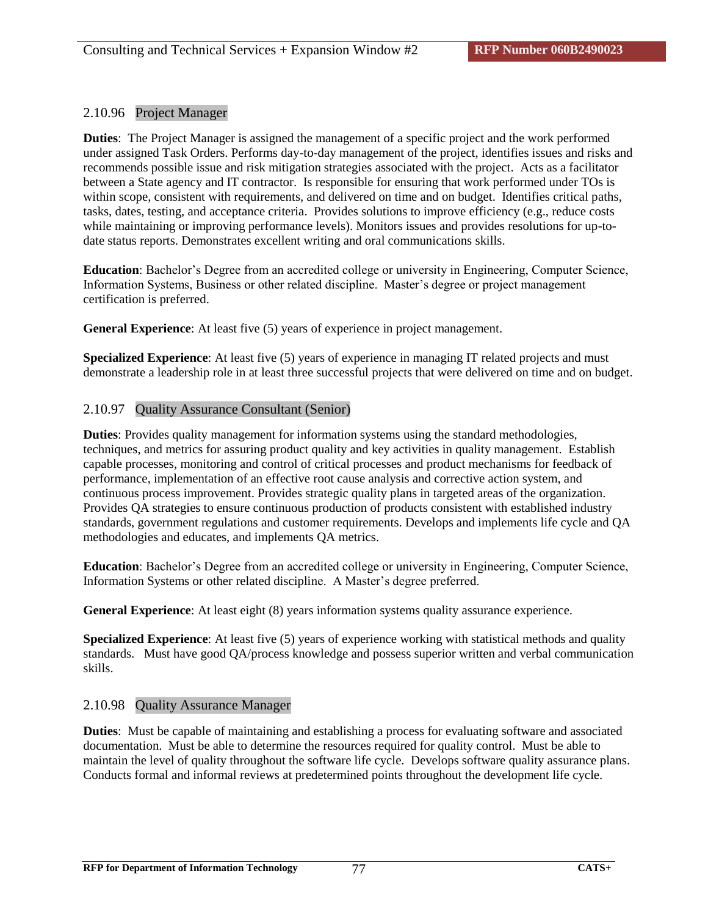### 2.10.96 Project Manager

**Duties**: The Project Manager is assigned the management of a specific project and the work performed under assigned Task Orders. Performs day-to-day management of the project, identifies issues and risks and recommends possible issue and risk mitigation strategies associated with the project. Acts as a facilitator between a State agency and IT contractor. Is responsible for ensuring that work performed under TOs is within scope, consistent with requirements, and delivered on time and on budget. Identifies critical paths, tasks, dates, testing, and acceptance criteria. Provides solutions to improve efficiency (e.g., reduce costs while maintaining or improving performance levels). Monitors issues and provides resolutions for up-to-date status reports. Demonstrates excellent writing and oral communications skills.

**Education**: Bachelor's Degree from an accredited college or university in Engineering, Computer Science, Information Systems, Business or other related discipline. Master's degree or project management certification is preferred.

**General Experience**: At least five (5) years of experience in project management.

**Specialized Experience**: At least five (5) years of experience in managing IT related projects and must demonstrate a leadership role in at least three successful projects that were delivered on time and on budget.

### 2.10.97 Quality Assurance Consultant (Senior)

**Duties**: Provides quality management for information systems using the standard methodologies, techniques, and metrics for assuring product quality and key activities in quality management. Establish capable processes, monitoring and control of critical processes and product mechanisms for feedback of performance, implementation of an effective root cause analysis and corrective action system, and continuous process improvement. Provides strategic quality plans in targeted areas of the organization. Provides QA strategies to ensure continuous production of products consistent with established industry standards, government regulations and customer requirements. Develops and implements life cycle and QA methodologies and educates, and implements QA metrics.

**Education**: Bachelor's Degree from an accredited college or university in Engineering, Computer Science, Information Systems or other related discipline. A Master's degree preferred.

**General Experience**: At least eight (8) years information systems quality assurance experience.

**Specialized Experience**: At least five (5) years of experience working with statistical methods and quality standards. Must have good QA/process knowledge and possess superior written and verbal communication skills.

### 2.10.98 Quality Assurance Manager

**Duties**: Must be capable of maintaining and establishing a process for evaluating software and associated documentation. Must be able to determine the resources required for quality control. Must be able to maintain the level of quality throughout the software life cycle. Develops software quality assurance plans. Conducts formal and informal reviews at predetermined points throughout the development life cycle.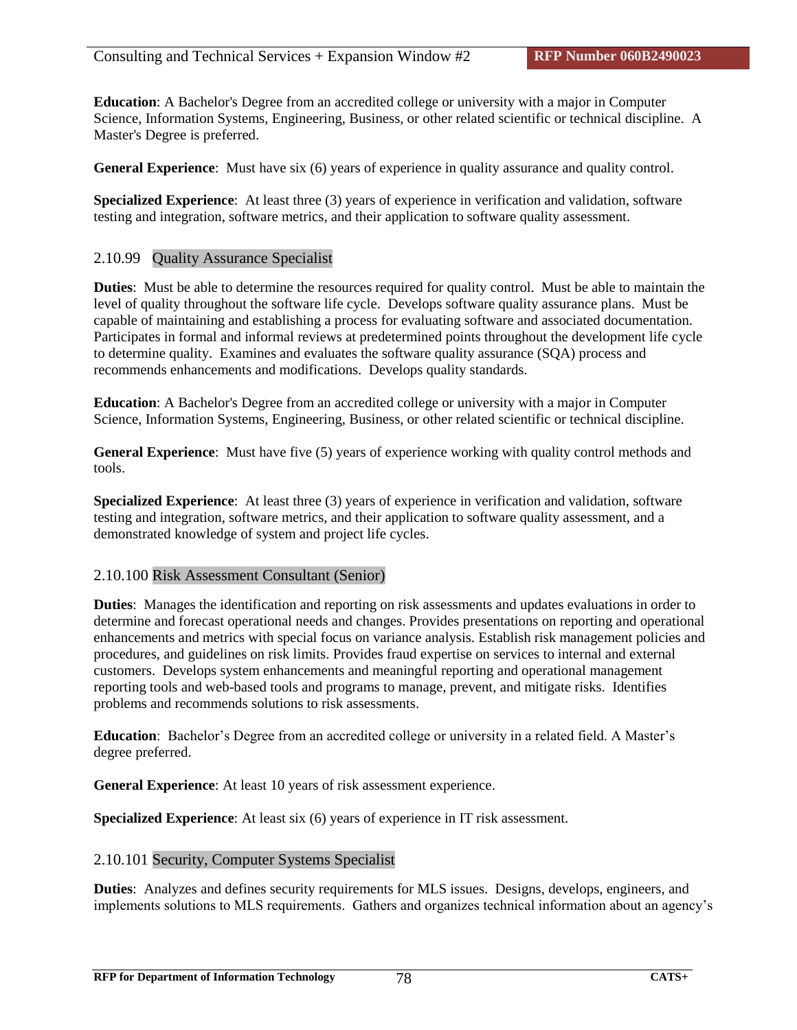**Education**: A Bachelor's Degree from an accredited college or university with a major in Computer Science, Information Systems, Engineering, Business, or other related scientific or technical discipline. A Master's Degree is preferred.

**General Experience**: Must have six (6) years of experience in quality assurance and quality control.

**Specialized Experience**: At least three (3) years of experience in verification and validation, software testing and integration, software metrics, and their application to software quality assessment.

### 2.10.99 Quality Assurance Specialist

**Duties**: Must be able to determine the resources required for quality control. Must be able to maintain the level of quality throughout the software life cycle. Develops software quality assurance plans. Must be capable of maintaining and establishing a process for evaluating software and associated documentation. Participates in formal and informal reviews at predetermined points throughout the development life cycle to determine quality. Examines and evaluates the software quality assurance (SQA) process and recommends enhancements and modifications. Develops quality standards.

**Education**: A Bachelor's Degree from an accredited college or university with a major in Computer Science, Information Systems, Engineering, Business, or other related scientific or technical discipline.

**General Experience**: Must have five (5) years of experience working with quality control methods and tools.

**Specialized Experience**: At least three (3) years of experience in verification and validation, software testing and integration, software metrics, and their application to software quality assessment, and a demonstrated knowledge of system and project life cycles.

### 2.10.100 Risk Assessment Consultant (Senior)

**Duties**: Manages the identification and reporting on risk assessments and updates evaluations in order to determine and forecast operational needs and changes. Provides presentations on reporting and operational enhancements and metrics with special focus on variance analysis. Establish risk management policies and procedures, and guidelines on risk limits. Provides fraud expertise on services to internal and external customers. Develops system enhancements and meaningful reporting and operational management reporting tools and web-based tools and programs to manage, prevent, and mitigate risks. Identifies problems and recommends solutions to risk assessments.

**Education**: Bachelor's Degree from an accredited college or university in a related field. A Master's degree preferred.

**General Experience**: At least 10 years of risk assessment experience.

**Specialized Experience**: At least six (6) years of experience in IT risk assessment.

### 2.10.101 Security, Computer Systems Specialist

**Duties**: Analyzes and defines security requirements for MLS issues. Designs, develops, engineers, and implements solutions to MLS requirements. Gathers and organizes technical information about an agency's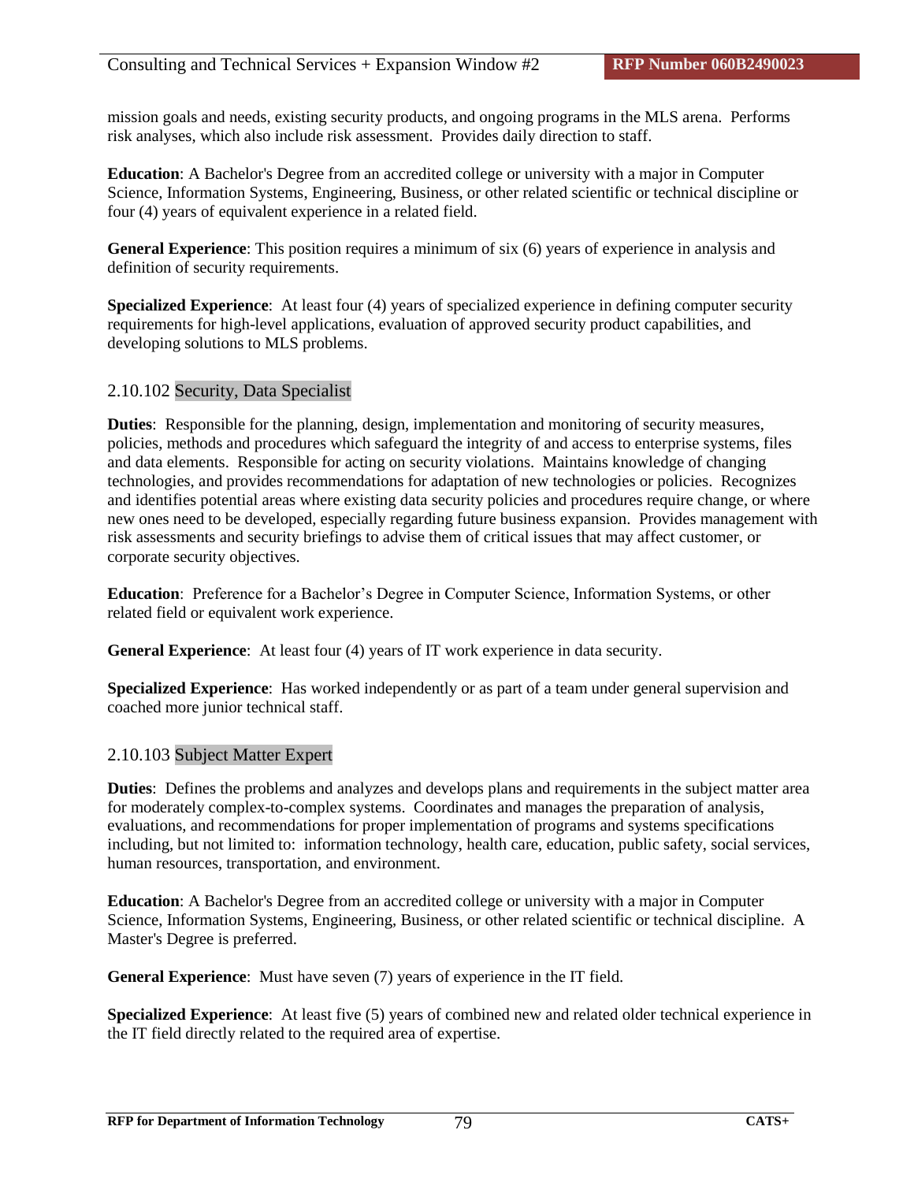mission goals and needs, existing security products, and ongoing programs in the MLS arena. Performs risk analyses, which also include risk assessment. Provides daily direction to staff.

**Education**: A Bachelor's Degree from an accredited college or university with a major in Computer Science, Information Systems, Engineering, Business, or other related scientific or technical discipline or four (4) years of equivalent experience in a related field.

**General Experience**: This position requires a minimum of six (6) years of experience in analysis and definition of security requirements.

**Specialized Experience**: At least four (4) years of specialized experience in defining computer security requirements for high-level applications, evaluation of approved security product capabilities, and developing solutions to MLS problems.

### 2.10.102 Security, Data Specialist

**Duties**: Responsible for the planning, design, implementation and monitoring of security measures, policies, methods and procedures which safeguard the integrity of and access to enterprise systems, files and data elements. Responsible for acting on security violations. Maintains knowledge of changing technologies, and provides recommendations for adaptation of new technologies or policies. Recognizes and identifies potential areas where existing data security policies and procedures require change, or where new ones need to be developed, especially regarding future business expansion. Provides management with risk assessments and security briefings to advise them of critical issues that may affect customer, or corporate security objectives.

**Education**: Preference for a Bachelor's Degree in Computer Science, Information Systems, or other related field or equivalent work experience.

**General Experience**: At least four (4) years of IT work experience in data security.

**Specialized Experience**: Has worked independently or as part of a team under general supervision and coached more junior technical staff.

### 2.10.103 Subject Matter Expert

**Duties**: Defines the problems and analyzes and develops plans and requirements in the subject matter area for moderately complex-to-complex systems. Coordinates and manages the preparation of analysis, evaluations, and recommendations for proper implementation of programs and systems specifications including, but not limited to: information technology, health care, education, public safety, social services, human resources, transportation, and environment.

**Education**: A Bachelor's Degree from an accredited college or university with a major in Computer Science, Information Systems, Engineering, Business, or other related scientific or technical discipline. A Master's Degree is preferred.

**General Experience**: Must have seven (7) years of experience in the IT field.

**Specialized Experience**: At least five (5) years of combined new and related older technical experience in the IT field directly related to the required area of expertise.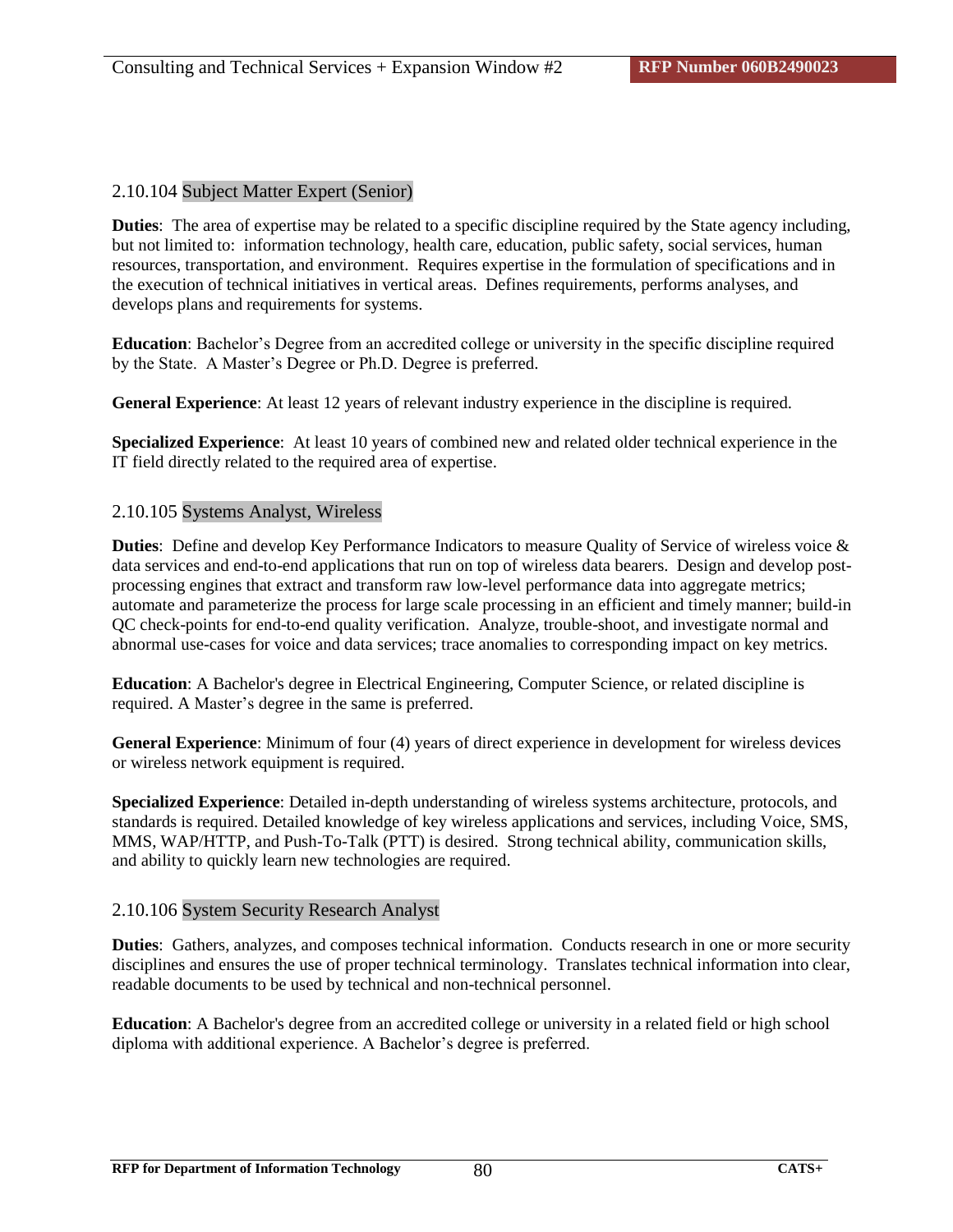### 2.10.104 Subject Matter Expert (Senior)

**Duties**: The area of expertise may be related to a specific discipline required by the State agency including, but not limited to: information technology, health care, education, public safety, social services, human resources, transportation, and environment. Requires expertise in the formulation of specifications and in the execution of technical initiatives in vertical areas. Defines requirements, performs analyses, and develops plans and requirements for systems.

**Education**: Bachelor's Degree from an accredited college or university in the specific discipline required by the State. A Master's Degree or Ph.D. Degree is preferred.

**General Experience**: At least 12 years of relevant industry experience in the discipline is required.

**Specialized Experience**: At least 10 years of combined new and related older technical experience in the IT field directly related to the required area of expertise.

### 2.10.105 Systems Analyst, Wireless

**Duties**: Define and develop Key Performance Indicators to measure Quality of Service of wireless voice & data services and end-to-end applications that run on top of wireless data bearers. Design and develop post-processing engines that extract and transform raw low-level performance data into aggregate metrics; automate and parameterize the process for large scale processing in an efficient and timely manner; build-in QC check-points for end-to-end quality verification. Analyze, trouble-shoot, and investigate normal and abnormal use-cases for voice and data services; trace anomalies to corresponding impact on key metrics.

**Education**: A Bachelor's degree in Electrical Engineering, Computer Science, or related discipline is required. A Master's degree in the same is preferred.

**General Experience**: Minimum of four (4) years of direct experience in development for wireless devices or wireless network equipment is required.

**Specialized Experience**: Detailed in-depth understanding of wireless systems architecture, protocols, and standards is required. Detailed knowledge of key wireless applications and services, including Voice, SMS, MMS, WAP/HTTP, and Push-To-Talk (PTT) is desired. Strong technical ability, communication skills, and ability to quickly learn new technologies are required.

### 2.10.106 System Security Research Analyst

**Duties**: Gathers, analyzes, and composes technical information. Conducts research in one or more security disciplines and ensures the use of proper technical terminology. Translates technical information into clear, readable documents to be used by technical and non-technical personnel.

**Education**: A Bachelor's degree from an accredited college or university in a related field or high school diploma with additional experience. A Bachelor's degree is preferred.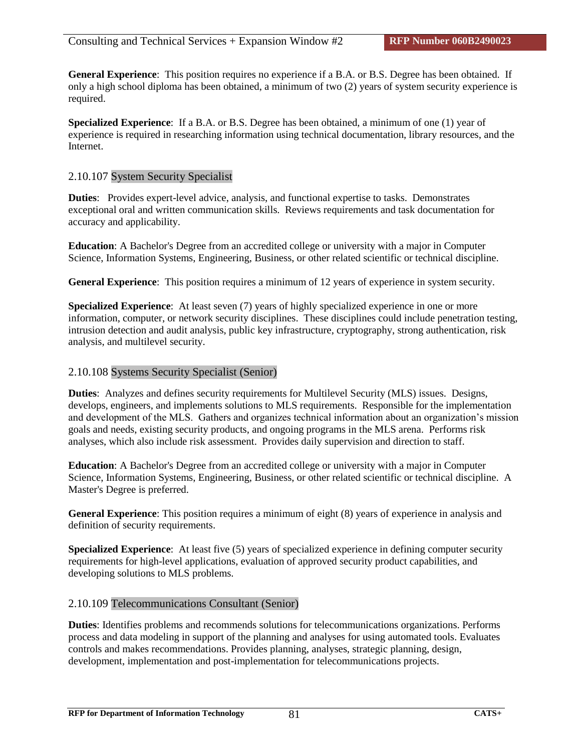**General Experience**: This position requires no experience if a B.A. or B.S. Degree has been obtained. If only a high school diploma has been obtained, a minimum of two (2) years of system security experience is required.

**Specialized Experience**: If a B.A. or B.S. Degree has been obtained, a minimum of one (1) year of experience is required in researching information using technical documentation, library resources, and the Internet.

### 2.10.107 System Security Specialist

**Duties**: Provides expert-level advice, analysis, and functional expertise to tasks. Demonstrates exceptional oral and written communication skills. Reviews requirements and task documentation for accuracy and applicability.

**Education**: A Bachelor's Degree from an accredited college or university with a major in Computer Science, Information Systems, Engineering, Business, or other related scientific or technical discipline.

**General Experience**: This position requires a minimum of 12 years of experience in system security.

**Specialized Experience**: At least seven (7) years of highly specialized experience in one or more information, computer, or network security disciplines. These disciplines could include penetration testing, intrusion detection and audit analysis, public key infrastructure, cryptography, strong authentication, risk analysis, and multilevel security.

### 2.10.108 Systems Security Specialist (Senior)

**Duties**: Analyzes and defines security requirements for Multilevel Security (MLS) issues. Designs, develops, engineers, and implements solutions to MLS requirements. Responsible for the implementation and development of the MLS. Gathers and organizes technical information about an organization's mission goals and needs, existing security products, and ongoing programs in the MLS arena. Performs risk analyses, which also include risk assessment. Provides daily supervision and direction to staff.

**Education**: A Bachelor's Degree from an accredited college or university with a major in Computer Science, Information Systems, Engineering, Business, or other related scientific or technical discipline. A Master's Degree is preferred.

**General Experience**: This position requires a minimum of eight (8) years of experience in analysis and definition of security requirements.

**Specialized Experience**: At least five (5) years of specialized experience in defining computer security requirements for high-level applications, evaluation of approved security product capabilities, and developing solutions to MLS problems.

### 2.10.109 Telecommunications Consultant (Senior)

**Duties**: Identifies problems and recommends solutions for telecommunications organizations. Performs process and data modeling in support of the planning and analyses for using automated tools. Evaluates controls and makes recommendations. Provides planning, analyses, strategic planning, design, development, implementation and post-implementation for telecommunications projects.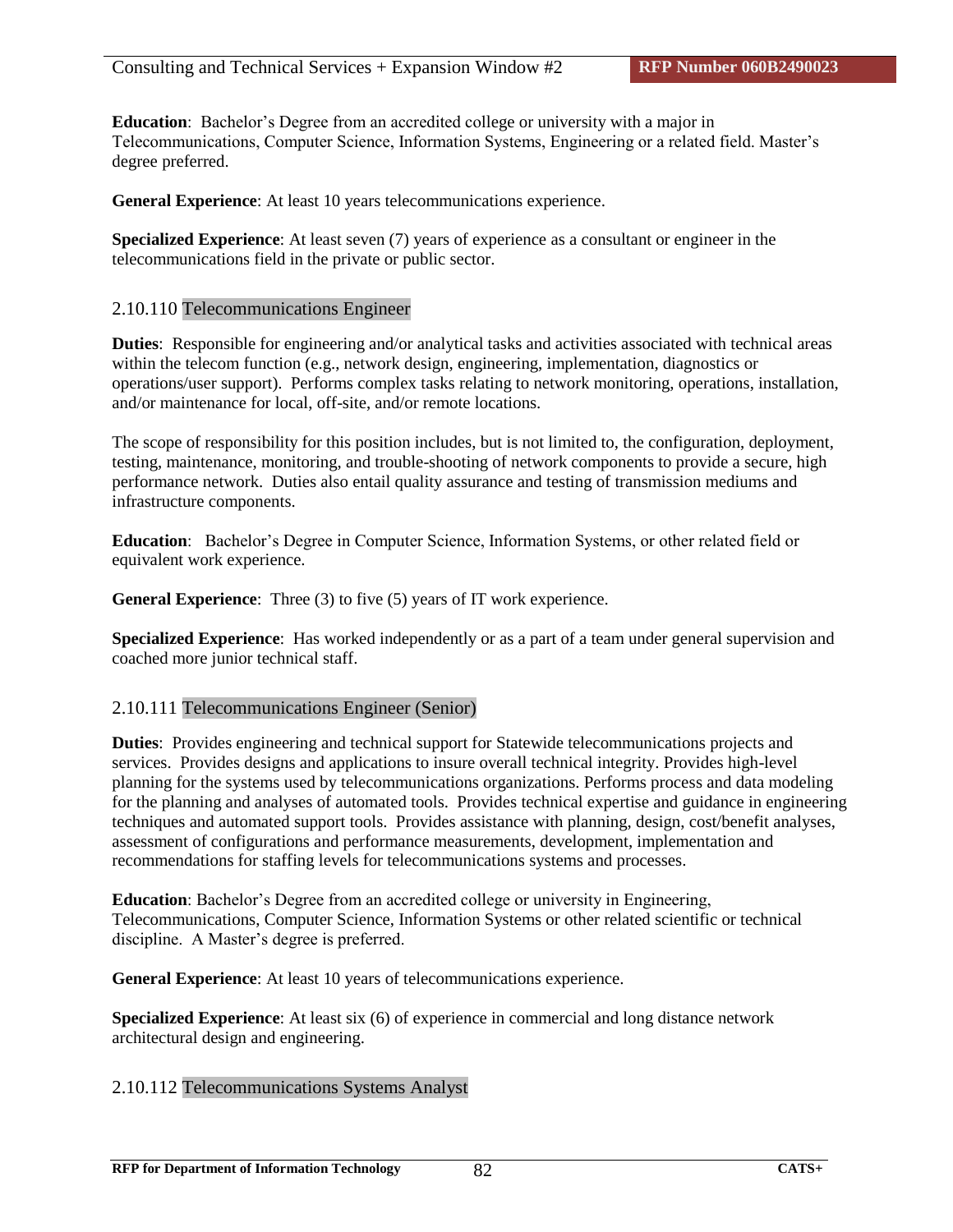**Education**: Bachelor's Degree from an accredited college or university with a major in Telecommunications, Computer Science, Information Systems, Engineering or a related field. Master's degree preferred.

**General Experience**: At least 10 years telecommunications experience.

**Specialized Experience**: At least seven (7) years of experience as a consultant or engineer in the telecommunications field in the private or public sector.

### 2.10.110 Telecommunications Engineer

**Duties**: Responsible for engineering and/or analytical tasks and activities associated with technical areas within the telecom function (e.g., network design, engineering, implementation, diagnostics or operations/user support). Performs complex tasks relating to network monitoring, operations, installation, and/or maintenance for local, off-site, and/or remote locations.

The scope of responsibility for this position includes, but is not limited to, the configuration, deployment, testing, maintenance, monitoring, and trouble-shooting of network components to provide a secure, high performance network. Duties also entail quality assurance and testing of transmission mediums and infrastructure components.

**Education**: Bachelor's Degree in Computer Science, Information Systems, or other related field or equivalent work experience.

**General Experience**: Three (3) to five (5) years of IT work experience.

**Specialized Experience**: Has worked independently or as a part of a team under general supervision and coached more junior technical staff.

### 2.10.111 Telecommunications Engineer (Senior)

**Duties**: Provides engineering and technical support for Statewide telecommunications projects and services. Provides designs and applications to insure overall technical integrity. Provides high-level planning for the systems used by telecommunications organizations. Performs process and data modeling for the planning and analyses of automated tools. Provides technical expertise and guidance in engineering techniques and automated support tools. Provides assistance with planning, design, cost/benefit analyses, assessment of configurations and performance measurements, development, implementation and recommendations for staffing levels for telecommunications systems and processes.

**Education**: Bachelor's Degree from an accredited college or university in Engineering, Telecommunications, Computer Science, Information Systems or other related scientific or technical discipline. A Master's degree is preferred.

**General Experience**: At least 10 years of telecommunications experience.

**Specialized Experience**: At least six (6) of experience in commercial and long distance network architectural design and engineering.

### 2.10.112 Telecommunications Systems Analyst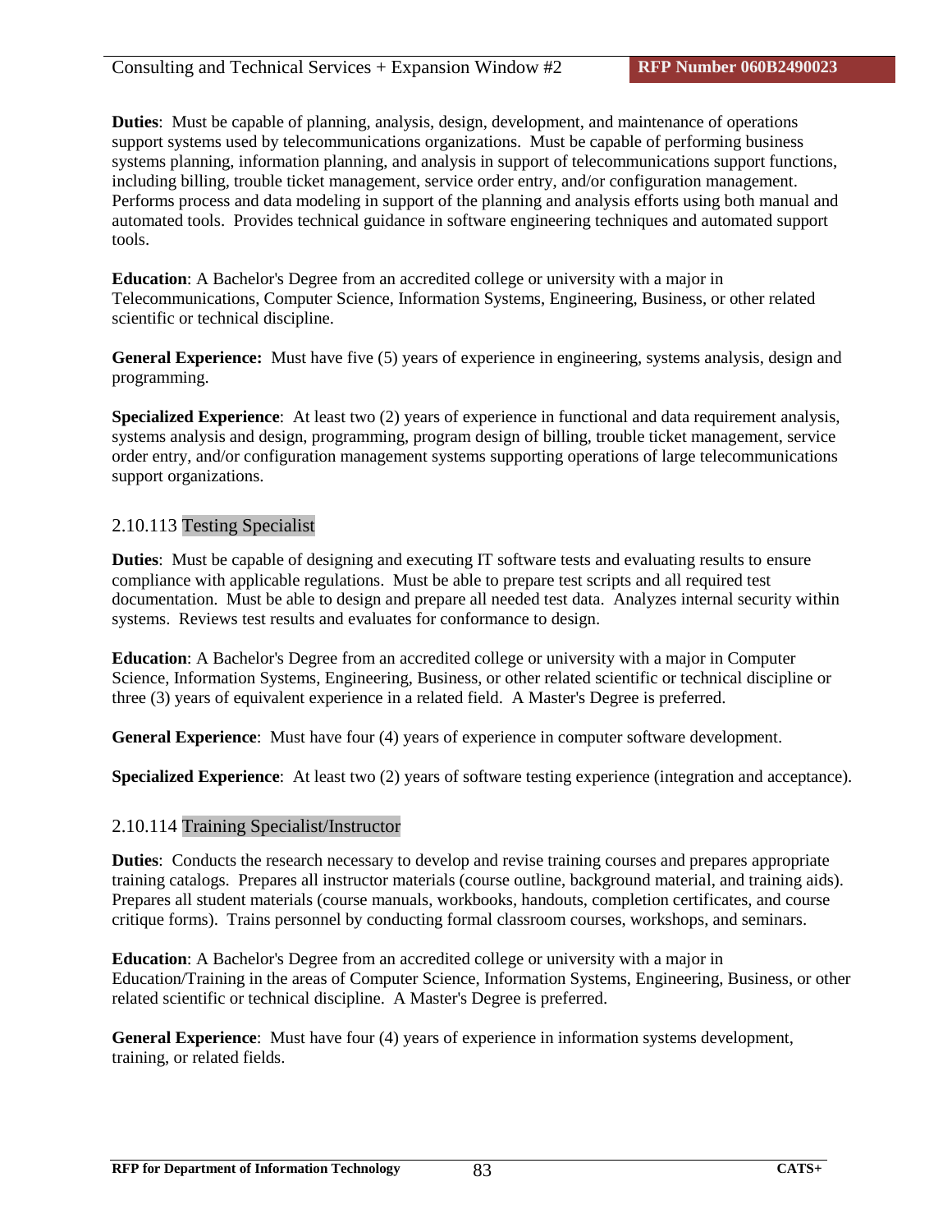**Duties**: Must be capable of planning, analysis, design, development, and maintenance of operations support systems used by telecommunications organizations. Must be capable of performing business systems planning, information planning, and analysis in support of telecommunications support functions, including billing, trouble ticket management, service order entry, and/or configuration management. Performs process and data modeling in support of the planning and analysis efforts using both manual and automated tools. Provides technical guidance in software engineering techniques and automated support tools.

**Education**: A Bachelor's Degree from an accredited college or university with a major in Telecommunications, Computer Science, Information Systems, Engineering, Business, or other related scientific or technical discipline.

**General Experience:** Must have five (5) years of experience in engineering, systems analysis, design and programming.

**Specialized Experience**: At least two (2) years of experience in functional and data requirement analysis, systems analysis and design, programming, program design of billing, trouble ticket management, service order entry, and/or configuration management systems supporting operations of large telecommunications support organizations.

### 2.10.113 Testing Specialist

**Duties**: Must be capable of designing and executing IT software tests and evaluating results to ensure compliance with applicable regulations. Must be able to prepare test scripts and all required test documentation. Must be able to design and prepare all needed test data. Analyzes internal security within systems. Reviews test results and evaluates for conformance to design.

**Education**: A Bachelor's Degree from an accredited college or university with a major in Computer Science, Information Systems, Engineering, Business, or other related scientific or technical discipline or three (3) years of equivalent experience in a related field. A Master's Degree is preferred.

**General Experience**: Must have four (4) years of experience in computer software development.

**Specialized Experience**: At least two (2) years of software testing experience (integration and acceptance).

### 2.10.114 Training Specialist/Instructor

**Duties**: Conducts the research necessary to develop and revise training courses and prepares appropriate training catalogs. Prepares all instructor materials (course outline, background material, and training aids). Prepares all student materials (course manuals, workbooks, handouts, completion certificates, and course critique forms). Trains personnel by conducting formal classroom courses, workshops, and seminars.

**Education**: A Bachelor's Degree from an accredited college or university with a major in Education/Training in the areas of Computer Science, Information Systems, Engineering, Business, or other related scientific or technical discipline. A Master's Degree is preferred.

**General Experience**: Must have four (4) years of experience in information systems development, training, or related fields.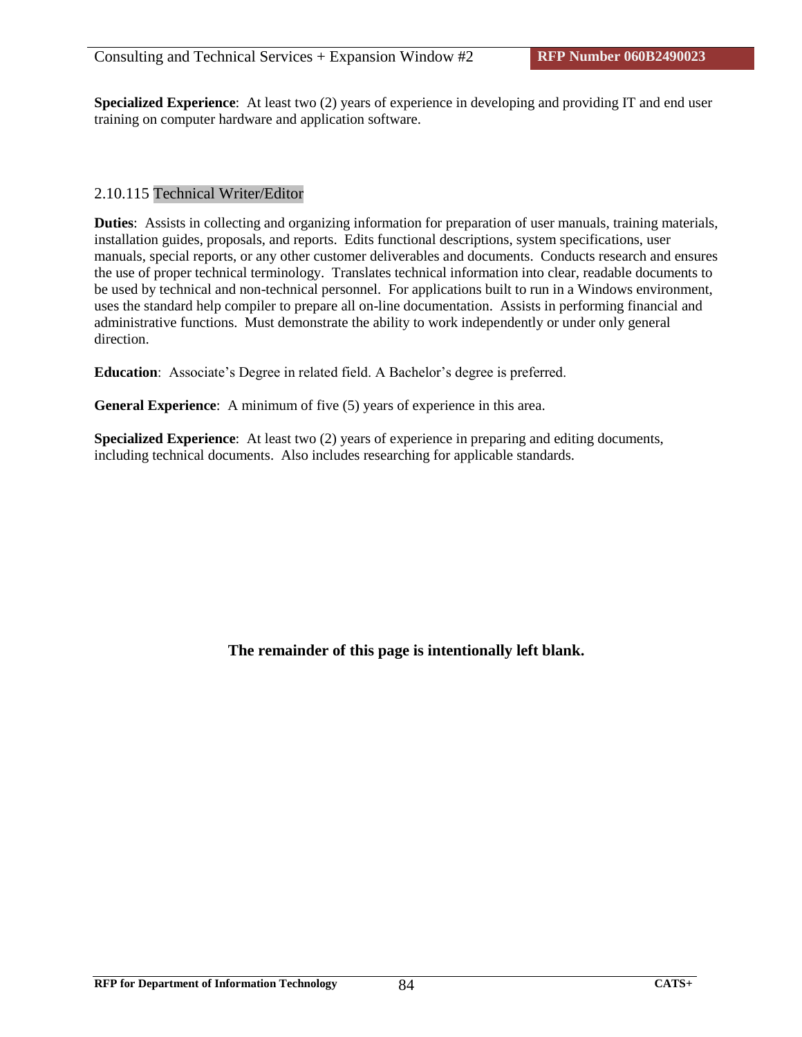**Specialized Experience**: At least two (2) years of experience in developing and providing IT and end user training on computer hardware and application software.

### 2.10.115 Technical Writer/Editor

**Duties**: Assists in collecting and organizing information for preparation of user manuals, training materials, installation guides, proposals, and reports. Edits functional descriptions, system specifications, user manuals, special reports, or any other customer deliverables and documents. Conducts research and ensures the use of proper technical terminology. Translates technical information into clear, readable documents to be used by technical and non-technical personnel. For applications built to run in a Windows environment, uses the standard help compiler to prepare all on-line documentation. Assists in performing financial and administrative functions. Must demonstrate the ability to work independently or under only general direction.

**Education**: Associate's Degree in related field. A Bachelor's degree is preferred.

**General Experience**: A minimum of five (5) years of experience in this area.

**Specialized Experience**: At least two (2) years of experience in preparing and editing documents, including technical documents. Also includes researching for applicable standards.

**The remainder of this page is intentionally left blank.**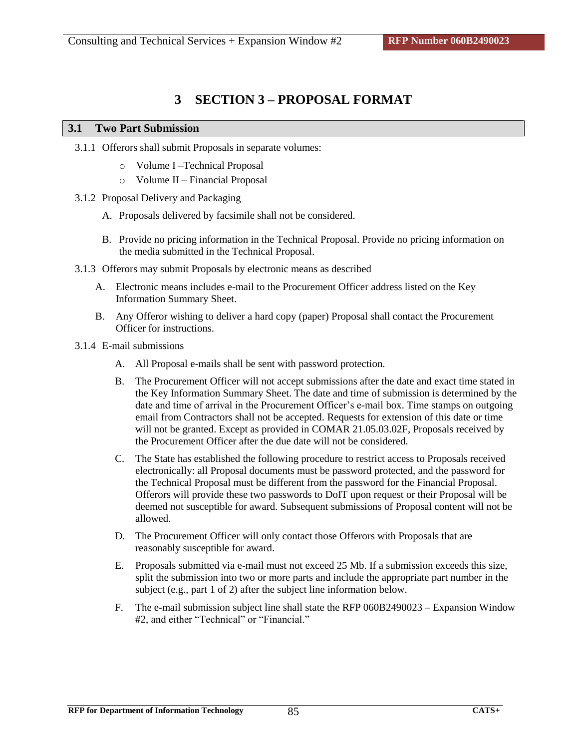# 3 SECTION 3 – PROPOSAL FORMAT

## 3.1 Two Part Submission

3.1.1 Offerors shall submit Proposals in separate volumes:

- Volume I –Technical Proposal
- Volume II – Financial Proposal

3.1.2 Proposal Delivery and Packaging

A. Proposals delivered by facsimile shall not be considered.

B. Provide no pricing information in the Technical Proposal. Provide no pricing information on the media submitted in the Technical Proposal.

3.1.3 Offerors may submit Proposals by electronic means as described

A. Electronic means includes e-mail to the Procurement Officer address listed on the Key Information Summary Sheet.

B. Any Offeror wishing to deliver a hard copy (paper) Proposal shall contact the Procurement Officer for instructions.

3.1.4 E-mail submissions

A. All Proposal e-mails shall be sent with password protection.

B. The Procurement Officer will not accept submissions after the date and exact time stated in the Key Information Summary Sheet. The date and time of submission is determined by the date and time of arrival in the Procurement Officer's e-mail box. Time stamps on outgoing email from Contractors shall not be accepted. Requests for extension of this date or time will not be granted. Except as provided in COMAR 21.05.03.02F, Proposals received by the Procurement Officer after the due date will not be considered.

C. The State has established the following procedure to restrict access to Proposals received electronically: all Proposal documents must be password protected, and the password for the Technical Proposal must be different from the password for the Financial Proposal. Offerors will provide these two passwords to DoIT upon request or their Proposal will be deemed not susceptible for award. Subsequent submissions of Proposal content will not be allowed.

D. The Procurement Officer will only contact those Offerors with Proposals that are reasonably susceptible for award.

E. Proposals submitted via e-mail must not exceed 25 Mb. If a submission exceeds this size, split the submission into two or more parts and include the appropriate part number in the subject (e.g., part 1 of 2) after the subject line information below.

F. The e-mail submission subject line shall state the RFP 060B2490023 – Expansion Window #2, and either "Technical" or "Financial."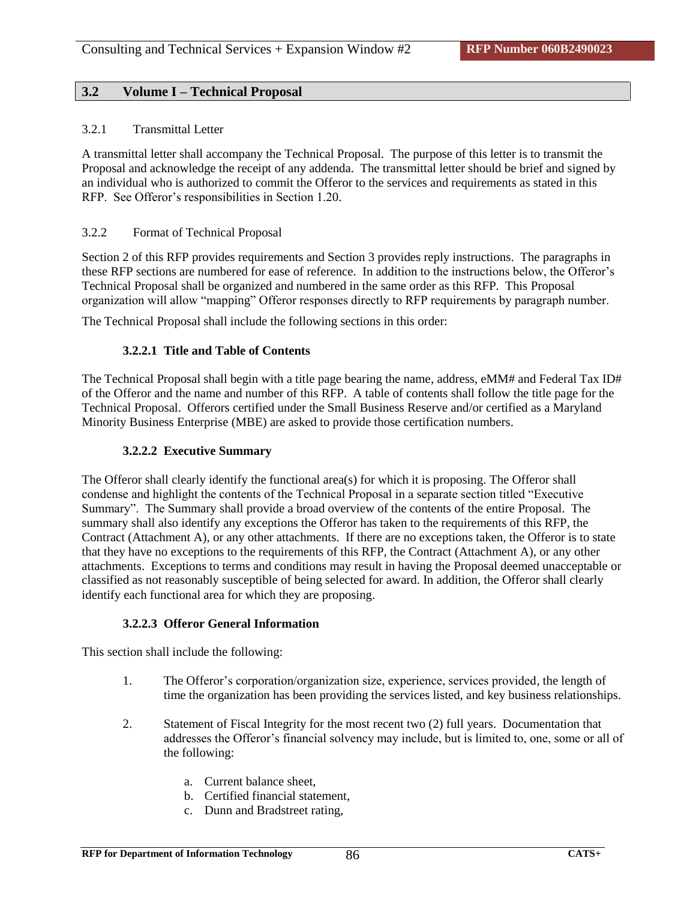## 3.2 Volume I – Technical Proposal

3.2.1 Transmittal Letter

A transmittal letter shall accompany the Technical Proposal. The purpose of this letter is to transmit the Proposal and acknowledge the receipt of any addenda. The transmittal letter should be brief and signed by an individual who is authorized to commit the Offeror to the services and requirements as stated in this RFP. See Offeror's responsibilities in Section 1.20.

3.2.2 Format of Technical Proposal

Section 2 of this RFP provides requirements and Section 3 provides reply instructions. The paragraphs in these RFP sections are numbered for ease of reference. In addition to the instructions below, the Offeror's Technical Proposal shall be organized and numbered in the same order as this RFP. This Proposal organization will allow "mapping" Offeror responses directly to RFP requirements by paragraph number.

The Technical Proposal shall include the following sections in this order:

### 3.2.2.1 Title and Table of Contents

The Technical Proposal shall begin with a title page bearing the name, address, eMM# and Federal Tax ID# of the Offeror and the name and number of this RFP. A table of contents shall follow the title page for the Technical Proposal. Offerors certified under the Small Business Reserve and/or certified as a Maryland Minority Business Enterprise (MBE) are asked to provide those certification numbers.

### 3.2.2.2 Executive Summary

The Offeror shall clearly identify the functional area(s) for which it is proposing. The Offeror shall condense and highlight the contents of the Technical Proposal in a separate section titled "Executive Summary". The Summary shall provide a broad overview of the contents of the entire Proposal. The summary shall also identify any exceptions the Offeror has taken to the requirements of this RFP, the Contract (Attachment A), or any other attachments. If there are no exceptions taken, the Offeror is to state that they have no exceptions to the requirements of this RFP, the Contract (Attachment A), or any other attachments. Exceptions to terms and conditions may result in having the Proposal deemed unacceptable or classified as not reasonably susceptible of being selected for award. In addition, the Offeror shall clearly identify each functional area for which they are proposing.

### 3.2.2.3 Offeror General Information

This section shall include the following:

1. The Offeror's corporation/organization size, experience, services provided, the length of time the organization has been providing the services listed, and key business relationships.

2. Statement of Fiscal Integrity for the most recent two (2) full years. Documentation that addresses the Offeror's financial solvency may include, but is limited to, one, some or all of the following:

    a. Current balance sheet,
    b. Certified financial statement,
    c. Dunn and Bradstreet rating,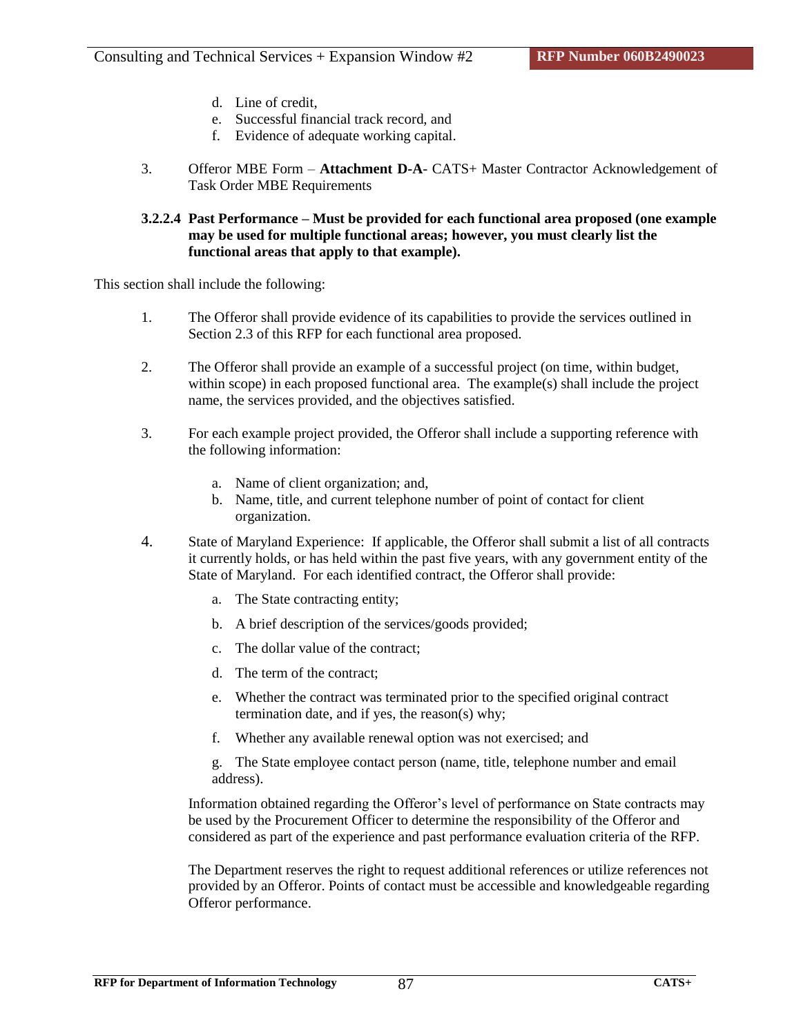d. Line of credit,
e. Successful financial track record, and
f. Evidence of adequate working capital.

3. Offeror MBE Form – **Attachment D-A**- CATS+ Master Contractor Acknowledgement of Task Order MBE Requirements

#### 3.2.2.4 Past Performance – Must be provided for each functional area proposed (one example may be used for multiple functional areas; however, you must clearly list the functional areas that apply to that example).

This section shall include the following:

1. The Offeror shall provide evidence of its capabilities to provide the services outlined in Section 2.3 of this RFP for each functional area proposed.

2. The Offeror shall provide an example of a successful project (on time, within budget, within scope) in each proposed functional area. The example(s) shall include the project name, the services provided, and the objectives satisfied.

3. For each example project provided, the Offeror shall include a supporting reference with the following information:

   a. Name of client organization; and,
   b. Name, title, and current telephone number of point of contact for client organization.

4. State of Maryland Experience: If applicable, the Offeror shall submit a list of all contracts it currently holds, or has held within the past five years, with any government entity of the State of Maryland. For each identified contract, the Offeror shall provide:

   a. The State contracting entity;

   b. A brief description of the services/goods provided;

   c. The dollar value of the contract;

   d. The term of the contract;

   e. Whether the contract was terminated prior to the specified original contract termination date, and if yes, the reason(s) why;

   f. Whether any available renewal option was not exercised; and

   g. The State employee contact person (name, title, telephone number and email address).

   Information obtained regarding the Offeror's level of performance on State contracts may be used by the Procurement Officer to determine the responsibility of the Offeror and considered as part of the experience and past performance evaluation criteria of the RFP.

   The Department reserves the right to request additional references or utilize references not provided by an Offeror. Points of contact must be accessible and knowledgeable regarding Offeror performance.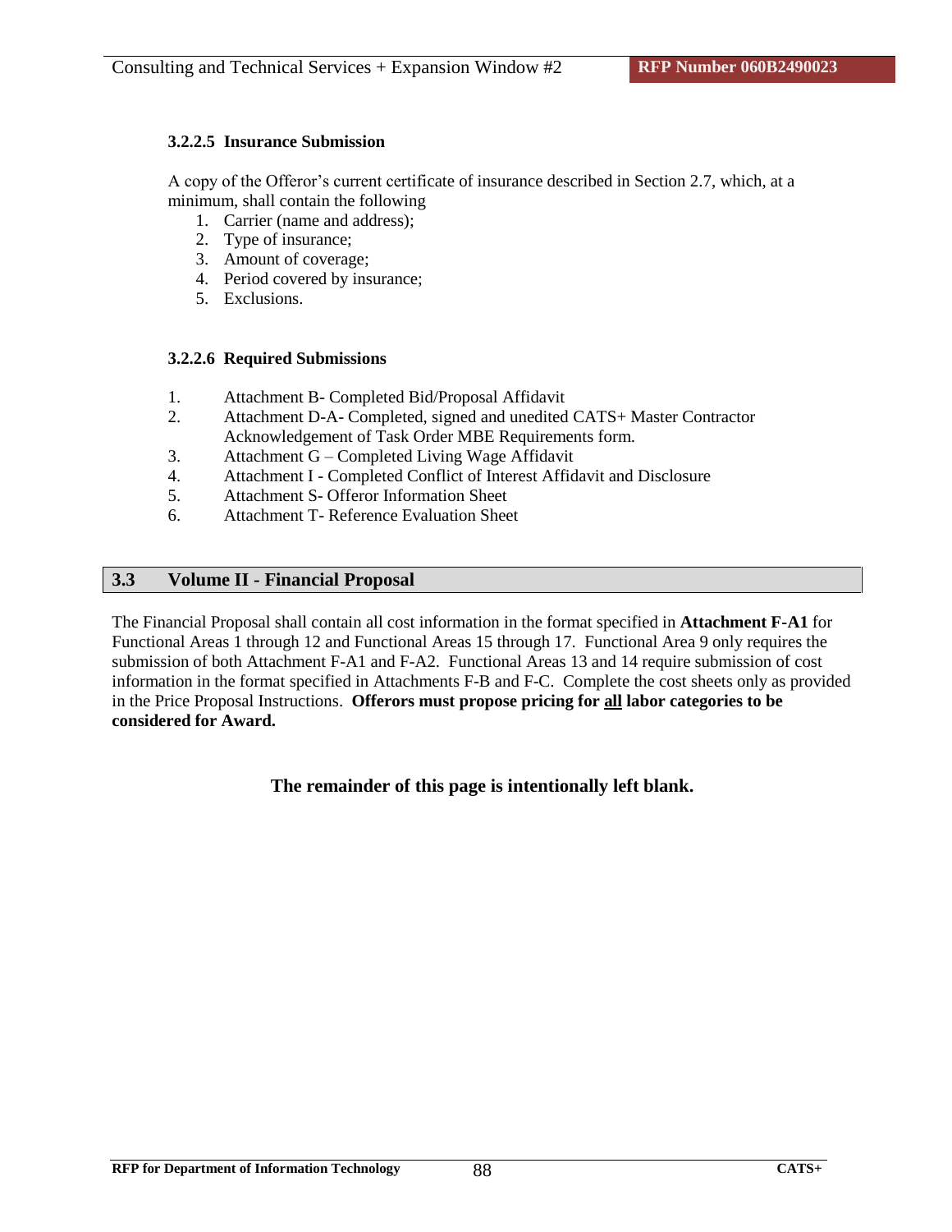#### 3.2.2.5 Insurance Submission

A copy of the Offeror's current certificate of insurance described in Section 2.7, which, at a minimum, shall contain the following

1. Carrier (name and address);
2. Type of insurance;
3. Amount of coverage;
4. Period covered by insurance;
5. Exclusions.

#### 3.2.2.6 Required Submissions

1. Attachment B- Completed Bid/Proposal Affidavit
2. Attachment D-A- Completed, signed and unedited CATS+ Master Contractor Acknowledgement of Task Order MBE Requirements form.
3. Attachment G – Completed Living Wage Affidavit
4. Attachment I - Completed Conflict of Interest Affidavit and Disclosure
5. Attachment S- Offeror Information Sheet
6. Attachment T- Reference Evaluation Sheet

## 3.3 Volume II - Financial Proposal

The Financial Proposal shall contain all cost information in the format specified in **Attachment F-A1** for Functional Areas 1 through 12 and Functional Areas 15 through 17. Functional Area 9 only requires the submission of both Attachment F-A1 and F-A2. Functional Areas 13 and 14 require submission of cost information in the format specified in Attachments F-B and F-C. Complete the cost sheets only as provided in the Price Proposal Instructions. **Offerors must propose pricing for <u>all</u> labor categories to be considered for Award.**

**The remainder of this page is intentionally left blank.**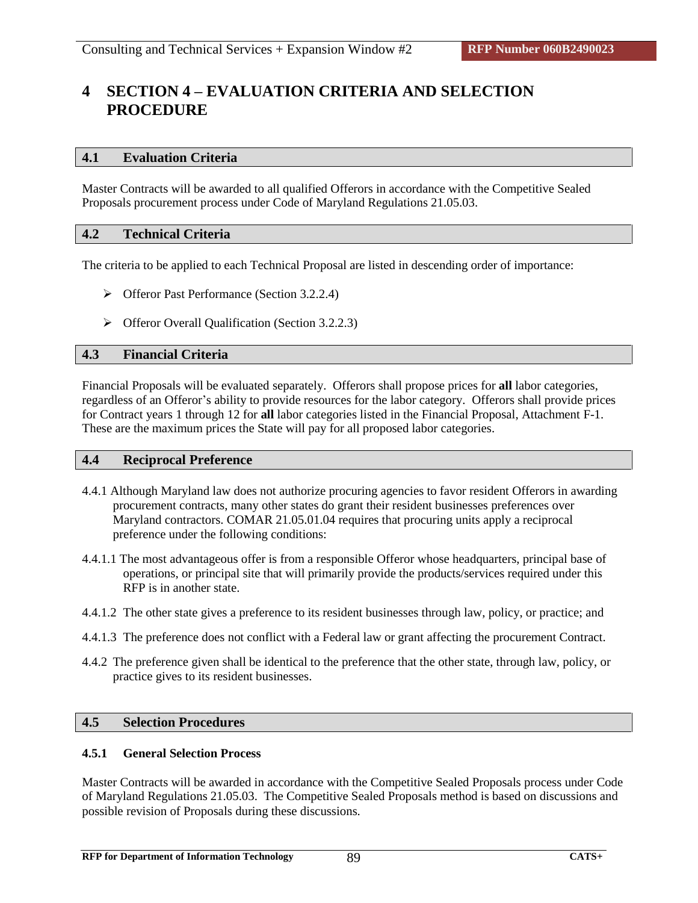# 4 SECTION 4 – EVALUATION CRITERIA AND SELECTION PROCEDURE

## 4.1 Evaluation Criteria

Master Contracts will be awarded to all qualified Offerors in accordance with the Competitive Sealed Proposals procurement process under Code of Maryland Regulations 21.05.03.

## 4.2 Technical Criteria

The criteria to be applied to each Technical Proposal are listed in descending order of importance:

- Offeror Past Performance (Section 3.2.2.4)
- Offeror Overall Qualification (Section 3.2.2.3)

## 4.3 Financial Criteria

Financial Proposals will be evaluated separately. Offerors shall propose prices for **all** labor categories, regardless of an Offeror's ability to provide resources for the labor category. Offerors shall provide prices for Contract years 1 through 12 for **all** labor categories listed in the Financial Proposal, Attachment F-1. These are the maximum prices the State will pay for all proposed labor categories.

## 4.4 Reciprocal Preference

4.4.1 Although Maryland law does not authorize procuring agencies to favor resident Offerors in awarding procurement contracts, many other states do grant their resident businesses preferences over Maryland contractors. COMAR 21.05.01.04 requires that procuring units apply a reciprocal preference under the following conditions:

4.4.1.1 The most advantageous offer is from a responsible Offeror whose headquarters, principal base of operations, or principal site that will primarily provide the products/services required under this RFP is in another state.

4.4.1.2 The other state gives a preference to its resident businesses through law, policy, or practice; and

4.4.1.3 The preference does not conflict with a Federal law or grant affecting the procurement Contract.

4.4.2 The preference given shall be identical to the preference that the other state, through law, policy, or practice gives to its resident businesses.

## 4.5 Selection Procedures

### 4.5.1 General Selection Process

Master Contracts will be awarded in accordance with the Competitive Sealed Proposals process under Code of Maryland Regulations 21.05.03. The Competitive Sealed Proposals method is based on discussions and possible revision of Proposals during these discussions.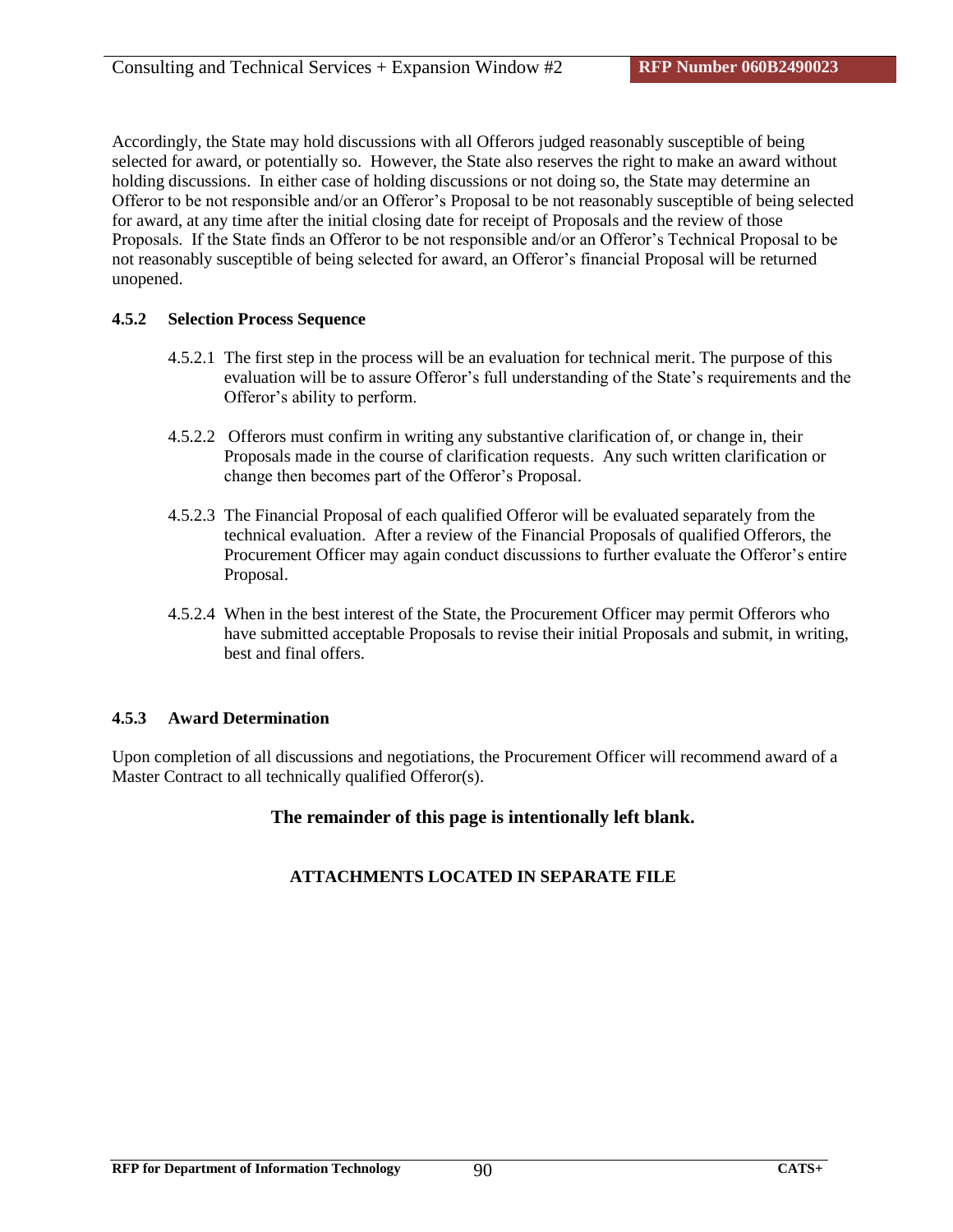Accordingly, the State may hold discussions with all Offerors judged reasonably susceptible of being selected for award, or potentially so. However, the State also reserves the right to make an award without holding discussions. In either case of holding discussions or not doing so, the State may determine an Offeror to be not responsible and/or an Offeror's Proposal to be not reasonably susceptible of being selected for award, at any time after the initial closing date for receipt of Proposals and the review of those Proposals. If the State finds an Offeror to be not responsible and/or an Offeror's Technical Proposal to be not reasonably susceptible of being selected for award, an Offeror's financial Proposal will be returned unopened.

### 4.5.2 Selection Process Sequence

4.5.2.1 The first step in the process will be an evaluation for technical merit. The purpose of this evaluation will be to assure Offeror's full understanding of the State's requirements and the Offeror's ability to perform.

4.5.2.2 Offerors must confirm in writing any substantive clarification of, or change in, their Proposals made in the course of clarification requests. Any such written clarification or change then becomes part of the Offeror's Proposal.

4.5.2.3 The Financial Proposal of each qualified Offeror will be evaluated separately from the technical evaluation. After a review of the Financial Proposals of qualified Offerors, the Procurement Officer may again conduct discussions to further evaluate the Offeror's entire Proposal.

4.5.2.4 When in the best interest of the State, the Procurement Officer may permit Offerors who have submitted acceptable Proposals to revise their initial Proposals and submit, in writing, best and final offers.

### 4.5.3 Award Determination

Upon completion of all discussions and negotiations, the Procurement Officer will recommend award of a Master Contract to all technically qualified Offeror(s).

**The remainder of this page is intentionally left blank.**

**ATTACHMENTS LOCATED IN SEPARATE FILE**